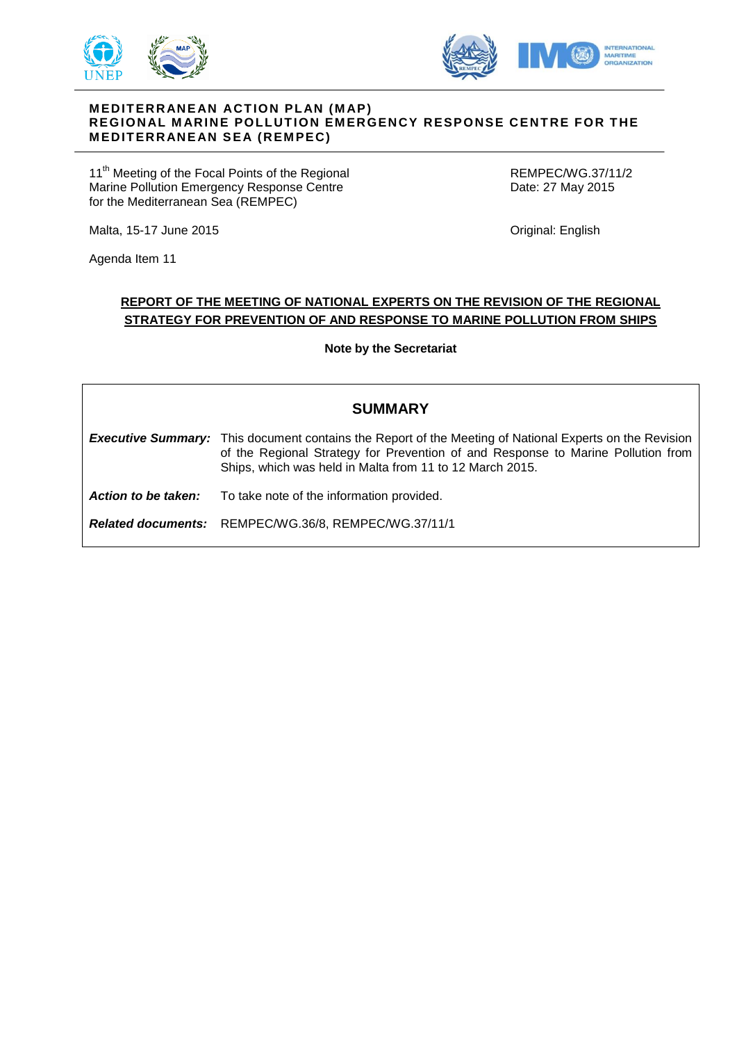**MEDITERRANEAN ACTION PLAN (MAP)**
**REGIONAL MARINE POLLUTION EMERGENCY RESPONSE CENTRE FOR THE MEDITERRANEAN SEA (REMPEC)**

11th Meeting of the Focal Points of the Regional Marine Pollution Emergency Response Centre for the Mediterranean Sea (REMPEC)

Malta, 15-17 June 2015

Agenda Item 11

REMPEC/WG.37/11/2
Date: 27 May 2015

Original: English

## REPORT OF THE MEETING OF NATIONAL EXPERTS ON THE REVISION OF THE REGIONAL STRATEGY FOR PREVENTION OF AND RESPONSE TO MARINE POLLUTION FROM SHIPS

**Note by the Secretariat**

### SUMMARY

***Executive Summary:*** This document contains the Report of the Meeting of National Experts on the Revision of the Regional Strategy for Prevention of and Response to Marine Pollution from Ships, which was held in Malta from 11 to 12 March 2015.

***Action to be taken:*** To take note of the information provided.

***Related documents:*** REMPEC/WG.36/8, REMPEC/WG.37/11/1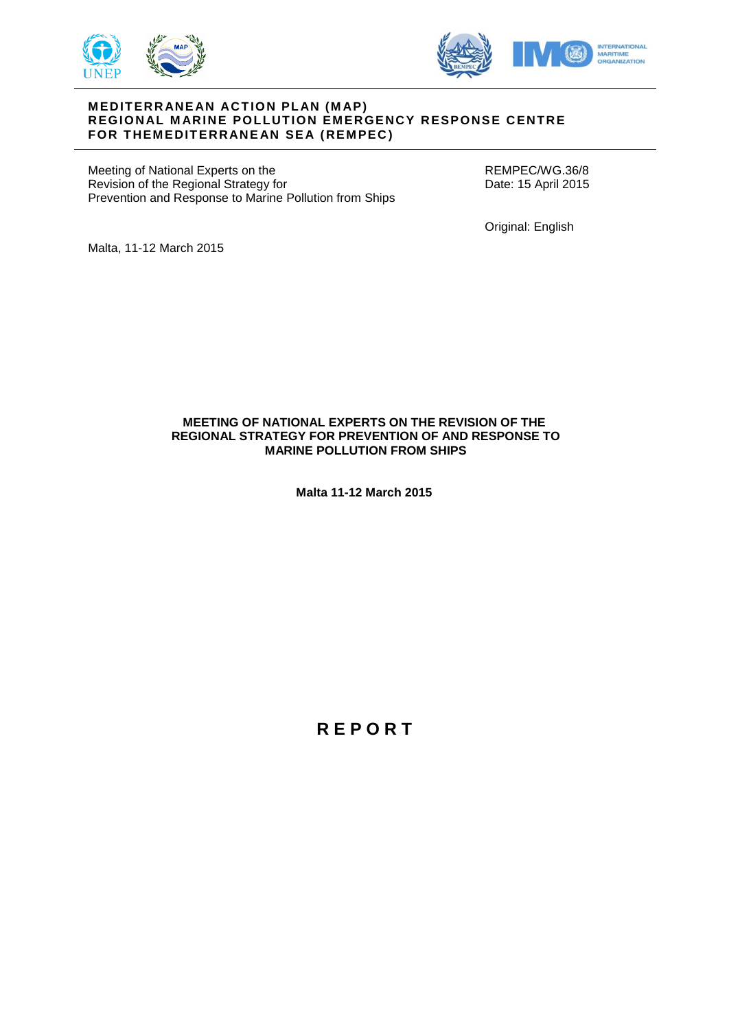**MEDITERRANEAN ACTION PLAN (MAP)**
**REGIONAL MARINE POLLUTION EMERGENCY RESPONSE CENTRE FOR THEMEDITERRANEAN SEA (REMPEC)**

Meeting of National Experts on the Revision of the Regional Strategy for Prevention and Response to Marine Pollution from Ships

Malta, 11-12 March 2015

REMPEC/WG.36/8
Date: 15 April 2015

Original: English

**MEETING OF NATIONAL EXPERTS ON THE REVISION OF THE REGIONAL STRATEGY FOR PREVENTION OF AND RESPONSE TO MARINE POLLUTION FROM SHIPS**

**Malta 11-12 March 2015**

# R E P O R T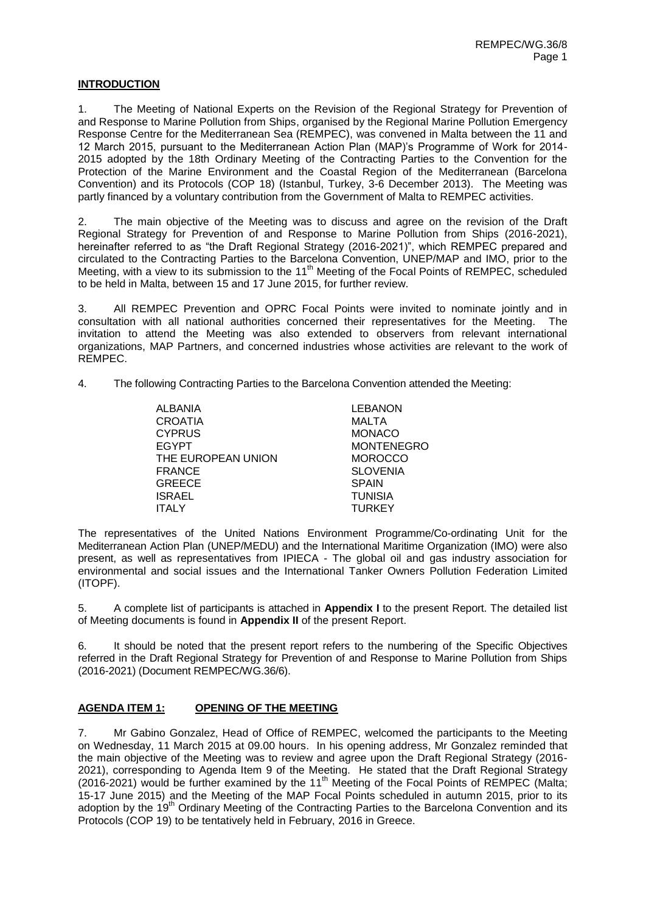## INTRODUCTION

1. The Meeting of National Experts on the Revision of the Regional Strategy for Prevention of and Response to Marine Pollution from Ships, organised by the Regional Marine Pollution Emergency Response Centre for the Mediterranean Sea (REMPEC), was convened in Malta between the 11 and 12 March 2015, pursuant to the Mediterranean Action Plan (MAP)'s Programme of Work for 2014-2015 adopted by the 18th Ordinary Meeting of the Contracting Parties to the Convention for the Protection of the Marine Environment and the Coastal Region of the Mediterranean (Barcelona Convention) and its Protocols (COP 18) (Istanbul, Turkey, 3-6 December 2013). The Meeting was partly financed by a voluntary contribution from the Government of Malta to REMPEC activities.

2. The main objective of the Meeting was to discuss and agree on the revision of the Draft Regional Strategy for Prevention of and Response to Marine Pollution from Ships (2016-2021), hereinafter referred to as "the Draft Regional Strategy (2016-2021)", which REMPEC prepared and circulated to the Contracting Parties to the Barcelona Convention, UNEP/MAP and IMO, prior to the Meeting, with a view to its submission to the 11th Meeting of the Focal Points of REMPEC, scheduled to be held in Malta, between 15 and 17 June 2015, for further review.

3. All REMPEC Prevention and OPRC Focal Points were invited to nominate jointly and in consultation with all national authorities concerned their representatives for the Meeting. The invitation to attend the Meeting was also extended to observers from relevant international organizations, MAP Partners, and concerned industries whose activities are relevant to the work of REMPEC.

4. The following Contracting Parties to the Barcelona Convention attended the Meeting:

| | |
|---|---|
| ALBANIA | LEBANON |
| CROATIA | MALTA |
| CYPRUS | MONACO |
| EGYPT | MONTENEGRO |
| THE EUROPEAN UNION | MOROCCO |
| FRANCE | SLOVENIA |
| GREECE | SPAIN |
| ISRAEL | TUNISIA |
| ITALY | TURKEY |

The representatives of the United Nations Environment Programme/Co-ordinating Unit for the Mediterranean Action Plan (UNEP/MEDU) and the International Maritime Organization (IMO) were also present, as well as representatives from IPIECA - The global oil and gas industry association for environmental and social issues and the International Tanker Owners Pollution Federation Limited (ITOPF).

5. A complete list of participants is attached in **Appendix I** to the present Report. The detailed list of Meeting documents is found in **Appendix II** of the present Report.

6. It should be noted that the present report refers to the numbering of the Specific Objectives referred in the Draft Regional Strategy for Prevention of and Response to Marine Pollution from Ships (2016-2021) (Document REMPEC/WG.36/6).

## AGENDA ITEM 1: OPENING OF THE MEETING

7. Mr Gabino Gonzalez, Head of Office of REMPEC, welcomed the participants to the Meeting on Wednesday, 11 March 2015 at 09.00 hours. In his opening address, Mr Gonzalez reminded that the main objective of the Meeting was to review and agree upon the Draft Regional Strategy (2016-2021), corresponding to Agenda Item 9 of the Meeting. He stated that the Draft Regional Strategy (2016-2021) would be further examined by the 11th Meeting of the Focal Points of REMPEC (Malta; 15-17 June 2015) and the Meeting of the MAP Focal Points scheduled in autumn 2015, prior to its adoption by the 19th Ordinary Meeting of the Contracting Parties to the Barcelona Convention and its Protocols (COP 19) to be tentatively held in February, 2016 in Greece.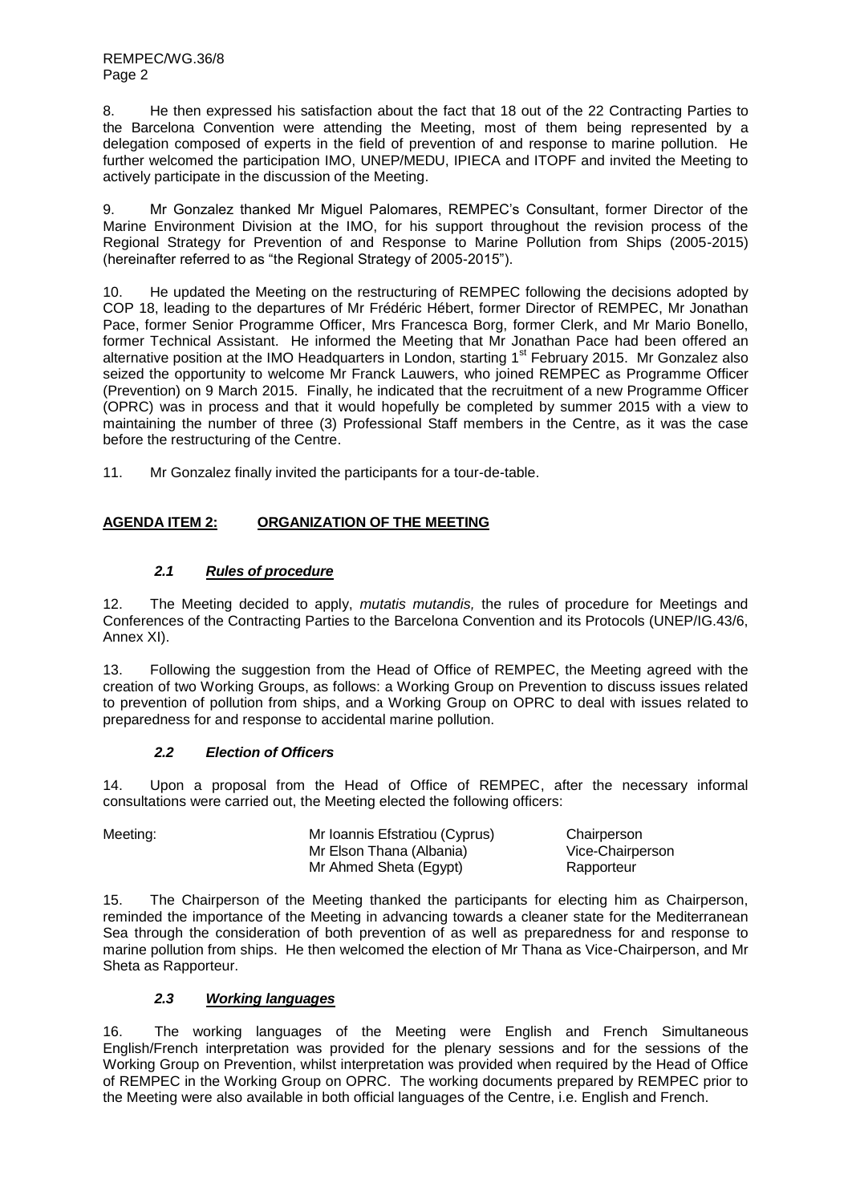8. He then expressed his satisfaction about the fact that 18 out of the 22 Contracting Parties to the Barcelona Convention were attending the Meeting, most of them being represented by a delegation composed of experts in the field of prevention of and response to marine pollution. He further welcomed the participation IMO, UNEP/MEDU, IPIECA and ITOPF and invited the Meeting to actively participate in the discussion of the Meeting.

9. Mr Gonzalez thanked Mr Miguel Palomares, REMPEC's Consultant, former Director of the Marine Environment Division at the IMO, for his support throughout the revision process of the Regional Strategy for Prevention of and Response to Marine Pollution from Ships (2005-2015) (hereinafter referred to as "the Regional Strategy of 2005-2015").

10. He updated the Meeting on the restructuring of REMPEC following the decisions adopted by COP 18, leading to the departures of Mr Frédéric Hébert, former Director of REMPEC, Mr Jonathan Pace, former Senior Programme Officer, Mrs Francesca Borg, former Clerk, and Mr Mario Bonello, former Technical Assistant. He informed the Meeting that Mr Jonathan Pace had been offered an alternative position at the IMO Headquarters in London, starting 1st February 2015. Mr Gonzalez also seized the opportunity to welcome Mr Franck Lauwers, who joined REMPEC as Programme Officer (Prevention) on 9 March 2015. Finally, he indicated that the recruitment of a new Programme Officer (OPRC) was in process and that it would hopefully be completed by summer 2015 with a view to maintaining the number of three (3) Professional Staff members in the Centre, as it was the case before the restructuring of the Centre.

11. Mr Gonzalez finally invited the participants for a tour-de-table.

## AGENDA ITEM 2: ORGANIZATION OF THE MEETING

### *2.1 Rules of procedure*

12. The Meeting decided to apply, *mutatis mutandis,* the rules of procedure for Meetings and Conferences of the Contracting Parties to the Barcelona Convention and its Protocols (UNEP/IG.43/6, Annex XI).

13. Following the suggestion from the Head of Office of REMPEC, the Meeting agreed with the creation of two Working Groups, as follows: a Working Group on Prevention to discuss issues related to prevention of pollution from ships, and a Working Group on OPRC to deal with issues related to preparedness for and response to accidental marine pollution.

### *2.2 Election of Officers*

14. Upon a proposal from the Head of Office of REMPEC, after the necessary informal consultations were carried out, the Meeting elected the following officers:

| | | |
|---|---|---|
| Meeting: | Mr Ioannis Efstratiou (Cyprus) | Chairperson |
| | Mr Elson Thana (Albania) | Vice-Chairperson |
| | Mr Ahmed Sheta (Egypt) | Rapporteur |

15. The Chairperson of the Meeting thanked the participants for electing him as Chairperson, reminded the importance of the Meeting in advancing towards a cleaner state for the Mediterranean Sea through the consideration of both prevention of as well as preparedness for and response to marine pollution from ships. He then welcomed the election of Mr Thana as Vice-Chairperson, and Mr Sheta as Rapporteur.

### *2.3 Working languages*

16. The working languages of the Meeting were English and French Simultaneous English/French interpretation was provided for the plenary sessions and for the sessions of the Working Group on Prevention, whilst interpretation was provided when required by the Head of Office of REMPEC in the Working Group on OPRC. The working documents prepared by REMPEC prior to the Meeting were also available in both official languages of the Centre, i.e. English and French.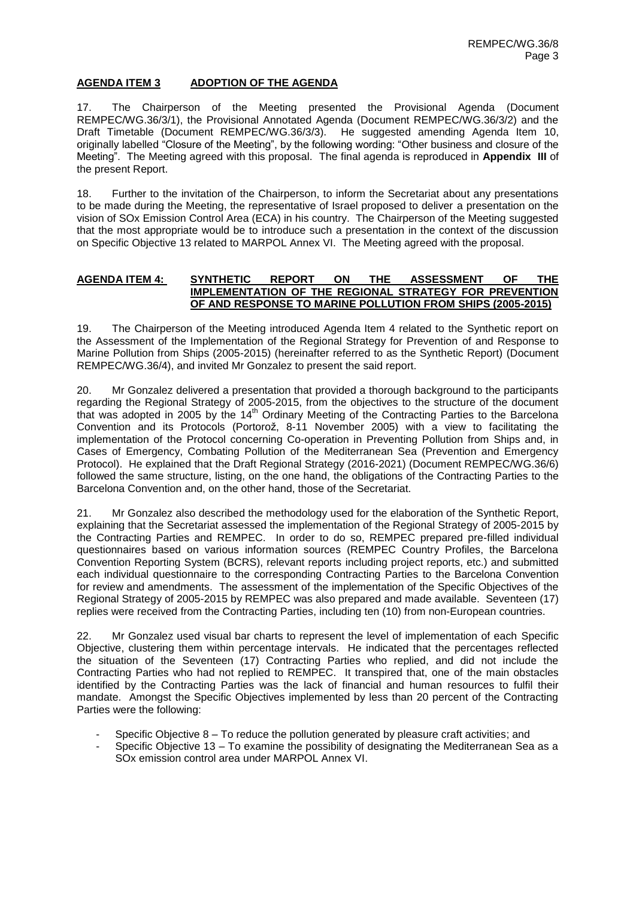## AGENDA ITEM 3 ADOPTION OF THE AGENDA

17. The Chairperson of the Meeting presented the Provisional Agenda (Document REMPEC/WG.36/3/1), the Provisional Annotated Agenda (Document REMPEC/WG.36/3/2) and the Draft Timetable (Document REMPEC/WG.36/3/3). He suggested amending Agenda Item 10, originally labelled "Closure of the Meeting", by the following wording: "Other business and closure of the Meeting". The Meeting agreed with this proposal. The final agenda is reproduced in **Appendix III** of the present Report.

18. Further to the invitation of the Chairperson, to inform the Secretariat about any presentations to be made during the Meeting, the representative of Israel proposed to deliver a presentation on the vision of SOx Emission Control Area (ECA) in his country. The Chairperson of the Meeting suggested that the most appropriate would be to introduce such a presentation in the context of the discussion on Specific Objective 13 related to MARPOL Annex VI. The Meeting agreed with the proposal.

## AGENDA ITEM 4: SYNTHETIC REPORT ON THE ASSESSMENT OF THE IMPLEMENTATION OF THE REGIONAL STRATEGY FOR PREVENTION OF AND RESPONSE TO MARINE POLLUTION FROM SHIPS (2005-2015)

19. The Chairperson of the Meeting introduced Agenda Item 4 related to the Synthetic report on the Assessment of the Implementation of the Regional Strategy for Prevention of and Response to Marine Pollution from Ships (2005-2015) (hereinafter referred to as the Synthetic Report) (Document REMPEC/WG.36/4), and invited Mr Gonzalez to present the said report.

20. Mr Gonzalez delivered a presentation that provided a thorough background to the participants regarding the Regional Strategy of 2005-2015, from the objectives to the structure of the document that was adopted in 2005 by the 14th Ordinary Meeting of the Contracting Parties to the Barcelona Convention and its Protocols (Portorož, 8-11 November 2005) with a view to facilitating the implementation of the Protocol concerning Co-operation in Preventing Pollution from Ships and, in Cases of Emergency, Combating Pollution of the Mediterranean Sea (Prevention and Emergency Protocol). He explained that the Draft Regional Strategy (2016-2021) (Document REMPEC/WG.36/6) followed the same structure, listing, on the one hand, the obligations of the Contracting Parties to the Barcelona Convention and, on the other hand, those of the Secretariat.

21. Mr Gonzalez also described the methodology used for the elaboration of the Synthetic Report, explaining that the Secretariat assessed the implementation of the Regional Strategy of 2005-2015 by the Contracting Parties and REMPEC. In order to do so, REMPEC prepared pre-filled individual questionnaires based on various information sources (REMPEC Country Profiles, the Barcelona Convention Reporting System (BCRS), relevant reports including project reports, etc.) and submitted each individual questionnaire to the corresponding Contracting Parties to the Barcelona Convention for review and amendments. The assessment of the implementation of the Specific Objectives of the Regional Strategy of 2005-2015 by REMPEC was also prepared and made available. Seventeen (17) replies were received from the Contracting Parties, including ten (10) from non-European countries.

22. Mr Gonzalez used visual bar charts to represent the level of implementation of each Specific Objective, clustering them within percentage intervals. He indicated that the percentages reflected the situation of the Seventeen (17) Contracting Parties who replied, and did not include the Contracting Parties who had not replied to REMPEC. It transpired that, one of the main obstacles identified by the Contracting Parties was the lack of financial and human resources to fulfil their mandate. Amongst the Specific Objectives implemented by less than 20 percent of the Contracting Parties were the following:

- Specific Objective 8 – To reduce the pollution generated by pleasure craft activities; and
- Specific Objective 13 – To examine the possibility of designating the Mediterranean Sea as a SOx emission control area under MARPOL Annex VI.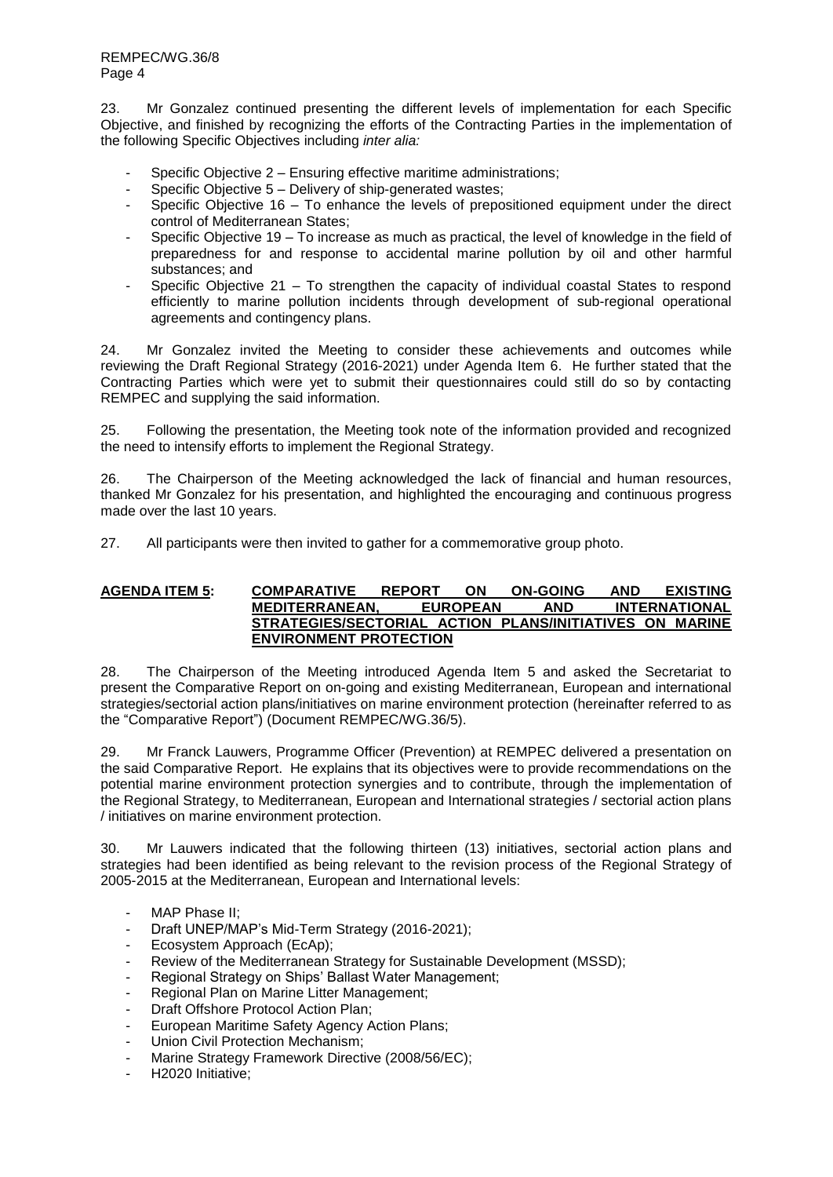23. Mr Gonzalez continued presenting the different levels of implementation for each Specific Objective, and finished by recognizing the efforts of the Contracting Parties in the implementation of the following Specific Objectives including *inter alia:*

- Specific Objective 2 – Ensuring effective maritime administrations;
- Specific Objective 5 – Delivery of ship-generated wastes;
- Specific Objective 16 – To enhance the levels of prepositioned equipment under the direct control of Mediterranean States;
- Specific Objective 19 – To increase as much as practical, the level of knowledge in the field of preparedness for and response to accidental marine pollution by oil and other harmful substances; and
- Specific Objective 21 – To strengthen the capacity of individual coastal States to respond efficiently to marine pollution incidents through development of sub-regional operational agreements and contingency plans.

24. Mr Gonzalez invited the Meeting to consider these achievements and outcomes while reviewing the Draft Regional Strategy (2016-2021) under Agenda Item 6. He further stated that the Contracting Parties which were yet to submit their questionnaires could still do so by contacting REMPEC and supplying the said information.

25. Following the presentation, the Meeting took note of the information provided and recognized the need to intensify efforts to implement the Regional Strategy.

26. The Chairperson of the Meeting acknowledged the lack of financial and human resources, thanked Mr Gonzalez for his presentation, and highlighted the encouraging and continuous progress made over the last 10 years.

27. All participants were then invited to gather for a commemorative group photo.

## AGENDA ITEM 5: COMPARATIVE REPORT ON ON-GOING AND EXISTING MEDITERRANEAN, EUROPEAN AND INTERNATIONAL STRATEGIES/SECTORIAL ACTION PLANS/INITIATIVES ON MARINE ENVIRONMENT PROTECTION

28. The Chairperson of the Meeting introduced Agenda Item 5 and asked the Secretariat to present the Comparative Report on on-going and existing Mediterranean, European and international strategies/sectorial action plans/initiatives on marine environment protection (hereinafter referred to as the "Comparative Report") (Document REMPEC/WG.36/5).

29. Mr Franck Lauwers, Programme Officer (Prevention) at REMPEC delivered a presentation on the said Comparative Report. He explains that its objectives were to provide recommendations on the potential marine environment protection synergies and to contribute, through the implementation of the Regional Strategy, to Mediterranean, European and International strategies / sectorial action plans / initiatives on marine environment protection.

30. Mr Lauwers indicated that the following thirteen (13) initiatives, sectorial action plans and strategies had been identified as being relevant to the revision process of the Regional Strategy of 2005-2015 at the Mediterranean, European and International levels:

- MAP Phase II;
- Draft UNEP/MAP's Mid-Term Strategy (2016-2021);
- Ecosystem Approach (EcAp);
- Review of the Mediterranean Strategy for Sustainable Development (MSSD);
- Regional Strategy on Ships' Ballast Water Management;
- Regional Plan on Marine Litter Management;
- Draft Offshore Protocol Action Plan;
- European Maritime Safety Agency Action Plans;
- Union Civil Protection Mechanism;
- Marine Strategy Framework Directive (2008/56/EC);
- H2020 Initiative;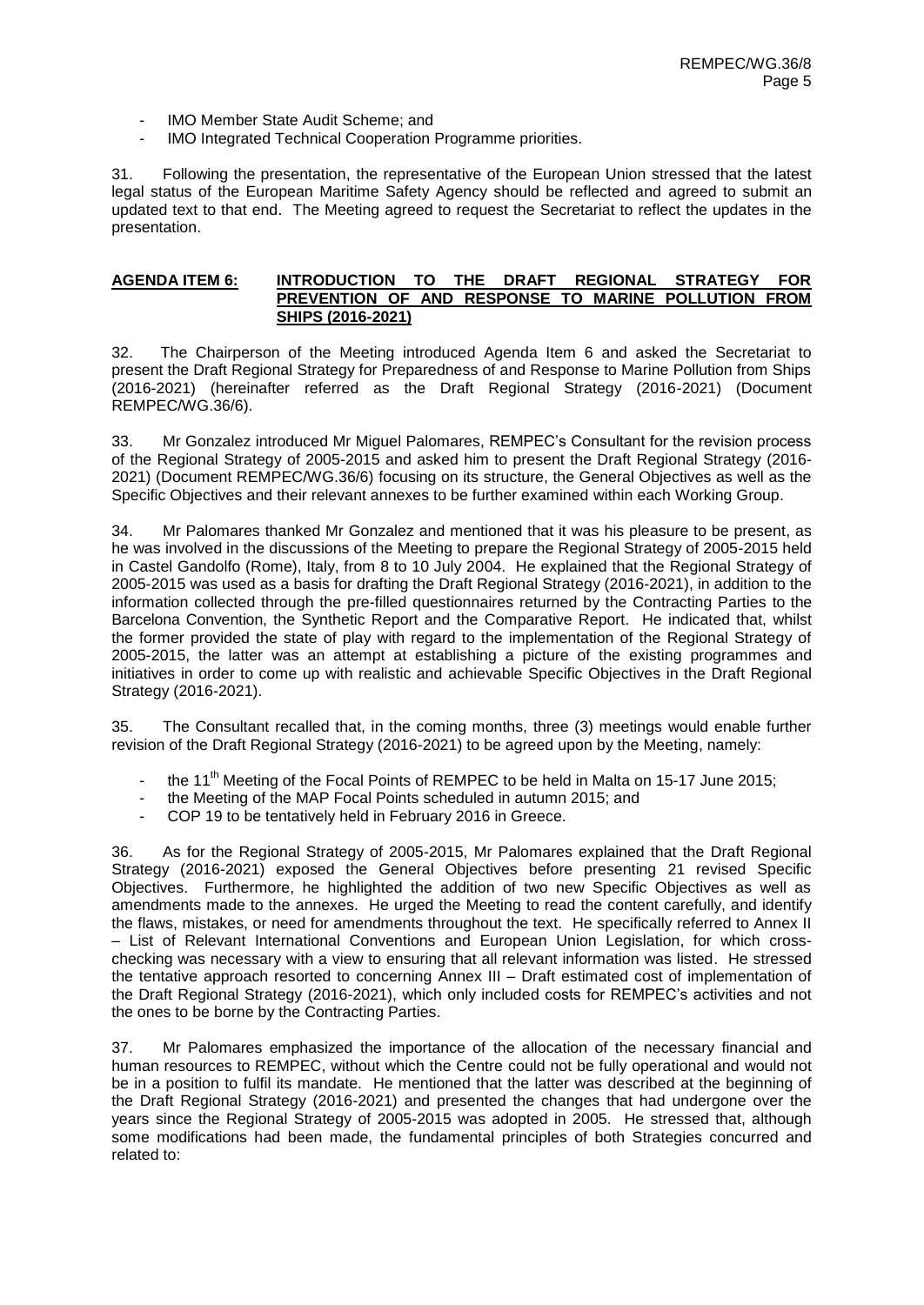- IMO Member State Audit Scheme; and
- IMO Integrated Technical Cooperation Programme priorities.

31. Following the presentation, the representative of the European Union stressed that the latest legal status of the European Maritime Safety Agency should be reflected and agreed to submit an updated text to that end. The Meeting agreed to request the Secretariat to reflect the updates in the presentation.

**AGENDA ITEM 6: INTRODUCTION TO THE DRAFT REGIONAL STRATEGY FOR PREVENTION OF AND RESPONSE TO MARINE POLLUTION FROM SHIPS (2016-2021)**

32. The Chairperson of the Meeting introduced Agenda Item 6 and asked the Secretariat to present the Draft Regional Strategy for Preparedness of and Response to Marine Pollution from Ships (2016-2021) (hereinafter referred as the Draft Regional Strategy (2016-2021) (Document REMPEC/WG.36/6).

33. Mr Gonzalez introduced Mr Miguel Palomares, REMPEC's Consultant for the revision process of the Regional Strategy of 2005-2015 and asked him to present the Draft Regional Strategy (2016-2021) (Document REMPEC/WG.36/6) focusing on its structure, the General Objectives as well as the Specific Objectives and their relevant annexes to be further examined within each Working Group.

34. Mr Palomares thanked Mr Gonzalez and mentioned that it was his pleasure to be present, as he was involved in the discussions of the Meeting to prepare the Regional Strategy of 2005-2015 held in Castel Gandolfo (Rome), Italy, from 8 to 10 July 2004. He explained that the Regional Strategy of 2005-2015 was used as a basis for drafting the Draft Regional Strategy (2016-2021), in addition to the information collected through the pre-filled questionnaires returned by the Contracting Parties to the Barcelona Convention, the Synthetic Report and the Comparative Report. He indicated that, whilst the former provided the state of play with regard to the implementation of the Regional Strategy of 2005-2015, the latter was an attempt at establishing a picture of the existing programmes and initiatives in order to come up with realistic and achievable Specific Objectives in the Draft Regional Strategy (2016-2021).

35. The Consultant recalled that, in the coming months, three (3) meetings would enable further revision of the Draft Regional Strategy (2016-2021) to be agreed upon by the Meeting, namely:

- the 11th Meeting of the Focal Points of REMPEC to be held in Malta on 15-17 June 2015;
- the Meeting of the MAP Focal Points scheduled in autumn 2015; and
- COP 19 to be tentatively held in February 2016 in Greece.

36. As for the Regional Strategy of 2005-2015, Mr Palomares explained that the Draft Regional Strategy (2016-2021) exposed the General Objectives before presenting 21 revised Specific Objectives. Furthermore, he highlighted the addition of two new Specific Objectives as well as amendments made to the annexes. He urged the Meeting to read the content carefully, and identify the flaws, mistakes, or need for amendments throughout the text. He specifically referred to Annex II – List of Relevant International Conventions and European Union Legislation, for which cross-checking was necessary with a view to ensuring that all relevant information was listed. He stressed the tentative approach resorted to concerning Annex III – Draft estimated cost of implementation of the Draft Regional Strategy (2016-2021), which only included costs for REMPEC's activities and not the ones to be borne by the Contracting Parties.

37. Mr Palomares emphasized the importance of the allocation of the necessary financial and human resources to REMPEC, without which the Centre could not be fully operational and would not be in a position to fulfil its mandate. He mentioned that the latter was described at the beginning of the Draft Regional Strategy (2016-2021) and presented the changes that had undergone over the years since the Regional Strategy of 2005-2015 was adopted in 2005. He stressed that, although some modifications had been made, the fundamental principles of both Strategies concurred and related to: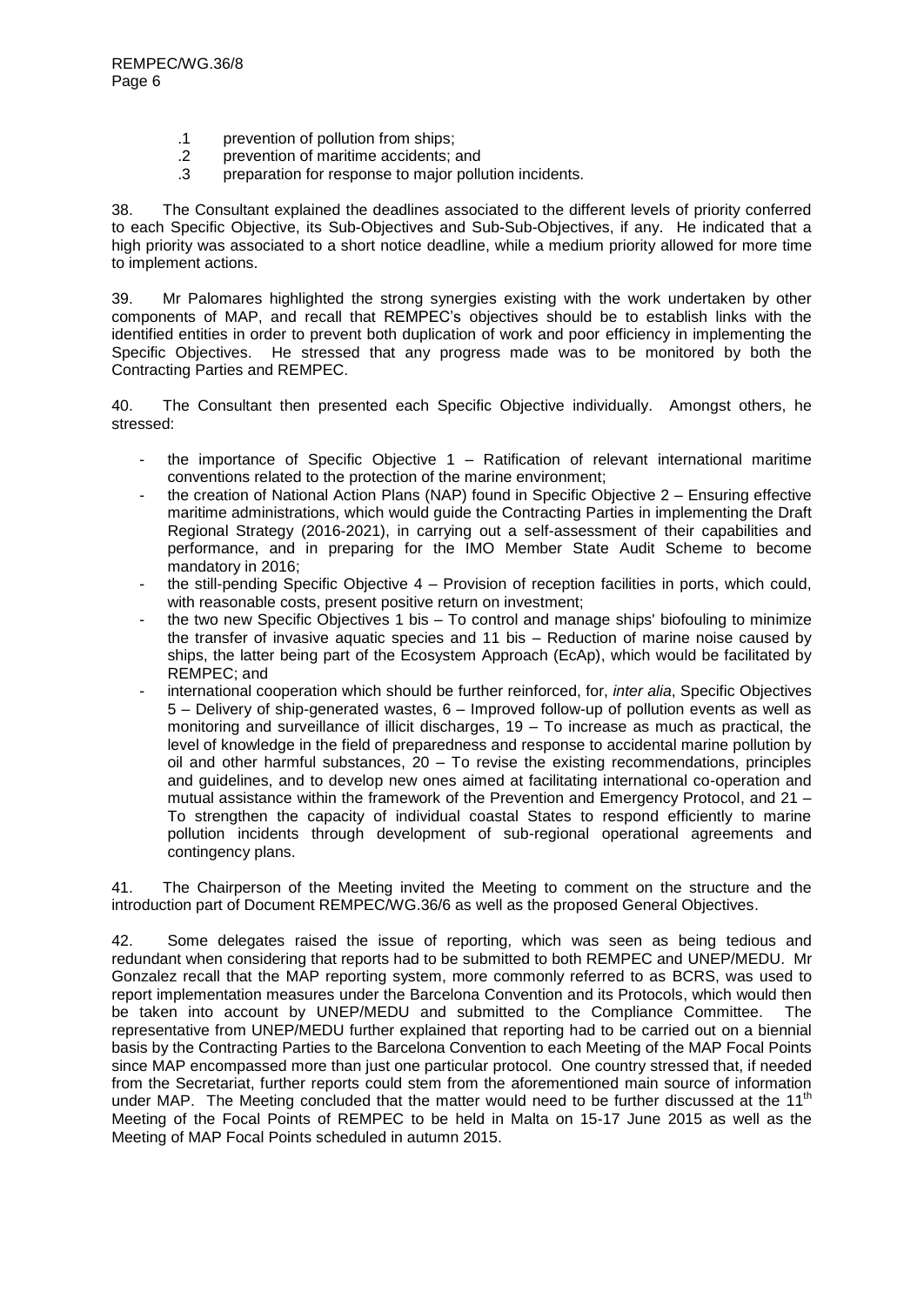.1 prevention of pollution from ships;
.2 prevention of maritime accidents; and
.3 preparation for response to major pollution incidents.

38. The Consultant explained the deadlines associated to the different levels of priority conferred to each Specific Objective, its Sub-Objectives and Sub-Sub-Objectives, if any. He indicated that a high priority was associated to a short notice deadline, while a medium priority allowed for more time to implement actions.

39. Mr Palomares highlighted the strong synergies existing with the work undertaken by other components of MAP, and recall that REMPEC's objectives should be to establish links with the identified entities in order to prevent both duplication of work and poor efficiency in implementing the Specific Objectives. He stressed that any progress made was to be monitored by both the Contracting Parties and REMPEC.

40. The Consultant then presented each Specific Objective individually. Amongst others, he stressed:

- the importance of Specific Objective 1 – Ratification of relevant international maritime conventions related to the protection of the marine environment;
- the creation of National Action Plans (NAP) found in Specific Objective 2 – Ensuring effective maritime administrations, which would guide the Contracting Parties in implementing the Draft Regional Strategy (2016-2021), in carrying out a self-assessment of their capabilities and performance, and in preparing for the IMO Member State Audit Scheme to become mandatory in 2016;
- the still-pending Specific Objective 4 – Provision of reception facilities in ports, which could, with reasonable costs, present positive return on investment;
- the two new Specific Objectives 1 bis – To control and manage ships' biofouling to minimize the transfer of invasive aquatic species and 11 bis – Reduction of marine noise caused by ships, the latter being part of the Ecosystem Approach (EcAp), which would be facilitated by REMPEC; and
- international cooperation which should be further reinforced, for, *inter alia*, Specific Objectives 5 – Delivery of ship-generated wastes, 6 – Improved follow-up of pollution events as well as monitoring and surveillance of illicit discharges, 19 – To increase as much as practical, the level of knowledge in the field of preparedness and response to accidental marine pollution by oil and other harmful substances, 20 – To revise the existing recommendations, principles and guidelines, and to develop new ones aimed at facilitating international co-operation and mutual assistance within the framework of the Prevention and Emergency Protocol, and 21 – To strengthen the capacity of individual coastal States to respond efficiently to marine pollution incidents through development of sub-regional operational agreements and contingency plans.

41. The Chairperson of the Meeting invited the Meeting to comment on the structure and the introduction part of Document REMPEC/WG.36/6 as well as the proposed General Objectives.

42. Some delegates raised the issue of reporting, which was seen as being tedious and redundant when considering that reports had to be submitted to both REMPEC and UNEP/MEDU. Mr Gonzalez recall that the MAP reporting system, more commonly referred to as BCRS, was used to report implementation measures under the Barcelona Convention and its Protocols, which would then be taken into account by UNEP/MEDU and submitted to the Compliance Committee. The representative from UNEP/MEDU further explained that reporting had to be carried out on a biennial basis by the Contracting Parties to the Barcelona Convention to each Meeting of the MAP Focal Points since MAP encompassed more than just one particular protocol. One country stressed that, if needed from the Secretariat, further reports could stem from the aforementioned main source of information under MAP. The Meeting concluded that the matter would need to be further discussed at the 11th Meeting of the Focal Points of REMPEC to be held in Malta on 15-17 June 2015 as well as the Meeting of MAP Focal Points scheduled in autumn 2015.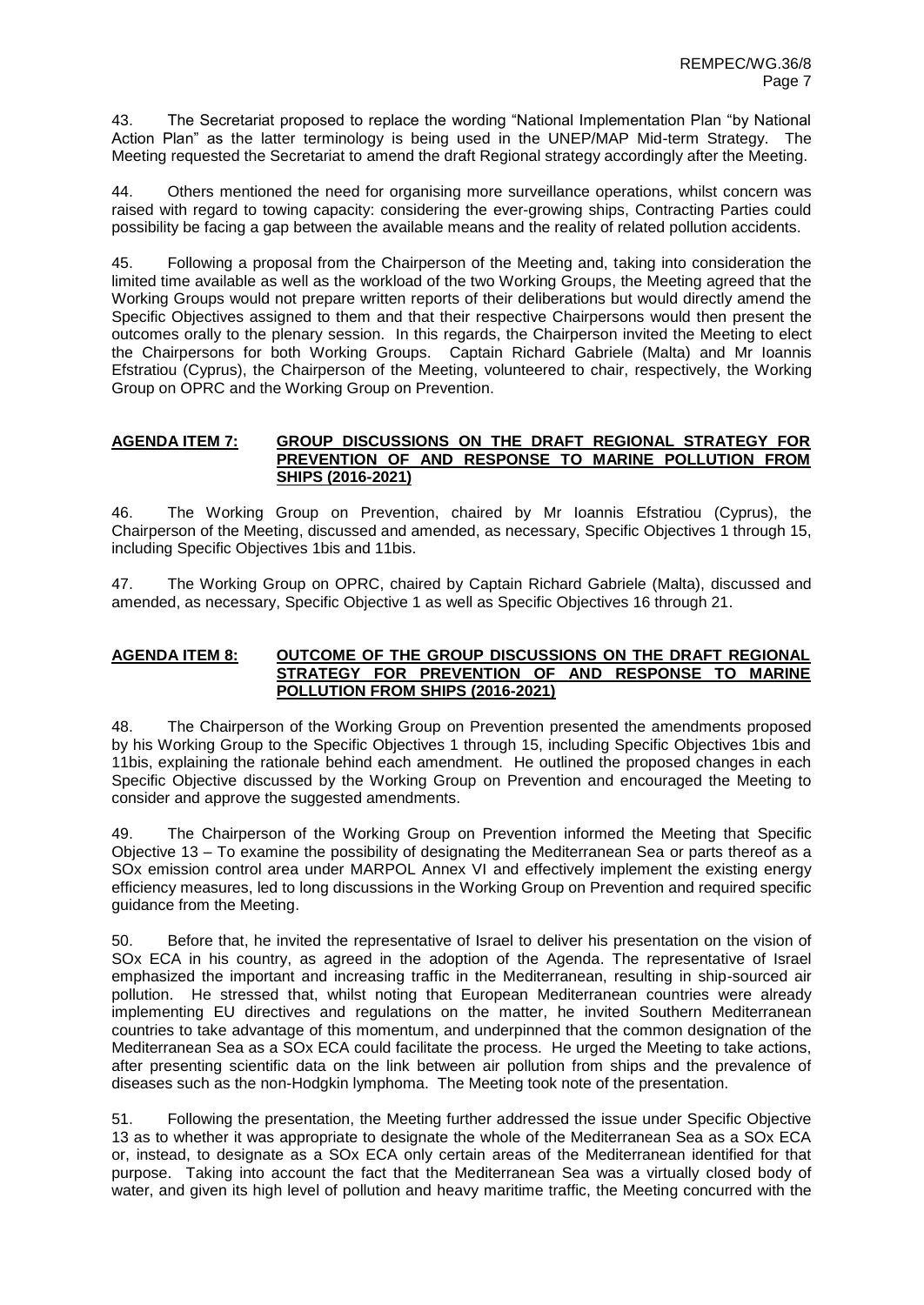43. The Secretariat proposed to replace the wording "National Implementation Plan "by National Action Plan" as the latter terminology is being used in the UNEP/MAP Mid-term Strategy. The Meeting requested the Secretariat to amend the draft Regional strategy accordingly after the Meeting.

44. Others mentioned the need for organising more surveillance operations, whilst concern was raised with regard to towing capacity: considering the ever-growing ships, Contracting Parties could possibility be facing a gap between the available means and the reality of related pollution accidents.

45. Following a proposal from the Chairperson of the Meeting and, taking into consideration the limited time available as well as the workload of the two Working Groups, the Meeting agreed that the Working Groups would not prepare written reports of their deliberations but would directly amend the Specific Objectives assigned to them and that their respective Chairpersons would then present the outcomes orally to the plenary session. In this regards, the Chairperson invited the Meeting to elect the Chairpersons for both Working Groups. Captain Richard Gabriele (Malta) and Mr Ioannis Efstratiou (Cyprus), the Chairperson of the Meeting, volunteered to chair, respectively, the Working Group on OPRC and the Working Group on Prevention.

## AGENDA ITEM 7: GROUP DISCUSSIONS ON THE DRAFT REGIONAL STRATEGY FOR PREVENTION OF AND RESPONSE TO MARINE POLLUTION FROM SHIPS (2016-2021)

46. The Working Group on Prevention, chaired by Mr Ioannis Efstratiou (Cyprus), the Chairperson of the Meeting, discussed and amended, as necessary, Specific Objectives 1 through 15, including Specific Objectives 1bis and 11bis.

47. The Working Group on OPRC, chaired by Captain Richard Gabriele (Malta), discussed and amended, as necessary, Specific Objective 1 as well as Specific Objectives 16 through 21.

## AGENDA ITEM 8: OUTCOME OF THE GROUP DISCUSSIONS ON THE DRAFT REGIONAL STRATEGY FOR PREVENTION OF AND RESPONSE TO MARINE POLLUTION FROM SHIPS (2016-2021)

48. The Chairperson of the Working Group on Prevention presented the amendments proposed by his Working Group to the Specific Objectives 1 through 15, including Specific Objectives 1bis and 11bis, explaining the rationale behind each amendment. He outlined the proposed changes in each Specific Objective discussed by the Working Group on Prevention and encouraged the Meeting to consider and approve the suggested amendments.

49. The Chairperson of the Working Group on Prevention informed the Meeting that Specific Objective 13 – To examine the possibility of designating the Mediterranean Sea or parts thereof as a SOx emission control area under MARPOL Annex VI and effectively implement the existing energy efficiency measures, led to long discussions in the Working Group on Prevention and required specific guidance from the Meeting.

50. Before that, he invited the representative of Israel to deliver his presentation on the vision of SOx ECA in his country, as agreed in the adoption of the Agenda. The representative of Israel emphasized the important and increasing traffic in the Mediterranean, resulting in ship-sourced air pollution. He stressed that, whilst noting that European Mediterranean countries were already implementing EU directives and regulations on the matter, he invited Southern Mediterranean countries to take advantage of this momentum, and underpinned that the common designation of the Mediterranean Sea as a SOx ECA could facilitate the process. He urged the Meeting to take actions, after presenting scientific data on the link between air pollution from ships and the prevalence of diseases such as the non-Hodgkin lymphoma. The Meeting took note of the presentation.

51. Following the presentation, the Meeting further addressed the issue under Specific Objective 13 as to whether it was appropriate to designate the whole of the Mediterranean Sea as a SOx ECA or, instead, to designate as a SOx ECA only certain areas of the Mediterranean identified for that purpose. Taking into account the fact that the Mediterranean Sea was a virtually closed body of water, and given its high level of pollution and heavy maritime traffic, the Meeting concurred with the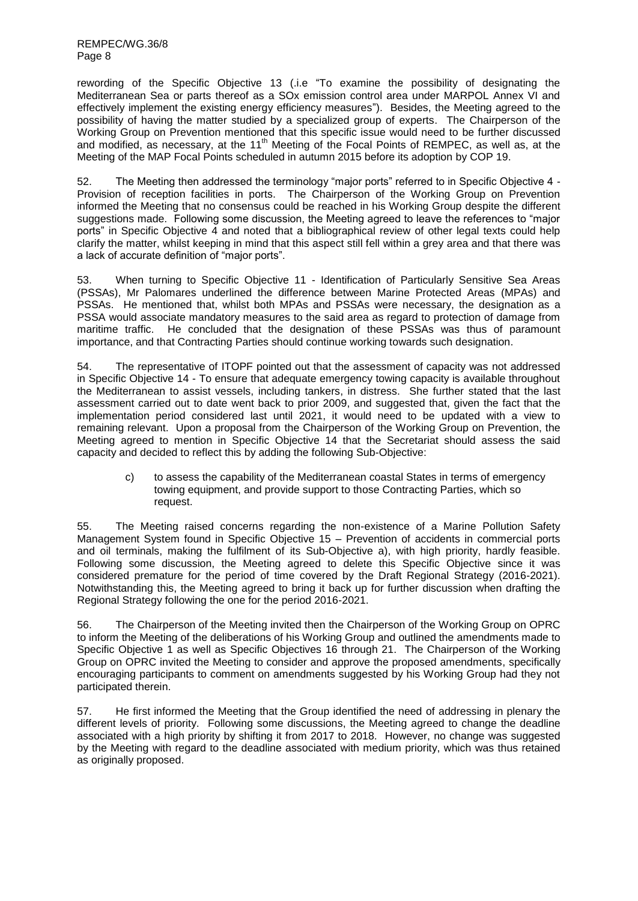rewording of the Specific Objective 13 (.i.e "To examine the possibility of designating the Mediterranean Sea or parts thereof as a SOx emission control area under MARPOL Annex VI and effectively implement the existing energy efficiency measures"). Besides, the Meeting agreed to the possibility of having the matter studied by a specialized group of experts. The Chairperson of the Working Group on Prevention mentioned that this specific issue would need to be further discussed and modified, as necessary, at the 11th Meeting of the Focal Points of REMPEC, as well as, at the Meeting of the MAP Focal Points scheduled in autumn 2015 before its adoption by COP 19.

52. The Meeting then addressed the terminology "major ports" referred to in Specific Objective 4 - Provision of reception facilities in ports. The Chairperson of the Working Group on Prevention informed the Meeting that no consensus could be reached in his Working Group despite the different suggestions made. Following some discussion, the Meeting agreed to leave the references to "major ports" in Specific Objective 4 and noted that a bibliographical review of other legal texts could help clarify the matter, whilst keeping in mind that this aspect still fell within a grey area and that there was a lack of accurate definition of "major ports".

53. When turning to Specific Objective 11 - Identification of Particularly Sensitive Sea Areas (PSSAs), Mr Palomares underlined the difference between Marine Protected Areas (MPAs) and PSSAs. He mentioned that, whilst both MPAs and PSSAs were necessary, the designation as a PSSA would associate mandatory measures to the said area as regard to protection of damage from maritime traffic. He concluded that the designation of these PSSAs was thus of paramount importance, and that Contracting Parties should continue working towards such designation.

54. The representative of ITOPF pointed out that the assessment of capacity was not addressed in Specific Objective 14 - To ensure that adequate emergency towing capacity is available throughout the Mediterranean to assist vessels, including tankers, in distress. She further stated that the last assessment carried out to date went back to prior 2009, and suggested that, given the fact that the implementation period considered last until 2021, it would need to be updated with a view to remaining relevant. Upon a proposal from the Chairperson of the Working Group on Prevention, the Meeting agreed to mention in Specific Objective 14 that the Secretariat should assess the said capacity and decided to reflect this by adding the following Sub-Objective:

> c) to assess the capability of the Mediterranean coastal States in terms of emergency towing equipment, and provide support to those Contracting Parties, which so request.

55. The Meeting raised concerns regarding the non-existence of a Marine Pollution Safety Management System found in Specific Objective 15 – Prevention of accidents in commercial ports and oil terminals, making the fulfilment of its Sub-Objective a), with high priority, hardly feasible. Following some discussion, the Meeting agreed to delete this Specific Objective since it was considered premature for the period of time covered by the Draft Regional Strategy (2016-2021). Notwithstanding this, the Meeting agreed to bring it back up for further discussion when drafting the Regional Strategy following the one for the period 2016-2021.

56. The Chairperson of the Meeting invited then the Chairperson of the Working Group on OPRC to inform the Meeting of the deliberations of his Working Group and outlined the amendments made to Specific Objective 1 as well as Specific Objectives 16 through 21. The Chairperson of the Working Group on OPRC invited the Meeting to consider and approve the proposed amendments, specifically encouraging participants to comment on amendments suggested by his Working Group had they not participated therein.

57. He first informed the Meeting that the Group identified the need of addressing in plenary the different levels of priority. Following some discussions, the Meeting agreed to change the deadline associated with a high priority by shifting it from 2017 to 2018. However, no change was suggested by the Meeting with regard to the deadline associated with medium priority, which was thus retained as originally proposed.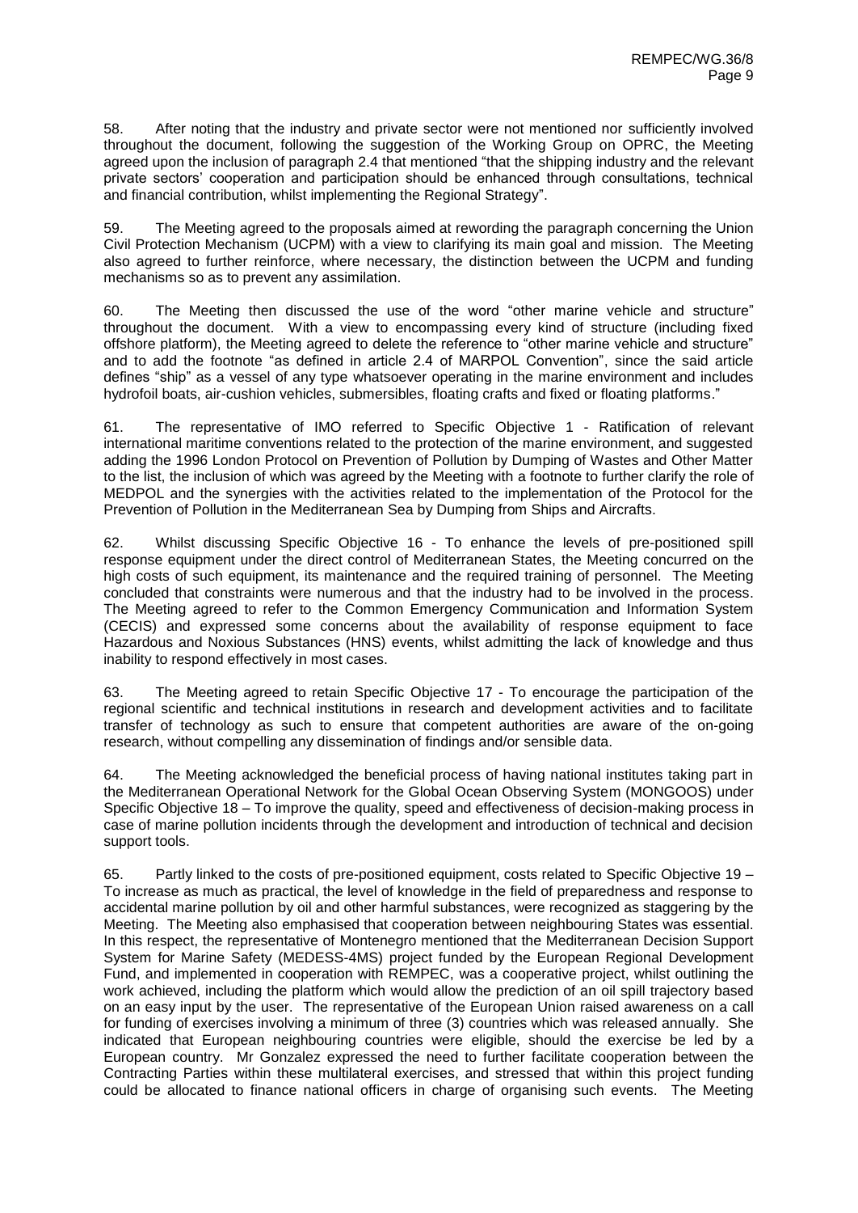58. After noting that the industry and private sector were not mentioned nor sufficiently involved throughout the document, following the suggestion of the Working Group on OPRC, the Meeting agreed upon the inclusion of paragraph 2.4 that mentioned "that the shipping industry and the relevant private sectors' cooperation and participation should be enhanced through consultations, technical and financial contribution, whilst implementing the Regional Strategy".

59. The Meeting agreed to the proposals aimed at rewording the paragraph concerning the Union Civil Protection Mechanism (UCPM) with a view to clarifying its main goal and mission. The Meeting also agreed to further reinforce, where necessary, the distinction between the UCPM and funding mechanisms so as to prevent any assimilation.

60. The Meeting then discussed the use of the word "other marine vehicle and structure" throughout the document. With a view to encompassing every kind of structure (including fixed offshore platform), the Meeting agreed to delete the reference to "other marine vehicle and structure" and to add the footnote "as defined in article 2.4 of MARPOL Convention", since the said article defines "ship" as a vessel of any type whatsoever operating in the marine environment and includes hydrofoil boats, air-cushion vehicles, submersibles, floating crafts and fixed or floating platforms."

61. The representative of IMO referred to Specific Objective 1 - Ratification of relevant international maritime conventions related to the protection of the marine environment, and suggested adding the 1996 London Protocol on Prevention of Pollution by Dumping of Wastes and Other Matter to the list, the inclusion of which was agreed by the Meeting with a footnote to further clarify the role of MEDPOL and the synergies with the activities related to the implementation of the Protocol for the Prevention of Pollution in the Mediterranean Sea by Dumping from Ships and Aircrafts.

62. Whilst discussing Specific Objective 16 - To enhance the levels of pre-positioned spill response equipment under the direct control of Mediterranean States, the Meeting concurred on the high costs of such equipment, its maintenance and the required training of personnel. The Meeting concluded that constraints were numerous and that the industry had to be involved in the process. The Meeting agreed to refer to the Common Emergency Communication and Information System (CECIS) and expressed some concerns about the availability of response equipment to face Hazardous and Noxious Substances (HNS) events, whilst admitting the lack of knowledge and thus inability to respond effectively in most cases.

63. The Meeting agreed to retain Specific Objective 17 - To encourage the participation of the regional scientific and technical institutions in research and development activities and to facilitate transfer of technology as such to ensure that competent authorities are aware of the on-going research, without compelling any dissemination of findings and/or sensible data.

64. The Meeting acknowledged the beneficial process of having national institutes taking part in the Mediterranean Operational Network for the Global Ocean Observing System (MONGOOS) under Specific Objective 18 – To improve the quality, speed and effectiveness of decision-making process in case of marine pollution incidents through the development and introduction of technical and decision support tools.

65. Partly linked to the costs of pre-positioned equipment, costs related to Specific Objective 19 – To increase as much as practical, the level of knowledge in the field of preparedness and response to accidental marine pollution by oil and other harmful substances, were recognized as staggering by the Meeting. The Meeting also emphasised that cooperation between neighbouring States was essential. In this respect, the representative of Montenegro mentioned that the Mediterranean Decision Support System for Marine Safety (MEDESS-4MS) project funded by the European Regional Development Fund, and implemented in cooperation with REMPEC, was a cooperative project, whilst outlining the work achieved, including the platform which would allow the prediction of an oil spill trajectory based on an easy input by the user. The representative of the European Union raised awareness on a call for funding of exercises involving a minimum of three (3) countries which was released annually. She indicated that European neighbouring countries were eligible, should the exercise be led by a European country. Mr Gonzalez expressed the need to further facilitate cooperation between the Contracting Parties within these multilateral exercises, and stressed that within this project funding could be allocated to finance national officers in charge of organising such events. The Meeting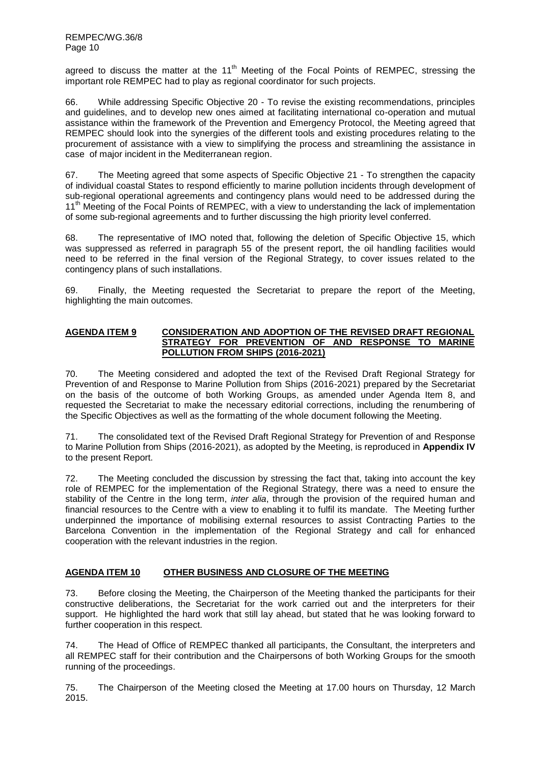agreed to discuss the matter at the 11th Meeting of the Focal Points of REMPEC, stressing the important role REMPEC had to play as regional coordinator for such projects.

66. While addressing Specific Objective 20 - To revise the existing recommendations, principles and guidelines, and to develop new ones aimed at facilitating international co-operation and mutual assistance within the framework of the Prevention and Emergency Protocol, the Meeting agreed that REMPEC should look into the synergies of the different tools and existing procedures relating to the procurement of assistance with a view to simplifying the process and streamlining the assistance in case of major incident in the Mediterranean region.

67. The Meeting agreed that some aspects of Specific Objective 21 - To strengthen the capacity of individual coastal States to respond efficiently to marine pollution incidents through development of sub-regional operational agreements and contingency plans would need to be addressed during the 11th Meeting of the Focal Points of REMPEC, with a view to understanding the lack of implementation of some sub-regional agreements and to further discussing the high priority level conferred.

68. The representative of IMO noted that, following the deletion of Specific Objective 15, which was suppressed as referred in paragraph 55 of the present report, the oil handling facilities would need to be referred in the final version of the Regional Strategy, to cover issues related to the contingency plans of such installations.

69. Finally, the Meeting requested the Secretariat to prepare the report of the Meeting, highlighting the main outcomes.

## AGENDA ITEM 9 CONSIDERATION AND ADOPTION OF THE REVISED DRAFT REGIONAL STRATEGY FOR PREVENTION OF AND RESPONSE TO MARINE POLLUTION FROM SHIPS (2016-2021)

70. The Meeting considered and adopted the text of the Revised Draft Regional Strategy for Prevention of and Response to Marine Pollution from Ships (2016-2021) prepared by the Secretariat on the basis of the outcome of both Working Groups, as amended under Agenda Item 8, and requested the Secretariat to make the necessary editorial corrections, including the renumbering of the Specific Objectives as well as the formatting of the whole document following the Meeting.

71. The consolidated text of the Revised Draft Regional Strategy for Prevention of and Response to Marine Pollution from Ships (2016-2021), as adopted by the Meeting, is reproduced in **Appendix IV** to the present Report.

72. The Meeting concluded the discussion by stressing the fact that, taking into account the key role of REMPEC for the implementation of the Regional Strategy, there was a need to ensure the stability of the Centre in the long term, *inter alia*, through the provision of the required human and financial resources to the Centre with a view to enabling it to fulfil its mandate. The Meeting further underpinned the importance of mobilising external resources to assist Contracting Parties to the Barcelona Convention in the implementation of the Regional Strategy and call for enhanced cooperation with the relevant industries in the region.

## AGENDA ITEM 10 OTHER BUSINESS AND CLOSURE OF THE MEETING

73. Before closing the Meeting, the Chairperson of the Meeting thanked the participants for their constructive deliberations, the Secretariat for the work carried out and the interpreters for their support. He highlighted the hard work that still lay ahead, but stated that he was looking forward to further cooperation in this respect.

74. The Head of Office of REMPEC thanked all participants, the Consultant, the interpreters and all REMPEC staff for their contribution and the Chairpersons of both Working Groups for the smooth running of the proceedings.

75. The Chairperson of the Meeting closed the Meeting at 17.00 hours on Thursday, 12 March 2015.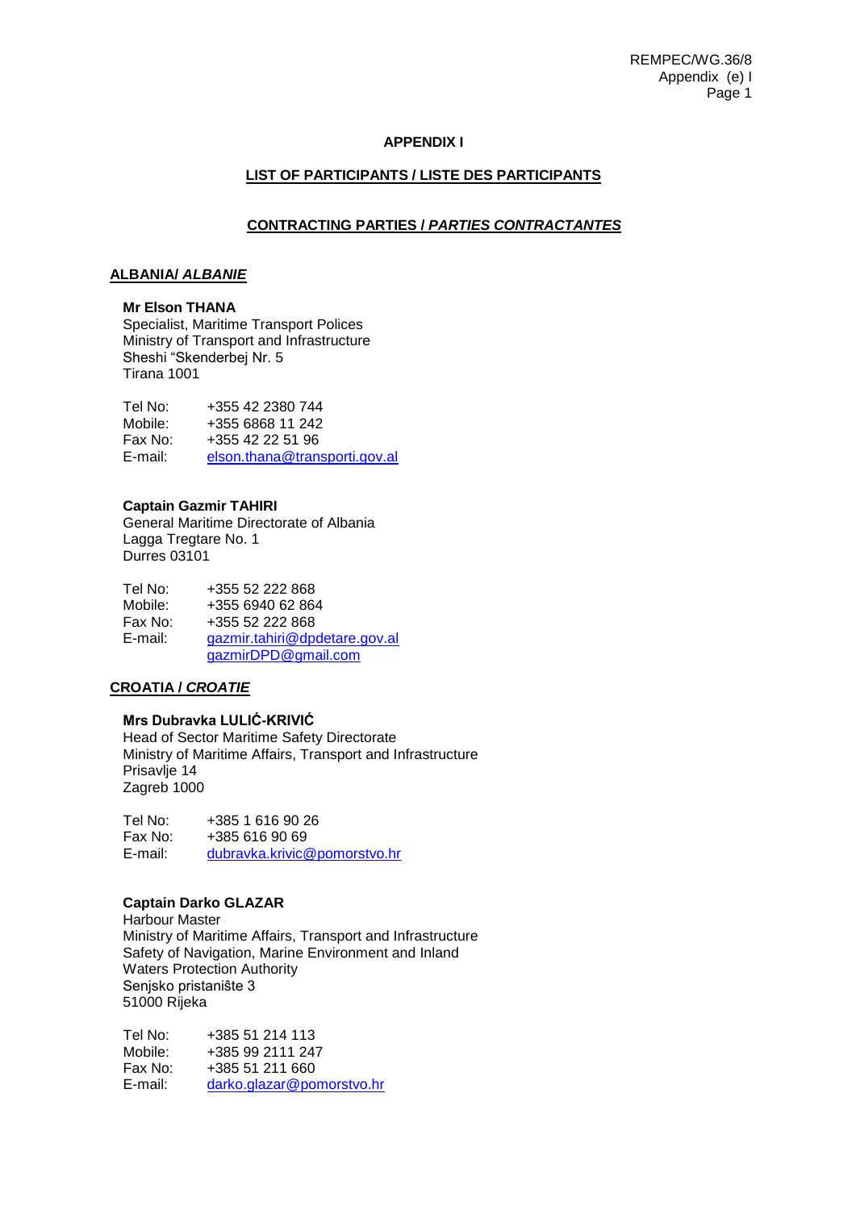## APPENDIX I

### LIST OF PARTICIPANTS / LISTE DES PARTICIPANTS

### CONTRACTING PARTIES / *PARTIES CONTRACTANTES*

#### ALBANIA/ *ALBANIE*

**Mr Elson THANA**
Specialist, Maritime Transport Polices
Ministry of Transport and Infrastructure
Sheshi "Skenderbej Nr. 5
Tirana 1001

Tel No: +355 42 2380 744
Mobile: +355 6868 11 242
Fax No: +355 42 22 51 96
E-mail: elson.thana@transporti.gov.al

**Captain Gazmir TAHIRI**
General Maritime Directorate of Albania
Lagga Tregtare No. 1
Durres 03101

Tel No: +355 52 222 868
Mobile: +355 6940 62 864
Fax No: +355 52 222 868
E-mail: gazmir.tahiri@dpdetare.gov.al
gazmirDPD@gmail.com

#### CROATIA / *CROATIE*

**Mrs Dubravka LULIĆ-KRIVIĆ**
Head of Sector Maritime Safety Directorate
Ministry of Maritime Affairs, Transport and Infrastructure
Prisavlje 14
Zagreb 1000

Tel No: +385 1 616 90 26
Fax No: +385 616 90 69
E-mail: dubravka.krivic@pomorstvo.hr

**Captain Darko GLAZAR**
Harbour Master
Ministry of Maritime Affairs, Transport and Infrastructure
Safety of Navigation, Marine Environment and Inland
Waters Protection Authority
Senjsko pristanište 3
51000 Rijeka

Tel No: +385 51 214 113
Mobile: +385 99 2111 247
Fax No: +385 51 211 660
E-mail: darko.glazar@pomorstvo.hr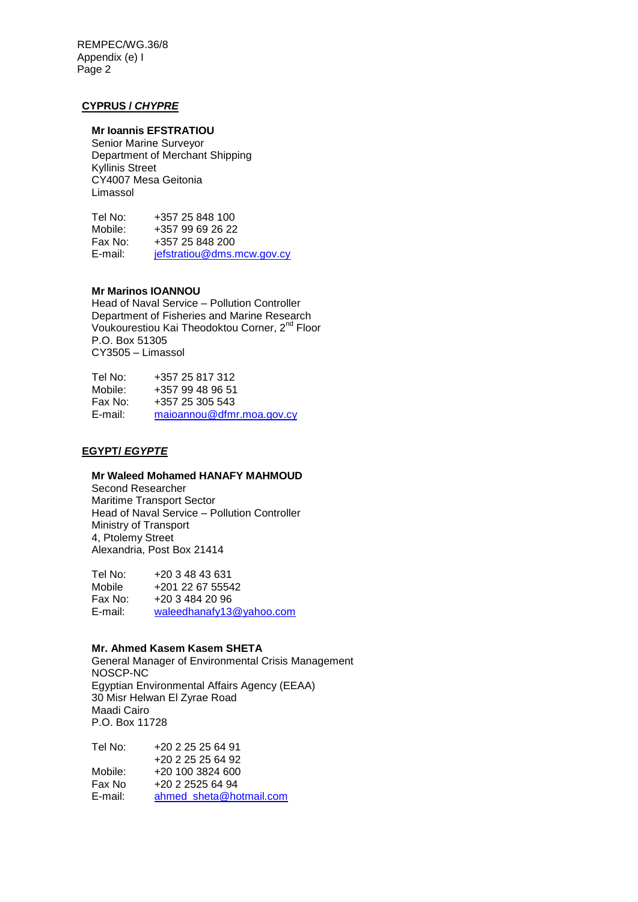## CYPRUS / *CHYPRE*

**Mr Ioannis EFSTRATIOU**
Senior Marine Surveyor
Department of Merchant Shipping
Kyllinis Street
CY4007 Mesa Geitonia
Limassol

Tel No: +357 25 848 100
Mobile: +357 99 69 26 22
Fax No: +357 25 848 200
E-mail: jefstratiou@dms.mcw.gov.cy

**Mr Marinos IOANNOU**
Head of Naval Service – Pollution Controller
Department of Fisheries and Marine Research
Voukourestiou Kai Theodoktou Corner, 2nd Floor
P.O. Box 51305
CY3505 – Limassol

Tel No: +357 25 817 312
Mobile: +357 99 48 96 51
Fax No: +357 25 305 543
E-mail: maioannou@dfmr.moa.gov.cy

## EGYPT/ *EGYPTE*

**Mr Waleed Mohamed HANAFY MAHMOUD**
Second Researcher
Maritime Transport Sector
Head of Naval Service – Pollution Controller
Ministry of Transport
4, Ptolemy Street
Alexandria, Post Box 21414

Tel No: +20 3 48 43 631
Mobile +201 22 67 55542
Fax No: +20 3 484 20 96
E-mail: waleedhanafy13@yahoo.com

**Mr. Ahmed Kasem Kasem SHETA**
General Manager of Environmental Crisis Management
NOSCP-NC
Egyptian Environmental Affairs Agency (EEAA)
30 Misr Helwan El Zyrae Road
Maadi Cairo
P.O. Box 11728

Tel No: +20 2 25 25 64 91
+20 2 25 25 64 92
Mobile: +20 100 3824 600
Fax No +20 2 2525 64 94
E-mail: ahmed_sheta@hotmail.com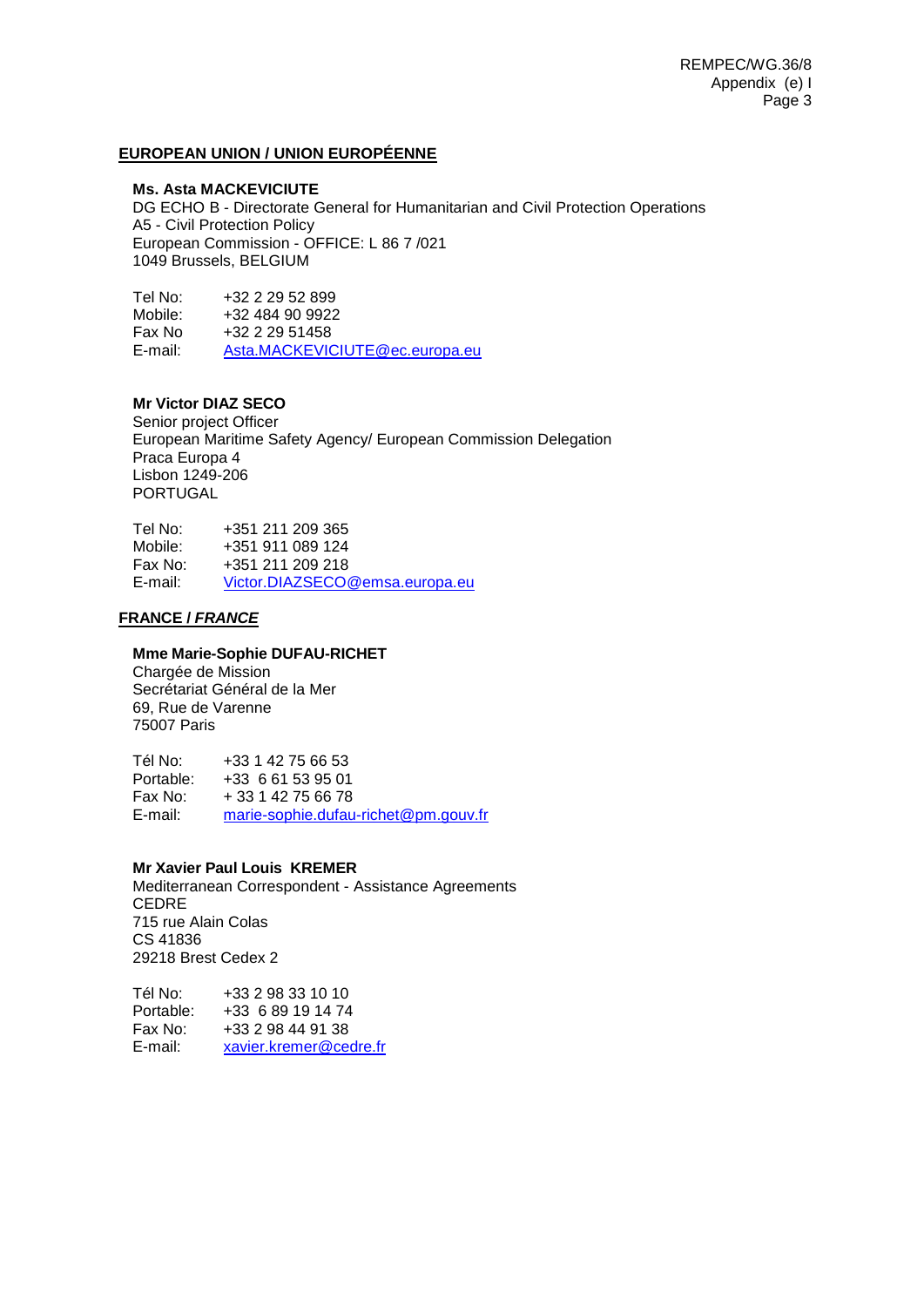## EUROPEAN UNION / UNION EUROPÉENNE

**Ms. Asta MACKEVICIUTE**
DG ECHO B - Directorate General for Humanitarian and Civil Protection Operations
A5 - Civil Protection Policy
European Commission - OFFICE: L 86 7 /021
1049 Brussels, BELGIUM

Tel No: +32 2 29 52 899
Mobile: +32 484 90 9922
Fax No +32 2 29 51458
E-mail: Asta.MACKEVICIUTE@ec.europa.eu

**Mr Victor DIAZ SECO**
Senior project Officer
European Maritime Safety Agency/ European Commission Delegation
Praca Europa 4
Lisbon 1249-206
PORTUGAL

Tel No: +351 211 209 365
Mobile: +351 911 089 124
Fax No: +351 211 209 218
E-mail: Victor.DIAZSECO@emsa.europa.eu

## FRANCE / *FRANCE*

**Mme Marie-Sophie DUFAU-RICHET**
Chargée de Mission
Secrétariat Général de la Mer
69, Rue de Varenne
75007 Paris

Tél No: +33 1 42 75 66 53
Portable: +33 6 61 53 95 01
Fax No: + 33 1 42 75 66 78
E-mail: marie-sophie.dufau-richet@pm.gouv.fr

**Mr Xavier Paul Louis KREMER**
Mediterranean Correspondent - Assistance Agreements
CEDRE
715 rue Alain Colas
CS 41836
29218 Brest Cedex 2

Tél No: +33 2 98 33 10 10
Portable: +33 6 89 19 14 74
Fax No: +33 2 98 44 91 38
E-mail: xavier.kremer@cedre.fr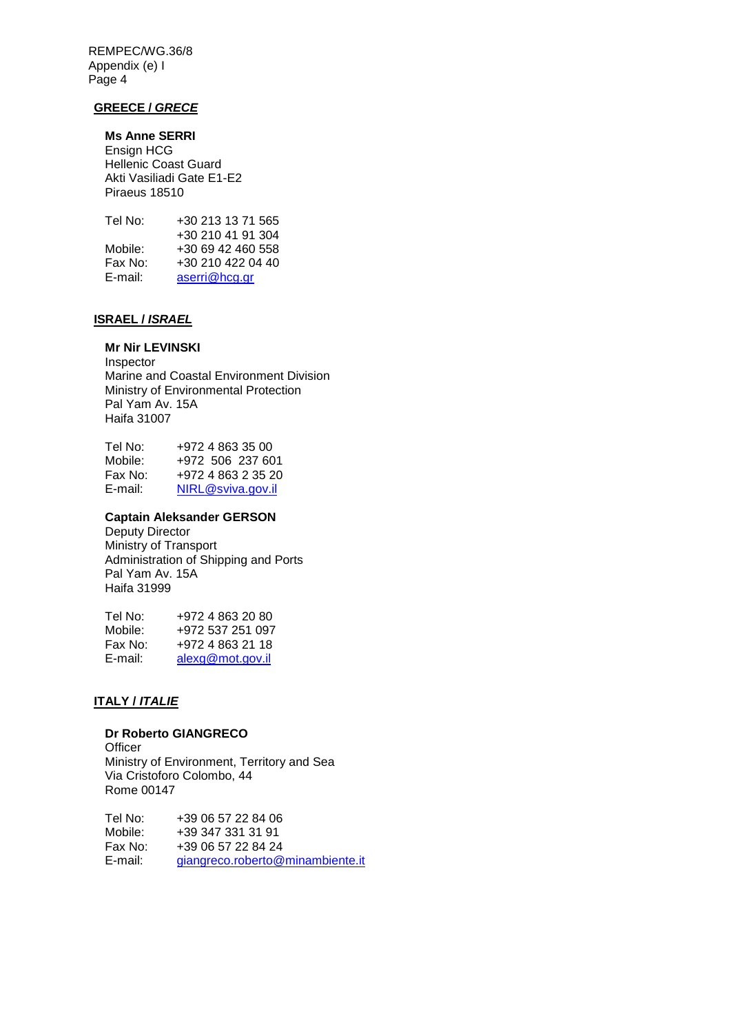## GREECE / *GRECE*

**Ms Anne SERRI**
Ensign HCG
Hellenic Coast Guard
Akti Vasiliadi Gate E1-E2
Piraeus 18510

| | |
|---|---|
| Tel No: | +30 213 13 71 565 |
| | +30 210 41 91 304 |
| Mobile: | +30 69 42 460 558 |
| Fax No: | +30 210 422 04 40 |
| E-mail: | aserri@hcg.gr |

## ISRAEL / *ISRAEL*

**Mr Nir LEVINSKI**
Inspector
Marine and Coastal Environment Division
Ministry of Environmental Protection
Pal Yam Av. 15A
Haifa 31007

| | |
|---|---|
| Tel No: | +972 4 863 35 00 |
| Mobile: | +972 506 237 601 |
| Fax No: | +972 4 863 2 35 20 |
| E-mail: | NIRL@sviva.gov.il |

**Captain Aleksander GERSON**
Deputy Director
Ministry of Transport
Administration of Shipping and Ports
Pal Yam Av. 15A
Haifa 31999

| | |
|---|---|
| Tel No: | +972 4 863 20 80 |
| Mobile: | +972 537 251 097 |
| Fax No: | +972 4 863 21 18 |
| E-mail: | alexg@mot.gov.il |

## ITALY / *ITALIE*

**Dr Roberto GIANGRECO**
Officer
Ministry of Environment, Territory and Sea
Via Cristoforo Colombo, 44
Rome 00147

| | |
|---|---|
| Tel No: | +39 06 57 22 84 06 |
| Mobile: | +39 347 331 31 91 |
| Fax No: | +39 06 57 22 84 24 |
| E-mail: | giangreco.roberto@minambiente.it |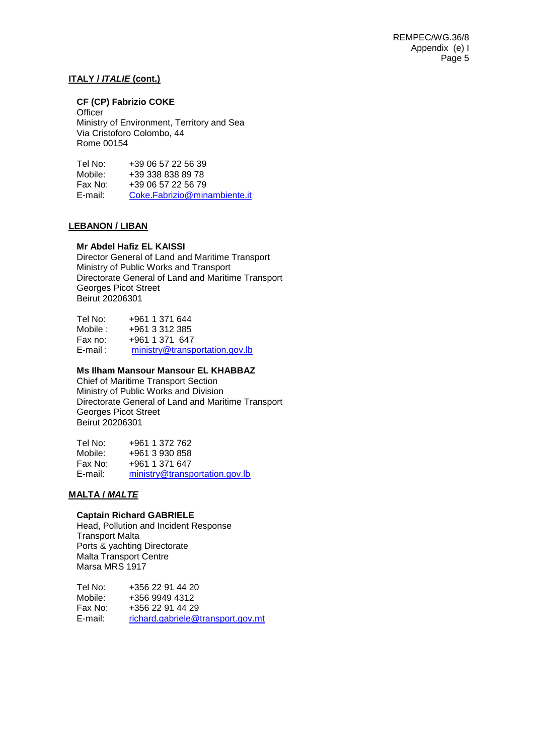**ITALY / *ITALIE* (cont.)**

**CF (CP) Fabrizio COKE**
Officer
Ministry of Environment, Territory and Sea
Via Cristoforo Colombo, 44
Rome 00154

Tel No: +39 06 57 22 56 39
Mobile: +39 338 838 89 78
Fax No: +39 06 57 22 56 79
E-mail: Coke.Fabrizio@minambiente.it

**LEBANON / LIBAN**

**Mr Abdel Hafiz EL KAISSI**
Director General of Land and Maritime Transport
Ministry of Public Works and Transport
Directorate General of Land and Maritime Transport
Georges Picot Street
Beirut 20206301

Tel No: +961 1 371 644
Mobile : +961 3 312 385
Fax no: +961 1 371 647
E-mail : ministry@transportation.gov.lb

**Ms Ilham Mansour Mansour EL KHABBAZ**
Chief of Maritime Transport Section
Ministry of Public Works and Division
Directorate General of Land and Maritime Transport
Georges Picot Street
Beirut 20206301

Tel No: +961 1 372 762
Mobile: +961 3 930 858
Fax No: +961 1 371 647
E-mail: ministry@transportation.gov.lb

**MALTA / *MALTE***

**Captain Richard GABRIELE**
Head, Pollution and Incident Response
Transport Malta
Ports & yachting Directorate
Malta Transport Centre
Marsa MRS 1917

Tel No: +356 22 91 44 20
Mobile: +356 9949 4312
Fax No: +356 22 91 44 29
E-mail: richard.gabriele@transport.gov.mt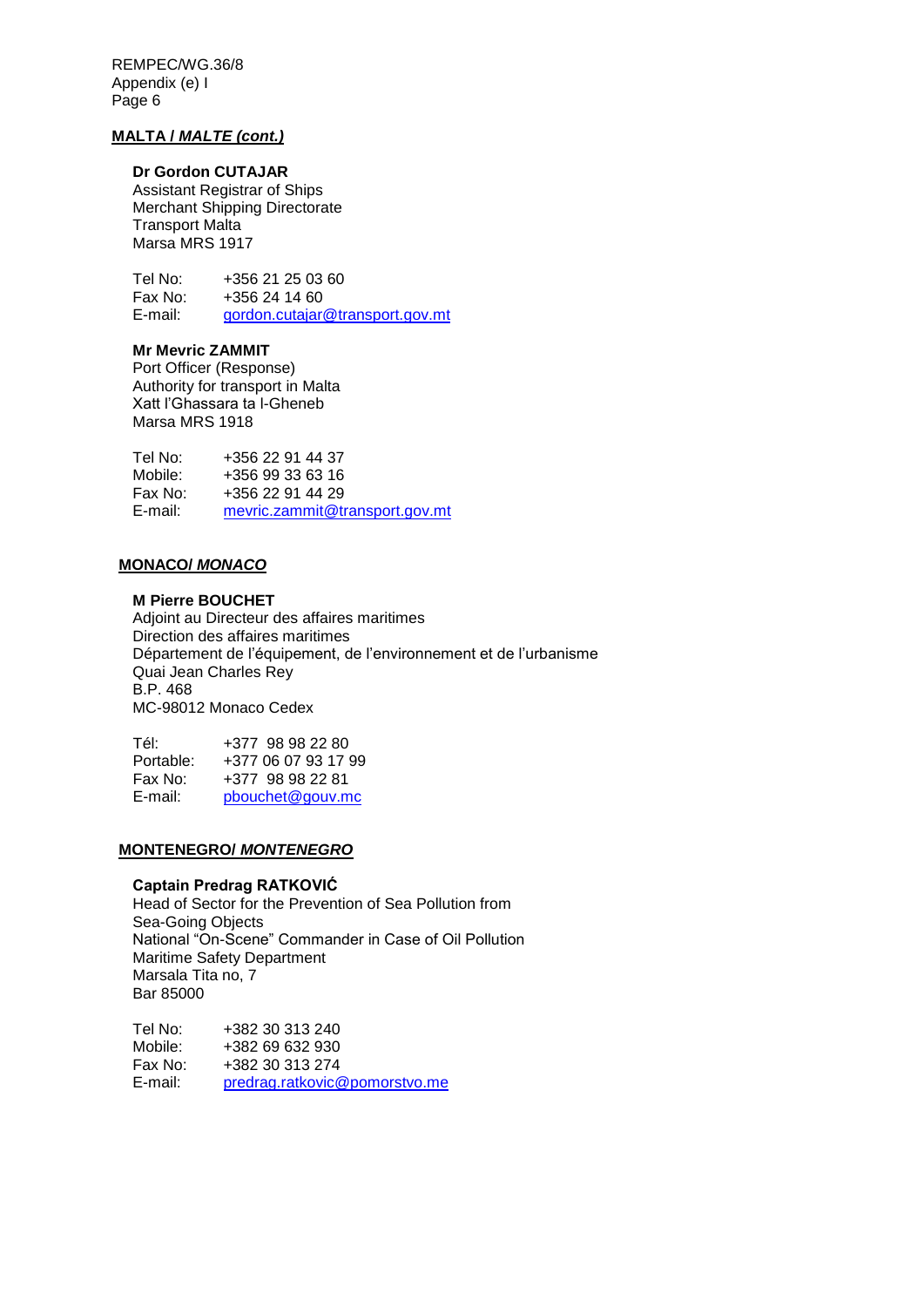**MALTA / *MALTE (cont.)***

**Dr Gordon CUTAJAR**
Assistant Registrar of Ships
Merchant Shipping Directorate
Transport Malta
Marsa MRS 1917

Tel No: +356 21 25 03 60
Fax No: +356 24 14 60
E-mail: gordon.cutajar@transport.gov.mt

**Mr Mevric ZAMMIT**
Port Officer (Response)
Authority for transport in Malta
Xatt l'Ghassara ta l-Gheneb
Marsa MRS 1918

Tel No: +356 22 91 44 37
Mobile: +356 99 33 63 16
Fax No: +356 22 91 44 29
E-mail: mevric.zammit@transport.gov.mt

**MONACO/ *MONACO***

**M Pierre BOUCHET**
Adjoint au Directeur des affaires maritimes
Direction des affaires maritimes
Département de l'équipement, de l'environnement et de l'urbanisme
Quai Jean Charles Rey
B.P. 468
MC-98012 Monaco Cedex

Tél: +377 98 98 22 80
Portable: +377 06 07 93 17 99
Fax No: +377 98 98 22 81
E-mail: pbouchet@gouv.mc

**MONTENEGRO/ *MONTENEGRO***

**Captain Predrag RATKOVIĆ**
Head of Sector for the Prevention of Sea Pollution from Sea-Going Objects
National "On-Scene" Commander in Case of Oil Pollution
Maritime Safety Department
Marsala Tita no, 7
Bar 85000

Tel No: +382 30 313 240
Mobile: +382 69 632 930
Fax No: +382 30 313 274
E-mail: predrag.ratkovic@pomorstvo.me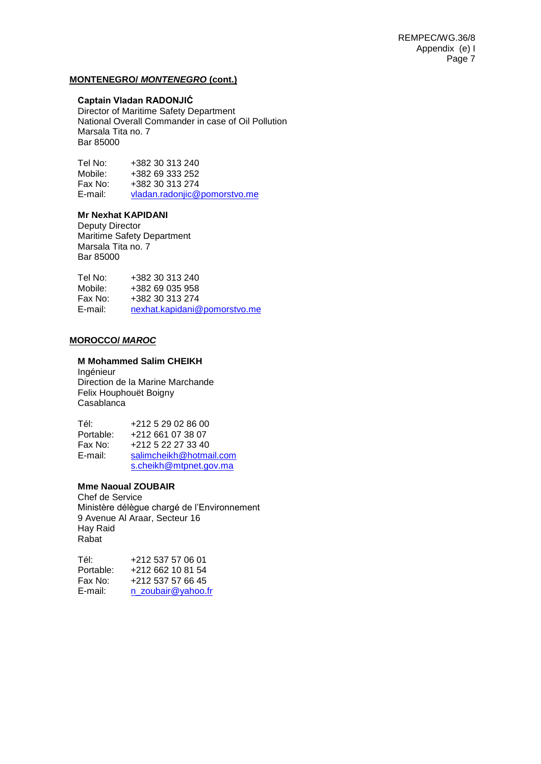**MONTENEGRO/ *MONTENEGRO* (cont.)**

**Captain Vladan RADONJIĆ**
Director of Maritime Safety Department
National Overall Commander in case of Oil Pollution
Marsala Tita no. 7
Bar 85000

Tel No: +382 30 313 240
Mobile: +382 69 333 252
Fax No: +382 30 313 274
E-mail: vladan.radonjic@pomorstvo.me

**Mr Nexhat KAPIDANI**
Deputy Director
Maritime Safety Department
Marsala Tita no. 7
Bar 85000

Tel No: +382 30 313 240
Mobile: +382 69 035 958
Fax No: +382 30 313 274
E-mail: nexhat.kapidani@pomorstvo.me

**MOROCCO/ *MAROC***

**M Mohammed Salim CHEIKH**
Ingénieur
Direction de la Marine Marchande
Felix Houphouët Boigny
Casablanca

Tél: +212 5 29 02 86 00
Portable: +212 661 07 38 07
Fax No: +212 5 22 27 33 40
E-mail: salimcheikh@hotmail.com
s.cheikh@mtpnet.gov.ma

**Mme Naoual ZOUBAIR**
Chef de Service
Ministère délègue chargé de l'Environnement
9 Avenue Al Araar, Secteur 16
Hay Raid
Rabat

Tél: +212 537 57 06 01
Portable: +212 662 10 81 54
Fax No: +212 537 57 66 45
E-mail: n_zoubair@yahoo.fr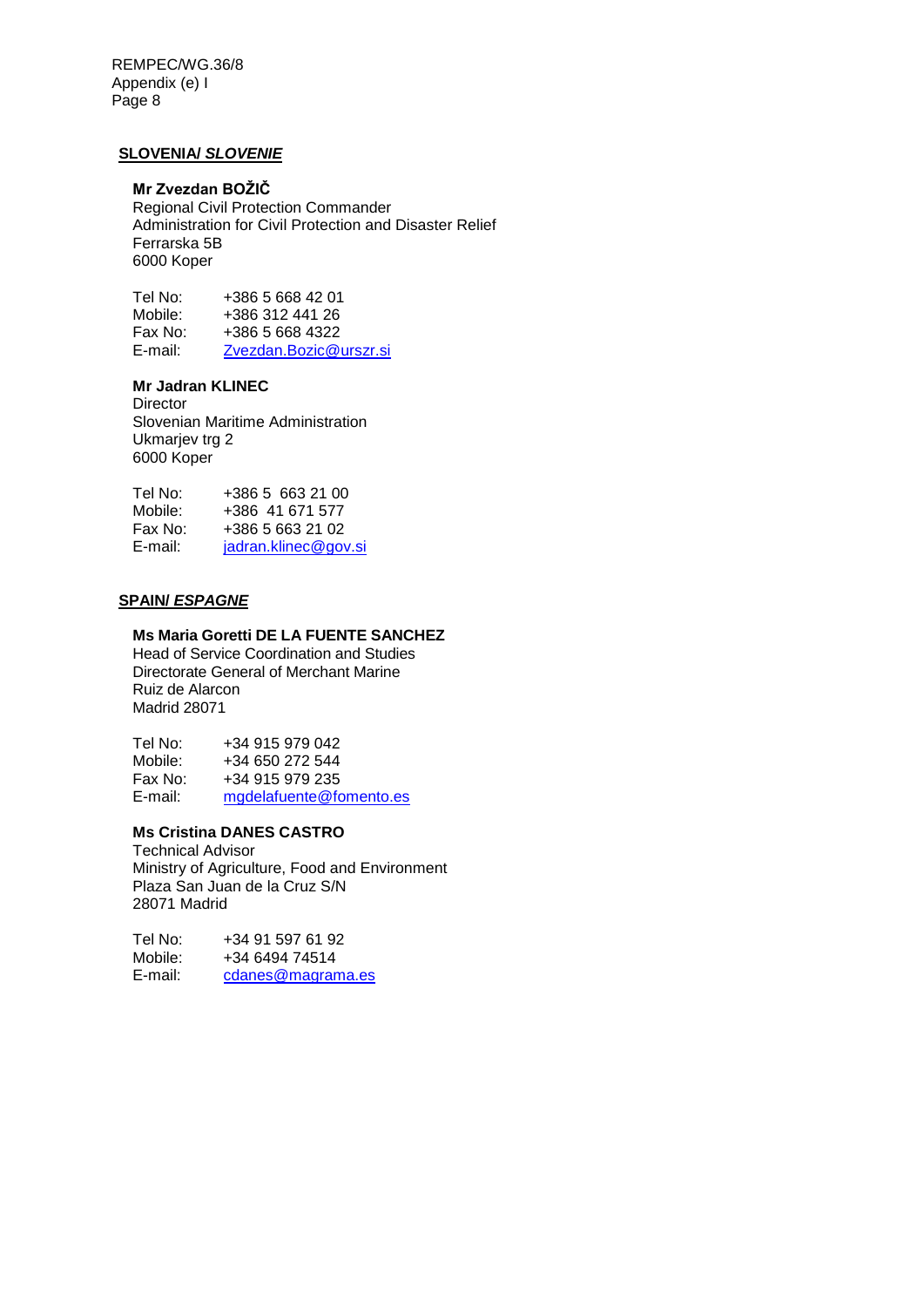**SLOVENIA/ *SLOVENIE***

**Mr Zvezdan BOŽIČ**
Regional Civil Protection Commander
Administration for Civil Protection and Disaster Relief
Ferrarska 5B
6000 Koper

Tel No: +386 5 668 42 01
Mobile: +386 312 441 26
Fax No: +386 5 668 4322
E-mail: Zvezdan.Bozic@urszr.si

**Mr Jadran KLINEC**
Director
Slovenian Maritime Administration
Ukmarjev trg 2
6000 Koper

Tel No: +386 5 663 21 00
Mobile: +386 41 671 577
Fax No: +386 5 663 21 02
E-mail: jadran.klinec@gov.si

**SPAIN/ *ESPAGNE***

**Ms Maria Goretti DE LA FUENTE SANCHEZ**
Head of Service Coordination and Studies
Directorate General of Merchant Marine
Ruiz de Alarcon
Madrid 28071

Tel No: +34 915 979 042
Mobile: +34 650 272 544
Fax No: +34 915 979 235
E-mail: mgdelafuente@fomento.es

**Ms Cristina DANES CASTRO**
Technical Advisor
Ministry of Agriculture, Food and Environment
Plaza San Juan de la Cruz S/N
28071 Madrid

Tel No: +34 91 597 61 92
Mobile: +34 6494 74514
E-mail: cdanes@magrama.es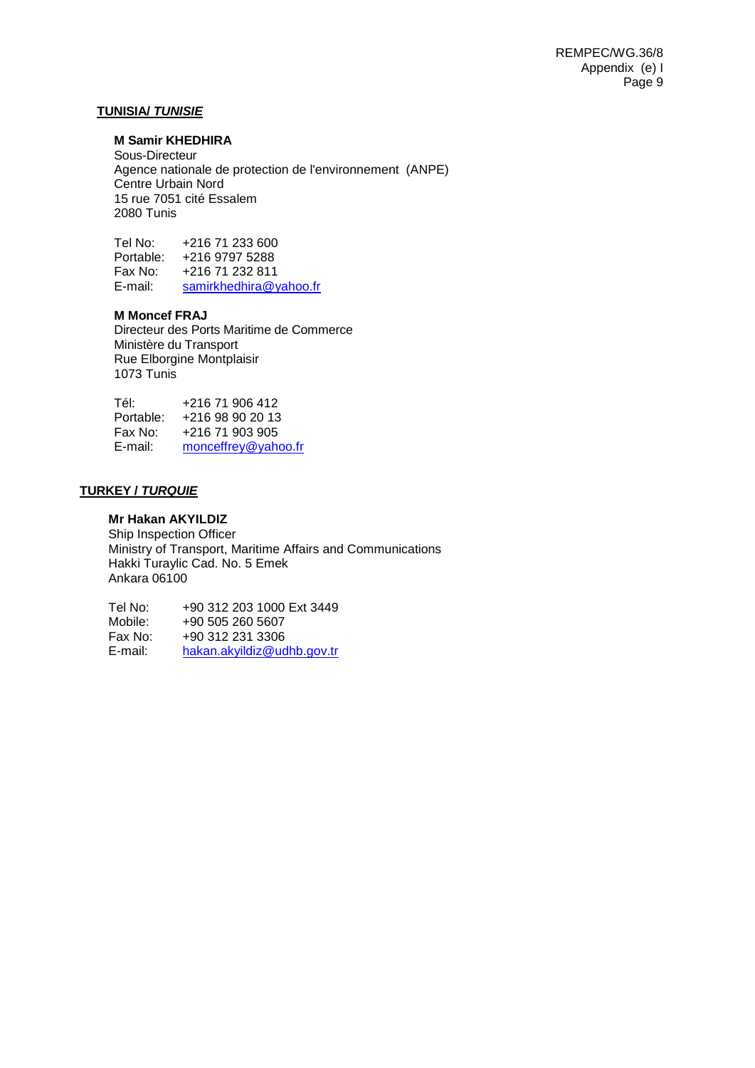**TUNISIA/ *TUNISIE***

**M Samir KHEDHIRA**
Sous-Directeur
Agence nationale de protection de l'environnement (ANPE)
Centre Urbain Nord
15 rue 7051 cité Essalem
2080 Tunis

Tel No: +216 71 233 600
Portable: +216 9797 5288
Fax No: +216 71 232 811
E-mail: samirkhedhira@yahoo.fr

**M Moncef FRAJ**
Directeur des Ports Maritime de Commerce
Ministère du Transport
Rue Elborgine Montplaisir
1073 Tunis

Tél: +216 71 906 412
Portable: +216 98 90 20 13
Fax No: +216 71 903 905
E-mail: monceffrey@yahoo.fr

**TURKEY / *TURQUIE***

**Mr Hakan AKYILDIZ**
Ship Inspection Officer
Ministry of Transport, Maritime Affairs and Communications
Hakki Turaylic Cad. No. 5 Emek
Ankara 06100

Tel No: +90 312 203 1000 Ext 3449
Mobile: +90 505 260 5607
Fax No: +90 312 231 3306
E-mail: hakan.akyildiz@udhb.gov.tr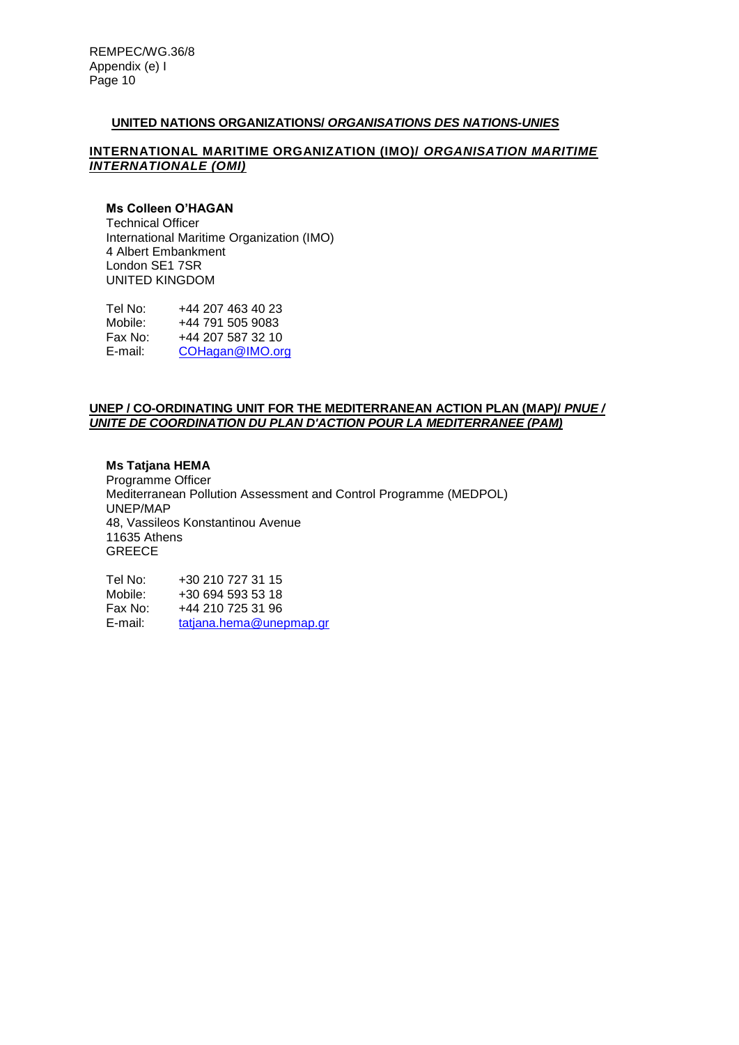## **UNITED NATIONS ORGANIZATIONS/ *ORGANISATIONS DES NATIONS-UNIES***

### **INTERNATIONAL MARITIME ORGANIZATION (IMO)/ *ORGANISATION MARITIME INTERNATIONALE (OMI)***

**Ms Colleen O'HAGAN**
Technical Officer
International Maritime Organization (IMO)
4 Albert Embankment
London SE1 7SR
UNITED KINGDOM

Tel No: +44 207 463 40 23
Mobile: +44 791 505 9083
Fax No: +44 207 587 32 10
E-mail: COHagan@IMO.org

### **UNEP / CO-ORDINATING UNIT FOR THE MEDITERRANEAN ACTION PLAN (MAP)/ *PNUE / UNITE DE COORDINATION DU PLAN D'ACTION POUR LA MEDITERRANEE (PAM)***

**Ms Tatjana HEMA**
Programme Officer
Mediterranean Pollution Assessment and Control Programme (MEDPOL)
UNEP/MAP
48, Vassileos Konstantinou Avenue
11635 Athens
GREECE

Tel No: +30 210 727 31 15
Mobile: +30 694 593 53 18
Fax No: +44 210 725 31 96
E-mail: tatjana.hema@unepmap.gr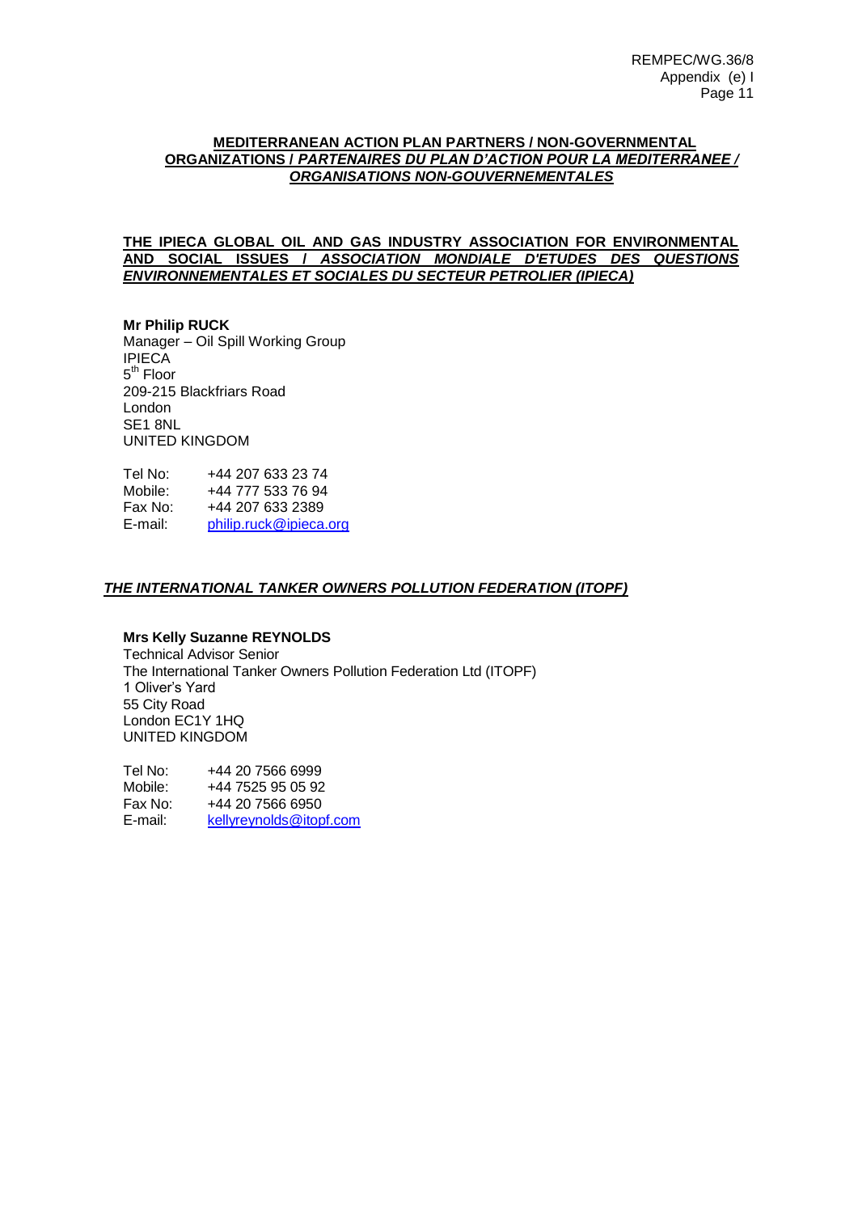**MEDITERRANEAN ACTION PLAN PARTNERS / NON-GOVERNMENTAL ORGANIZATIONS / *PARTENAIRES DU PLAN D'ACTION POUR LA MEDITERRANEE / ORGANISATIONS NON-GOUVERNEMENTALES***

**THE IPIECA GLOBAL OIL AND GAS INDUSTRY ASSOCIATION FOR ENVIRONMENTAL AND SOCIAL ISSUES / *ASSOCIATION MONDIALE D'ETUDES DES QUESTIONS ENVIRONNEMENTALES ET SOCIALES DU SECTEUR PETROLIER (IPIECA)***

**Mr Philip RUCK**
Manager – Oil Spill Working Group
IPIECA
5th Floor
209-215 Blackfriars Road
London
SE1 8NL
UNITED KINGDOM

Tel No: +44 207 633 23 74
Mobile: +44 777 533 76 94
Fax No: +44 207 633 2389
E-mail: philip.ruck@ipieca.org

***THE INTERNATIONAL TANKER OWNERS POLLUTION FEDERATION (ITOPF)***

**Mrs Kelly Suzanne REYNOLDS**
Technical Advisor Senior
The International Tanker Owners Pollution Federation Ltd (ITOPF)
1 Oliver's Yard
55 City Road
London EC1Y 1HQ
UNITED KINGDOM

Tel No: +44 20 7566 6999
Mobile: +44 7525 95 05 92
Fax No: +44 20 7566 6950
E-mail: kellyreynolds@itopf.com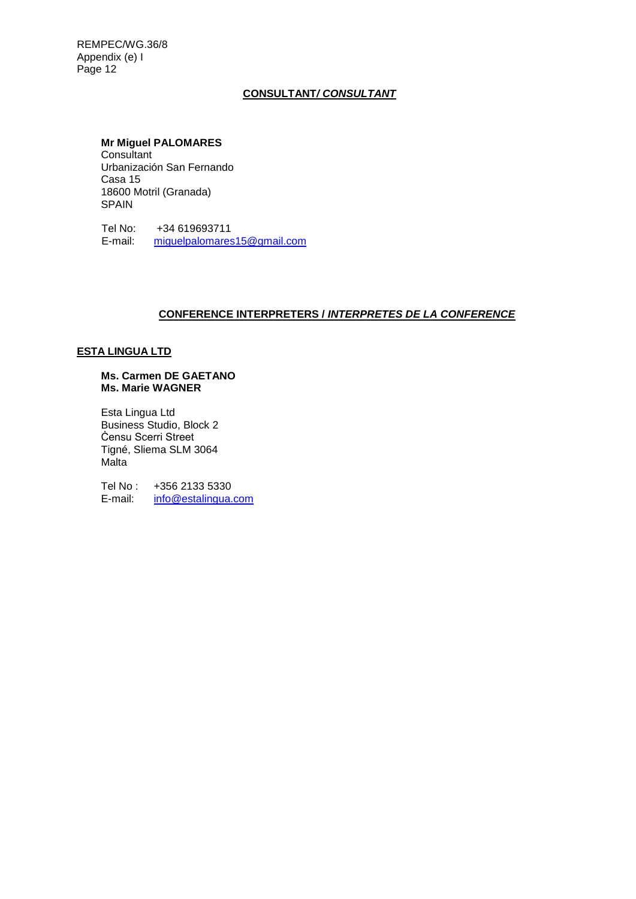**CONSULTANT/ *CONSULTANT***

**Mr Miguel PALOMARES**
Consultant
Urbanización San Fernando
Casa 15
18600 Motril (Granada)
SPAIN

Tel No: +34 619693711
E-mail: miguelpalomares15@gmail.com

**CONFERENCE INTERPRETERS / *INTERPRETES DE LA CONFERENCE***

**ESTA LINGUA LTD**

**Ms. Carmen DE GAETANO**
**Ms. Marie WAGNER**

Esta Lingua Ltd
Business Studio, Block 2
Ċensu Scerri Street
Tigné, Sliema SLM 3064
Malta

Tel No : +356 2133 5330
E-mail: info@estalingua.com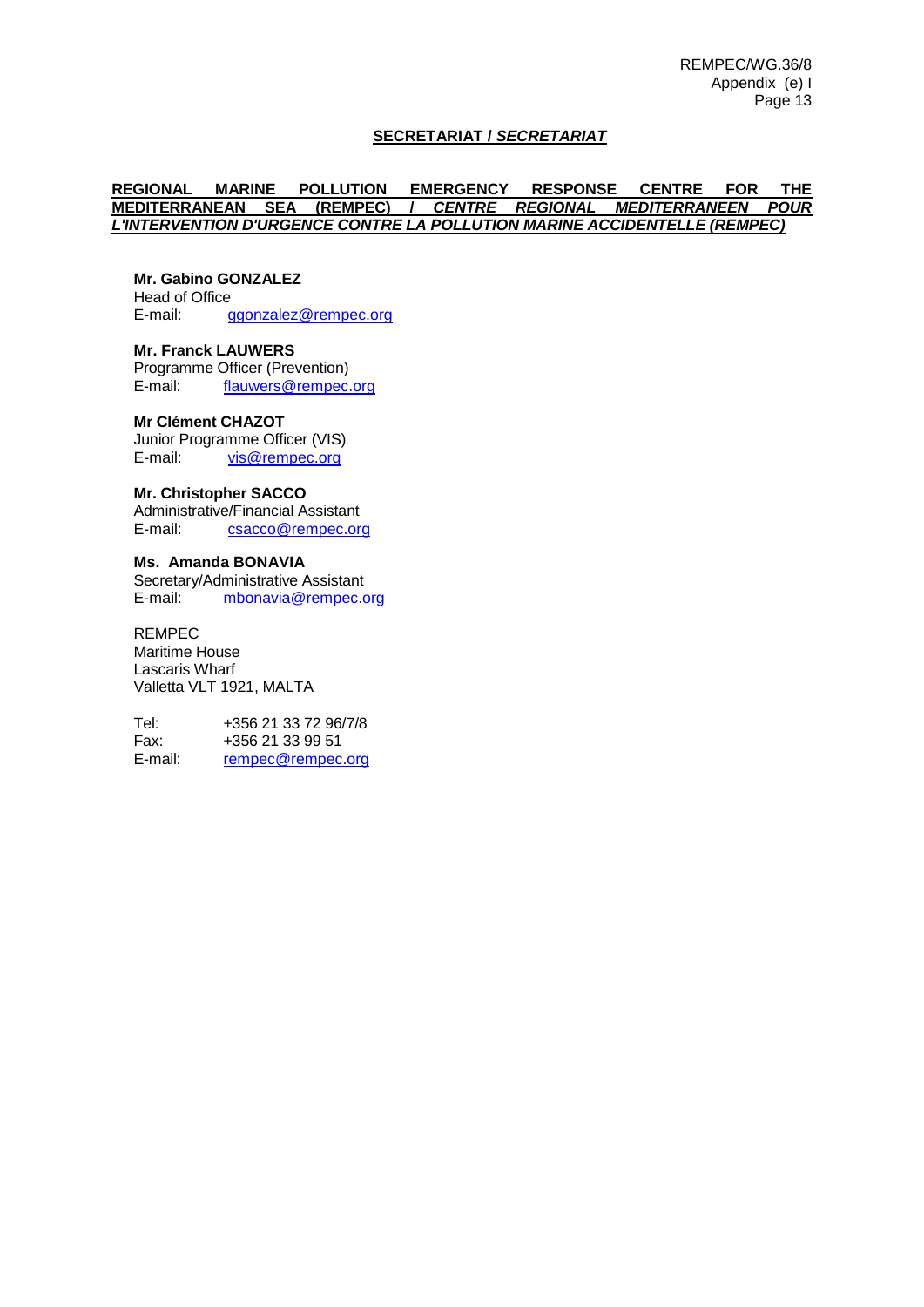## SECRETARIAT / *SECRETARIAT*

### REGIONAL MARINE POLLUTION EMERGENCY RESPONSE CENTRE FOR THE MEDITERRANEAN SEA (REMPEC) / *CENTRE REGIONAL MEDITERRANEEN POUR L'INTERVENTION D'URGENCE CONTRE LA POLLUTION MARINE ACCIDENTELLE (REMPEC)*

**Mr. Gabino GONZALEZ**
Head of Office
E-mail: ggonzalez@rempec.org

**Mr. Franck LAUWERS**
Programme Officer (Prevention)
E-mail: flauwers@rempec.org

**Mr Clément CHAZOT**
Junior Programme Officer (VIS)
E-mail: vis@rempec.org

**Mr. Christopher SACCO**
Administrative/Financial Assistant
E-mail: csacco@rempec.org

**Ms. Amanda BONAVIA**
Secretary/Administrative Assistant
E-mail: mbonavia@rempec.org

REMPEC
Maritime House
Lascaris Wharf
Valletta VLT 1921, MALTA

Tel: +356 21 33 72 96/7/8
Fax: +356 21 33 99 51
E-mail: rempec@rempec.org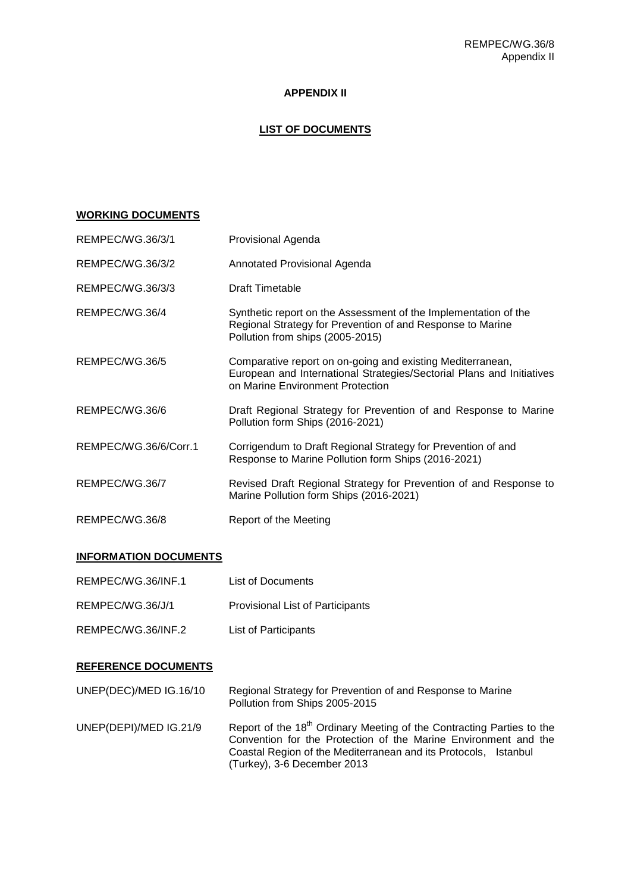# APPENDIX II

## LIST OF DOCUMENTS

### WORKING DOCUMENTS

| | |
|---|---|
| REMPEC/WG.36/3/1 | Provisional Agenda |
| REMPEC/WG.36/3/2 | Annotated Provisional Agenda |
| REMPEC/WG.36/3/3 | Draft Timetable |
| REMPEC/WG.36/4 | Synthetic report on the Assessment of the Implementation of the Regional Strategy for Prevention of and Response to Marine Pollution from ships (2005-2015) |
| REMPEC/WG.36/5 | Comparative report on on-going and existing Mediterranean, European and International Strategies/Sectorial Plans and Initiatives on Marine Environment Protection |
| REMPEC/WG.36/6 | Draft Regional Strategy for Prevention of and Response to Marine Pollution form Ships (2016-2021) |
| REMPEC/WG.36/6/Corr.1 | Corrigendum to Draft Regional Strategy for Prevention of and Response to Marine Pollution form Ships (2016-2021) |
| REMPEC/WG.36/7 | Revised Draft Regional Strategy for Prevention of and Response to Marine Pollution form Ships (2016-2021) |
| REMPEC/WG.36/8 | Report of the Meeting |

### INFORMATION DOCUMENTS

| | |
|---|---|
| REMPEC/WG.36/INF.1 | List of Documents |
| REMPEC/WG.36/J/1 | Provisional List of Participants |
| REMPEC/WG.36/INF.2 | List of Participants |

### REFERENCE DOCUMENTS

| | |
|---|---|
| UNEP(DEC)/MED IG.16/10 | Regional Strategy for Prevention of and Response to Marine Pollution from Ships 2005-2015 |
| UNEP(DEPI)/MED IG.21/9 | Report of the 18th Ordinary Meeting of the Contracting Parties to the Convention for the Protection of the Marine Environment and the Coastal Region of the Mediterranean and its Protocols, Istanbul (Turkey), 3-6 December 2013 |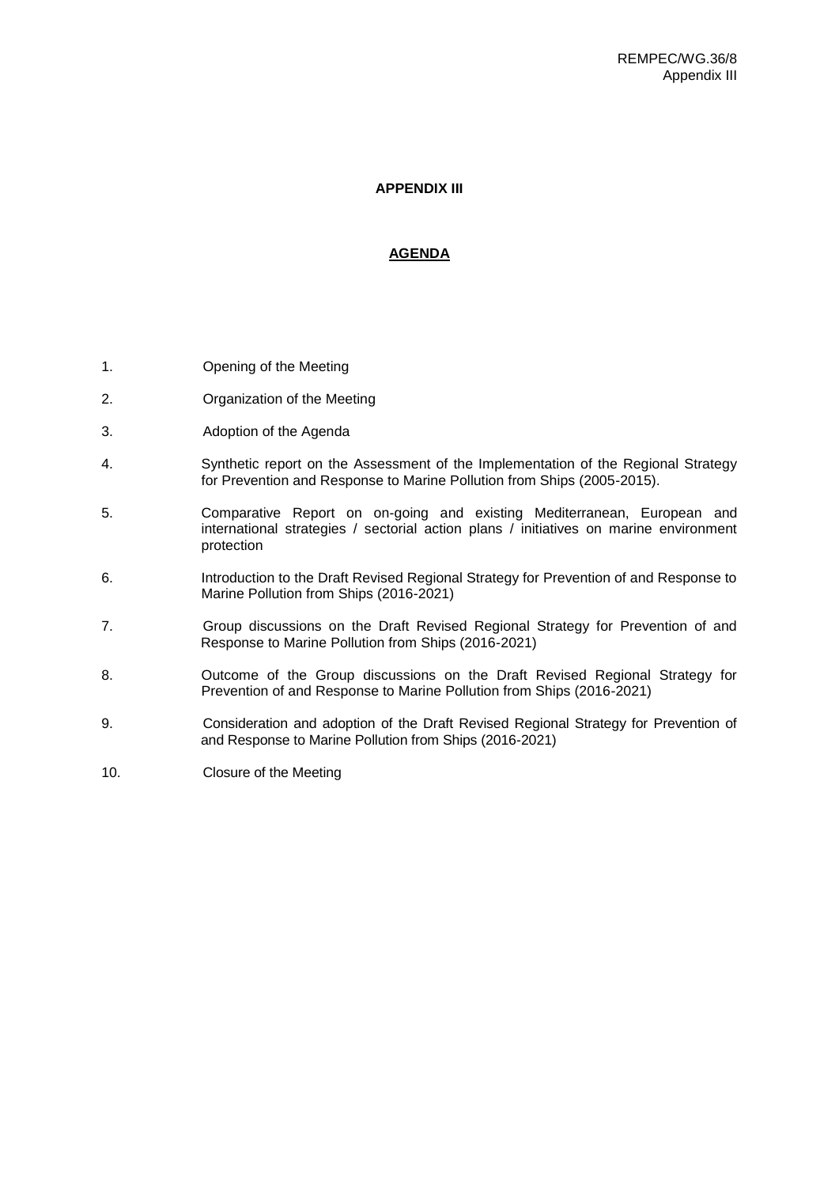# APPENDIX III

## AGENDA

1. Opening of the Meeting
2. Organization of the Meeting
3. Adoption of the Agenda
4. Synthetic report on the Assessment of the Implementation of the Regional Strategy for Prevention and Response to Marine Pollution from Ships (2005-2015).
5. Comparative Report on on-going and existing Mediterranean, European and international strategies / sectorial action plans / initiatives on marine environment protection
6. Introduction to the Draft Revised Regional Strategy for Prevention of and Response to Marine Pollution from Ships (2016-2021)
7. Group discussions on the Draft Revised Regional Strategy for Prevention of and Response to Marine Pollution from Ships (2016-2021)
8. Outcome of the Group discussions on the Draft Revised Regional Strategy for Prevention of and Response to Marine Pollution from Ships (2016-2021)
9. Consideration and adoption of the Draft Revised Regional Strategy for Prevention of and Response to Marine Pollution from Ships (2016-2021)
10. Closure of the Meeting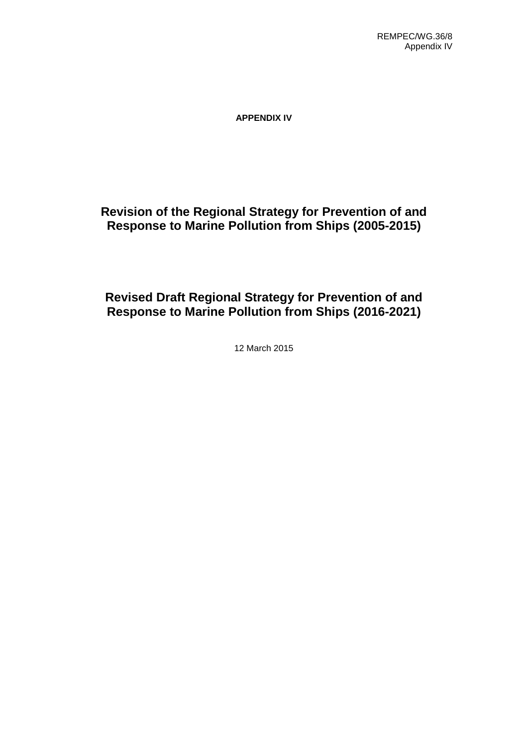**APPENDIX IV**

# Revision of the Regional Strategy for Prevention of and Response to Marine Pollution from Ships (2005-2015)

# Revised Draft Regional Strategy for Prevention of and Response to Marine Pollution from Ships (2016-2021)

12 March 2015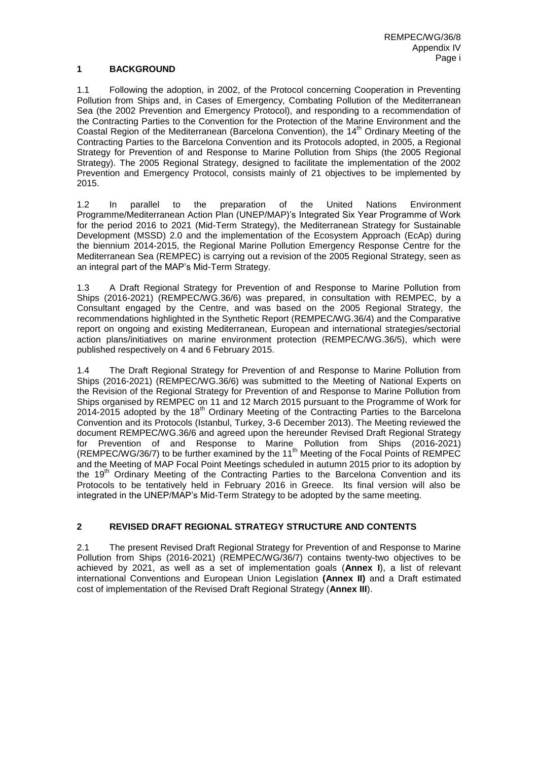## 1 BACKGROUND

1.1 Following the adoption, in 2002, of the Protocol concerning Cooperation in Preventing Pollution from Ships and, in Cases of Emergency, Combating Pollution of the Mediterranean Sea (the 2002 Prevention and Emergency Protocol), and responding to a recommendation of the Contracting Parties to the Convention for the Protection of the Marine Environment and the Coastal Region of the Mediterranean (Barcelona Convention), the 14th Ordinary Meeting of the Contracting Parties to the Barcelona Convention and its Protocols adopted, in 2005, a Regional Strategy for Prevention of and Response to Marine Pollution from Ships (the 2005 Regional Strategy). The 2005 Regional Strategy, designed to facilitate the implementation of the 2002 Prevention and Emergency Protocol, consists mainly of 21 objectives to be implemented by 2015.

1.2 In parallel to the preparation of the United Nations Environment Programme/Mediterranean Action Plan (UNEP/MAP)'s Integrated Six Year Programme of Work for the period 2016 to 2021 (Mid-Term Strategy), the Mediterranean Strategy for Sustainable Development (MSSD) 2.0 and the implementation of the Ecosystem Approach (EcAp) during the biennium 2014-2015, the Regional Marine Pollution Emergency Response Centre for the Mediterranean Sea (REMPEC) is carrying out a revision of the 2005 Regional Strategy, seen as an integral part of the MAP's Mid-Term Strategy.

1.3 A Draft Regional Strategy for Prevention of and Response to Marine Pollution from Ships (2016-2021) (REMPEC/WG.36/6) was prepared, in consultation with REMPEC, by a Consultant engaged by the Centre, and was based on the 2005 Regional Strategy, the recommendations highlighted in the Synthetic Report (REMPEC/WG.36/4) and the Comparative report on ongoing and existing Mediterranean, European and international strategies/sectorial action plans/initiatives on marine environment protection (REMPEC/WG.36/5), which were published respectively on 4 and 6 February 2015.

1.4 The Draft Regional Strategy for Prevention of and Response to Marine Pollution from Ships (2016-2021) (REMPEC/WG.36/6) was submitted to the Meeting of National Experts on the Revision of the Regional Strategy for Prevention of and Response to Marine Pollution from Ships organised by REMPEC on 11 and 12 March 2015 pursuant to the Programme of Work for 2014-2015 adopted by the 18th Ordinary Meeting of the Contracting Parties to the Barcelona Convention and its Protocols (Istanbul, Turkey, 3-6 December 2013). The Meeting reviewed the document REMPEC/WG.36/6 and agreed upon the hereunder Revised Draft Regional Strategy for Prevention of and Response to Marine Pollution from Ships (2016-2021) (REMPEC/WG/36/7) to be further examined by the 11th Meeting of the Focal Points of REMPEC and the Meeting of MAP Focal Point Meetings scheduled in autumn 2015 prior to its adoption by the 19th Ordinary Meeting of the Contracting Parties to the Barcelona Convention and its Protocols to be tentatively held in February 2016 in Greece. Its final version will also be integrated in the UNEP/MAP's Mid-Term Strategy to be adopted by the same meeting.

## 2 REVISED DRAFT REGIONAL STRATEGY STRUCTURE AND CONTENTS

2.1 The present Revised Draft Regional Strategy for Prevention of and Response to Marine Pollution from Ships (2016-2021) (REMPEC/WG/36/7) contains twenty-two objectives to be achieved by 2021, as well as a set of implementation goals (**Annex I**), a list of relevant international Conventions and European Union Legislation **(Annex II)** and a Draft estimated cost of implementation of the Revised Draft Regional Strategy (**Annex III**).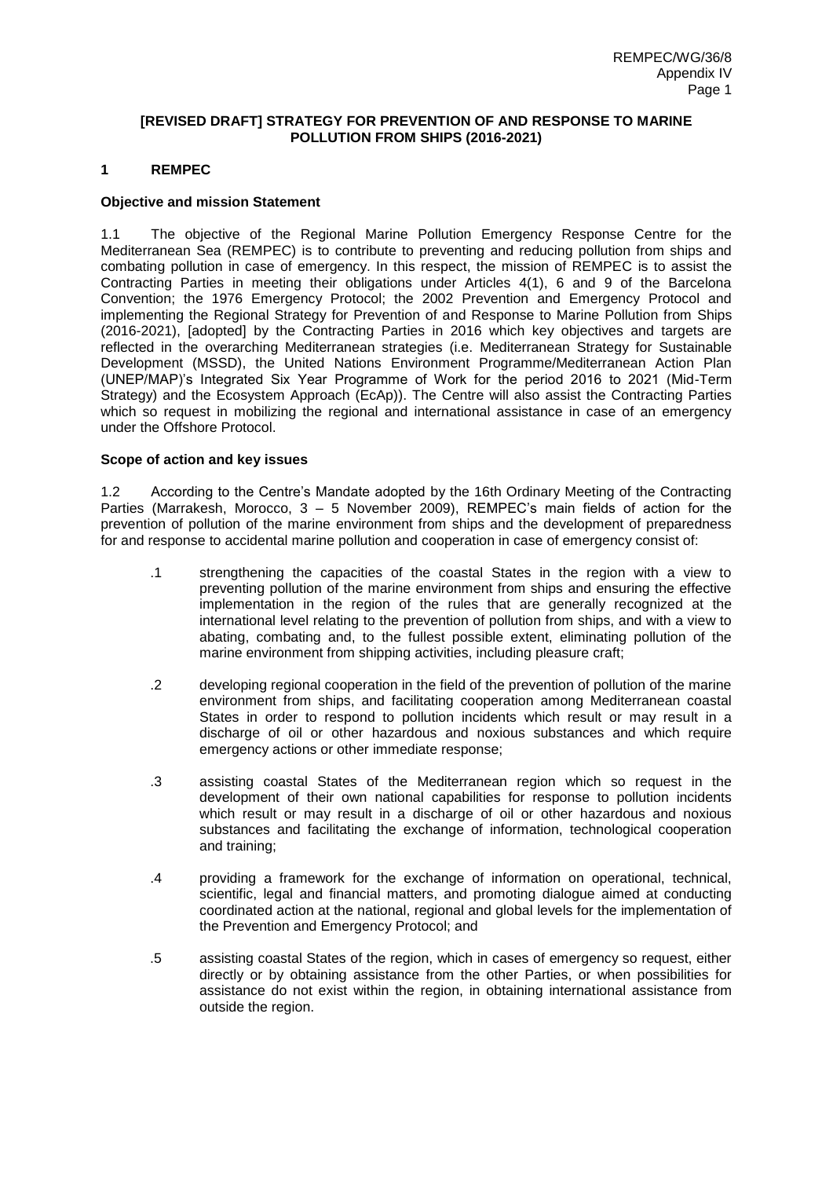**[REVISED DRAFT] STRATEGY FOR PREVENTION OF AND RESPONSE TO MARINE POLLUTION FROM SHIPS (2016-2021)**

## 1 REMPEC

### Objective and mission Statement

1.1 The objective of the Regional Marine Pollution Emergency Response Centre for the Mediterranean Sea (REMPEC) is to contribute to preventing and reducing pollution from ships and combating pollution in case of emergency. In this respect, the mission of REMPEC is to assist the Contracting Parties in meeting their obligations under Articles 4(1), 6 and 9 of the Barcelona Convention; the 1976 Emergency Protocol; the 2002 Prevention and Emergency Protocol and implementing the Regional Strategy for Prevention of and Response to Marine Pollution from Ships (2016-2021), [adopted] by the Contracting Parties in 2016 which key objectives and targets are reflected in the overarching Mediterranean strategies (i.e. Mediterranean Strategy for Sustainable Development (MSSD), the United Nations Environment Programme/Mediterranean Action Plan (UNEP/MAP)'s Integrated Six Year Programme of Work for the period 2016 to 2021 (Mid-Term Strategy) and the Ecosystem Approach (EcAp)). The Centre will also assist the Contracting Parties which so request in mobilizing the regional and international assistance in case of an emergency under the Offshore Protocol.

### Scope of action and key issues

1.2 According to the Centre's Mandate adopted by the 16th Ordinary Meeting of the Contracting Parties (Marrakesh, Morocco, 3 – 5 November 2009), REMPEC's main fields of action for the prevention of pollution of the marine environment from ships and the development of preparedness for and response to accidental marine pollution and cooperation in case of emergency consist of:

.1 strengthening the capacities of the coastal States in the region with a view to preventing pollution of the marine environment from ships and ensuring the effective implementation in the region of the rules that are generally recognized at the international level relating to the prevention of pollution from ships, and with a view to abating, combating and, to the fullest possible extent, eliminating pollution of the marine environment from shipping activities, including pleasure craft;

.2 developing regional cooperation in the field of the prevention of pollution of the marine environment from ships, and facilitating cooperation among Mediterranean coastal States in order to respond to pollution incidents which result or may result in a discharge of oil or other hazardous and noxious substances and which require emergency actions or other immediate response;

.3 assisting coastal States of the Mediterranean region which so request in the development of their own national capabilities for response to pollution incidents which result or may result in a discharge of oil or other hazardous and noxious substances and facilitating the exchange of information, technological cooperation and training;

.4 providing a framework for the exchange of information on operational, technical, scientific, legal and financial matters, and promoting dialogue aimed at conducting coordinated action at the national, regional and global levels for the implementation of the Prevention and Emergency Protocol; and

.5 assisting coastal States of the region, which in cases of emergency so request, either directly or by obtaining assistance from the other Parties, or when possibilities for assistance do not exist within the region, in obtaining international assistance from outside the region.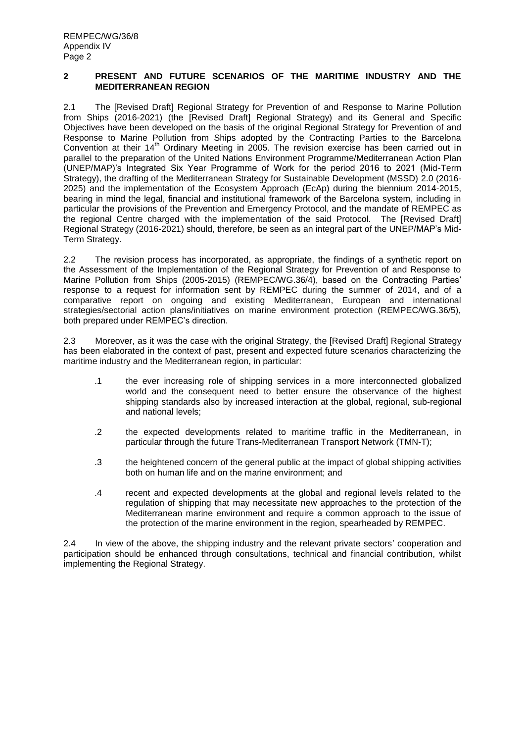## 2 PRESENT AND FUTURE SCENARIOS OF THE MARITIME INDUSTRY AND THE MEDITERRANEAN REGION

2.1 The [Revised Draft] Regional Strategy for Prevention of and Response to Marine Pollution from Ships (2016-2021) (the [Revised Draft] Regional Strategy) and its General and Specific Objectives have been developed on the basis of the original Regional Strategy for Prevention of and Response to Marine Pollution from Ships adopted by the Contracting Parties to the Barcelona Convention at their 14th Ordinary Meeting in 2005. The revision exercise has been carried out in parallel to the preparation of the United Nations Environment Programme/Mediterranean Action Plan (UNEP/MAP)'s Integrated Six Year Programme of Work for the period 2016 to 2021 (Mid-Term Strategy), the drafting of the Mediterranean Strategy for Sustainable Development (MSSD) 2.0 (2016-2025) and the implementation of the Ecosystem Approach (EcAp) during the biennium 2014-2015, bearing in mind the legal, financial and institutional framework of the Barcelona system, including in particular the provisions of the Prevention and Emergency Protocol, and the mandate of REMPEC as the regional Centre charged with the implementation of the said Protocol. The [Revised Draft] Regional Strategy (2016-2021) should, therefore, be seen as an integral part of the UNEP/MAP's Mid-Term Strategy.

2.2 The revision process has incorporated, as appropriate, the findings of a synthetic report on the Assessment of the Implementation of the Regional Strategy for Prevention of and Response to Marine Pollution from Ships (2005-2015) (REMPEC/WG.36/4), based on the Contracting Parties' response to a request for information sent by REMPEC during the summer of 2014, and of a comparative report on ongoing and existing Mediterranean, European and international strategies/sectorial action plans/initiatives on marine environment protection (REMPEC/WG.36/5), both prepared under REMPEC's direction.

2.3 Moreover, as it was the case with the original Strategy, the [Revised Draft] Regional Strategy has been elaborated in the context of past, present and expected future scenarios characterizing the maritime industry and the Mediterranean region, in particular:

.1 the ever increasing role of shipping services in a more interconnected globalized world and the consequent need to better ensure the observance of the highest shipping standards also by increased interaction at the global, regional, sub-regional and national levels;

.2 the expected developments related to maritime traffic in the Mediterranean, in particular through the future Trans-Mediterranean Transport Network (TMN-T);

.3 the heightened concern of the general public at the impact of global shipping activities both on human life and on the marine environment; and

.4 recent and expected developments at the global and regional levels related to the regulation of shipping that may necessitate new approaches to the protection of the Mediterranean marine environment and require a common approach to the issue of the protection of the marine environment in the region, spearheaded by REMPEC.

2.4 In view of the above, the shipping industry and the relevant private sectors' cooperation and participation should be enhanced through consultations, technical and financial contribution, whilst implementing the Regional Strategy.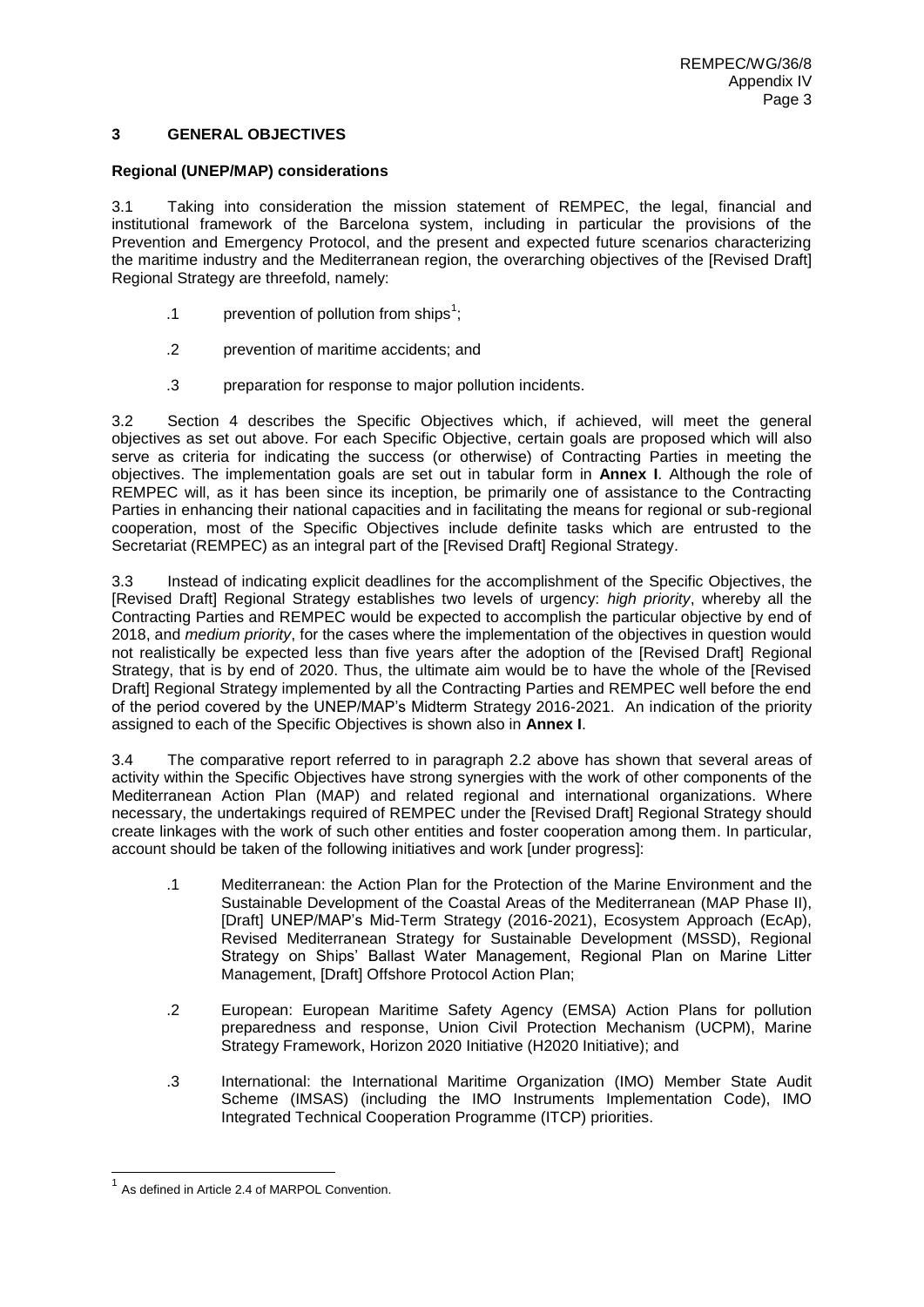## 3 GENERAL OBJECTIVES

### Regional (UNEP/MAP) considerations

3.1 Taking into consideration the mission statement of REMPEC, the legal, financial and institutional framework of the Barcelona system, including in particular the provisions of the Prevention and Emergency Protocol, and the present and expected future scenarios characterizing the maritime industry and the Mediterranean region, the overarching objectives of the [Revised Draft] Regional Strategy are threefold, namely:

.1 prevention of pollution from ships[1];

.2 prevention of maritime accidents; and

.3 preparation for response to major pollution incidents.

3.2 Section 4 describes the Specific Objectives which, if achieved, will meet the general objectives as set out above. For each Specific Objective, certain goals are proposed which will also serve as criteria for indicating the success (or otherwise) of Contracting Parties in meeting the objectives. The implementation goals are set out in tabular form in **Annex I**. Although the role of REMPEC will, as it has been since its inception, be primarily one of assistance to the Contracting Parties in enhancing their national capacities and in facilitating the means for regional or sub-regional cooperation, most of the Specific Objectives include definite tasks which are entrusted to the Secretariat (REMPEC) as an integral part of the [Revised Draft] Regional Strategy.

3.3 Instead of indicating explicit deadlines for the accomplishment of the Specific Objectives, the [Revised Draft] Regional Strategy establishes two levels of urgency: *high priority*, whereby all the Contracting Parties and REMPEC would be expected to accomplish the particular objective by end of 2018, and *medium priority*, for the cases where the implementation of the objectives in question would not realistically be expected less than five years after the adoption of the [Revised Draft] Regional Strategy, that is by end of 2020. Thus, the ultimate aim would be to have the whole of the [Revised Draft] Regional Strategy implemented by all the Contracting Parties and REMPEC well before the end of the period covered by the UNEP/MAP's Midterm Strategy 2016-2021. An indication of the priority assigned to each of the Specific Objectives is shown also in **Annex I**.

3.4 The comparative report referred to in paragraph 2.2 above has shown that several areas of activity within the Specific Objectives have strong synergies with the work of other components of the Mediterranean Action Plan (MAP) and related regional and international organizations. Where necessary, the undertakings required of REMPEC under the [Revised Draft] Regional Strategy should create linkages with the work of such other entities and foster cooperation among them. In particular, account should be taken of the following initiatives and work [under progress]:

.1 Mediterranean: the Action Plan for the Protection of the Marine Environment and the Sustainable Development of the Coastal Areas of the Mediterranean (MAP Phase II), [Draft] UNEP/MAP's Mid-Term Strategy (2016-2021), Ecosystem Approach (EcAp), Revised Mediterranean Strategy for Sustainable Development (MSSD), Regional Strategy on Ships' Ballast Water Management, Regional Plan on Marine Litter Management, [Draft] Offshore Protocol Action Plan;

.2 European: European Maritime Safety Agency (EMSA) Action Plans for pollution preparedness and response, Union Civil Protection Mechanism (UCPM), Marine Strategy Framework, Horizon 2020 Initiative (H2020 Initiative); and

.3 International: the International Maritime Organization (IMO) Member State Audit Scheme (IMSAS) (including the IMO Instruments Implementation Code), IMO Integrated Technical Cooperation Programme (ITCP) priorities.

---

[1] As defined in Article 2.4 of MARPOL Convention.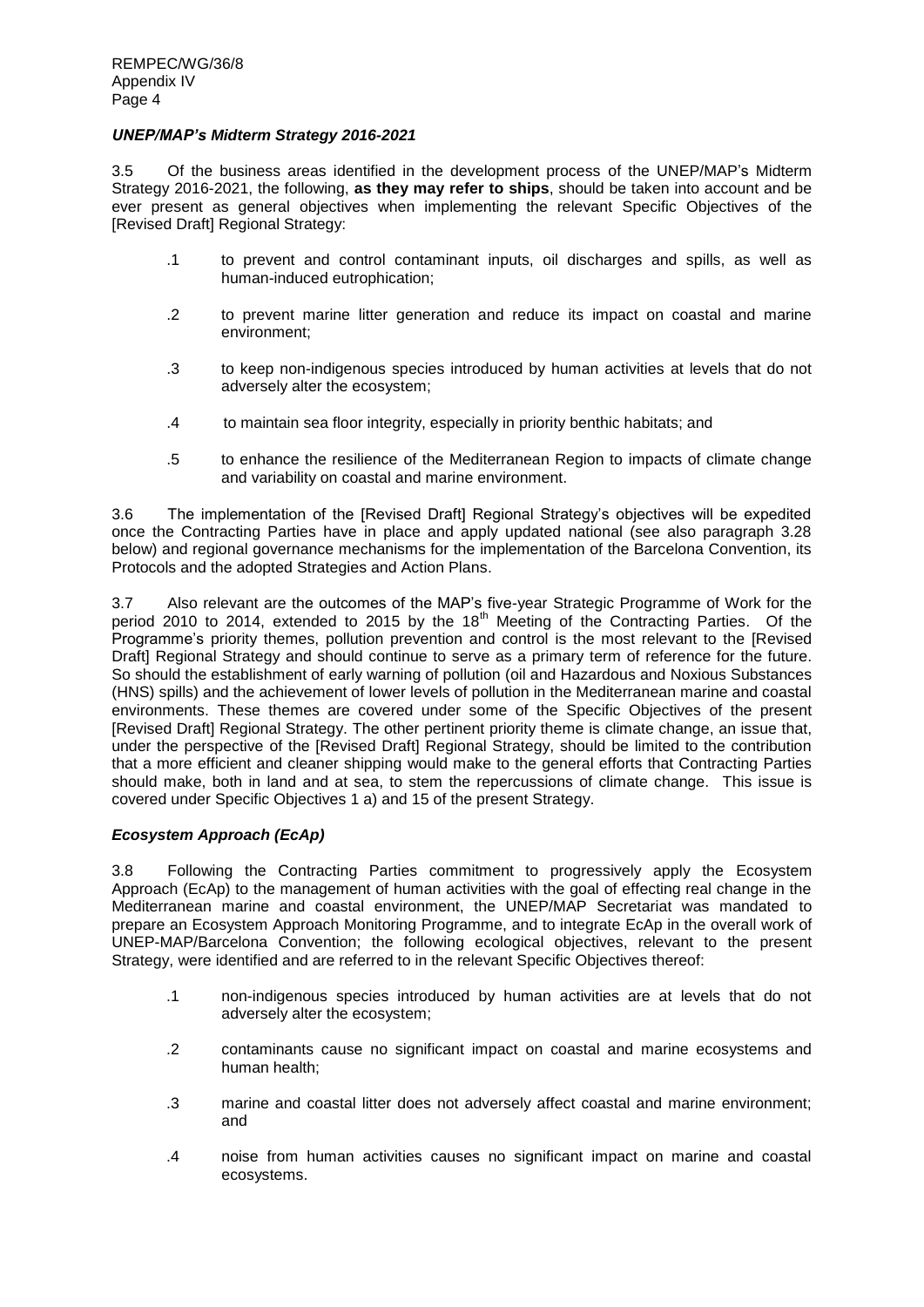### *UNEP/MAP's Midterm Strategy 2016-2021*

3.5 Of the business areas identified in the development process of the UNEP/MAP's Midterm Strategy 2016-2021, the following, **as they may refer to ships**, should be taken into account and be ever present as general objectives when implementing the relevant Specific Objectives of the [Revised Draft] Regional Strategy:

.1 to prevent and control contaminant inputs, oil discharges and spills, as well as human-induced eutrophication;

.2 to prevent marine litter generation and reduce its impact on coastal and marine environment;

.3 to keep non-indigenous species introduced by human activities at levels that do not adversely alter the ecosystem;

.4 to maintain sea floor integrity, especially in priority benthic habitats; and

.5 to enhance the resilience of the Mediterranean Region to impacts of climate change and variability on coastal and marine environment.

3.6 The implementation of the [Revised Draft] Regional Strategy's objectives will be expedited once the Contracting Parties have in place and apply updated national (see also paragraph 3.28 below) and regional governance mechanisms for the implementation of the Barcelona Convention, its Protocols and the adopted Strategies and Action Plans.

3.7 Also relevant are the outcomes of the MAP's five-year Strategic Programme of Work for the period 2010 to 2014, extended to 2015 by the 18th Meeting of the Contracting Parties. Of the Programme's priority themes, pollution prevention and control is the most relevant to the [Revised Draft] Regional Strategy and should continue to serve as a primary term of reference for the future. So should the establishment of early warning of pollution (oil and Hazardous and Noxious Substances (HNS) spills) and the achievement of lower levels of pollution in the Mediterranean marine and coastal environments. These themes are covered under some of the Specific Objectives of the present [Revised Draft] Regional Strategy. The other pertinent priority theme is climate change, an issue that, under the perspective of the [Revised Draft] Regional Strategy, should be limited to the contribution that a more efficient and cleaner shipping would make to the general efforts that Contracting Parties should make, both in land and at sea, to stem the repercussions of climate change. This issue is covered under Specific Objectives 1 a) and 15 of the present Strategy.

### *Ecosystem Approach (EcAp)*

3.8 Following the Contracting Parties commitment to progressively apply the Ecosystem Approach (EcAp) to the management of human activities with the goal of effecting real change in the Mediterranean marine and coastal environment, the UNEP/MAP Secretariat was mandated to prepare an Ecosystem Approach Monitoring Programme, and to integrate EcAp in the overall work of UNEP-MAP/Barcelona Convention; the following ecological objectives, relevant to the present Strategy, were identified and are referred to in the relevant Specific Objectives thereof:

.1 non-indigenous species introduced by human activities are at levels that do not adversely alter the ecosystem;

.2 contaminants cause no significant impact on coastal and marine ecosystems and human health;

.3 marine and coastal litter does not adversely affect coastal and marine environment; and

.4 noise from human activities causes no significant impact on marine and coastal ecosystems.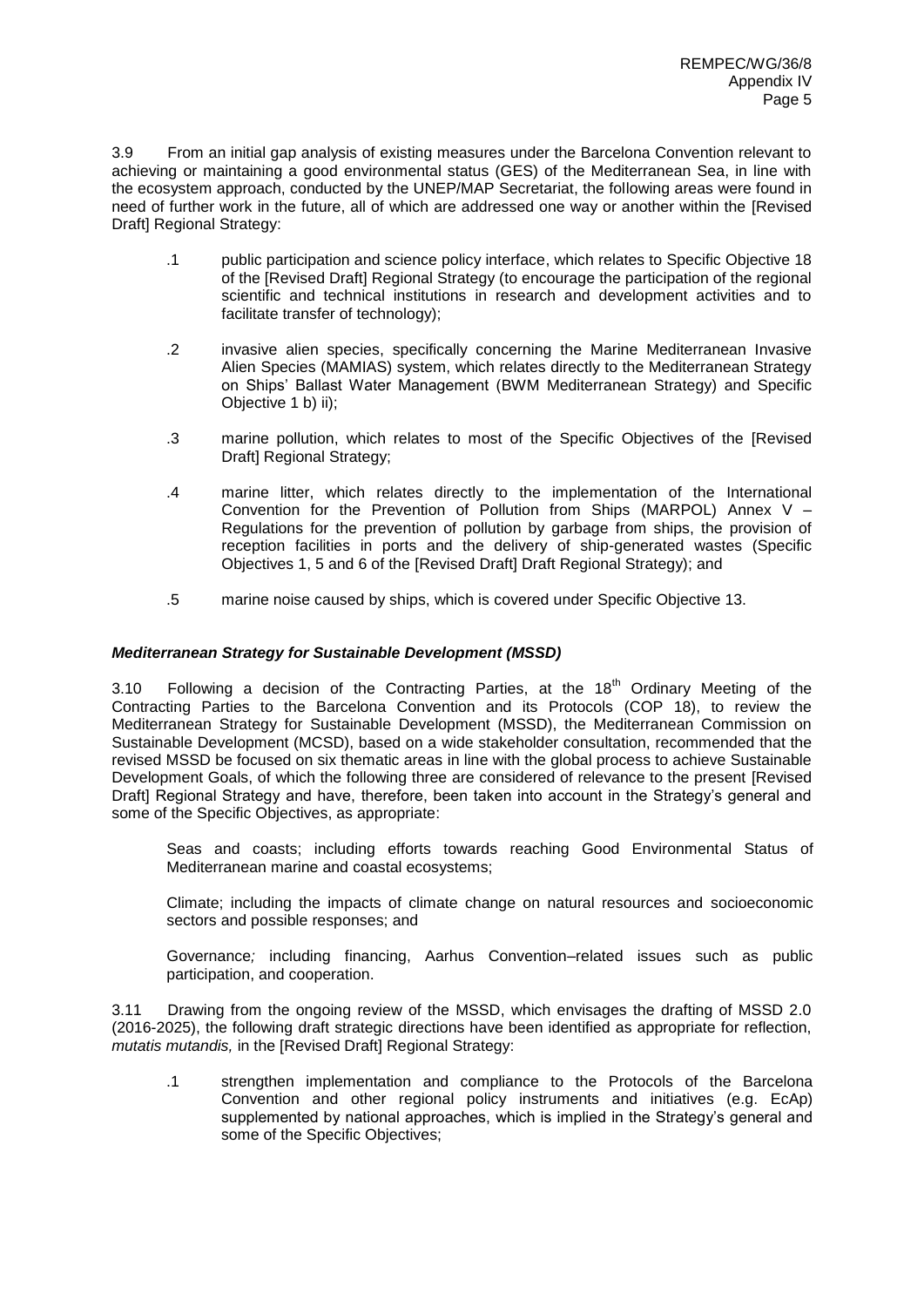3.9 From an initial gap analysis of existing measures under the Barcelona Convention relevant to achieving or maintaining a good environmental status (GES) of the Mediterranean Sea, in line with the ecosystem approach, conducted by the UNEP/MAP Secretariat, the following areas were found in need of further work in the future, all of which are addressed one way or another within the [Revised Draft] Regional Strategy:

.1 public participation and science policy interface, which relates to Specific Objective 18 of the [Revised Draft] Regional Strategy (to encourage the participation of the regional scientific and technical institutions in research and development activities and to facilitate transfer of technology);

.2 invasive alien species, specifically concerning the Marine Mediterranean Invasive Alien Species (MAMIAS) system, which relates directly to the Mediterranean Strategy on Ships' Ballast Water Management (BWM Mediterranean Strategy) and Specific Objective 1 b) ii);

.3 marine pollution, which relates to most of the Specific Objectives of the [Revised Draft] Regional Strategy;

.4 marine litter, which relates directly to the implementation of the International Convention for the Prevention of Pollution from Ships (MARPOL) Annex V – Regulations for the prevention of pollution by garbage from ships, the provision of reception facilities in ports and the delivery of ship-generated wastes (Specific Objectives 1, 5 and 6 of the [Revised Draft] Draft Regional Strategy); and

.5 marine noise caused by ships, which is covered under Specific Objective 13.

***Mediterranean Strategy for Sustainable Development (MSSD)***

3.10 Following a decision of the Contracting Parties, at the 18th Ordinary Meeting of the Contracting Parties to the Barcelona Convention and its Protocols (COP 18), to review the Mediterranean Strategy for Sustainable Development (MSSD), the Mediterranean Commission on Sustainable Development (MCSD), based on a wide stakeholder consultation, recommended that the revised MSSD be focused on six thematic areas in line with the global process to achieve Sustainable Development Goals, of which the following three are considered of relevance to the present [Revised Draft] Regional Strategy and have, therefore, been taken into account in the Strategy's general and some of the Specific Objectives, as appropriate:

Seas and coasts; including efforts towards reaching Good Environmental Status of Mediterranean marine and coastal ecosystems;

Climate; including the impacts of climate change on natural resources and socioeconomic sectors and possible responses; and

Governance*;* including financing, Aarhus Convention–related issues such as public participation, and cooperation.

3.11 Drawing from the ongoing review of the MSSD, which envisages the drafting of MSSD 2.0 (2016-2025), the following draft strategic directions have been identified as appropriate for reflection, *mutatis mutandis,* in the [Revised Draft] Regional Strategy:

.1 strengthen implementation and compliance to the Protocols of the Barcelona Convention and other regional policy instruments and initiatives (e.g. EcAp) supplemented by national approaches, which is implied in the Strategy's general and some of the Specific Objectives;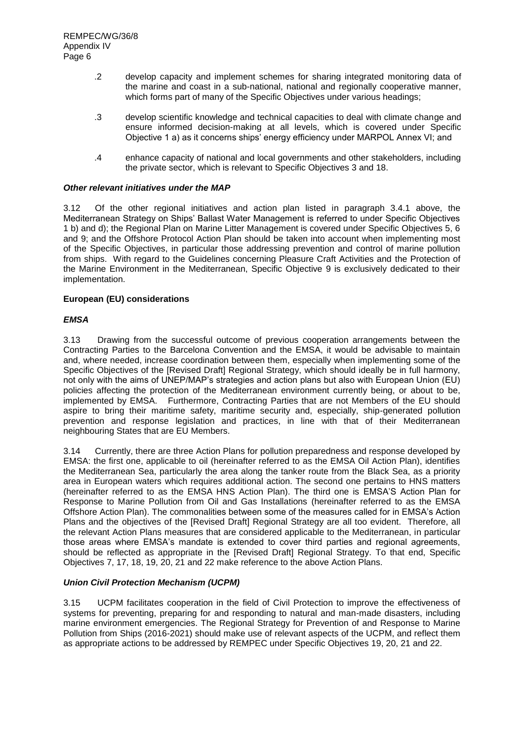.2 develop capacity and implement schemes for sharing integrated monitoring data of the marine and coast in a sub-national, national and regionally cooperative manner, which forms part of many of the Specific Objectives under various headings;

.3 develop scientific knowledge and technical capacities to deal with climate change and ensure informed decision-making at all levels, which is covered under Specific Objective 1 a) as it concerns ships' energy efficiency under MARPOL Annex VI; and

.4 enhance capacity of national and local governments and other stakeholders, including the private sector, which is relevant to Specific Objectives 3 and 18.

#### *Other relevant initiatives under the MAP*

3.12 Of the other regional initiatives and action plan listed in paragraph 3.4.1 above, the Mediterranean Strategy on Ships' Ballast Water Management is referred to under Specific Objectives 1 b) and d); the Regional Plan on Marine Litter Management is covered under Specific Objectives 5, 6 and 9; and the Offshore Protocol Action Plan should be taken into account when implementing most of the Specific Objectives, in particular those addressing prevention and control of marine pollution from ships. With regard to the Guidelines concerning Pleasure Craft Activities and the Protection of the Marine Environment in the Mediterranean, Specific Objective 9 is exclusively dedicated to their implementation.

### **European (EU) considerations**

#### *EMSA*

3.13 Drawing from the successful outcome of previous cooperation arrangements between the Contracting Parties to the Barcelona Convention and the EMSA, it would be advisable to maintain and, where needed, increase coordination between them, especially when implementing some of the Specific Objectives of the [Revised Draft] Regional Strategy, which should ideally be in full harmony, not only with the aims of UNEP/MAP's strategies and action plans but also with European Union (EU) policies affecting the protection of the Mediterranean environment currently being, or about to be, implemented by EMSA. Furthermore, Contracting Parties that are not Members of the EU should aspire to bring their maritime safety, maritime security and, especially, ship-generated pollution prevention and response legislation and practices, in line with that of their Mediterranean neighbouring States that are EU Members.

3.14 Currently, there are three Action Plans for pollution preparedness and response developed by EMSA: the first one, applicable to oil (hereinafter referred to as the EMSA Oil Action Plan), identifies the Mediterranean Sea, particularly the area along the tanker route from the Black Sea, as a priority area in European waters which requires additional action. The second one pertains to HNS matters (hereinafter referred to as the EMSA HNS Action Plan). The third one is EMSA'S Action Plan for Response to Marine Pollution from Oil and Gas Installations (hereinafter referred to as the EMSA Offshore Action Plan). The commonalities between some of the measures called for in EMSA's Action Plans and the objectives of the [Revised Draft] Regional Strategy are all too evident. Therefore, all the relevant Action Plans measures that are considered applicable to the Mediterranean, in particular those areas where EMSA's mandate is extended to cover third parties and regional agreements, should be reflected as appropriate in the [Revised Draft] Regional Strategy. To that end, Specific Objectives 7, 17, 18, 19, 20, 21 and 22 make reference to the above Action Plans.

#### *Union Civil Protection Mechanism (UCPM)*

3.15 UCPM facilitates cooperation in the field of Civil Protection to improve the effectiveness of systems for preventing, preparing for and responding to natural and man-made disasters, including marine environment emergencies. The Regional Strategy for Prevention of and Response to Marine Pollution from Ships (2016-2021) should make use of relevant aspects of the UCPM, and reflect them as appropriate actions to be addressed by REMPEC under Specific Objectives 19, 20, 21 and 22.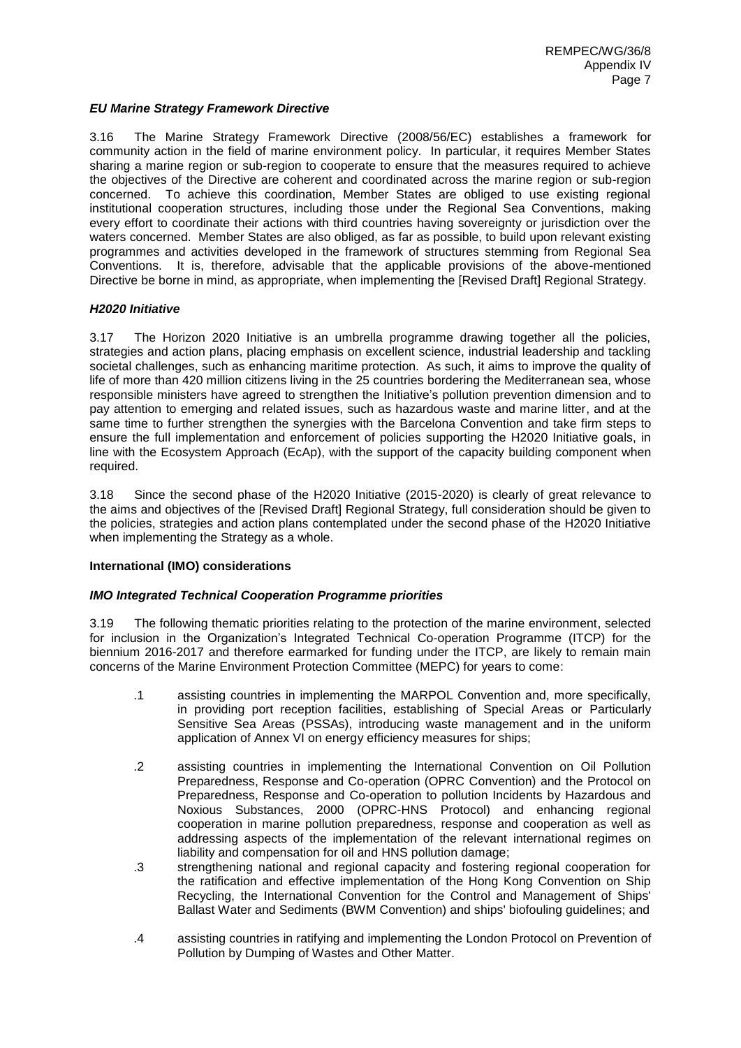### *EU Marine Strategy Framework Directive*

3.16 The Marine Strategy Framework Directive (2008/56/EC) establishes a framework for community action in the field of marine environment policy. In particular, it requires Member States sharing a marine region or sub-region to cooperate to ensure that the measures required to achieve the objectives of the Directive are coherent and coordinated across the marine region or sub-region concerned. To achieve this coordination, Member States are obliged to use existing regional institutional cooperation structures, including those under the Regional Sea Conventions, making every effort to coordinate their actions with third countries having sovereignty or jurisdiction over the waters concerned. Member States are also obliged, as far as possible, to build upon relevant existing programmes and activities developed in the framework of structures stemming from Regional Sea Conventions. It is, therefore, advisable that the applicable provisions of the above-mentioned Directive be borne in mind, as appropriate, when implementing the [Revised Draft] Regional Strategy.

### *H2020 Initiative*

3.17 The Horizon 2020 Initiative is an umbrella programme drawing together all the policies, strategies and action plans, placing emphasis on excellent science, industrial leadership and tackling societal challenges, such as enhancing maritime protection. As such, it aims to improve the quality of life of more than 420 million citizens living in the 25 countries bordering the Mediterranean sea, whose responsible ministers have agreed to strengthen the Initiative's pollution prevention dimension and to pay attention to emerging and related issues, such as hazardous waste and marine litter, and at the same time to further strengthen the synergies with the Barcelona Convention and take firm steps to ensure the full implementation and enforcement of policies supporting the H2020 Initiative goals, in line with the Ecosystem Approach (EcAp), with the support of the capacity building component when required.

3.18 Since the second phase of the H2020 Initiative (2015-2020) is clearly of great relevance to the aims and objectives of the [Revised Draft] Regional Strategy, full consideration should be given to the policies, strategies and action plans contemplated under the second phase of the H2020 Initiative when implementing the Strategy as a whole.

## **International (IMO) considerations**

### *IMO Integrated Technical Cooperation Programme priorities*

3.19 The following thematic priorities relating to the protection of the marine environment, selected for inclusion in the Organization's Integrated Technical Co-operation Programme (ITCP) for the biennium 2016-2017 and therefore earmarked for funding under the ITCP, are likely to remain main concerns of the Marine Environment Protection Committee (MEPC) for years to come:

.1 assisting countries in implementing the MARPOL Convention and, more specifically, in providing port reception facilities, establishing of Special Areas or Particularly Sensitive Sea Areas (PSSAs), introducing waste management and in the uniform application of Annex VI on energy efficiency measures for ships;

.2 assisting countries in implementing the International Convention on Oil Pollution Preparedness, Response and Co-operation (OPRC Convention) and the Protocol on Preparedness, Response and Co-operation to pollution Incidents by Hazardous and Noxious Substances, 2000 (OPRC-HNS Protocol) and enhancing regional cooperation in marine pollution preparedness, response and cooperation as well as addressing aspects of the implementation of the relevant international regimes on liability and compensation for oil and HNS pollution damage;

.3 strengthening national and regional capacity and fostering regional cooperation for the ratification and effective implementation of the Hong Kong Convention on Ship Recycling, the International Convention for the Control and Management of Ships' Ballast Water and Sediments (BWM Convention) and ships' biofouling guidelines; and

.4 assisting countries in ratifying and implementing the London Protocol on Prevention of Pollution by Dumping of Wastes and Other Matter.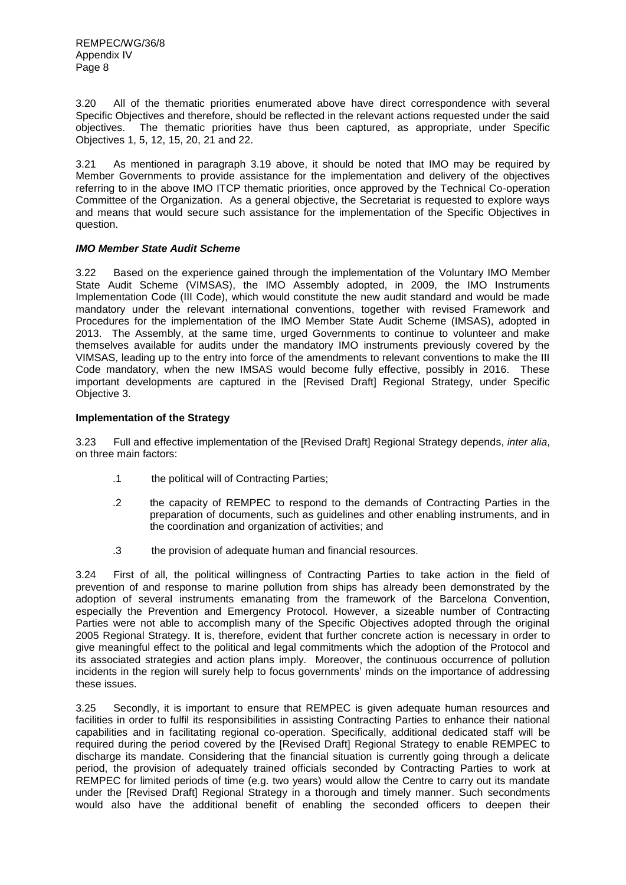3.20 All of the thematic priorities enumerated above have direct correspondence with several Specific Objectives and therefore, should be reflected in the relevant actions requested under the said objectives. The thematic priorities have thus been captured, as appropriate, under Specific Objectives 1, 5, 12, 15, 20, 21 and 22.

3.21 As mentioned in paragraph 3.19 above, it should be noted that IMO may be required by Member Governments to provide assistance for the implementation and delivery of the objectives referring to in the above IMO ITCP thematic priorities, once approved by the Technical Co-operation Committee of the Organization. As a general objective, the Secretariat is requested to explore ways and means that would secure such assistance for the implementation of the Specific Objectives in question.

***IMO Member State Audit Scheme***

3.22 Based on the experience gained through the implementation of the Voluntary IMO Member State Audit Scheme (VIMSAS), the IMO Assembly adopted, in 2009, the IMO Instruments Implementation Code (III Code), which would constitute the new audit standard and would be made mandatory under the relevant international conventions, together with revised Framework and Procedures for the implementation of the IMO Member State Audit Scheme (IMSAS), adopted in 2013. The Assembly, at the same time, urged Governments to continue to volunteer and make themselves available for audits under the mandatory IMO instruments previously covered by the VIMSAS, leading up to the entry into force of the amendments to relevant conventions to make the III Code mandatory, when the new IMSAS would become fully effective, possibly in 2016. These important developments are captured in the [Revised Draft] Regional Strategy, under Specific Objective 3.

**Implementation of the Strategy**

3.23 Full and effective implementation of the [Revised Draft] Regional Strategy depends, *inter alia*, on three main factors:

.1 the political will of Contracting Parties;

.2 the capacity of REMPEC to respond to the demands of Contracting Parties in the preparation of documents, such as guidelines and other enabling instruments, and in the coordination and organization of activities; and

.3 the provision of adequate human and financial resources.

3.24 First of all, the political willingness of Contracting Parties to take action in the field of prevention of and response to marine pollution from ships has already been demonstrated by the adoption of several instruments emanating from the framework of the Barcelona Convention, especially the Prevention and Emergency Protocol. However, a sizeable number of Contracting Parties were not able to accomplish many of the Specific Objectives adopted through the original 2005 Regional Strategy. It is, therefore, evident that further concrete action is necessary in order to give meaningful effect to the political and legal commitments which the adoption of the Protocol and its associated strategies and action plans imply. Moreover, the continuous occurrence of pollution incidents in the region will surely help to focus governments' minds on the importance of addressing these issues.

3.25 Secondly, it is important to ensure that REMPEC is given adequate human resources and facilities in order to fulfil its responsibilities in assisting Contracting Parties to enhance their national capabilities and in facilitating regional co-operation. Specifically, additional dedicated staff will be required during the period covered by the [Revised Draft] Regional Strategy to enable REMPEC to discharge its mandate. Considering that the financial situation is currently going through a delicate period, the provision of adequately trained officials seconded by Contracting Parties to work at REMPEC for limited periods of time (e.g. two years) would allow the Centre to carry out its mandate under the [Revised Draft] Regional Strategy in a thorough and timely manner. Such secondments would also have the additional benefit of enabling the seconded officers to deepen their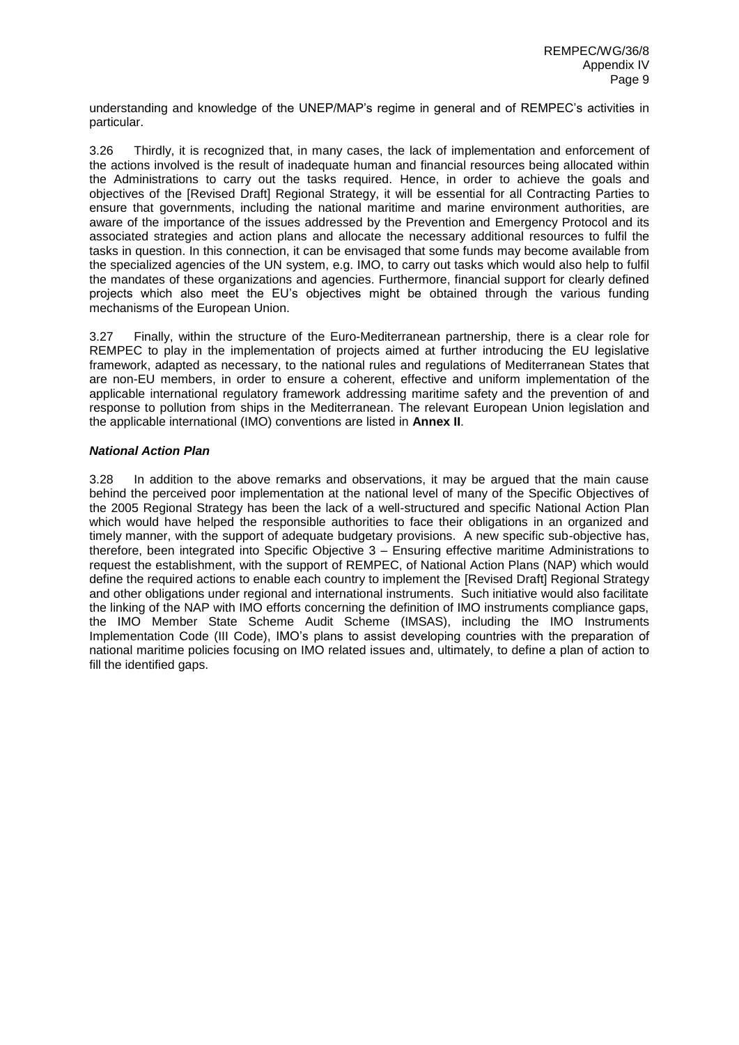understanding and knowledge of the UNEP/MAP's regime in general and of REMPEC's activities in particular.

3.26 Thirdly, it is recognized that, in many cases, the lack of implementation and enforcement of the actions involved is the result of inadequate human and financial resources being allocated within the Administrations to carry out the tasks required. Hence, in order to achieve the goals and objectives of the [Revised Draft] Regional Strategy, it will be essential for all Contracting Parties to ensure that governments, including the national maritime and marine environment authorities, are aware of the importance of the issues addressed by the Prevention and Emergency Protocol and its associated strategies and action plans and allocate the necessary additional resources to fulfil the tasks in question. In this connection, it can be envisaged that some funds may become available from the specialized agencies of the UN system, e.g. IMO, to carry out tasks which would also help to fulfil the mandates of these organizations and agencies. Furthermore, financial support for clearly defined projects which also meet the EU's objectives might be obtained through the various funding mechanisms of the European Union.

3.27 Finally, within the structure of the Euro-Mediterranean partnership, there is a clear role for REMPEC to play in the implementation of projects aimed at further introducing the EU legislative framework, adapted as necessary, to the national rules and regulations of Mediterranean States that are non-EU members, in order to ensure a coherent, effective and uniform implementation of the applicable international regulatory framework addressing maritime safety and the prevention of and response to pollution from ships in the Mediterranean. The relevant European Union legislation and the applicable international (IMO) conventions are listed in **Annex II**.

***National Action Plan***

3.28 In addition to the above remarks and observations, it may be argued that the main cause behind the perceived poor implementation at the national level of many of the Specific Objectives of the 2005 Regional Strategy has been the lack of a well-structured and specific National Action Plan which would have helped the responsible authorities to face their obligations in an organized and timely manner, with the support of adequate budgetary provisions. A new specific sub-objective has, therefore, been integrated into Specific Objective 3 – Ensuring effective maritime Administrations to request the establishment, with the support of REMPEC, of National Action Plans (NAP) which would define the required actions to enable each country to implement the [Revised Draft] Regional Strategy and other obligations under regional and international instruments. Such initiative would also facilitate the linking of the NAP with IMO efforts concerning the definition of IMO instruments compliance gaps, the IMO Member State Scheme Audit Scheme (IMSAS), including the IMO Instruments Implementation Code (III Code), IMO's plans to assist developing countries with the preparation of national maritime policies focusing on IMO related issues and, ultimately, to define a plan of action to fill the identified gaps.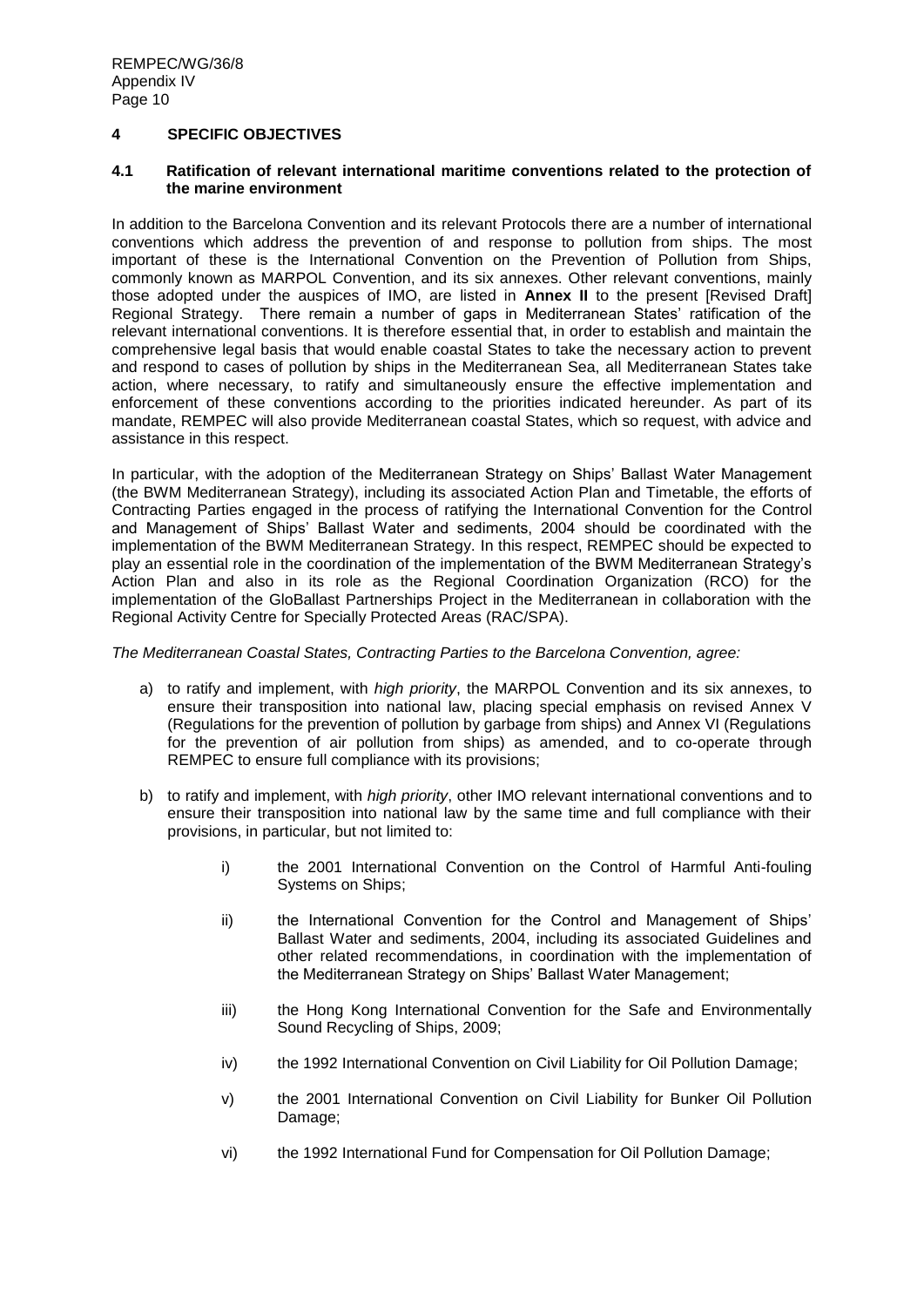## 4 SPECIFIC OBJECTIVES

### 4.1 Ratification of relevant international maritime conventions related to the protection of the marine environment

In addition to the Barcelona Convention and its relevant Protocols there are a number of international conventions which address the prevention of and response to pollution from ships. The most important of these is the International Convention on the Prevention of Pollution from Ships, commonly known as MARPOL Convention, and its six annexes. Other relevant conventions, mainly those adopted under the auspices of IMO, are listed in **Annex II** to the present [Revised Draft] Regional Strategy. There remain a number of gaps in Mediterranean States' ratification of the relevant international conventions. It is therefore essential that, in order to establish and maintain the comprehensive legal basis that would enable coastal States to take the necessary action to prevent and respond to cases of pollution by ships in the Mediterranean Sea, all Mediterranean States take action, where necessary, to ratify and simultaneously ensure the effective implementation and enforcement of these conventions according to the priorities indicated hereunder. As part of its mandate, REMPEC will also provide Mediterranean coastal States, which so request, with advice and assistance in this respect.

In particular, with the adoption of the Mediterranean Strategy on Ships' Ballast Water Management (the BWM Mediterranean Strategy), including its associated Action Plan and Timetable, the efforts of Contracting Parties engaged in the process of ratifying the International Convention for the Control and Management of Ships' Ballast Water and sediments, 2004 should be coordinated with the implementation of the BWM Mediterranean Strategy. In this respect, REMPEC should be expected to play an essential role in the coordination of the implementation of the BWM Mediterranean Strategy's Action Plan and also in its role as the Regional Coordination Organization (RCO) for the implementation of the GloBallast Partnerships Project in the Mediterranean in collaboration with the Regional Activity Centre for Specially Protected Areas (RAC/SPA).

*The Mediterranean Coastal States, Contracting Parties to the Barcelona Convention, agree:*

a) to ratify and implement, with *high priority*, the MARPOL Convention and its six annexes, to ensure their transposition into national law, placing special emphasis on revised Annex V (Regulations for the prevention of pollution by garbage from ships) and Annex VI (Regulations for the prevention of air pollution from ships) as amended, and to co-operate through REMPEC to ensure full compliance with its provisions;

b) to ratify and implement, with *high priority*, other IMO relevant international conventions and to ensure their transposition into national law by the same time and full compliance with their provisions, in particular, but not limited to:

   i) the 2001 International Convention on the Control of Harmful Anti-fouling Systems on Ships;

   ii) the International Convention for the Control and Management of Ships' Ballast Water and sediments, 2004, including its associated Guidelines and other related recommendations, in coordination with the implementation of the Mediterranean Strategy on Ships' Ballast Water Management;

   iii) the Hong Kong International Convention for the Safe and Environmentally Sound Recycling of Ships, 2009;

   iv) the 1992 International Convention on Civil Liability for Oil Pollution Damage;

   v) the 2001 International Convention on Civil Liability for Bunker Oil Pollution Damage;

   vi) the 1992 International Fund for Compensation for Oil Pollution Damage;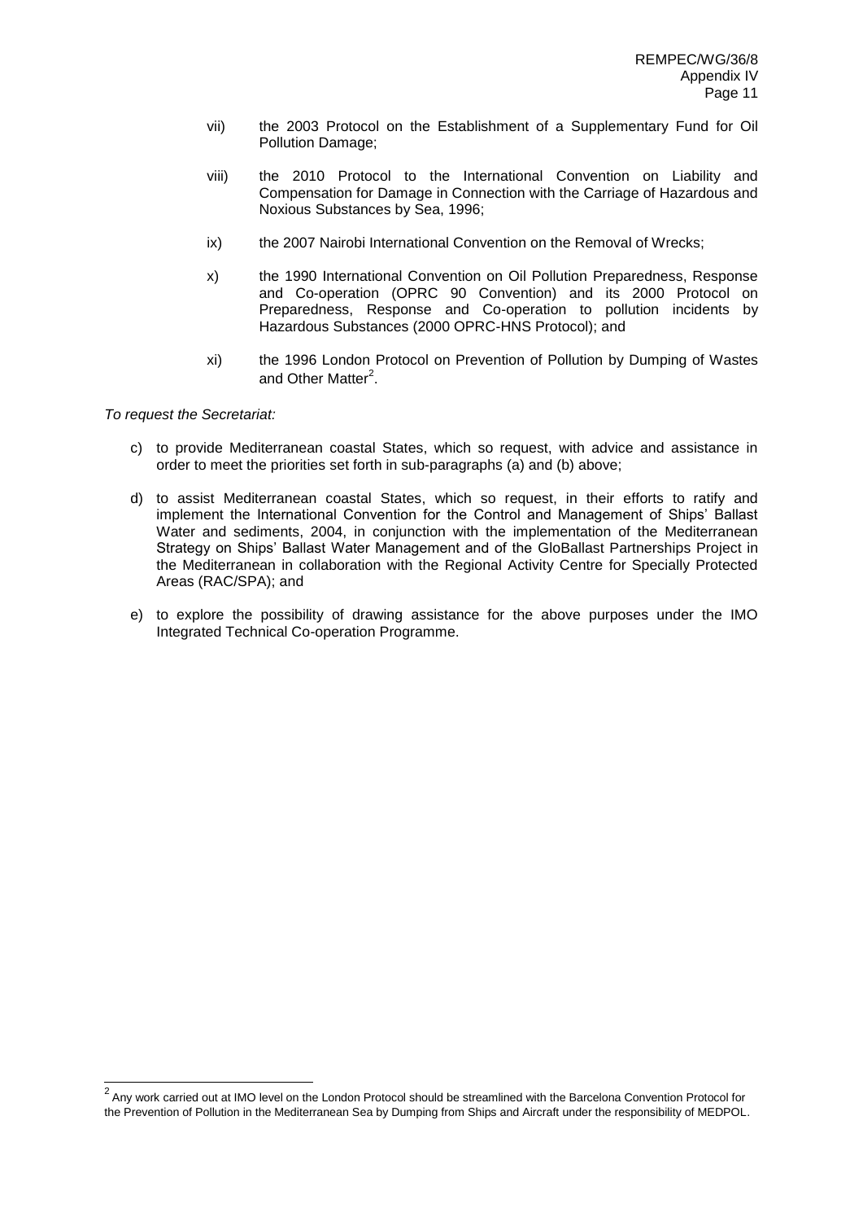vii) the 2003 Protocol on the Establishment of a Supplementary Fund for Oil Pollution Damage;

viii) the 2010 Protocol to the International Convention on Liability and Compensation for Damage in Connection with the Carriage of Hazardous and Noxious Substances by Sea, 1996;

ix) the 2007 Nairobi International Convention on the Removal of Wrecks;

x) the 1990 International Convention on Oil Pollution Preparedness, Response and Co-operation (OPRC 90 Convention) and its 2000 Protocol on Preparedness, Response and Co-operation to pollution incidents by Hazardous Substances (2000 OPRC-HNS Protocol); and

xi) the 1996 London Protocol on Prevention of Pollution by Dumping of Wastes and Other Matter[2].

*To request the Secretariat:*

c) to provide Mediterranean coastal States, which so request, with advice and assistance in order to meet the priorities set forth in sub-paragraphs (a) and (b) above;

d) to assist Mediterranean coastal States, which so request, in their efforts to ratify and implement the International Convention for the Control and Management of Ships' Ballast Water and sediments, 2004, in conjunction with the implementation of the Mediterranean Strategy on Ships' Ballast Water Management and of the GloBallast Partnerships Project in the Mediterranean in collaboration with the Regional Activity Centre for Specially Protected Areas (RAC/SPA); and

e) to explore the possibility of drawing assistance for the above purposes under the IMO Integrated Technical Co-operation Programme.

---

[2] Any work carried out at IMO level on the London Protocol should be streamlined with the Barcelona Convention Protocol for the Prevention of Pollution in the Mediterranean Sea by Dumping from Ships and Aircraft under the responsibility of MEDPOL.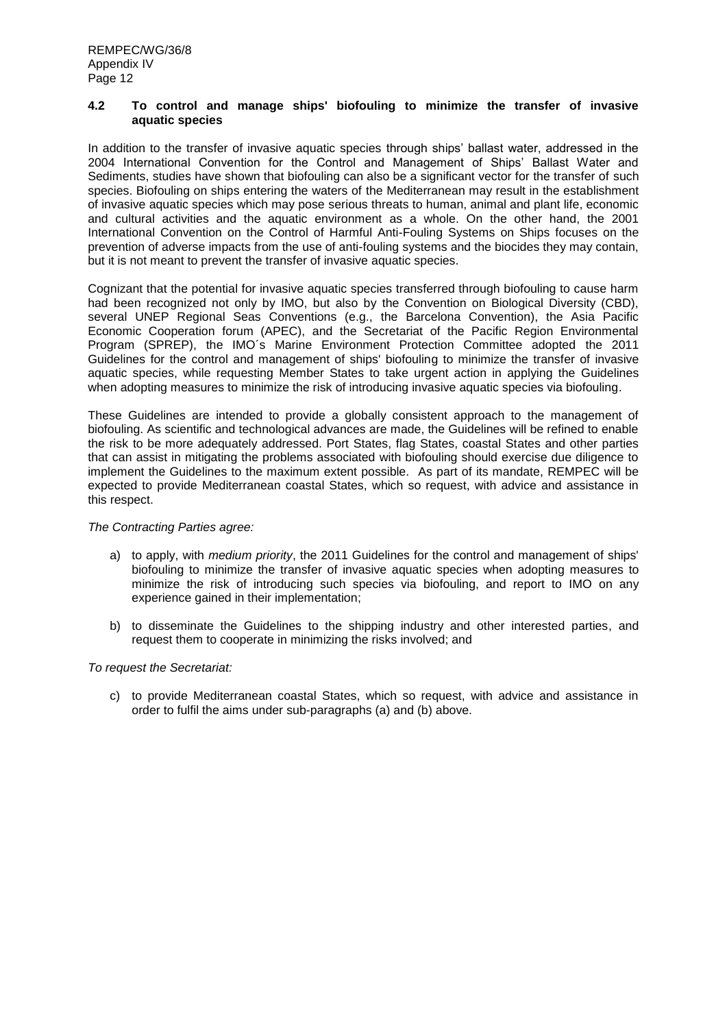### 4.2 To control and manage ships' biofouling to minimize the transfer of invasive aquatic species

In addition to the transfer of invasive aquatic species through ships' ballast water, addressed in the 2004 International Convention for the Control and Management of Ships' Ballast Water and Sediments, studies have shown that biofouling can also be a significant vector for the transfer of such species. Biofouling on ships entering the waters of the Mediterranean may result in the establishment of invasive aquatic species which may pose serious threats to human, animal and plant life, economic and cultural activities and the aquatic environment as a whole. On the other hand, the 2001 International Convention on the Control of Harmful Anti-Fouling Systems on Ships focuses on the prevention of adverse impacts from the use of anti-fouling systems and the biocides they may contain, but it is not meant to prevent the transfer of invasive aquatic species.

Cognizant that the potential for invasive aquatic species transferred through biofouling to cause harm had been recognized not only by IMO, but also by the Convention on Biological Diversity (CBD), several UNEP Regional Seas Conventions (e.g., the Barcelona Convention), the Asia Pacific Economic Cooperation forum (APEC), and the Secretariat of the Pacific Region Environmental Program (SPREP), the IMO´s Marine Environment Protection Committee adopted the 2011 Guidelines for the control and management of ships' biofouling to minimize the transfer of invasive aquatic species, while requesting Member States to take urgent action in applying the Guidelines when adopting measures to minimize the risk of introducing invasive aquatic species via biofouling.

These Guidelines are intended to provide a globally consistent approach to the management of biofouling. As scientific and technological advances are made, the Guidelines will be refined to enable the risk to be more adequately addressed. Port States, flag States, coastal States and other parties that can assist in mitigating the problems associated with biofouling should exercise due diligence to implement the Guidelines to the maximum extent possible. As part of its mandate, REMPEC will be expected to provide Mediterranean coastal States, which so request, with advice and assistance in this respect.

*The Contracting Parties agree:*

a) to apply, with *medium priority*, the 2011 Guidelines for the control and management of ships' biofouling to minimize the transfer of invasive aquatic species when adopting measures to minimize the risk of introducing such species via biofouling, and report to IMO on any experience gained in their implementation;

b) to disseminate the Guidelines to the shipping industry and other interested parties, and request them to cooperate in minimizing the risks involved; and

*To request the Secretariat:*

c) to provide Mediterranean coastal States, which so request, with advice and assistance in order to fulfil the aims under sub-paragraphs (a) and (b) above.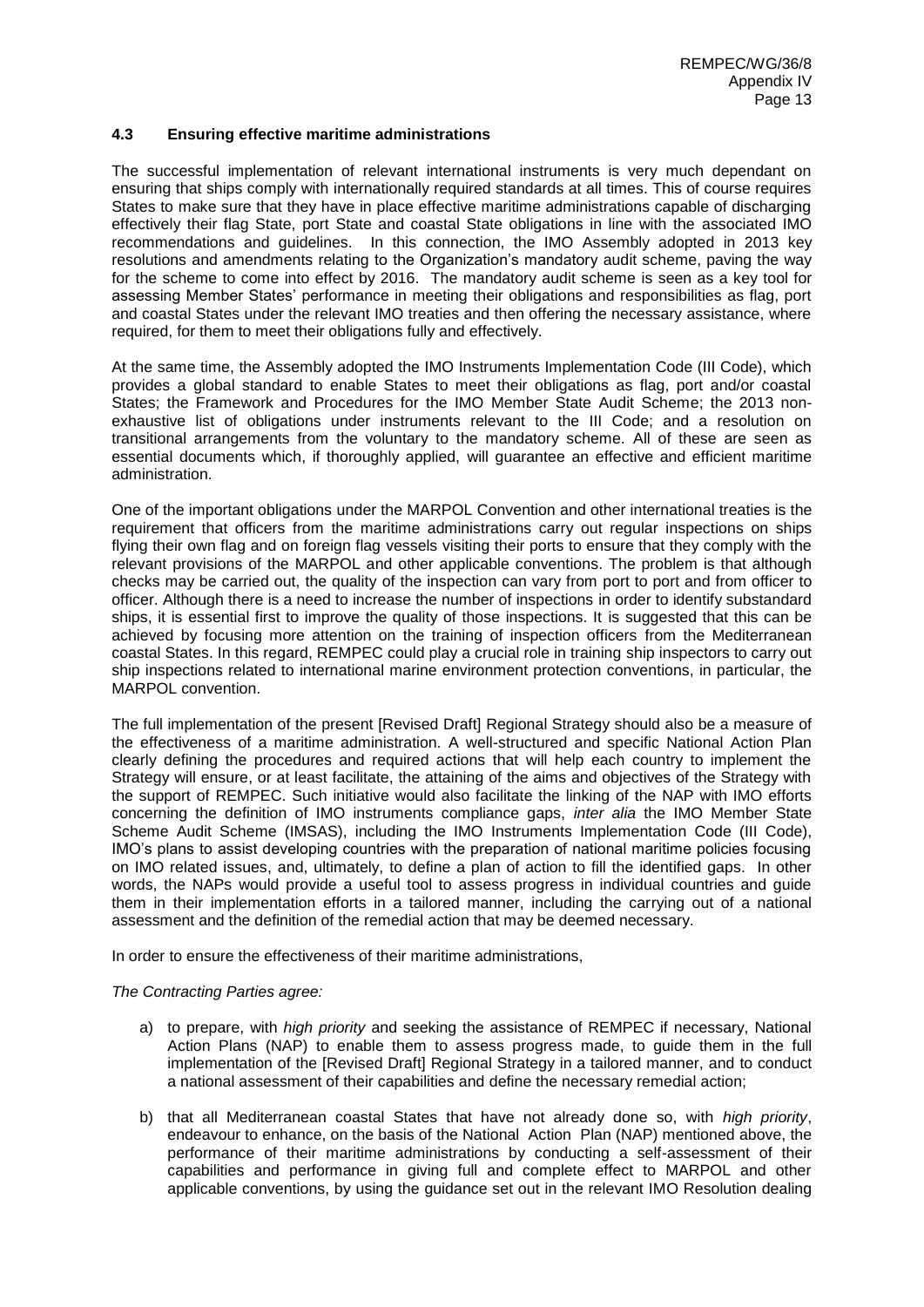### 4.3 Ensuring effective maritime administrations

The successful implementation of relevant international instruments is very much dependant on ensuring that ships comply with internationally required standards at all times. This of course requires States to make sure that they have in place effective maritime administrations capable of discharging effectively their flag State, port State and coastal State obligations in line with the associated IMO recommendations and guidelines. In this connection, the IMO Assembly adopted in 2013 key resolutions and amendments relating to the Organization's mandatory audit scheme, paving the way for the scheme to come into effect by 2016. The mandatory audit scheme is seen as a key tool for assessing Member States' performance in meeting their obligations and responsibilities as flag, port and coastal States under the relevant IMO treaties and then offering the necessary assistance, where required, for them to meet their obligations fully and effectively.

At the same time, the Assembly adopted the IMO Instruments Implementation Code (III Code), which provides a global standard to enable States to meet their obligations as flag, port and/or coastal States; the Framework and Procedures for the IMO Member State Audit Scheme; the 2013 non-exhaustive list of obligations under instruments relevant to the III Code; and a resolution on transitional arrangements from the voluntary to the mandatory scheme. All of these are seen as essential documents which, if thoroughly applied, will guarantee an effective and efficient maritime administration.

One of the important obligations under the MARPOL Convention and other international treaties is the requirement that officers from the maritime administrations carry out regular inspections on ships flying their own flag and on foreign flag vessels visiting their ports to ensure that they comply with the relevant provisions of the MARPOL and other applicable conventions. The problem is that although checks may be carried out, the quality of the inspection can vary from port to port and from officer to officer. Although there is a need to increase the number of inspections in order to identify substandard ships, it is essential first to improve the quality of those inspections. It is suggested that this can be achieved by focusing more attention on the training of inspection officers from the Mediterranean coastal States. In this regard, REMPEC could play a crucial role in training ship inspectors to carry out ship inspections related to international marine environment protection conventions, in particular, the MARPOL convention.

The full implementation of the present [Revised Draft] Regional Strategy should also be a measure of the effectiveness of a maritime administration. A well-structured and specific National Action Plan clearly defining the procedures and required actions that will help each country to implement the Strategy will ensure, or at least facilitate, the attaining of the aims and objectives of the Strategy with the support of REMPEC. Such initiative would also facilitate the linking of the NAP with IMO efforts concerning the definition of IMO instruments compliance gaps, *inter alia* the IMO Member State Scheme Audit Scheme (IMSAS), including the IMO Instruments Implementation Code (III Code), IMO's plans to assist developing countries with the preparation of national maritime policies focusing on IMO related issues, and, ultimately, to define a plan of action to fill the identified gaps. In other words, the NAPs would provide a useful tool to assess progress in individual countries and guide them in their implementation efforts in a tailored manner, including the carrying out of a national assessment and the definition of the remedial action that may be deemed necessary.

In order to ensure the effectiveness of their maritime administrations,

*The Contracting Parties agree:*

a) to prepare, with *high priority* and seeking the assistance of REMPEC if necessary, National Action Plans (NAP) to enable them to assess progress made, to guide them in the full implementation of the [Revised Draft] Regional Strategy in a tailored manner, and to conduct a national assessment of their capabilities and define the necessary remedial action;

b) that all Mediterranean coastal States that have not already done so, with *high priority*, endeavour to enhance, on the basis of the National Action Plan (NAP) mentioned above, the performance of their maritime administrations by conducting a self-assessment of their capabilities and performance in giving full and complete effect to MARPOL and other applicable conventions, by using the guidance set out in the relevant IMO Resolution dealing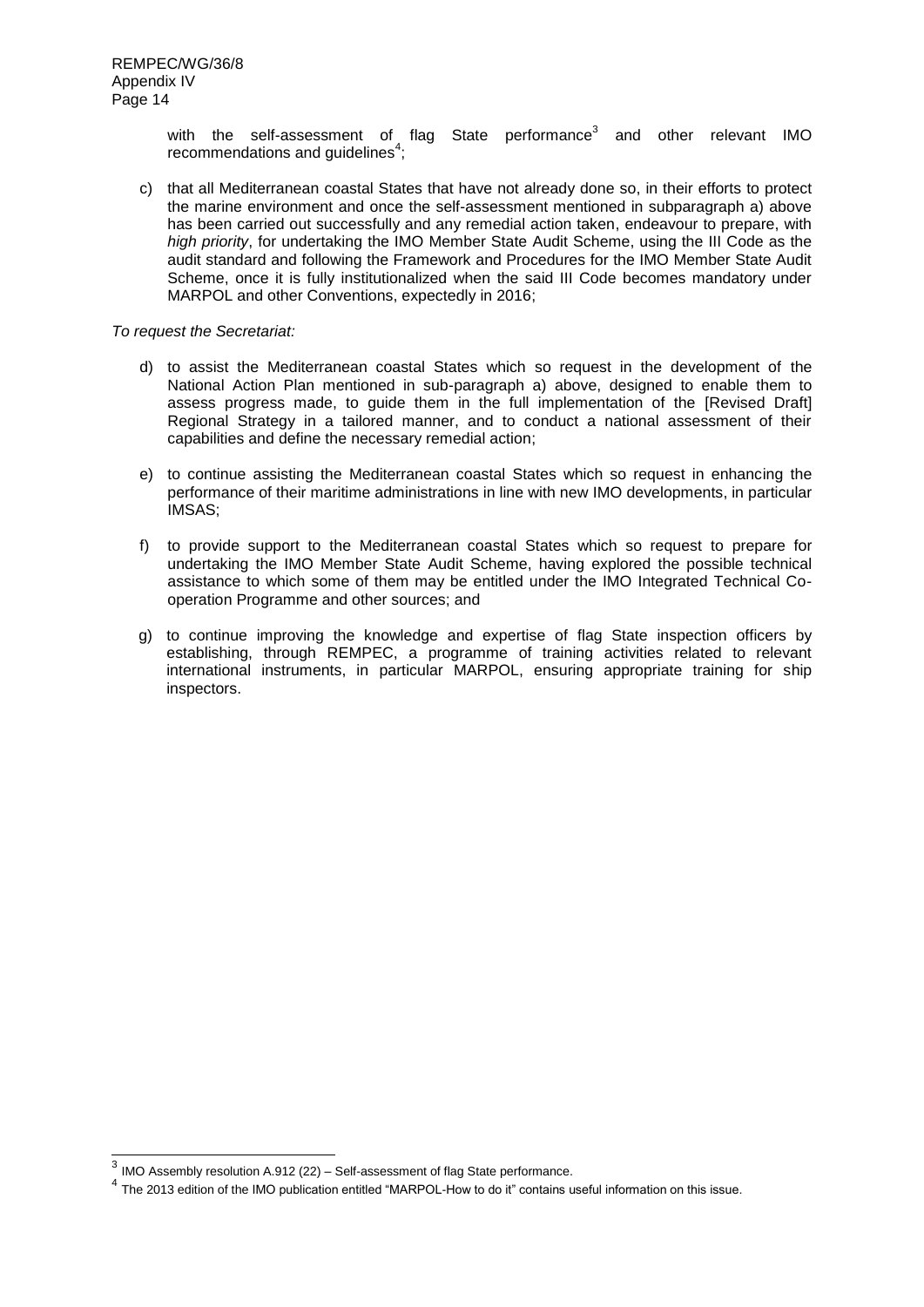with the self-assessment of flag State performance[3] and other relevant IMO recommendations and guidelines[4];

c) that all Mediterranean coastal States that have not already done so, in their efforts to protect the marine environment and once the self-assessment mentioned in subparagraph a) above has been carried out successfully and any remedial action taken, endeavour to prepare, with *high priority*, for undertaking the IMO Member State Audit Scheme, using the III Code as the audit standard and following the Framework and Procedures for the IMO Member State Audit Scheme, once it is fully institutionalized when the said III Code becomes mandatory under MARPOL and other Conventions, expectedly in 2016;

*To request the Secretariat:*

d) to assist the Mediterranean coastal States which so request in the development of the National Action Plan mentioned in sub-paragraph a) above, designed to enable them to assess progress made, to guide them in the full implementation of the [Revised Draft] Regional Strategy in a tailored manner, and to conduct a national assessment of their capabilities and define the necessary remedial action;

e) to continue assisting the Mediterranean coastal States which so request in enhancing the performance of their maritime administrations in line with new IMO developments, in particular IMSAS;

f) to provide support to the Mediterranean coastal States which so request to prepare for undertaking the IMO Member State Audit Scheme, having explored the possible technical assistance to which some of them may be entitled under the IMO Integrated Technical Co-operation Programme and other sources; and

g) to continue improving the knowledge and expertise of flag State inspection officers by establishing, through REMPEC, a programme of training activities related to relevant international instruments, in particular MARPOL, ensuring appropriate training for ship inspectors.

---

[3] IMO Assembly resolution A.912 (22) – Self-assessment of flag State performance.

[4] The 2013 edition of the IMO publication entitled "MARPOL-How to do it" contains useful information on this issue.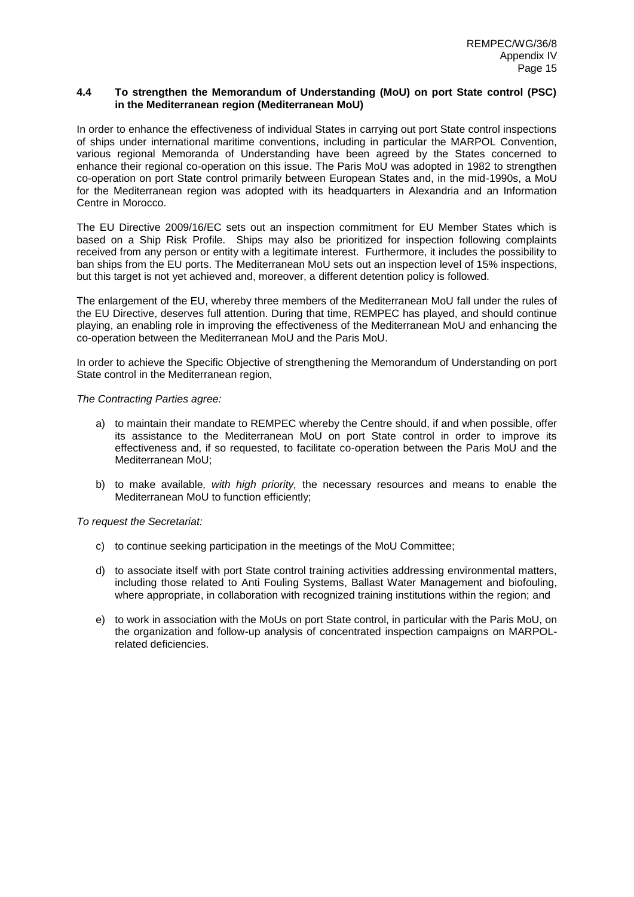### 4.4 To strengthen the Memorandum of Understanding (MoU) on port State control (PSC) in the Mediterranean region (Mediterranean MoU)

In order to enhance the effectiveness of individual States in carrying out port State control inspections of ships under international maritime conventions, including in particular the MARPOL Convention, various regional Memoranda of Understanding have been agreed by the States concerned to enhance their regional co-operation on this issue. The Paris MoU was adopted in 1982 to strengthen co-operation on port State control primarily between European States and, in the mid-1990s, a MoU for the Mediterranean region was adopted with its headquarters in Alexandria and an Information Centre in Morocco.

The EU Directive 2009/16/EC sets out an inspection commitment for EU Member States which is based on a Ship Risk Profile. Ships may also be prioritized for inspection following complaints received from any person or entity with a legitimate interest. Furthermore, it includes the possibility to ban ships from the EU ports. The Mediterranean MoU sets out an inspection level of 15% inspections, but this target is not yet achieved and, moreover, a different detention policy is followed.

The enlargement of the EU, whereby three members of the Mediterranean MoU fall under the rules of the EU Directive, deserves full attention. During that time, REMPEC has played, and should continue playing, an enabling role in improving the effectiveness of the Mediterranean MoU and enhancing the co-operation between the Mediterranean MoU and the Paris MoU.

In order to achieve the Specific Objective of strengthening the Memorandum of Understanding on port State control in the Mediterranean region,

*The Contracting Parties agree:*

a) to maintain their mandate to REMPEC whereby the Centre should, if and when possible, offer its assistance to the Mediterranean MoU on port State control in order to improve its effectiveness and, if so requested, to facilitate co-operation between the Paris MoU and the Mediterranean MoU;

b) to make available*, with high priority,* the necessary resources and means to enable the Mediterranean MoU to function efficiently;

*To request the Secretariat:*

c) to continue seeking participation in the meetings of the MoU Committee;

d) to associate itself with port State control training activities addressing environmental matters, including those related to Anti Fouling Systems, Ballast Water Management and biofouling, where appropriate, in collaboration with recognized training institutions within the region; and

e) to work in association with the MoUs on port State control, in particular with the Paris MoU, on the organization and follow-up analysis of concentrated inspection campaigns on MARPOL-related deficiencies.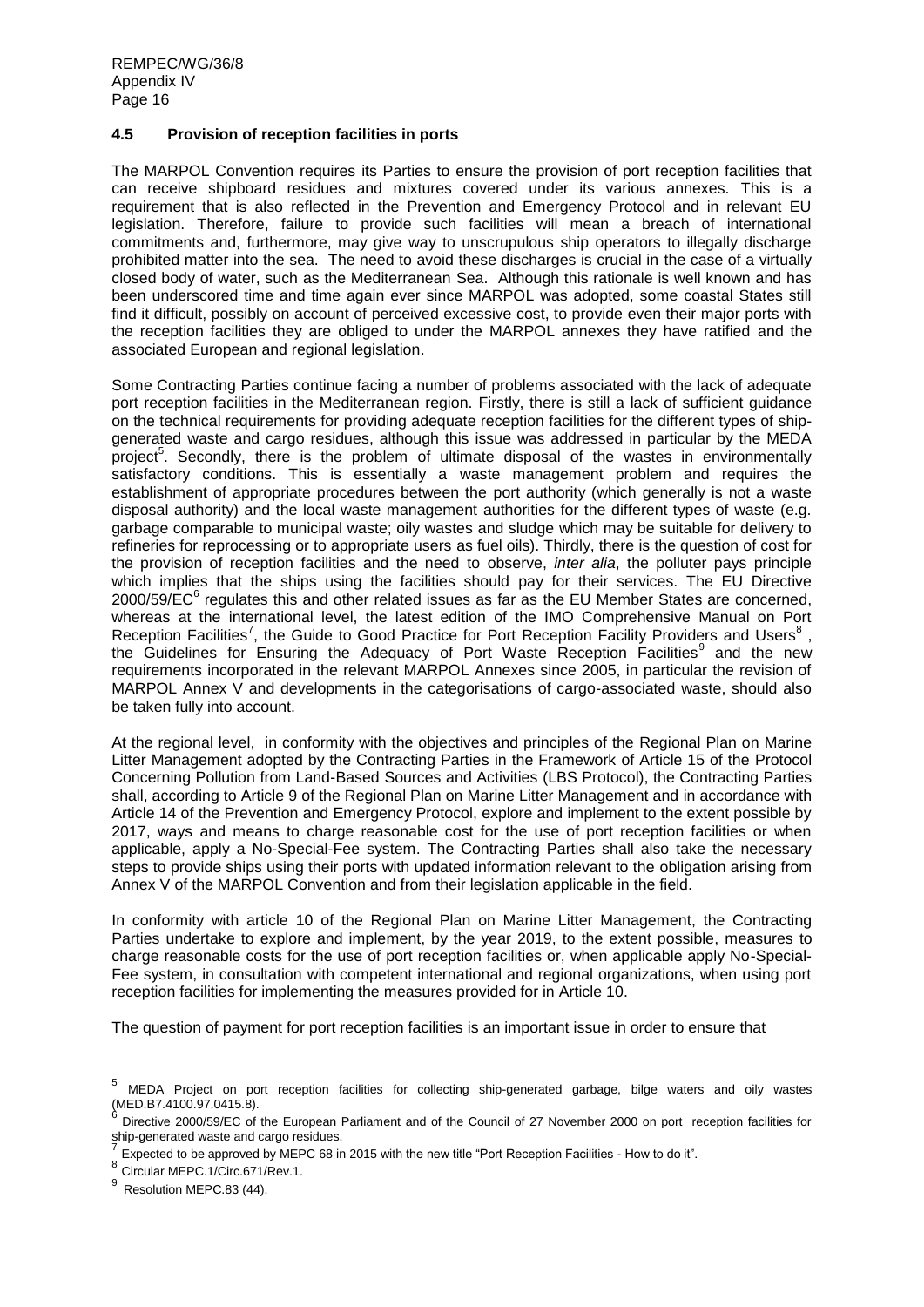### 4.5 Provision of reception facilities in ports

The MARPOL Convention requires its Parties to ensure the provision of port reception facilities that can receive shipboard residues and mixtures covered under its various annexes. This is a requirement that is also reflected in the Prevention and Emergency Protocol and in relevant EU legislation. Therefore, failure to provide such facilities will mean a breach of international commitments and, furthermore, may give way to unscrupulous ship operators to illegally discharge prohibited matter into the sea. The need to avoid these discharges is crucial in the case of a virtually closed body of water, such as the Mediterranean Sea. Although this rationale is well known and has been underscored time and time again ever since MARPOL was adopted, some coastal States still find it difficult, possibly on account of perceived excessive cost, to provide even their major ports with the reception facilities they are obliged to under the MARPOL annexes they have ratified and the associated European and regional legislation.

Some Contracting Parties continue facing a number of problems associated with the lack of adequate port reception facilities in the Mediterranean region. Firstly, there is still a lack of sufficient guidance on the technical requirements for providing adequate reception facilities for the different types of ship-generated waste and cargo residues, although this issue was addressed in particular by the MEDA project[5]. Secondly, there is the problem of ultimate disposal of the wastes in environmentally satisfactory conditions. This is essentially a waste management problem and requires the establishment of appropriate procedures between the port authority (which generally is not a waste disposal authority) and the local waste management authorities for the different types of waste (e.g. garbage comparable to municipal waste; oily wastes and sludge which may be suitable for delivery to refineries for reprocessing or to appropriate users as fuel oils). Thirdly, there is the question of cost for the provision of reception facilities and the need to observe, *inter alia*, the polluter pays principle which implies that the ships using the facilities should pay for their services. The EU Directive 2000/59/EC[6] regulates this and other related issues as far as the EU Member States are concerned, whereas at the international level, the latest edition of the IMO Comprehensive Manual on Port Reception Facilities[7], the Guide to Good Practice for Port Reception Facility Providers and Users[8], the Guidelines for Ensuring the Adequacy of Port Waste Reception Facilities[9] and the new requirements incorporated in the relevant MARPOL Annexes since 2005, in particular the revision of MARPOL Annex V and developments in the categorisations of cargo-associated waste, should also be taken fully into account.

At the regional level, in conformity with the objectives and principles of the Regional Plan on Marine Litter Management adopted by the Contracting Parties in the Framework of Article 15 of the Protocol Concerning Pollution from Land-Based Sources and Activities (LBS Protocol), the Contracting Parties shall, according to Article 9 of the Regional Plan on Marine Litter Management and in accordance with Article 14 of the Prevention and Emergency Protocol, explore and implement to the extent possible by 2017, ways and means to charge reasonable cost for the use of port reception facilities or when applicable, apply a No-Special-Fee system. The Contracting Parties shall also take the necessary steps to provide ships using their ports with updated information relevant to the obligation arising from Annex V of the MARPOL Convention and from their legislation applicable in the field.

In conformity with article 10 of the Regional Plan on Marine Litter Management, the Contracting Parties undertake to explore and implement, by the year 2019, to the extent possible, measures to charge reasonable costs for the use of port reception facilities or, when applicable apply No-Special-Fee system, in consultation with competent international and regional organizations, when using port reception facilities for implementing the measures provided for in Article 10.

The question of payment for port reception facilities is an important issue in order to ensure that

---

[5] MEDA Project on port reception facilities for collecting ship-generated garbage, bilge waters and oily wastes (MED.B7.4100.97.0415.8).

[6] Directive 2000/59/EC of the European Parliament and of the Council of 27 November 2000 on port reception facilities for ship-generated waste and cargo residues.

[7] Expected to be approved by MEPC 68 in 2015 with the new title "Port Reception Facilities - How to do it".

[8] Circular MEPC.1/Circ.671/Rev.1.

[9] Resolution MEPC.83 (44).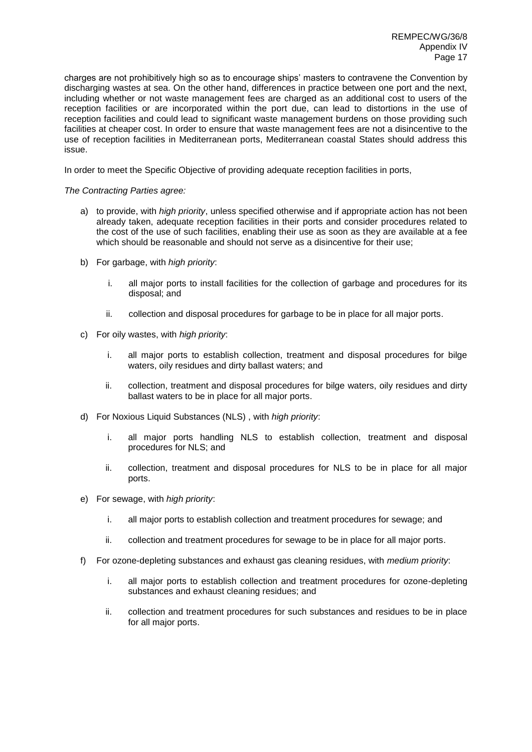charges are not prohibitively high so as to encourage ships' masters to contravene the Convention by discharging wastes at sea. On the other hand, differences in practice between one port and the next, including whether or not waste management fees are charged as an additional cost to users of the reception facilities or are incorporated within the port due, can lead to distortions in the use of reception facilities and could lead to significant waste management burdens on those providing such facilities at cheaper cost. In order to ensure that waste management fees are not a disincentive to the use of reception facilities in Mediterranean ports, Mediterranean coastal States should address this issue.

In order to meet the Specific Objective of providing adequate reception facilities in ports,

*The Contracting Parties agree:*

a) to provide, with *high priority*, unless specified otherwise and if appropriate action has not been already taken, adequate reception facilities in their ports and consider procedures related to the cost of the use of such facilities, enabling their use as soon as they are available at a fee which should be reasonable and should not serve as a disincentive for their use;

b) For garbage, with *high priority*:

   i. all major ports to install facilities for the collection of garbage and procedures for its disposal; and

   ii. collection and disposal procedures for garbage to be in place for all major ports.

c) For oily wastes, with *high priority*:

   i. all major ports to establish collection, treatment and disposal procedures for bilge waters, oily residues and dirty ballast waters; and

   ii. collection, treatment and disposal procedures for bilge waters, oily residues and dirty ballast waters to be in place for all major ports.

d) For Noxious Liquid Substances (NLS) , with *high priority*:

   i. all major ports handling NLS to establish collection, treatment and disposal procedures for NLS; and

   ii. collection, treatment and disposal procedures for NLS to be in place for all major ports.

e) For sewage, with *high priority*:

   i. all major ports to establish collection and treatment procedures for sewage; and

   ii. collection and treatment procedures for sewage to be in place for all major ports.

f) For ozone-depleting substances and exhaust gas cleaning residues, with *medium priority*:

   i. all major ports to establish collection and treatment procedures for ozone-depleting substances and exhaust cleaning residues; and

   ii. collection and treatment procedures for such substances and residues to be in place for all major ports.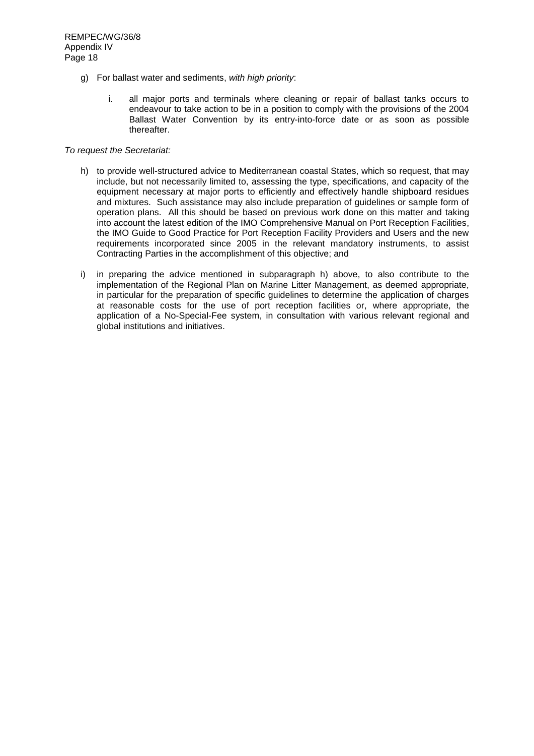g) For ballast water and sediments, *with high priority*:

   i. all major ports and terminals where cleaning or repair of ballast tanks occurs to endeavour to take action to be in a position to comply with the provisions of the 2004 Ballast Water Convention by its entry-into-force date or as soon as possible thereafter.

*To request the Secretariat:*

h) to provide well-structured advice to Mediterranean coastal States, which so request, that may include, but not necessarily limited to, assessing the type, specifications, and capacity of the equipment necessary at major ports to efficiently and effectively handle shipboard residues and mixtures. Such assistance may also include preparation of guidelines or sample form of operation plans. All this should be based on previous work done on this matter and taking into account the latest edition of the IMO Comprehensive Manual on Port Reception Facilities, the IMO Guide to Good Practice for Port Reception Facility Providers and Users and the new requirements incorporated since 2005 in the relevant mandatory instruments, to assist Contracting Parties in the accomplishment of this objective; and

i) in preparing the advice mentioned in subparagraph h) above, to also contribute to the implementation of the Regional Plan on Marine Litter Management, as deemed appropriate, in particular for the preparation of specific guidelines to determine the application of charges at reasonable costs for the use of port reception facilities or, where appropriate, the application of a No-Special-Fee system, in consultation with various relevant regional and global institutions and initiatives.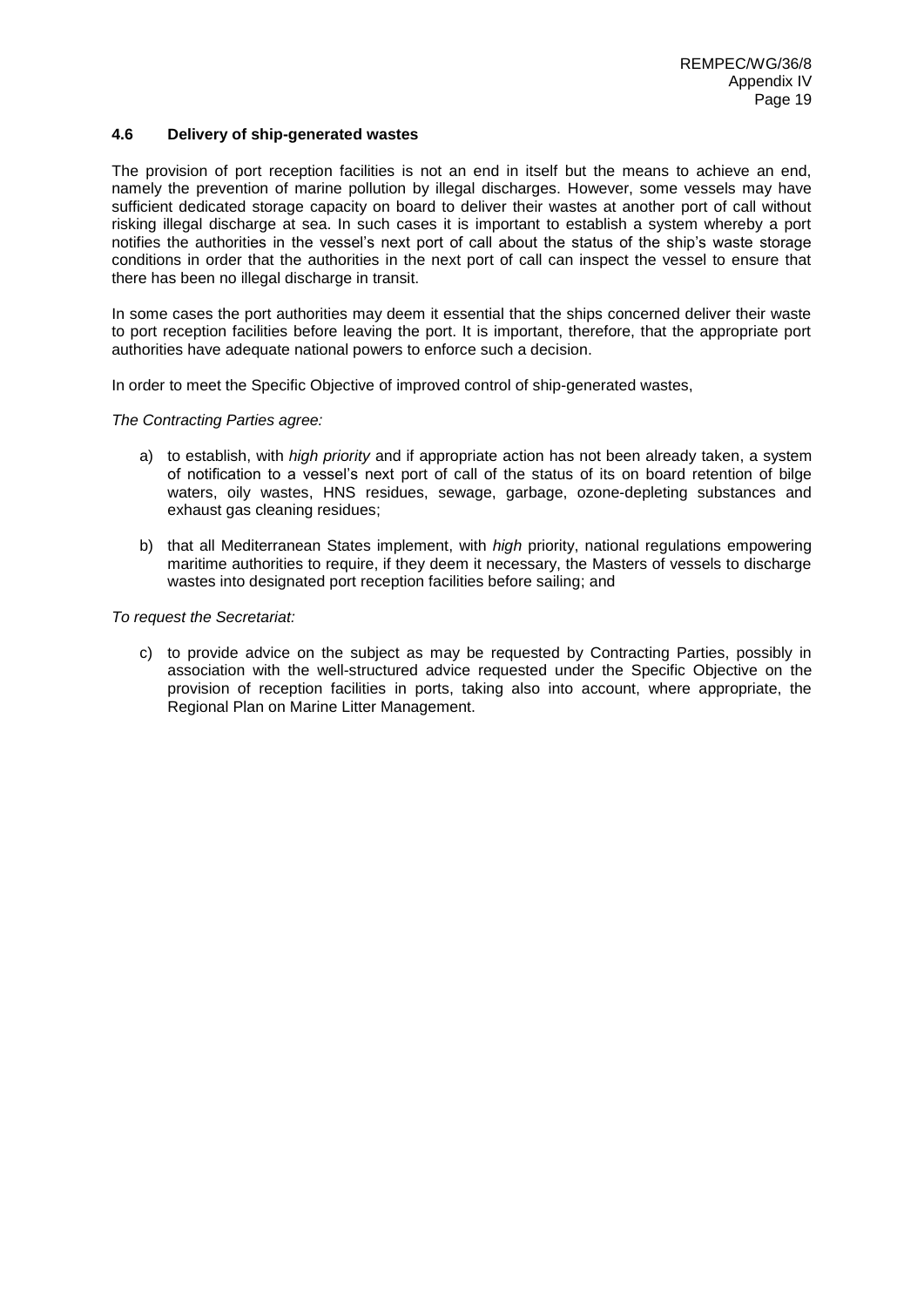#### 4.6 Delivery of ship-generated wastes

The provision of port reception facilities is not an end in itself but the means to achieve an end, namely the prevention of marine pollution by illegal discharges. However, some vessels may have sufficient dedicated storage capacity on board to deliver their wastes at another port of call without risking illegal discharge at sea. In such cases it is important to establish a system whereby a port notifies the authorities in the vessel's next port of call about the status of the ship's waste storage conditions in order that the authorities in the next port of call can inspect the vessel to ensure that there has been no illegal discharge in transit.

In some cases the port authorities may deem it essential that the ships concerned deliver their waste to port reception facilities before leaving the port. It is important, therefore, that the appropriate port authorities have adequate national powers to enforce such a decision.

In order to meet the Specific Objective of improved control of ship-generated wastes,

*The Contracting Parties agree:*

a) to establish, with *high priority* and if appropriate action has not been already taken, a system of notification to a vessel's next port of call of the status of its on board retention of bilge waters, oily wastes, HNS residues, sewage, garbage, ozone-depleting substances and exhaust gas cleaning residues;

b) that all Mediterranean States implement, with *high* priority, national regulations empowering maritime authorities to require, if they deem it necessary, the Masters of vessels to discharge wastes into designated port reception facilities before sailing; and

*To request the Secretariat:*

c) to provide advice on the subject as may be requested by Contracting Parties, possibly in association with the well-structured advice requested under the Specific Objective on the provision of reception facilities in ports, taking also into account, where appropriate, the Regional Plan on Marine Litter Management.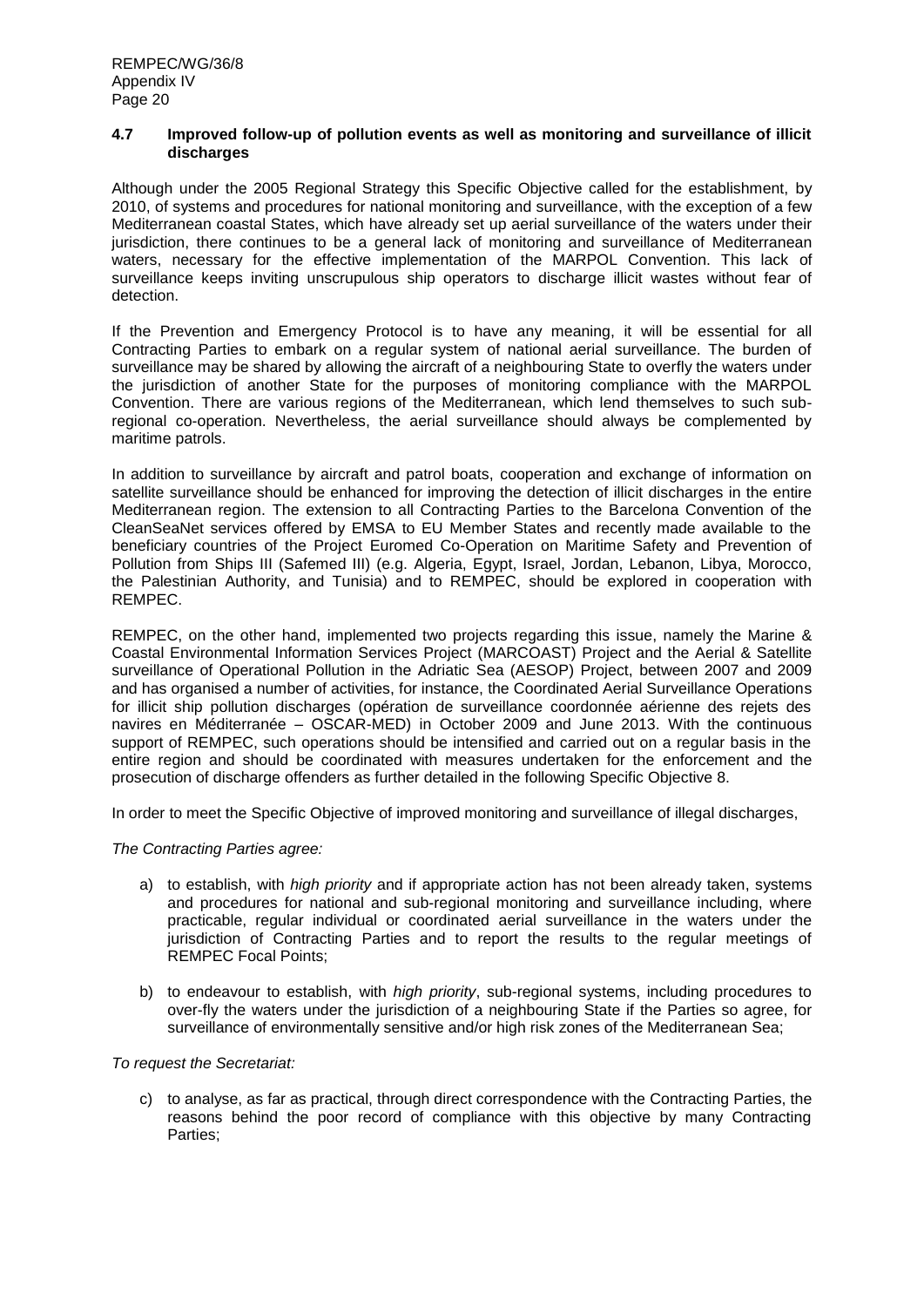### 4.7 Improved follow-up of pollution events as well as monitoring and surveillance of illicit discharges

Although under the 2005 Regional Strategy this Specific Objective called for the establishment, by 2010, of systems and procedures for national monitoring and surveillance, with the exception of a few Mediterranean coastal States, which have already set up aerial surveillance of the waters under their jurisdiction, there continues to be a general lack of monitoring and surveillance of Mediterranean waters, necessary for the effective implementation of the MARPOL Convention. This lack of surveillance keeps inviting unscrupulous ship operators to discharge illicit wastes without fear of detection.

If the Prevention and Emergency Protocol is to have any meaning, it will be essential for all Contracting Parties to embark on a regular system of national aerial surveillance. The burden of surveillance may be shared by allowing the aircraft of a neighbouring State to overfly the waters under the jurisdiction of another State for the purposes of monitoring compliance with the MARPOL Convention. There are various regions of the Mediterranean, which lend themselves to such sub-regional co-operation. Nevertheless, the aerial surveillance should always be complemented by maritime patrols.

In addition to surveillance by aircraft and patrol boats, cooperation and exchange of information on satellite surveillance should be enhanced for improving the detection of illicit discharges in the entire Mediterranean region. The extension to all Contracting Parties to the Barcelona Convention of the CleanSeaNet services offered by EMSA to EU Member States and recently made available to the beneficiary countries of the Project Euromed Co-Operation on Maritime Safety and Prevention of Pollution from Ships III (Safemed III) (e.g. Algeria, Egypt, Israel, Jordan, Lebanon, Libya, Morocco, the Palestinian Authority, and Tunisia) and to REMPEC, should be explored in cooperation with REMPEC.

REMPEC, on the other hand, implemented two projects regarding this issue, namely the Marine & Coastal Environmental Information Services Project (MARCOAST) Project and the Aerial & Satellite surveillance of Operational Pollution in the Adriatic Sea (AESOP) Project, between 2007 and 2009 and has organised a number of activities, for instance, the Coordinated Aerial Surveillance Operations for illicit ship pollution discharges (opération de surveillance coordonnée aérienne des rejets des navires en Méditerranée – OSCAR-MED) in October 2009 and June 2013. With the continuous support of REMPEC, such operations should be intensified and carried out on a regular basis in the entire region and should be coordinated with measures undertaken for the enforcement and the prosecution of discharge offenders as further detailed in the following Specific Objective 8.

In order to meet the Specific Objective of improved monitoring and surveillance of illegal discharges,

*The Contracting Parties agree:*

a) to establish, with *high priority* and if appropriate action has not been already taken, systems and procedures for national and sub-regional monitoring and surveillance including, where practicable, regular individual or coordinated aerial surveillance in the waters under the jurisdiction of Contracting Parties and to report the results to the regular meetings of REMPEC Focal Points;

b) to endeavour to establish, with *high priority*, sub-regional systems, including procedures to over-fly the waters under the jurisdiction of a neighbouring State if the Parties so agree, for surveillance of environmentally sensitive and/or high risk zones of the Mediterranean Sea;

*To request the Secretariat:*

c) to analyse, as far as practical, through direct correspondence with the Contracting Parties, the reasons behind the poor record of compliance with this objective by many Contracting Parties;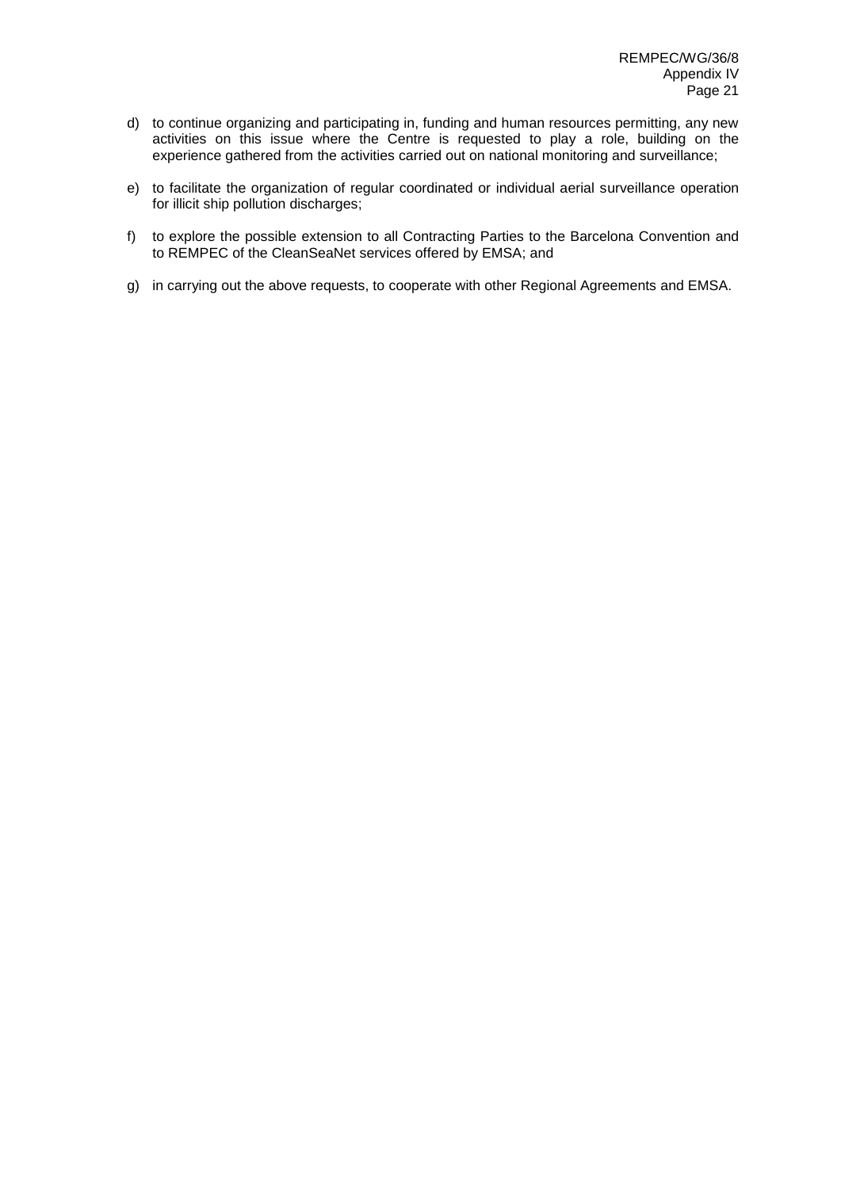d) to continue organizing and participating in, funding and human resources permitting, any new activities on this issue where the Centre is requested to play a role, building on the experience gathered from the activities carried out on national monitoring and surveillance;

e) to facilitate the organization of regular coordinated or individual aerial surveillance operation for illicit ship pollution discharges;

f) to explore the possible extension to all Contracting Parties to the Barcelona Convention and to REMPEC of the CleanSeaNet services offered by EMSA; and

g) in carrying out the above requests, to cooperate with other Regional Agreements and EMSA.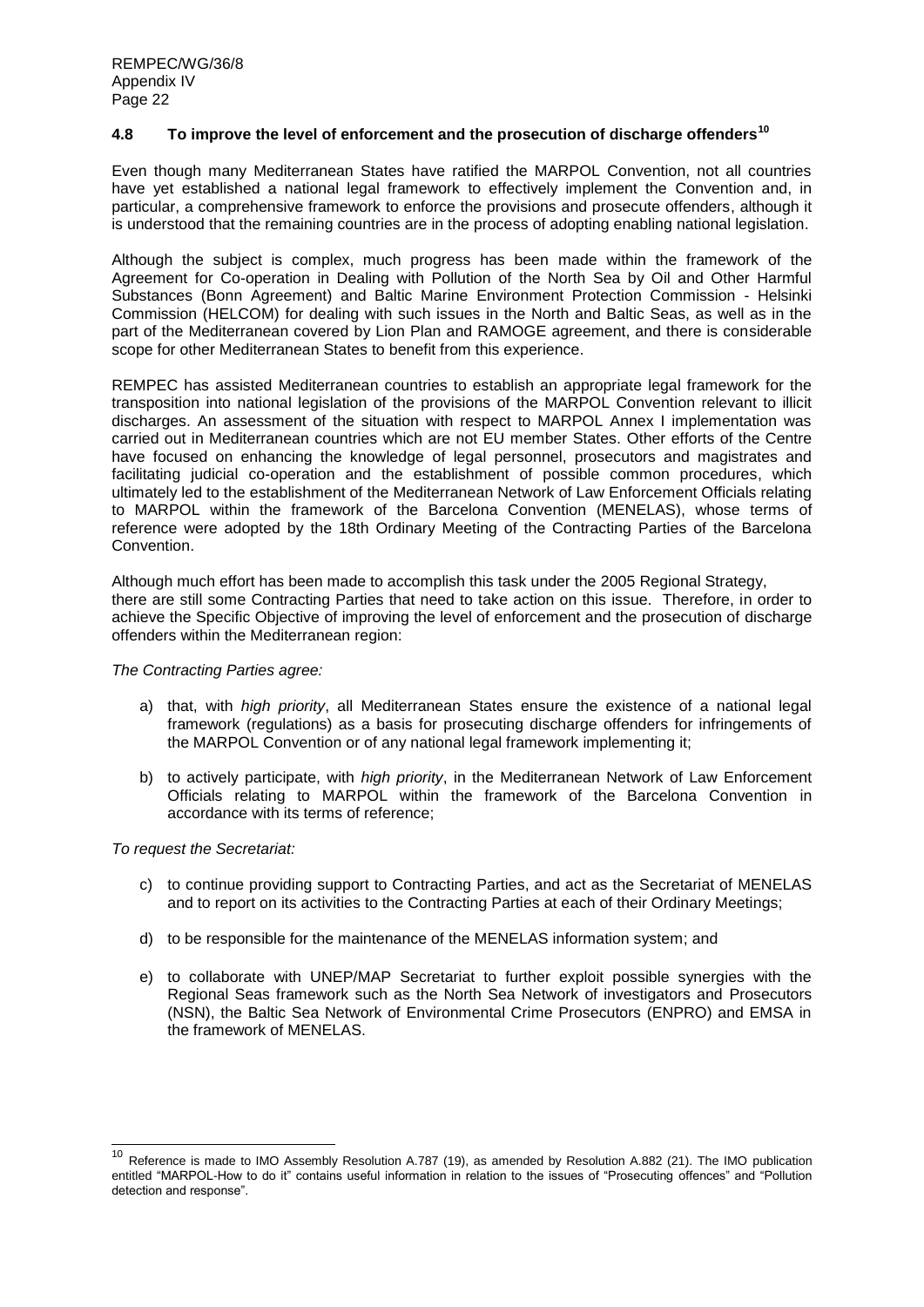### 4.8 To improve the level of enforcement and the prosecution of discharge offenders[10]

Even though many Mediterranean States have ratified the MARPOL Convention, not all countries have yet established a national legal framework to effectively implement the Convention and, in particular, a comprehensive framework to enforce the provisions and prosecute offenders, although it is understood that the remaining countries are in the process of adopting enabling national legislation.

Although the subject is complex, much progress has been made within the framework of the Agreement for Co-operation in Dealing with Pollution of the North Sea by Oil and Other Harmful Substances (Bonn Agreement) and Baltic Marine Environment Protection Commission - Helsinki Commission (HELCOM) for dealing with such issues in the North and Baltic Seas, as well as in the part of the Mediterranean covered by Lion Plan and RAMOGE agreement, and there is considerable scope for other Mediterranean States to benefit from this experience.

REMPEC has assisted Mediterranean countries to establish an appropriate legal framework for the transposition into national legislation of the provisions of the MARPOL Convention relevant to illicit discharges. An assessment of the situation with respect to MARPOL Annex I implementation was carried out in Mediterranean countries which are not EU member States. Other efforts of the Centre have focused on enhancing the knowledge of legal personnel, prosecutors and magistrates and facilitating judicial co-operation and the establishment of possible common procedures, which ultimately led to the establishment of the Mediterranean Network of Law Enforcement Officials relating to MARPOL within the framework of the Barcelona Convention (MENELAS), whose terms of reference were adopted by the 18th Ordinary Meeting of the Contracting Parties of the Barcelona Convention.

Although much effort has been made to accomplish this task under the 2005 Regional Strategy, there are still some Contracting Parties that need to take action on this issue. Therefore, in order to achieve the Specific Objective of improving the level of enforcement and the prosecution of discharge offenders within the Mediterranean region:

*The Contracting Parties agree:*

a) that, with *high priority*, all Mediterranean States ensure the existence of a national legal framework (regulations) as a basis for prosecuting discharge offenders for infringements of the MARPOL Convention or of any national legal framework implementing it;

b) to actively participate, with *high priority*, in the Mediterranean Network of Law Enforcement Officials relating to MARPOL within the framework of the Barcelona Convention in accordance with its terms of reference;

*To request the Secretariat:*

c) to continue providing support to Contracting Parties, and act as the Secretariat of MENELAS and to report on its activities to the Contracting Parties at each of their Ordinary Meetings;

d) to be responsible for the maintenance of the MENELAS information system; and

e) to collaborate with UNEP/MAP Secretariat to further exploit possible synergies with the Regional Seas framework such as the North Sea Network of investigators and Prosecutors (NSN), the Baltic Sea Network of Environmental Crime Prosecutors (ENPRO) and EMSA in the framework of MENELAS.

[10] Reference is made to IMO Assembly Resolution A.787 (19), as amended by Resolution A.882 (21). The IMO publication entitled "MARPOL-How to do it" contains useful information in relation to the issues of "Prosecuting offences" and "Pollution detection and response".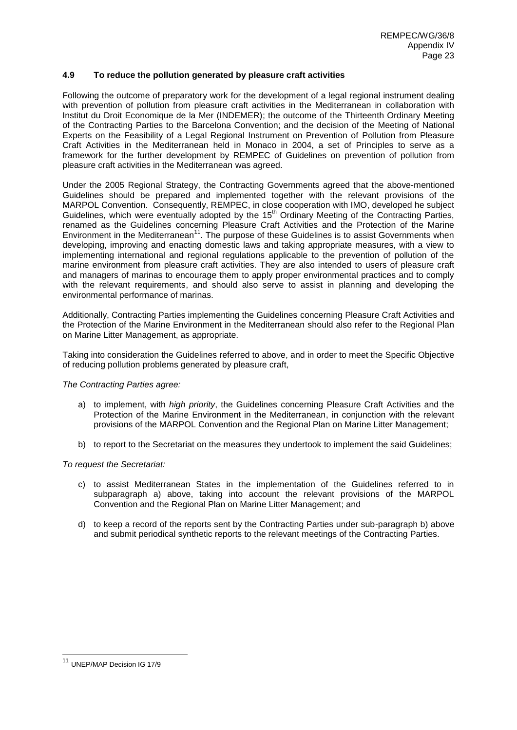### 4.9 To reduce the pollution generated by pleasure craft activities

Following the outcome of preparatory work for the development of a legal regional instrument dealing with prevention of pollution from pleasure craft activities in the Mediterranean in collaboration with Institut du Droit Economique de la Mer (INDEMER); the outcome of the Thirteenth Ordinary Meeting of the Contracting Parties to the Barcelona Convention; and the decision of the Meeting of National Experts on the Feasibility of a Legal Regional Instrument on Prevention of Pollution from Pleasure Craft Activities in the Mediterranean held in Monaco in 2004, a set of Principles to serve as a framework for the further development by REMPEC of Guidelines on prevention of pollution from pleasure craft activities in the Mediterranean was agreed.

Under the 2005 Regional Strategy, the Contracting Governments agreed that the above-mentioned Guidelines should be prepared and implemented together with the relevant provisions of the MARPOL Convention. Consequently, REMPEC, in close cooperation with IMO, developed he subject Guidelines, which were eventually adopted by the 15th Ordinary Meeting of the Contracting Parties, renamed as the Guidelines concerning Pleasure Craft Activities and the Protection of the Marine Environment in the Mediterranean[11]. The purpose of these Guidelines is to assist Governments when developing, improving and enacting domestic laws and taking appropriate measures, with a view to implementing international and regional regulations applicable to the prevention of pollution of the marine environment from pleasure craft activities. They are also intended to users of pleasure craft and managers of marinas to encourage them to apply proper environmental practices and to comply with the relevant requirements, and should also serve to assist in planning and developing the environmental performance of marinas.

Additionally, Contracting Parties implementing the Guidelines concerning Pleasure Craft Activities and the Protection of the Marine Environment in the Mediterranean should also refer to the Regional Plan on Marine Litter Management, as appropriate.

Taking into consideration the Guidelines referred to above, and in order to meet the Specific Objective of reducing pollution problems generated by pleasure craft,

*The Contracting Parties agree:*

a) to implement, with *high priority*, the Guidelines concerning Pleasure Craft Activities and the Protection of the Marine Environment in the Mediterranean, in conjunction with the relevant provisions of the MARPOL Convention and the Regional Plan on Marine Litter Management;

b) to report to the Secretariat on the measures they undertook to implement the said Guidelines;

*To request the Secretariat:*

c) to assist Mediterranean States in the implementation of the Guidelines referred to in subparagraph a) above, taking into account the relevant provisions of the MARPOL Convention and the Regional Plan on Marine Litter Management; and

d) to keep a record of the reports sent by the Contracting Parties under sub-paragraph b) above and submit periodical synthetic reports to the relevant meetings of the Contracting Parties.

---

[11] UNEP/MAP Decision IG 17/9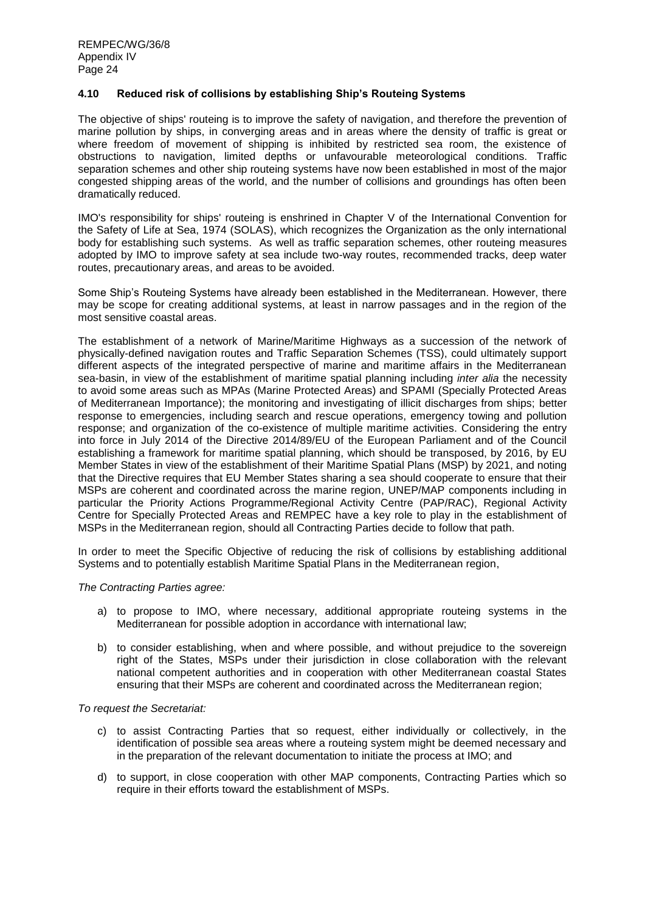### 4.10 Reduced risk of collisions by establishing Ship's Routeing Systems

The objective of ships' routeing is to improve the safety of navigation, and therefore the prevention of marine pollution by ships, in converging areas and in areas where the density of traffic is great or where freedom of movement of shipping is inhibited by restricted sea room, the existence of obstructions to navigation, limited depths or unfavourable meteorological conditions. Traffic separation schemes and other ship routeing systems have now been established in most of the major congested shipping areas of the world, and the number of collisions and groundings has often been dramatically reduced.

IMO's responsibility for ships' routeing is enshrined in Chapter V of the International Convention for the Safety of Life at Sea, 1974 (SOLAS), which recognizes the Organization as the only international body for establishing such systems. As well as traffic separation schemes, other routeing measures adopted by IMO to improve safety at sea include two-way routes, recommended tracks, deep water routes, precautionary areas, and areas to be avoided.

Some Ship's Routeing Systems have already been established in the Mediterranean. However, there may be scope for creating additional systems, at least in narrow passages and in the region of the most sensitive coastal areas.

The establishment of a network of Marine/Maritime Highways as a succession of the network of physically-defined navigation routes and Traffic Separation Schemes (TSS), could ultimately support different aspects of the integrated perspective of marine and maritime affairs in the Mediterranean sea-basin, in view of the establishment of maritime spatial planning including *inter alia* the necessity to avoid some areas such as MPAs (Marine Protected Areas) and SPAMI (Specially Protected Areas of Mediterranean Importance); the monitoring and investigating of illicit discharges from ships; better response to emergencies, including search and rescue operations, emergency towing and pollution response; and organization of the co-existence of multiple maritime activities. Considering the entry into force in July 2014 of the Directive 2014/89/EU of the European Parliament and of the Council establishing a framework for maritime spatial planning, which should be transposed, by 2016, by EU Member States in view of the establishment of their Maritime Spatial Plans (MSP) by 2021, and noting that the Directive requires that EU Member States sharing a sea should cooperate to ensure that their MSPs are coherent and coordinated across the marine region, UNEP/MAP components including in particular the Priority Actions Programme/Regional Activity Centre (PAP/RAC), Regional Activity Centre for Specially Protected Areas and REMPEC have a key role to play in the establishment of MSPs in the Mediterranean region, should all Contracting Parties decide to follow that path.

In order to meet the Specific Objective of reducing the risk of collisions by establishing additional Systems and to potentially establish Maritime Spatial Plans in the Mediterranean region,

*The Contracting Parties agree:*

a) to propose to IMO, where necessary, additional appropriate routeing systems in the Mediterranean for possible adoption in accordance with international law;

b) to consider establishing, when and where possible, and without prejudice to the sovereign right of the States, MSPs under their jurisdiction in close collaboration with the relevant national competent authorities and in cooperation with other Mediterranean coastal States ensuring that their MSPs are coherent and coordinated across the Mediterranean region;

*To request the Secretariat:*

c) to assist Contracting Parties that so request, either individually or collectively, in the identification of possible sea areas where a routeing system might be deemed necessary and in the preparation of the relevant documentation to initiate the process at IMO; and

d) to support, in close cooperation with other MAP components, Contracting Parties which so require in their efforts toward the establishment of MSPs.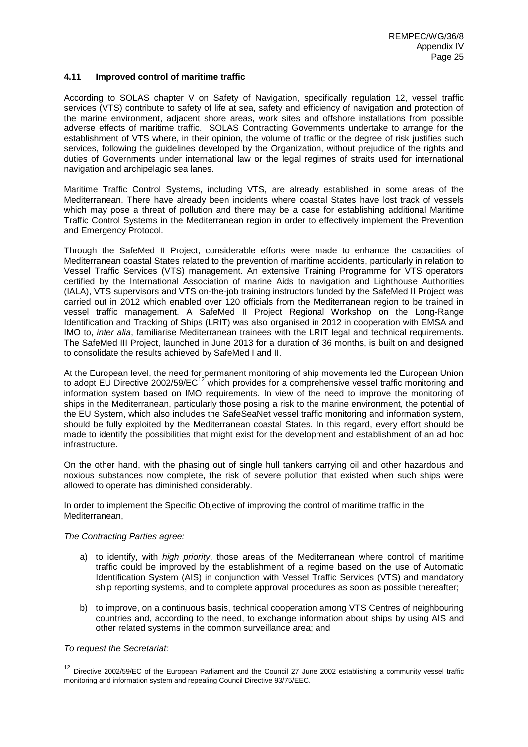### 4.11 Improved control of maritime traffic

According to SOLAS chapter V on Safety of Navigation, specifically regulation 12, vessel traffic services (VTS) contribute to safety of life at sea, safety and efficiency of navigation and protection of the marine environment, adjacent shore areas, work sites and offshore installations from possible adverse effects of maritime traffic. SOLAS Contracting Governments undertake to arrange for the establishment of VTS where, in their opinion, the volume of traffic or the degree of risk justifies such services, following the guidelines developed by the Organization, without prejudice of the rights and duties of Governments under international law or the legal regimes of straits used for international navigation and archipelagic sea lanes.

Maritime Traffic Control Systems, including VTS, are already established in some areas of the Mediterranean. There have already been incidents where coastal States have lost track of vessels which may pose a threat of pollution and there may be a case for establishing additional Maritime Traffic Control Systems in the Mediterranean region in order to effectively implement the Prevention and Emergency Protocol.

Through the SafeMed II Project, considerable efforts were made to enhance the capacities of Mediterranean coastal States related to the prevention of maritime accidents, particularly in relation to Vessel Traffic Services (VTS) management. An extensive Training Programme for VTS operators certified by the International Association of marine Aids to navigation and Lighthouse Authorities (IALA), VTS supervisors and VTS on-the-job training instructors funded by the SafeMed II Project was carried out in 2012 which enabled over 120 officials from the Mediterranean region to be trained in vessel traffic management. A SafeMed II Project Regional Workshop on the Long-Range Identification and Tracking of Ships (LRIT) was also organised in 2012 in cooperation with EMSA and IMO to, *inter alia*, familiarise Mediterranean trainees with the LRIT legal and technical requirements. The SafeMed III Project, launched in June 2013 for a duration of 36 months, is built on and designed to consolidate the results achieved by SafeMed I and II.

At the European level, the need for permanent monitoring of ship movements led the European Union to adopt EU Directive 2002/59/EC[12] which provides for a comprehensive vessel traffic monitoring and information system based on IMO requirements. In view of the need to improve the monitoring of ships in the Mediterranean, particularly those posing a risk to the marine environment, the potential of the EU System, which also includes the SafeSeaNet vessel traffic monitoring and information system, should be fully exploited by the Mediterranean coastal States. In this regard, every effort should be made to identify the possibilities that might exist for the development and establishment of an ad hoc infrastructure.

On the other hand, with the phasing out of single hull tankers carrying oil and other hazardous and noxious substances now complete, the risk of severe pollution that existed when such ships were allowed to operate has diminished considerably.

In order to implement the Specific Objective of improving the control of maritime traffic in the Mediterranean,

*The Contracting Parties agree:*

a) to identify, with *high priority*, those areas of the Mediterranean where control of maritime traffic could be improved by the establishment of a regime based on the use of Automatic Identification System (AIS) in conjunction with Vessel Traffic Services (VTS) and mandatory ship reporting systems, and to complete approval procedures as soon as possible thereafter;

b) to improve, on a continuous basis, technical cooperation among VTS Centres of neighbouring countries and, according to the need, to exchange information about ships by using AIS and other related systems in the common surveillance area; and

*To request the Secretariat:*

---

[12] Directive 2002/59/EC of the European Parliament and the Council 27 June 2002 establishing a community vessel traffic monitoring and information system and repealing Council Directive 93/75/EEC.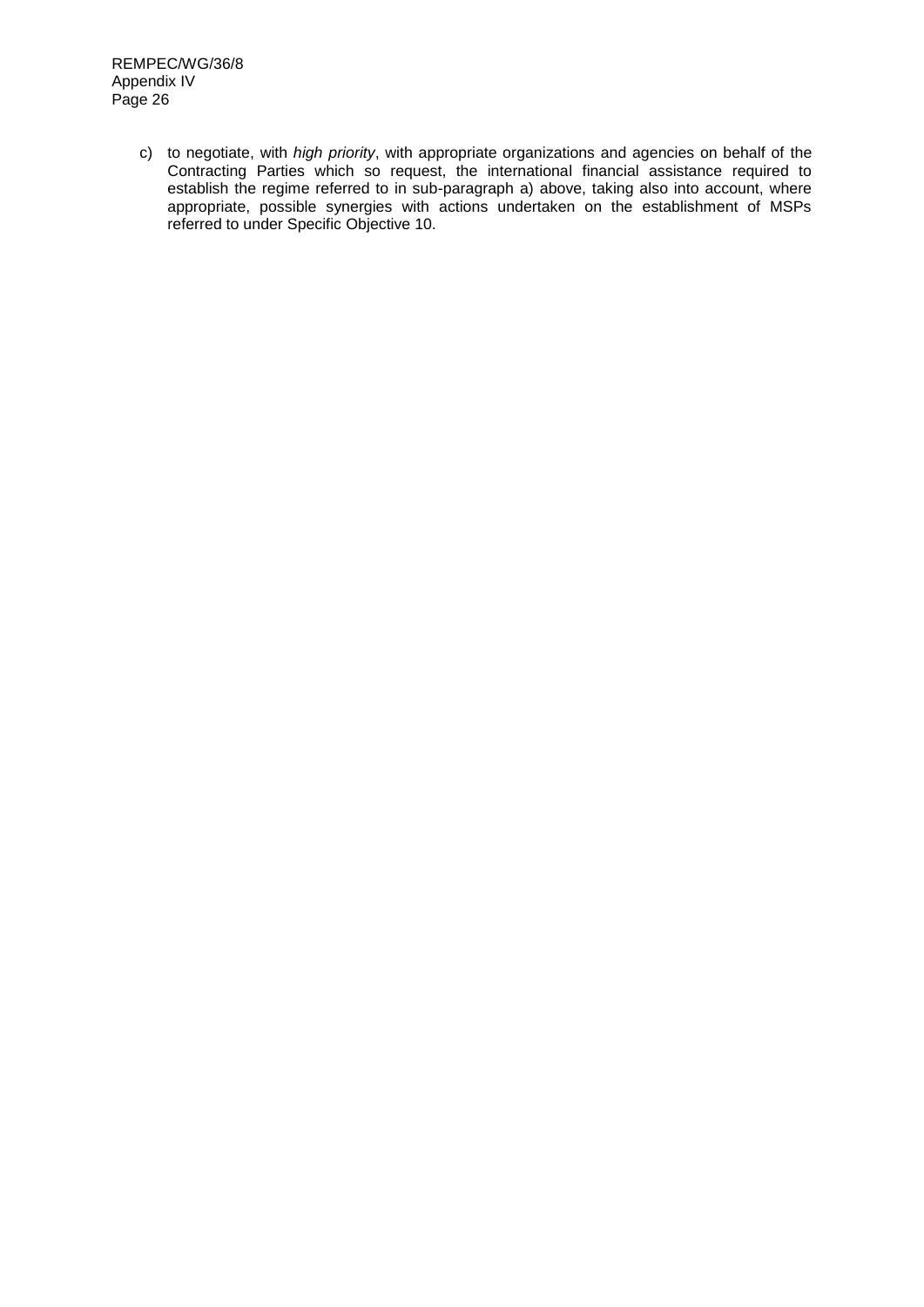c) to negotiate, with *high priority*, with appropriate organizations and agencies on behalf of the Contracting Parties which so request, the international financial assistance required to establish the regime referred to in sub-paragraph a) above, taking also into account, where appropriate, possible synergies with actions undertaken on the establishment of MSPs referred to under Specific Objective 10.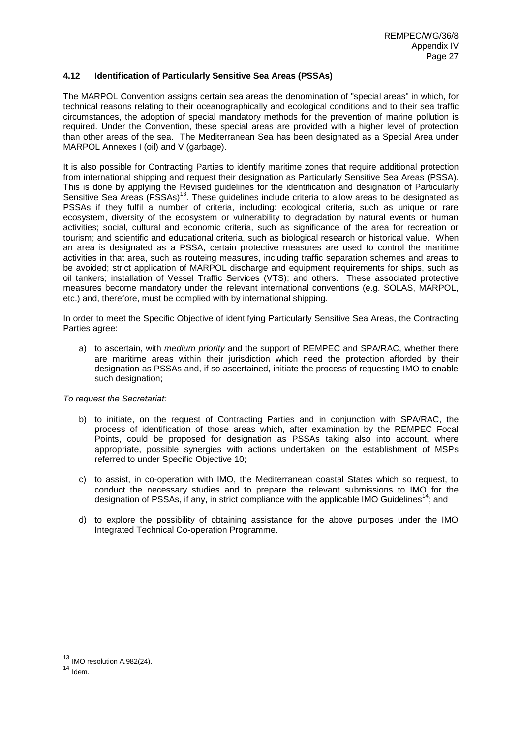### 4.12 Identification of Particularly Sensitive Sea Areas (PSSAs)

The MARPOL Convention assigns certain sea areas the denomination of "special areas" in which, for technical reasons relating to their oceanographically and ecological conditions and to their sea traffic circumstances, the adoption of special mandatory methods for the prevention of marine pollution is required. Under the Convention, these special areas are provided with a higher level of protection than other areas of the sea. The Mediterranean Sea has been designated as a Special Area under MARPOL Annexes I (oil) and V (garbage).

It is also possible for Contracting Parties to identify maritime zones that require additional protection from international shipping and request their designation as Particularly Sensitive Sea Areas (PSSA). This is done by applying the Revised guidelines for the identification and designation of Particularly Sensitive Sea Areas (PSSAs)[13]. These guidelines include criteria to allow areas to be designated as PSSAs if they fulfil a number of criteria, including: ecological criteria, such as unique or rare ecosystem, diversity of the ecosystem or vulnerability to degradation by natural events or human activities; social, cultural and economic criteria, such as significance of the area for recreation or tourism; and scientific and educational criteria, such as biological research or historical value. When an area is designated as a PSSA, certain protective measures are used to control the maritime activities in that area, such as routeing measures, including traffic separation schemes and areas to be avoided; strict application of MARPOL discharge and equipment requirements for ships, such as oil tankers; installation of Vessel Traffic Services (VTS); and others. These associated protective measures become mandatory under the relevant international conventions (e.g. SOLAS, MARPOL, etc.) and, therefore, must be complied with by international shipping.

In order to meet the Specific Objective of identifying Particularly Sensitive Sea Areas, the Contracting Parties agree:

a) to ascertain, with *medium priority* and the support of REMPEC and SPA/RAC, whether there are maritime areas within their jurisdiction which need the protection afforded by their designation as PSSAs and, if so ascertained, initiate the process of requesting IMO to enable such designation;

*To request the Secretariat:*

b) to initiate, on the request of Contracting Parties and in conjunction with SPA/RAC, the process of identification of those areas which, after examination by the REMPEC Focal Points, could be proposed for designation as PSSAs taking also into account, where appropriate, possible synergies with actions undertaken on the establishment of MSPs referred to under Specific Objective 10;

c) to assist, in co-operation with IMO, the Mediterranean coastal States which so request, to conduct the necessary studies and to prepare the relevant submissions to IMO for the designation of PSSAs, if any, in strict compliance with the applicable IMO Guidelines[14]; and

d) to explore the possibility of obtaining assistance for the above purposes under the IMO Integrated Technical Co-operation Programme.

---

[13] IMO resolution A.982(24).

[14] Idem.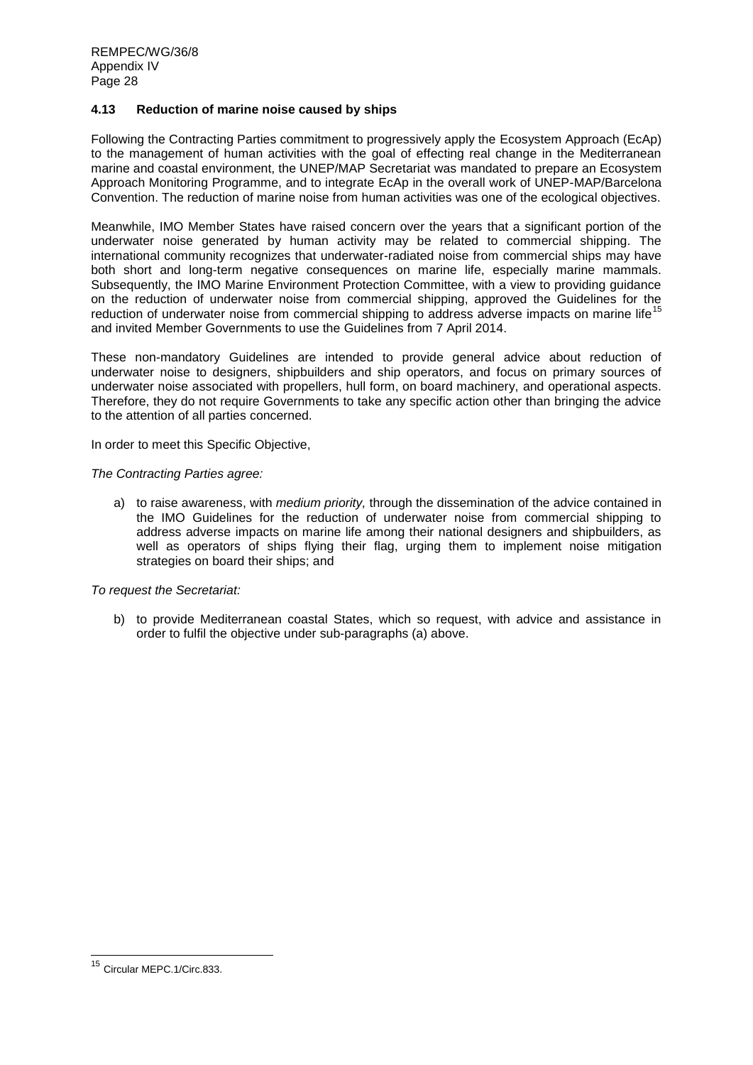### 4.13 Reduction of marine noise caused by ships

Following the Contracting Parties commitment to progressively apply the Ecosystem Approach (EcAp) to the management of human activities with the goal of effecting real change in the Mediterranean marine and coastal environment, the UNEP/MAP Secretariat was mandated to prepare an Ecosystem Approach Monitoring Programme, and to integrate EcAp in the overall work of UNEP-MAP/Barcelona Convention. The reduction of marine noise from human activities was one of the ecological objectives.

Meanwhile, IMO Member States have raised concern over the years that a significant portion of the underwater noise generated by human activity may be related to commercial shipping. The international community recognizes that underwater-radiated noise from commercial ships may have both short and long-term negative consequences on marine life, especially marine mammals. Subsequently, the IMO Marine Environment Protection Committee, with a view to providing guidance on the reduction of underwater noise from commercial shipping, approved the Guidelines for the reduction of underwater noise from commercial shipping to address adverse impacts on marine life[15] and invited Member Governments to use the Guidelines from 7 April 2014.

These non-mandatory Guidelines are intended to provide general advice about reduction of underwater noise to designers, shipbuilders and ship operators, and focus on primary sources of underwater noise associated with propellers, hull form, on board machinery, and operational aspects. Therefore, they do not require Governments to take any specific action other than bringing the advice to the attention of all parties concerned.

In order to meet this Specific Objective,

*The Contracting Parties agree:*

a) to raise awareness, with *medium priority,* through the dissemination of the advice contained in the IMO Guidelines for the reduction of underwater noise from commercial shipping to address adverse impacts on marine life among their national designers and shipbuilders, as well as operators of ships flying their flag, urging them to implement noise mitigation strategies on board their ships; and

*To request the Secretariat:*

b) to provide Mediterranean coastal States, which so request, with advice and assistance in order to fulfil the objective under sub-paragraphs (a) above.

---

[15] Circular MEPC.1/Circ.833.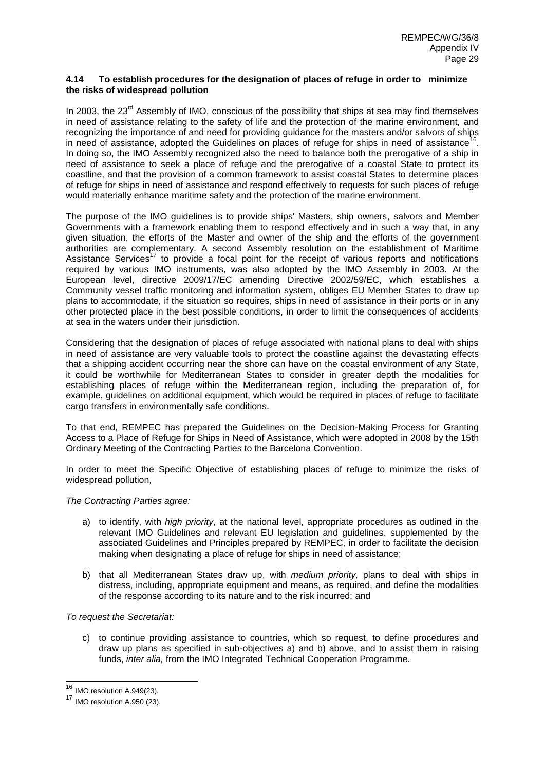### 4.14 To establish procedures for the designation of places of refuge in order to minimize the risks of widespread pollution

In 2003, the 23rd Assembly of IMO, conscious of the possibility that ships at sea may find themselves in need of assistance relating to the safety of life and the protection of the marine environment, and recognizing the importance of and need for providing guidance for the masters and/or salvors of ships in need of assistance, adopted the Guidelines on places of refuge for ships in need of assistance[16]. In doing so, the IMO Assembly recognized also the need to balance both the prerogative of a ship in need of assistance to seek a place of refuge and the prerogative of a coastal State to protect its coastline, and that the provision of a common framework to assist coastal States to determine places of refuge for ships in need of assistance and respond effectively to requests for such places of refuge would materially enhance maritime safety and the protection of the marine environment.

The purpose of the IMO guidelines is to provide ships' Masters, ship owners, salvors and Member Governments with a framework enabling them to respond effectively and in such a way that, in any given situation, the efforts of the Master and owner of the ship and the efforts of the government authorities are complementary. A second Assembly resolution on the establishment of Maritime Assistance Services[17] to provide a focal point for the receipt of various reports and notifications required by various IMO instruments, was also adopted by the IMO Assembly in 2003. At the European level, directive 2009/17/EC amending Directive 2002/59/EC, which establishes a Community vessel traffic monitoring and information system, obliges EU Member States to draw up plans to accommodate, if the situation so requires, ships in need of assistance in their ports or in any other protected place in the best possible conditions, in order to limit the consequences of accidents at sea in the waters under their jurisdiction.

Considering that the designation of places of refuge associated with national plans to deal with ships in need of assistance are very valuable tools to protect the coastline against the devastating effects that a shipping accident occurring near the shore can have on the coastal environment of any State, it could be worthwhile for Mediterranean States to consider in greater depth the modalities for establishing places of refuge within the Mediterranean region, including the preparation of, for example, guidelines on additional equipment, which would be required in places of refuge to facilitate cargo transfers in environmentally safe conditions.

To that end, REMPEC has prepared the Guidelines on the Decision-Making Process for Granting Access to a Place of Refuge for Ships in Need of Assistance, which were adopted in 2008 by the 15th Ordinary Meeting of the Contracting Parties to the Barcelona Convention.

In order to meet the Specific Objective of establishing places of refuge to minimize the risks of widespread pollution,

*The Contracting Parties agree:*

a) to identify, with *high priority*, at the national level, appropriate procedures as outlined in the relevant IMO Guidelines and relevant EU legislation and guidelines, supplemented by the associated Guidelines and Principles prepared by REMPEC, in order to facilitate the decision making when designating a place of refuge for ships in need of assistance;

b) that all Mediterranean States draw up, with *medium priority,* plans to deal with ships in distress, including, appropriate equipment and means, as required, and define the modalities of the response according to its nature and to the risk incurred; and

*To request the Secretariat:*

c) to continue providing assistance to countries, which so request, to define procedures and draw up plans as specified in sub-objectives a) and b) above, and to assist them in raising funds, *inter alia,* from the IMO Integrated Technical Cooperation Programme.

---

[16] IMO resolution A.949(23).

[17] IMO resolution A.950 (23).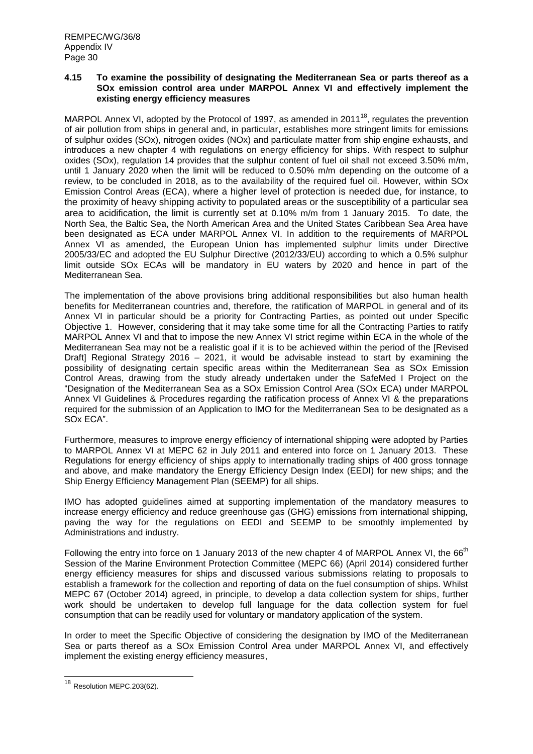#### 4.15 To examine the possibility of designating the Mediterranean Sea or parts thereof as a SOx emission control area under MARPOL Annex VI and effectively implement the existing energy efficiency measures

MARPOL Annex VI, adopted by the Protocol of 1997, as amended in 2011[18], regulates the prevention of air pollution from ships in general and, in particular, establishes more stringent limits for emissions of sulphur oxides (SOx), nitrogen oxides (NOx) and particulate matter from ship engine exhausts, and introduces a new chapter 4 with regulations on energy efficiency for ships. With respect to sulphur oxides (SOx), regulation 14 provides that the sulphur content of fuel oil shall not exceed 3.50% m/m, until 1 January 2020 when the limit will be reduced to 0.50% m/m depending on the outcome of a review, to be concluded in 2018, as to the availability of the required fuel oil. However, within SOx Emission Control Areas (ECA), where a higher level of protection is needed due, for instance, to the proximity of heavy shipping activity to populated areas or the susceptibility of a particular sea area to acidification, the limit is currently set at 0.10% m/m from 1 January 2015. To date, the North Sea, the Baltic Sea, the North American Area and the United States Caribbean Sea Area have been designated as ECA under MARPOL Annex VI. In addition to the requirements of MARPOL Annex VI as amended, the European Union has implemented sulphur limits under Directive 2005/33/EC and adopted the EU Sulphur Directive (2012/33/EU) according to which a 0.5% sulphur limit outside SOx ECAs will be mandatory in EU waters by 2020 and hence in part of the Mediterranean Sea.

The implementation of the above provisions bring additional responsibilities but also human health benefits for Mediterranean countries and, therefore, the ratification of MARPOL in general and of its Annex VI in particular should be a priority for Contracting Parties, as pointed out under Specific Objective 1. However, considering that it may take some time for all the Contracting Parties to ratify MARPOL Annex VI and that to impose the new Annex VI strict regime within ECA in the whole of the Mediterranean Sea may not be a realistic goal if it is to be achieved within the period of the [Revised Draft] Regional Strategy 2016 – 2021, it would be advisable instead to start by examining the possibility of designating certain specific areas within the Mediterranean Sea as SOx Emission Control Areas, drawing from the study already undertaken under the SafeMed I Project on the "Designation of the Mediterranean Sea as a SOx Emission Control Area (SOx ECA) under MARPOL Annex VI Guidelines & Procedures regarding the ratification process of Annex VI & the preparations required for the submission of an Application to IMO for the Mediterranean Sea to be designated as a SOx ECA".

Furthermore, measures to improve energy efficiency of international shipping were adopted by Parties to MARPOL Annex VI at MEPC 62 in July 2011 and entered into force on 1 January 2013. These Regulations for energy efficiency of ships apply to internationally trading ships of 400 gross tonnage and above, and make mandatory the Energy Efficiency Design Index (EEDI) for new ships; and the Ship Energy Efficiency Management Plan (SEEMP) for all ships.

IMO has adopted guidelines aimed at supporting implementation of the mandatory measures to increase energy efficiency and reduce greenhouse gas (GHG) emissions from international shipping, paving the way for the regulations on EEDI and SEEMP to be smoothly implemented by Administrations and industry.

Following the entry into force on 1 January 2013 of the new chapter 4 of MARPOL Annex VI, the 66th Session of the Marine Environment Protection Committee (MEPC 66) (April 2014) considered further energy efficiency measures for ships and discussed various submissions relating to proposals to establish a framework for the collection and reporting of data on the fuel consumption of ships. Whilst MEPC 67 (October 2014) agreed, in principle, to develop a data collection system for ships, further work should be undertaken to develop full language for the data collection system for fuel consumption that can be readily used for voluntary or mandatory application of the system.

In order to meet the Specific Objective of considering the designation by IMO of the Mediterranean Sea or parts thereof as a SOx Emission Control Area under MARPOL Annex VI, and effectively implement the existing energy efficiency measures,

---

[18] Resolution MEPC.203(62).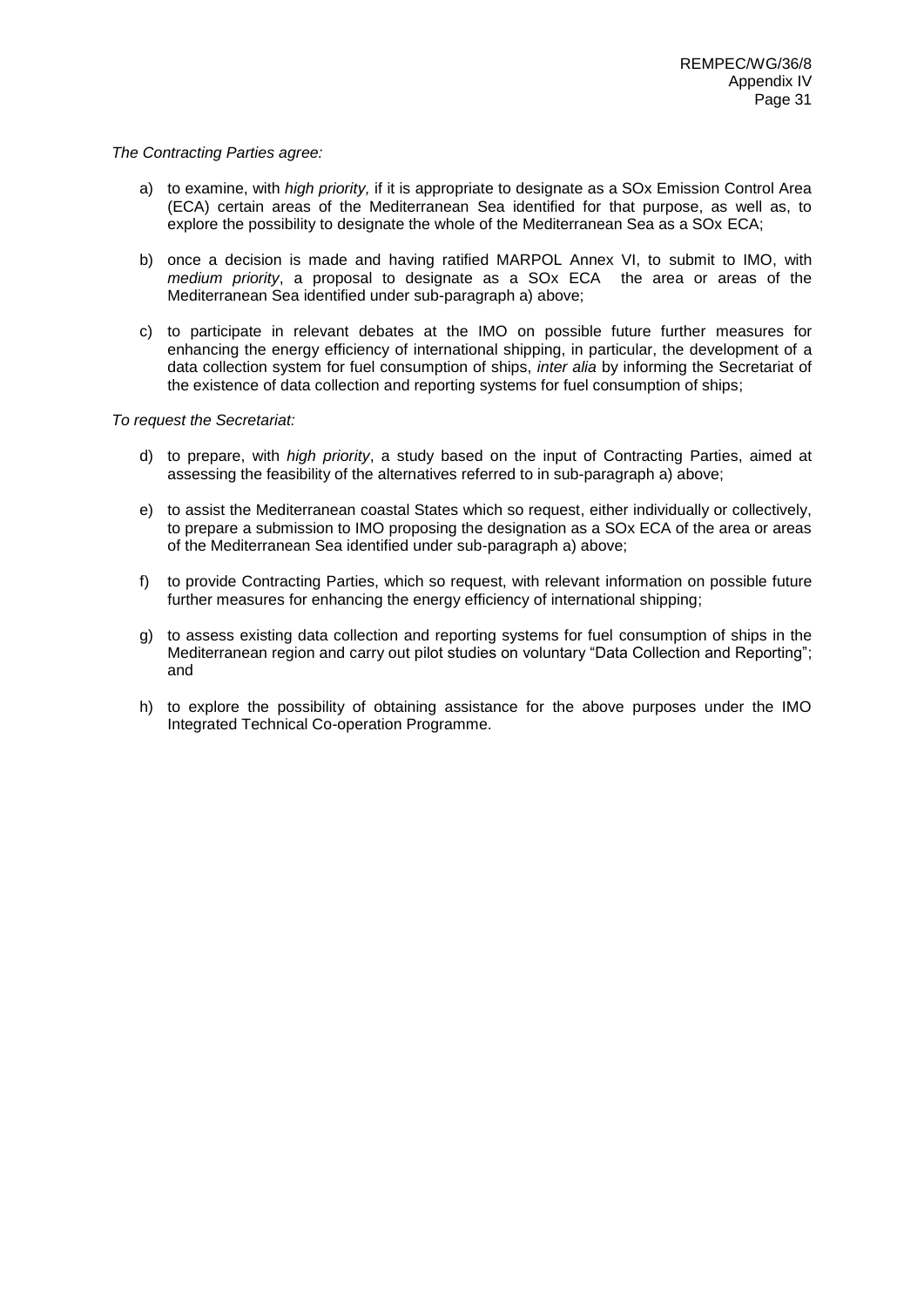*The Contracting Parties agree:*

a) to examine, with *high priority,* if it is appropriate to designate as a SOx Emission Control Area (ECA) certain areas of the Mediterranean Sea identified for that purpose, as well as, to explore the possibility to designate the whole of the Mediterranean Sea as a SOx ECA;

b) once a decision is made and having ratified MARPOL Annex VI, to submit to IMO, with *medium priority*, a proposal to designate as a SOx ECA the area or areas of the Mediterranean Sea identified under sub-paragraph a) above;

c) to participate in relevant debates at the IMO on possible future further measures for enhancing the energy efficiency of international shipping, in particular, the development of a data collection system for fuel consumption of ships, *inter alia* by informing the Secretariat of the existence of data collection and reporting systems for fuel consumption of ships;

*To request the Secretariat:*

d) to prepare, with *high priority*, a study based on the input of Contracting Parties, aimed at assessing the feasibility of the alternatives referred to in sub-paragraph a) above;

e) to assist the Mediterranean coastal States which so request, either individually or collectively, to prepare a submission to IMO proposing the designation as a SOx ECA of the area or areas of the Mediterranean Sea identified under sub-paragraph a) above;

f) to provide Contracting Parties, which so request, with relevant information on possible future further measures for enhancing the energy efficiency of international shipping;

g) to assess existing data collection and reporting systems for fuel consumption of ships in the Mediterranean region and carry out pilot studies on voluntary "Data Collection and Reporting"; and

h) to explore the possibility of obtaining assistance for the above purposes under the IMO Integrated Technical Co-operation Programme.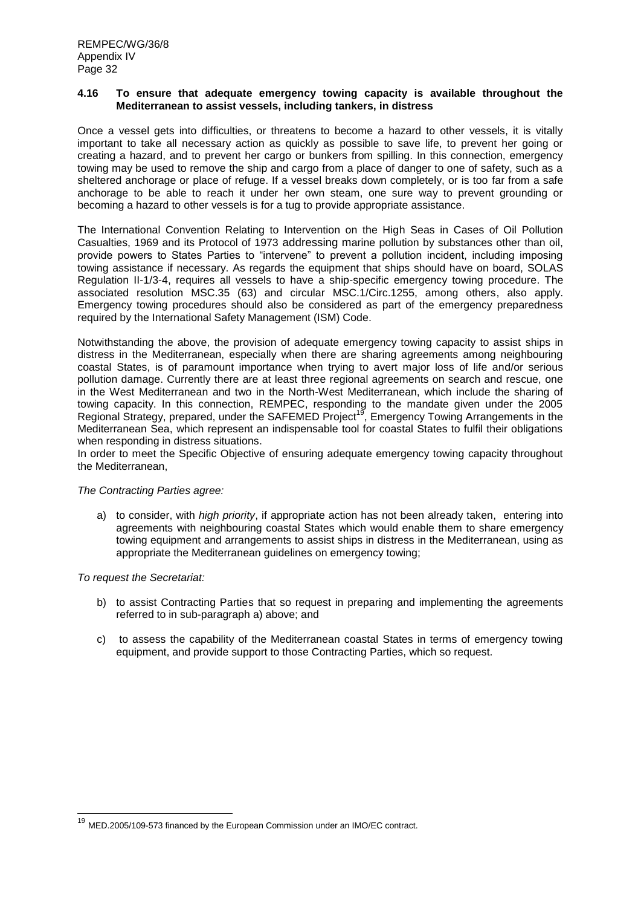### 4.16 To ensure that adequate emergency towing capacity is available throughout the Mediterranean to assist vessels, including tankers, in distress

Once a vessel gets into difficulties, or threatens to become a hazard to other vessels, it is vitally important to take all necessary action as quickly as possible to save life, to prevent her going or creating a hazard, and to prevent her cargo or bunkers from spilling. In this connection, emergency towing may be used to remove the ship and cargo from a place of danger to one of safety, such as a sheltered anchorage or place of refuge. If a vessel breaks down completely, or is too far from a safe anchorage to be able to reach it under her own steam, one sure way to prevent grounding or becoming a hazard to other vessels is for a tug to provide appropriate assistance.

The International Convention Relating to Intervention on the High Seas in Cases of Oil Pollution Casualties, 1969 and its Protocol of 1973 addressing marine pollution by substances other than oil, provide powers to States Parties to "intervene" to prevent a pollution incident, including imposing towing assistance if necessary. As regards the equipment that ships should have on board, SOLAS Regulation II-1/3-4, requires all vessels to have a ship-specific emergency towing procedure. The associated resolution MSC.35 (63) and circular MSC.1/Circ.1255, among others, also apply. Emergency towing procedures should also be considered as part of the emergency preparedness required by the International Safety Management (ISM) Code.

Notwithstanding the above, the provision of adequate emergency towing capacity to assist ships in distress in the Mediterranean, especially when there are sharing agreements among neighbouring coastal States, is of paramount importance when trying to avert major loss of life and/or serious pollution damage. Currently there are at least three regional agreements on search and rescue, one in the West Mediterranean and two in the North-West Mediterranean, which include the sharing of towing capacity. In this connection, REMPEC, responding to the mandate given under the 2005 Regional Strategy, prepared, under the SAFEMED Project[19], Emergency Towing Arrangements in the Mediterranean Sea, which represent an indispensable tool for coastal States to fulfil their obligations when responding in distress situations.

In order to meet the Specific Objective of ensuring adequate emergency towing capacity throughout the Mediterranean,

*The Contracting Parties agree:*

a) to consider, with *high priority*, if appropriate action has not been already taken, entering into agreements with neighbouring coastal States which would enable them to share emergency towing equipment and arrangements to assist ships in distress in the Mediterranean, using as appropriate the Mediterranean guidelines on emergency towing;

*To request the Secretariat:*

b) to assist Contracting Parties that so request in preparing and implementing the agreements referred to in sub-paragraph a) above; and

c) to assess the capability of the Mediterranean coastal States in terms of emergency towing equipment, and provide support to those Contracting Parties, which so request.

---

[19] MED.2005/109-573 financed by the European Commission under an IMO/EC contract.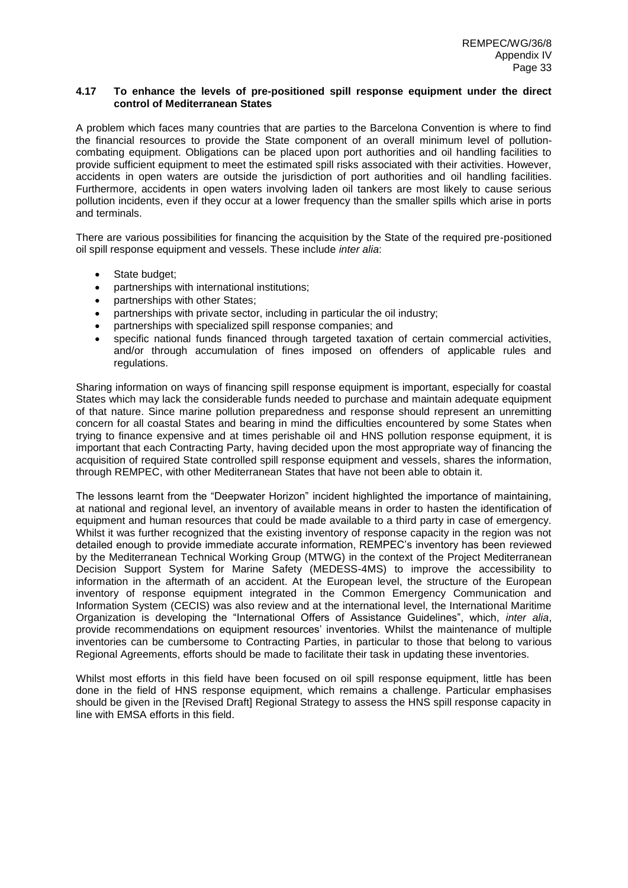### 4.17 To enhance the levels of pre-positioned spill response equipment under the direct control of Mediterranean States

A problem which faces many countries that are parties to the Barcelona Convention is where to find the financial resources to provide the State component of an overall minimum level of pollution-combating equipment. Obligations can be placed upon port authorities and oil handling facilities to provide sufficient equipment to meet the estimated spill risks associated with their activities. However, accidents in open waters are outside the jurisdiction of port authorities and oil handling facilities. Furthermore, accidents in open waters involving laden oil tankers are most likely to cause serious pollution incidents, even if they occur at a lower frequency than the smaller spills which arise in ports and terminals.

There are various possibilities for financing the acquisition by the State of the required pre-positioned oil spill response equipment and vessels. These include *inter alia*:

- State budget;
- partnerships with international institutions;
- partnerships with other States;
- partnerships with private sector, including in particular the oil industry;
- partnerships with specialized spill response companies; and
- specific national funds financed through targeted taxation of certain commercial activities, and/or through accumulation of fines imposed on offenders of applicable rules and regulations.

Sharing information on ways of financing spill response equipment is important, especially for coastal States which may lack the considerable funds needed to purchase and maintain adequate equipment of that nature. Since marine pollution preparedness and response should represent an unremitting concern for all coastal States and bearing in mind the difficulties encountered by some States when trying to finance expensive and at times perishable oil and HNS pollution response equipment, it is important that each Contracting Party, having decided upon the most appropriate way of financing the acquisition of required State controlled spill response equipment and vessels, shares the information, through REMPEC, with other Mediterranean States that have not been able to obtain it.

The lessons learnt from the "Deepwater Horizon" incident highlighted the importance of maintaining, at national and regional level, an inventory of available means in order to hasten the identification of equipment and human resources that could be made available to a third party in case of emergency. Whilst it was further recognized that the existing inventory of response capacity in the region was not detailed enough to provide immediate accurate information, REMPEC's inventory has been reviewed by the Mediterranean Technical Working Group (MTWG) in the context of the Project Mediterranean Decision Support System for Marine Safety (MEDESS-4MS) to improve the accessibility to information in the aftermath of an accident. At the European level, the structure of the European inventory of response equipment integrated in the Common Emergency Communication and Information System (CECIS) was also review and at the international level, the International Maritime Organization is developing the "International Offers of Assistance Guidelines", which, *inter alia*, provide recommendations on equipment resources' inventories. Whilst the maintenance of multiple inventories can be cumbersome to Contracting Parties, in particular to those that belong to various Regional Agreements, efforts should be made to facilitate their task in updating these inventories.

Whilst most efforts in this field have been focused on oil spill response equipment, little has been done in the field of HNS response equipment, which remains a challenge. Particular emphasises should be given in the [Revised Draft] Regional Strategy to assess the HNS spill response capacity in line with EMSA efforts in this field.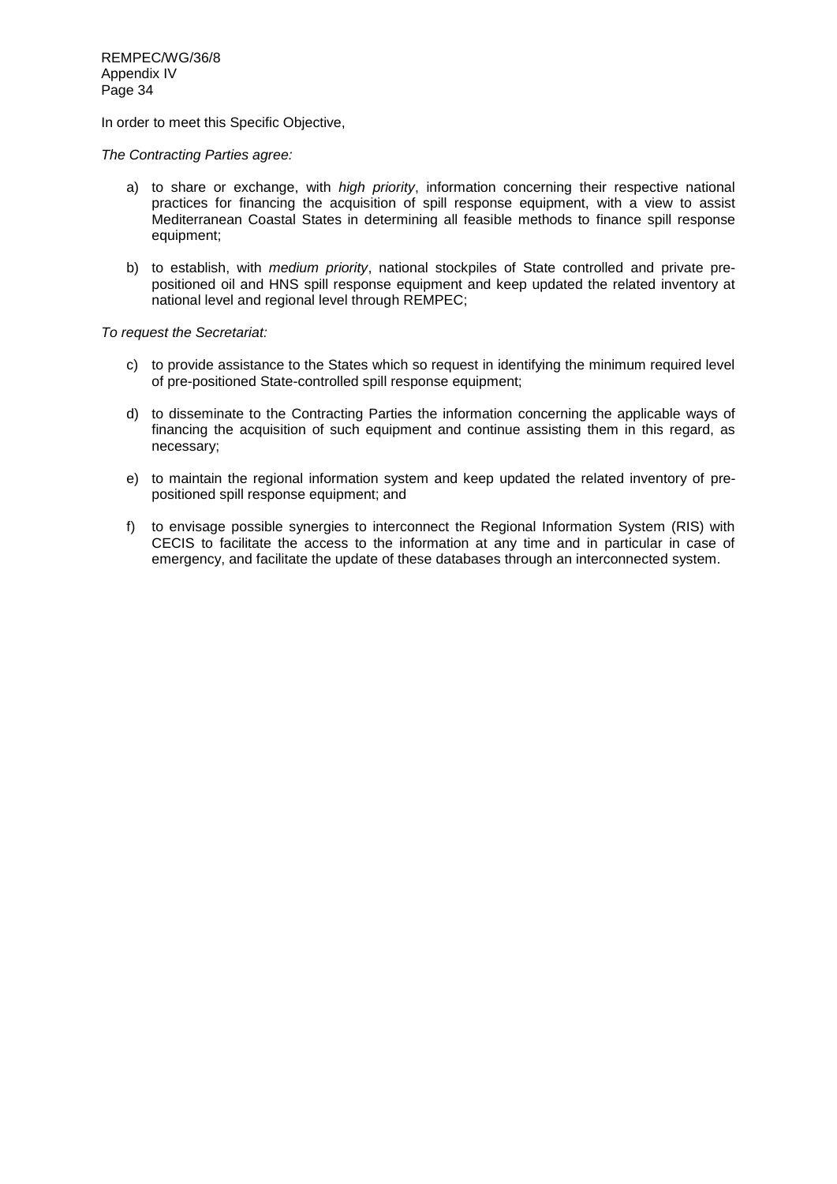In order to meet this Specific Objective,

*The Contracting Parties agree:*

a) to share or exchange, with *high priority*, information concerning their respective national practices for financing the acquisition of spill response equipment, with a view to assist Mediterranean Coastal States in determining all feasible methods to finance spill response equipment;

b) to establish, with *medium priority*, national stockpiles of State controlled and private pre-positioned oil and HNS spill response equipment and keep updated the related inventory at national level and regional level through REMPEC;

*To request the Secretariat:*

c) to provide assistance to the States which so request in identifying the minimum required level of pre-positioned State-controlled spill response equipment;

d) to disseminate to the Contracting Parties the information concerning the applicable ways of financing the acquisition of such equipment and continue assisting them in this regard, as necessary;

e) to maintain the regional information system and keep updated the related inventory of pre-positioned spill response equipment; and

f) to envisage possible synergies to interconnect the Regional Information System (RIS) with CECIS to facilitate the access to the information at any time and in particular in case of emergency, and facilitate the update of these databases through an interconnected system.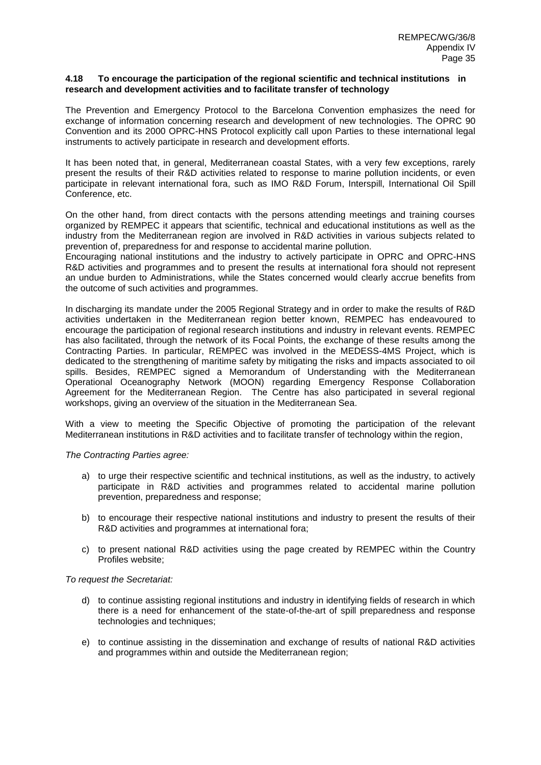**4.18 To encourage the participation of the regional scientific and technical institutions in research and development activities and to facilitate transfer of technology**

The Prevention and Emergency Protocol to the Barcelona Convention emphasizes the need for exchange of information concerning research and development of new technologies. The OPRC 90 Convention and its 2000 OPRC-HNS Protocol explicitly call upon Parties to these international legal instruments to actively participate in research and development efforts.

It has been noted that, in general, Mediterranean coastal States, with a very few exceptions, rarely present the results of their R&D activities related to response to marine pollution incidents, or even participate in relevant international fora, such as IMO R&D Forum, Interspill, International Oil Spill Conference, etc.

On the other hand, from direct contacts with the persons attending meetings and training courses organized by REMPEC it appears that scientific, technical and educational institutions as well as the industry from the Mediterranean region are involved in R&D activities in various subjects related to prevention of, preparedness for and response to accidental marine pollution.

Encouraging national institutions and the industry to actively participate in OPRC and OPRC-HNS R&D activities and programmes and to present the results at international fora should not represent an undue burden to Administrations, while the States concerned would clearly accrue benefits from the outcome of such activities and programmes.

In discharging its mandate under the 2005 Regional Strategy and in order to make the results of R&D activities undertaken in the Mediterranean region better known, REMPEC has endeavoured to encourage the participation of regional research institutions and industry in relevant events. REMPEC has also facilitated, through the network of its Focal Points, the exchange of these results among the Contracting Parties. In particular, REMPEC was involved in the MEDESS-4MS Project, which is dedicated to the strengthening of maritime safety by mitigating the risks and impacts associated to oil spills. Besides, REMPEC signed a Memorandum of Understanding with the Mediterranean Operational Oceanography Network (MOON) regarding Emergency Response Collaboration Agreement for the Mediterranean Region. The Centre has also participated in several regional workshops, giving an overview of the situation in the Mediterranean Sea.

With a view to meeting the Specific Objective of promoting the participation of the relevant Mediterranean institutions in R&D activities and to facilitate transfer of technology within the region,

*The Contracting Parties agree:*

a) to urge their respective scientific and technical institutions, as well as the industry, to actively participate in R&D activities and programmes related to accidental marine pollution prevention, preparedness and response;

b) to encourage their respective national institutions and industry to present the results of their R&D activities and programmes at international fora;

c) to present national R&D activities using the page created by REMPEC within the Country Profiles website;

*To request the Secretariat:*

d) to continue assisting regional institutions and industry in identifying fields of research in which there is a need for enhancement of the state-of-the-art of spill preparedness and response technologies and techniques;

e) to continue assisting in the dissemination and exchange of results of national R&D activities and programmes within and outside the Mediterranean region;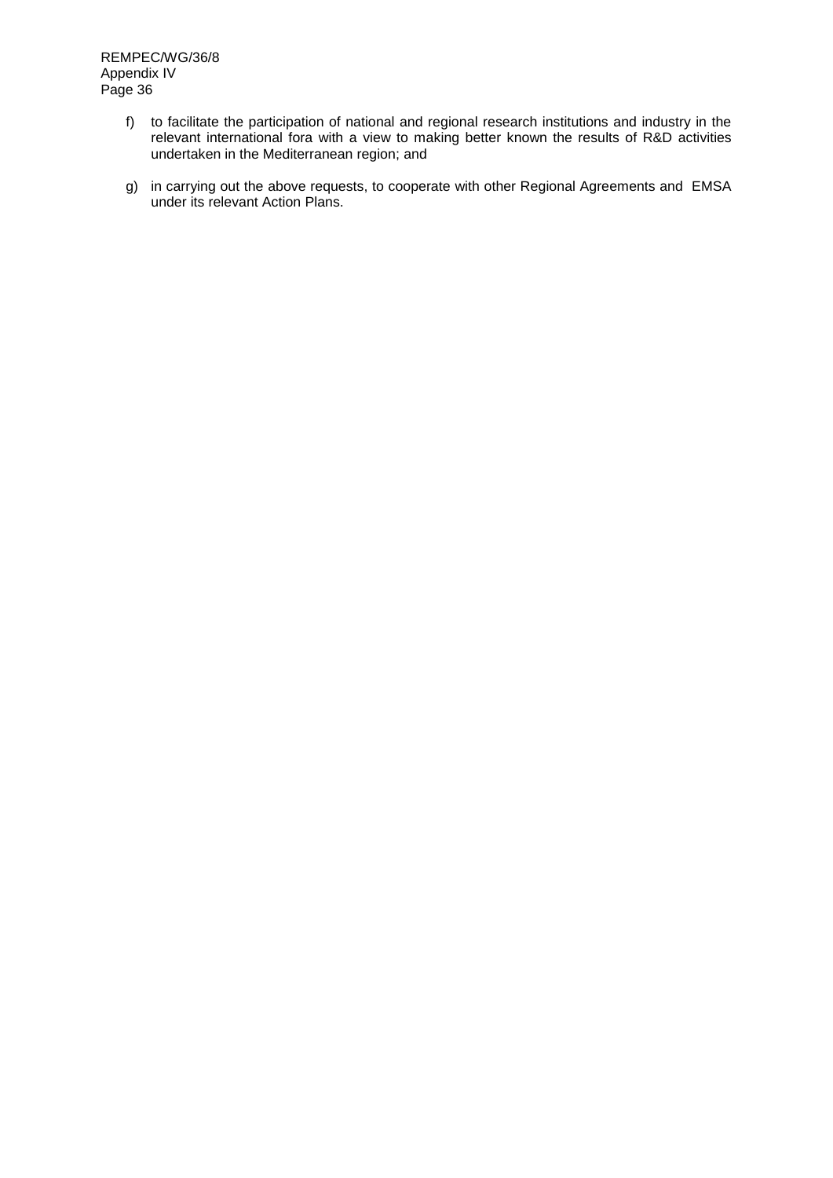f) to facilitate the participation of national and regional research institutions and industry in the relevant international fora with a view to making better known the results of R&D activities undertaken in the Mediterranean region; and

g) in carrying out the above requests, to cooperate with other Regional Agreements and EMSA under its relevant Action Plans.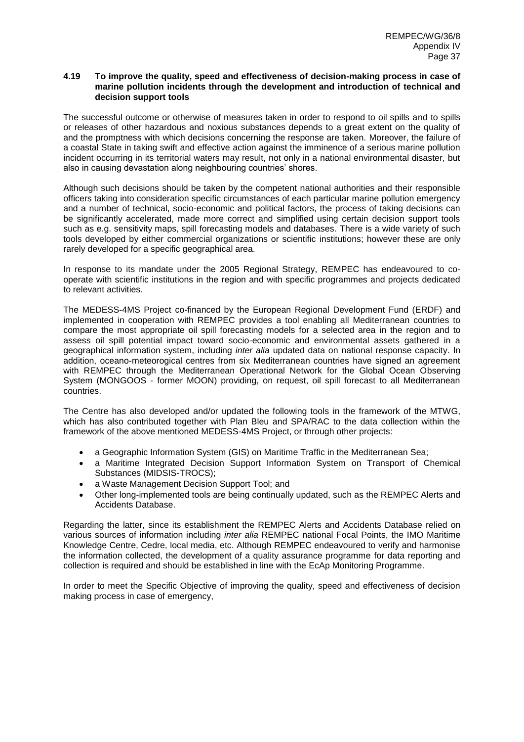### 4.19 To improve the quality, speed and effectiveness of decision-making process in case of marine pollution incidents through the development and introduction of technical and decision support tools

The successful outcome or otherwise of measures taken in order to respond to oil spills and to spills or releases of other hazardous and noxious substances depends to a great extent on the quality of and the promptness with which decisions concerning the response are taken. Moreover, the failure of a coastal State in taking swift and effective action against the imminence of a serious marine pollution incident occurring in its territorial waters may result, not only in a national environmental disaster, but also in causing devastation along neighbouring countries' shores.

Although such decisions should be taken by the competent national authorities and their responsible officers taking into consideration specific circumstances of each particular marine pollution emergency and a number of technical, socio-economic and political factors, the process of taking decisions can be significantly accelerated, made more correct and simplified using certain decision support tools such as e.g. sensitivity maps, spill forecasting models and databases. There is a wide variety of such tools developed by either commercial organizations or scientific institutions; however these are only rarely developed for a specific geographical area.

In response to its mandate under the 2005 Regional Strategy, REMPEC has endeavoured to co-operate with scientific institutions in the region and with specific programmes and projects dedicated to relevant activities.

The MEDESS-4MS Project co-financed by the European Regional Development Fund (ERDF) and implemented in cooperation with REMPEC provides a tool enabling all Mediterranean countries to compare the most appropriate oil spill forecasting models for a selected area in the region and to assess oil spill potential impact toward socio-economic and environmental assets gathered in a geographical information system, including *inter alia* updated data on national response capacity. In addition, oceano-meteorogical centres from six Mediterranean countries have signed an agreement with REMPEC through the Mediterranean Operational Network for the Global Ocean Observing System (MONGOOS - former MOON) providing, on request, oil spill forecast to all Mediterranean countries.

The Centre has also developed and/or updated the following tools in the framework of the MTWG, which has also contributed together with Plan Bleu and SPA/RAC to the data collection within the framework of the above mentioned MEDESS-4MS Project, or through other projects:

- a Geographic Information System (GIS) on Maritime Traffic in the Mediterranean Sea;
- a Maritime Integrated Decision Support Information System on Transport of Chemical Substances (MIDSIS-TROCS);
- a Waste Management Decision Support Tool; and
- Other long-implemented tools are being continually updated, such as the REMPEC Alerts and Accidents Database.

Regarding the latter, since its establishment the REMPEC Alerts and Accidents Database relied on various sources of information including *inter alia* REMPEC national Focal Points, the IMO Maritime Knowledge Centre, Cedre, local media, etc. Although REMPEC endeavoured to verify and harmonise the information collected, the development of a quality assurance programme for data reporting and collection is required and should be established in line with the EcAp Monitoring Programme.

In order to meet the Specific Objective of improving the quality, speed and effectiveness of decision making process in case of emergency,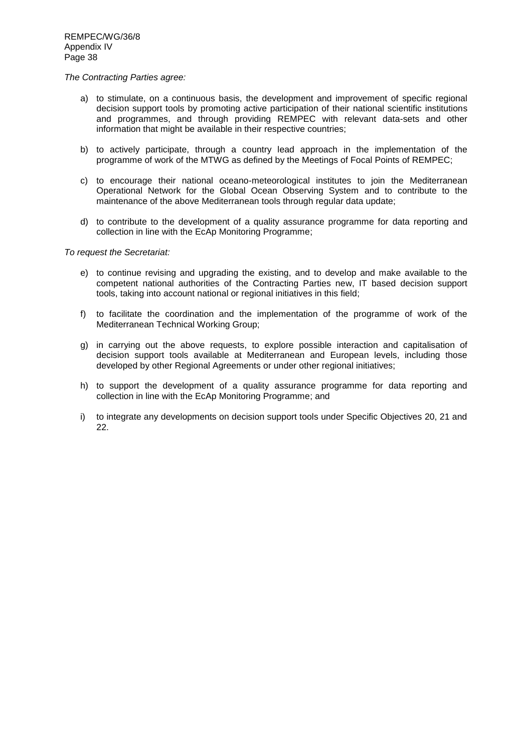*The Contracting Parties agree:*

a) to stimulate, on a continuous basis, the development and improvement of specific regional decision support tools by promoting active participation of their national scientific institutions and programmes, and through providing REMPEC with relevant data-sets and other information that might be available in their respective countries;

b) to actively participate, through a country lead approach in the implementation of the programme of work of the MTWG as defined by the Meetings of Focal Points of REMPEC;

c) to encourage their national oceano-meteorological institutes to join the Mediterranean Operational Network for the Global Ocean Observing System and to contribute to the maintenance of the above Mediterranean tools through regular data update;

d) to contribute to the development of a quality assurance programme for data reporting and collection in line with the EcAp Monitoring Programme;

*To request the Secretariat:*

e) to continue revising and upgrading the existing, and to develop and make available to the competent national authorities of the Contracting Parties new, IT based decision support tools, taking into account national or regional initiatives in this field;

f) to facilitate the coordination and the implementation of the programme of work of the Mediterranean Technical Working Group;

g) in carrying out the above requests, to explore possible interaction and capitalisation of decision support tools available at Mediterranean and European levels, including those developed by other Regional Agreements or under other regional initiatives;

h) to support the development of a quality assurance programme for data reporting and collection in line with the EcAp Monitoring Programme; and

i) to integrate any developments on decision support tools under Specific Objectives 20, 21 and 22.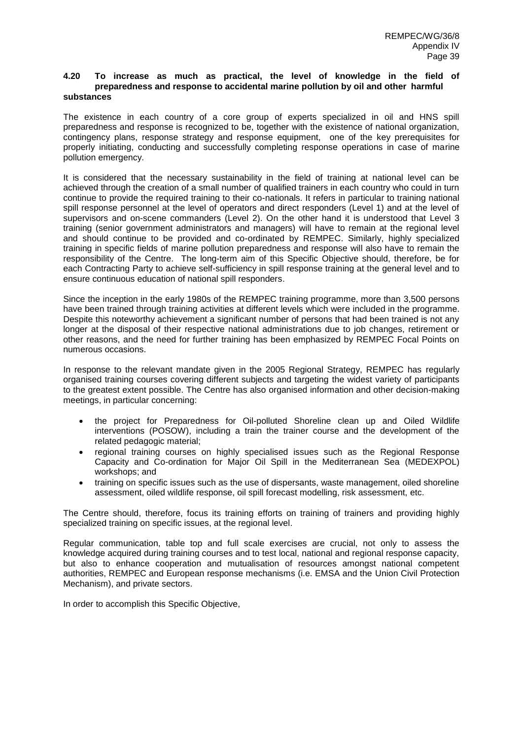### 4.20 To increase as much as practical, the level of knowledge in the field of preparedness and response to accidental marine pollution by oil and other harmful substances

The existence in each country of a core group of experts specialized in oil and HNS spill preparedness and response is recognized to be, together with the existence of national organization, contingency plans, response strategy and response equipment, one of the key prerequisites for properly initiating, conducting and successfully completing response operations in case of marine pollution emergency.

It is considered that the necessary sustainability in the field of training at national level can be achieved through the creation of a small number of qualified trainers in each country who could in turn continue to provide the required training to their co-nationals. It refers in particular to training national spill response personnel at the level of operators and direct responders (Level 1) and at the level of supervisors and on-scene commanders (Level 2). On the other hand it is understood that Level 3 training (senior government administrators and managers) will have to remain at the regional level and should continue to be provided and co-ordinated by REMPEC. Similarly, highly specialized training in specific fields of marine pollution preparedness and response will also have to remain the responsibility of the Centre. The long-term aim of this Specific Objective should, therefore, be for each Contracting Party to achieve self-sufficiency in spill response training at the general level and to ensure continuous education of national spill responders.

Since the inception in the early 1980s of the REMPEC training programme, more than 3,500 persons have been trained through training activities at different levels which were included in the programme. Despite this noteworthy achievement a significant number of persons that had been trained is not any longer at the disposal of their respective national administrations due to job changes, retirement or other reasons, and the need for further training has been emphasized by REMPEC Focal Points on numerous occasions.

In response to the relevant mandate given in the 2005 Regional Strategy, REMPEC has regularly organised training courses covering different subjects and targeting the widest variety of participants to the greatest extent possible. The Centre has also organised information and other decision-making meetings, in particular concerning:

- the project for Preparedness for Oil-polluted Shoreline clean up and Oiled Wildlife interventions (POSOW), including a train the trainer course and the development of the related pedagogic material;
- regional training courses on highly specialised issues such as the Regional Response Capacity and Co-ordination for Major Oil Spill in the Mediterranean Sea (MEDEXPOL) workshops; and
- training on specific issues such as the use of dispersants, waste management, oiled shoreline assessment, oiled wildlife response, oil spill forecast modelling, risk assessment, etc.

The Centre should, therefore, focus its training efforts on training of trainers and providing highly specialized training on specific issues, at the regional level.

Regular communication, table top and full scale exercises are crucial, not only to assess the knowledge acquired during training courses and to test local, national and regional response capacity, but also to enhance cooperation and mutualisation of resources amongst national competent authorities, REMPEC and European response mechanisms (i.e. EMSA and the Union Civil Protection Mechanism), and private sectors.

In order to accomplish this Specific Objective,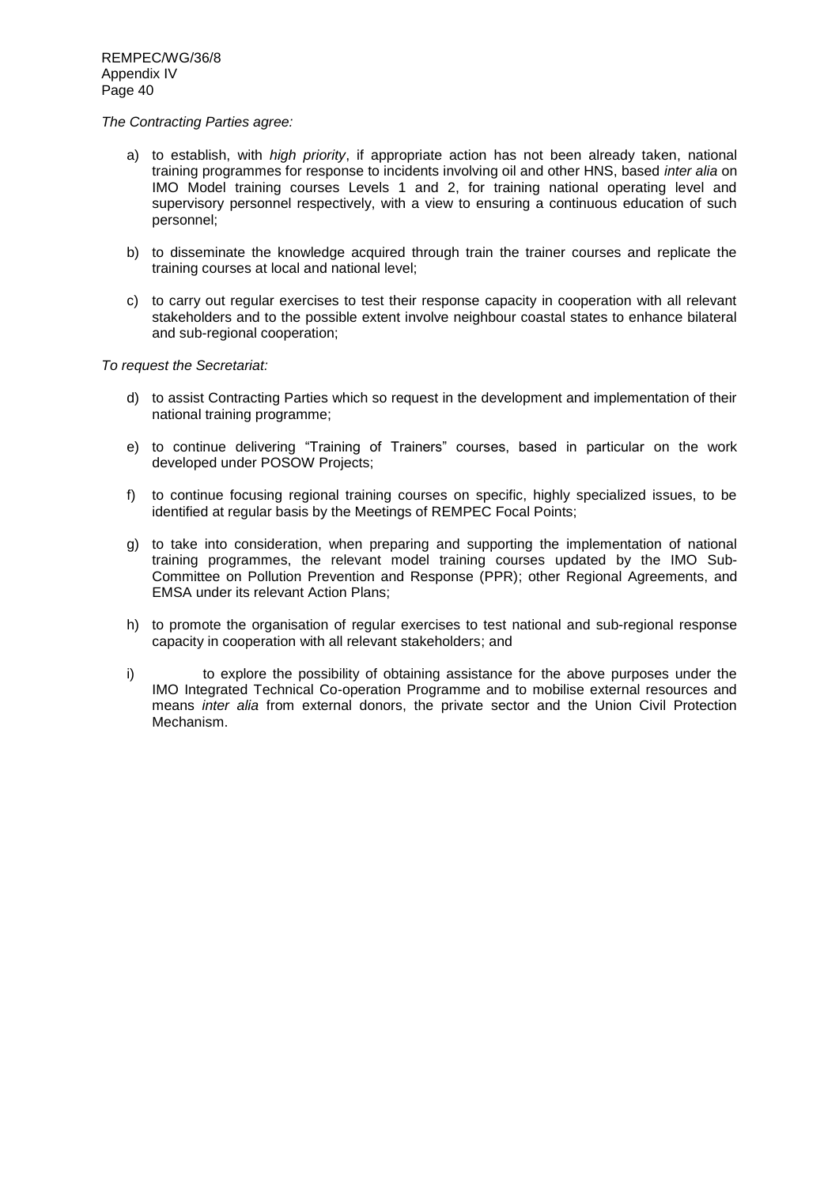*The Contracting Parties agree:*

a) to establish, with *high priority*, if appropriate action has not been already taken, national training programmes for response to incidents involving oil and other HNS, based *inter alia* on IMO Model training courses Levels 1 and 2, for training national operating level and supervisory personnel respectively, with a view to ensuring a continuous education of such personnel;

b) to disseminate the knowledge acquired through train the trainer courses and replicate the training courses at local and national level;

c) to carry out regular exercises to test their response capacity in cooperation with all relevant stakeholders and to the possible extent involve neighbour coastal states to enhance bilateral and sub-regional cooperation;

*To request the Secretariat:*

d) to assist Contracting Parties which so request in the development and implementation of their national training programme;

e) to continue delivering "Training of Trainers" courses, based in particular on the work developed under POSOW Projects;

f) to continue focusing regional training courses on specific, highly specialized issues, to be identified at regular basis by the Meetings of REMPEC Focal Points;

g) to take into consideration, when preparing and supporting the implementation of national training programmes, the relevant model training courses updated by the IMO Sub-Committee on Pollution Prevention and Response (PPR); other Regional Agreements, and EMSA under its relevant Action Plans;

h) to promote the organisation of regular exercises to test national and sub-regional response capacity in cooperation with all relevant stakeholders; and

i) to explore the possibility of obtaining assistance for the above purposes under the IMO Integrated Technical Co-operation Programme and to mobilise external resources and means *inter alia* from external donors, the private sector and the Union Civil Protection Mechanism.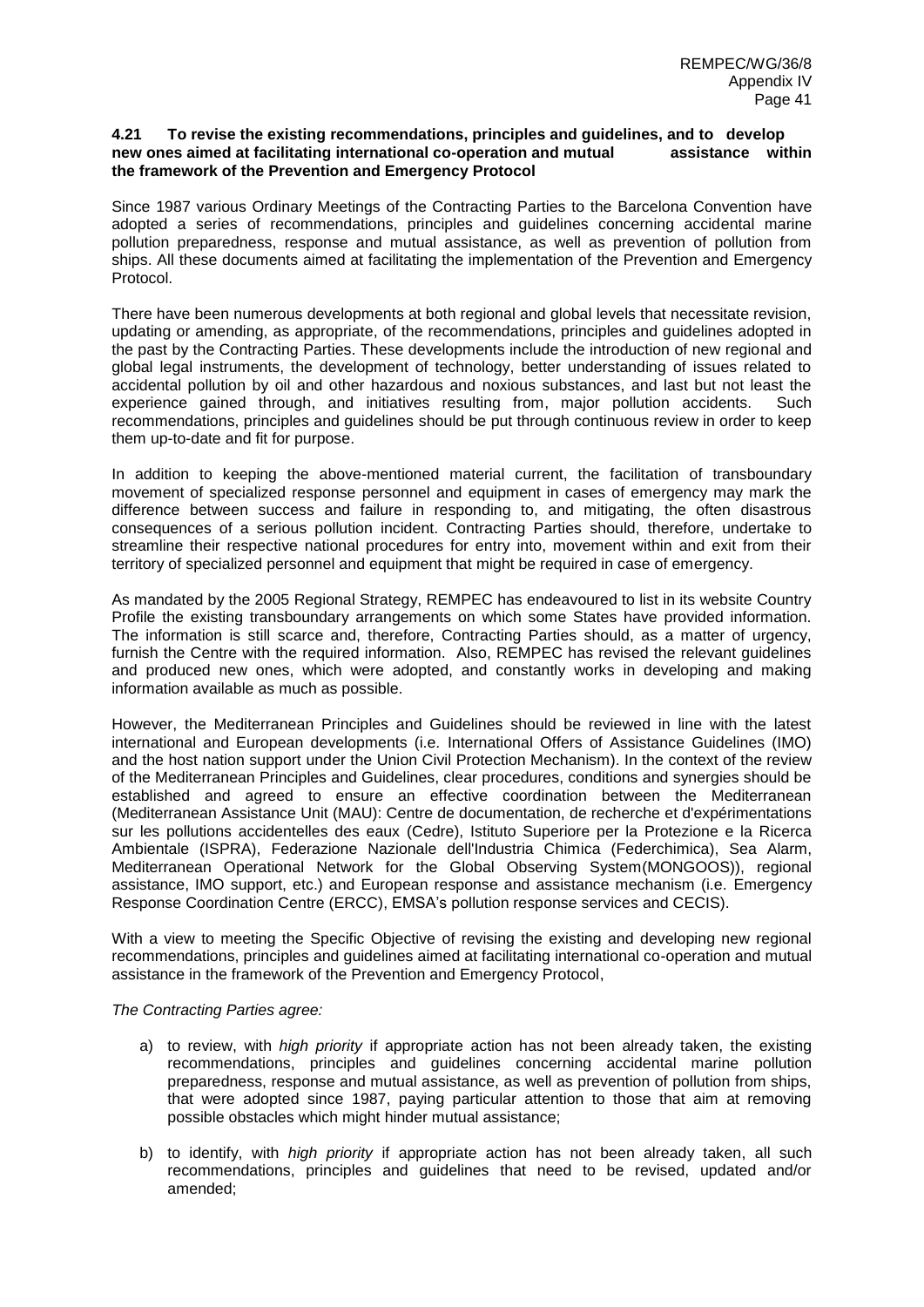#### 4.21 To revise the existing recommendations, principles and guidelines, and to develop new ones aimed at facilitating international co-operation and mutual assistance within the framework of the Prevention and Emergency Protocol

Since 1987 various Ordinary Meetings of the Contracting Parties to the Barcelona Convention have adopted a series of recommendations, principles and guidelines concerning accidental marine pollution preparedness, response and mutual assistance, as well as prevention of pollution from ships. All these documents aimed at facilitating the implementation of the Prevention and Emergency Protocol.

There have been numerous developments at both regional and global levels that necessitate revision, updating or amending, as appropriate, of the recommendations, principles and guidelines adopted in the past by the Contracting Parties. These developments include the introduction of new regional and global legal instruments, the development of technology, better understanding of issues related to accidental pollution by oil and other hazardous and noxious substances, and last but not least the experience gained through, and initiatives resulting from, major pollution accidents. Such recommendations, principles and guidelines should be put through continuous review in order to keep them up-to-date and fit for purpose.

In addition to keeping the above-mentioned material current, the facilitation of transboundary movement of specialized response personnel and equipment in cases of emergency may mark the difference between success and failure in responding to, and mitigating, the often disastrous consequences of a serious pollution incident. Contracting Parties should, therefore, undertake to streamline their respective national procedures for entry into, movement within and exit from their territory of specialized personnel and equipment that might be required in case of emergency.

As mandated by the 2005 Regional Strategy, REMPEC has endeavoured to list in its website Country Profile the existing transboundary arrangements on which some States have provided information. The information is still scarce and, therefore, Contracting Parties should, as a matter of urgency, furnish the Centre with the required information. Also, REMPEC has revised the relevant guidelines and produced new ones, which were adopted, and constantly works in developing and making information available as much as possible.

However, the Mediterranean Principles and Guidelines should be reviewed in line with the latest international and European developments (i.e. International Offers of Assistance Guidelines (IMO) and the host nation support under the Union Civil Protection Mechanism). In the context of the review of the Mediterranean Principles and Guidelines, clear procedures, conditions and synergies should be established and agreed to ensure an effective coordination between the Mediterranean (Mediterranean Assistance Unit (MAU): Centre de documentation, de recherche et d'expérimentations sur les pollutions accidentelles des eaux (Cedre), Istituto Superiore per la Protezione e la Ricerca Ambientale (ISPRA), Federazione Nazionale dell'Industria Chimica (Federchimica), Sea Alarm, Mediterranean Operational Network for the Global Observing System(MONGOOS)), regional assistance, IMO support, etc.) and European response and assistance mechanism (i.e. Emergency Response Coordination Centre (ERCC), EMSA's pollution response services and CECIS).

With a view to meeting the Specific Objective of revising the existing and developing new regional recommendations, principles and guidelines aimed at facilitating international co-operation and mutual assistance in the framework of the Prevention and Emergency Protocol,

*The Contracting Parties agree:*

a) to review, with *high priority* if appropriate action has not been already taken, the existing recommendations, principles and guidelines concerning accidental marine pollution preparedness, response and mutual assistance, as well as prevention of pollution from ships, that were adopted since 1987, paying particular attention to those that aim at removing possible obstacles which might hinder mutual assistance;

b) to identify, with *high priority* if appropriate action has not been already taken, all such recommendations, principles and guidelines that need to be revised, updated and/or amended;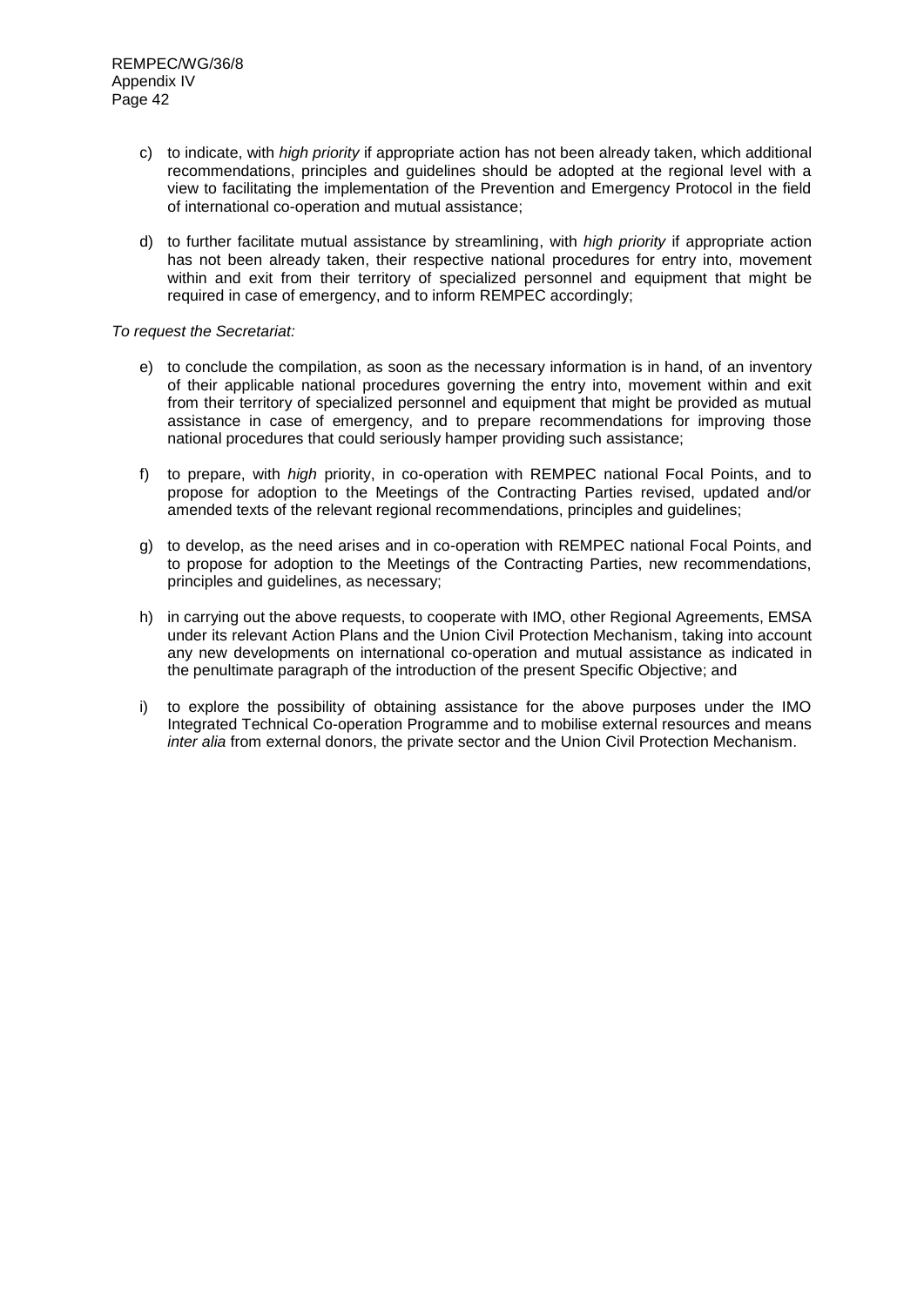c) to indicate, with *high priority* if appropriate action has not been already taken, which additional recommendations, principles and guidelines should be adopted at the regional level with a view to facilitating the implementation of the Prevention and Emergency Protocol in the field of international co-operation and mutual assistance;

d) to further facilitate mutual assistance by streamlining, with *high priority* if appropriate action has not been already taken, their respective national procedures for entry into, movement within and exit from their territory of specialized personnel and equipment that might be required in case of emergency, and to inform REMPEC accordingly;

*To request the Secretariat:*

e) to conclude the compilation, as soon as the necessary information is in hand, of an inventory of their applicable national procedures governing the entry into, movement within and exit from their territory of specialized personnel and equipment that might be provided as mutual assistance in case of emergency, and to prepare recommendations for improving those national procedures that could seriously hamper providing such assistance;

f) to prepare, with *high* priority, in co-operation with REMPEC national Focal Points, and to propose for adoption to the Meetings of the Contracting Parties revised, updated and/or amended texts of the relevant regional recommendations, principles and guidelines;

g) to develop, as the need arises and in co-operation with REMPEC national Focal Points, and to propose for adoption to the Meetings of the Contracting Parties, new recommendations, principles and guidelines, as necessary;

h) in carrying out the above requests, to cooperate with IMO, other Regional Agreements, EMSA under its relevant Action Plans and the Union Civil Protection Mechanism, taking into account any new developments on international co-operation and mutual assistance as indicated in the penultimate paragraph of the introduction of the present Specific Objective; and

i) to explore the possibility of obtaining assistance for the above purposes under the IMO Integrated Technical Co-operation Programme and to mobilise external resources and means *inter alia* from external donors, the private sector and the Union Civil Protection Mechanism.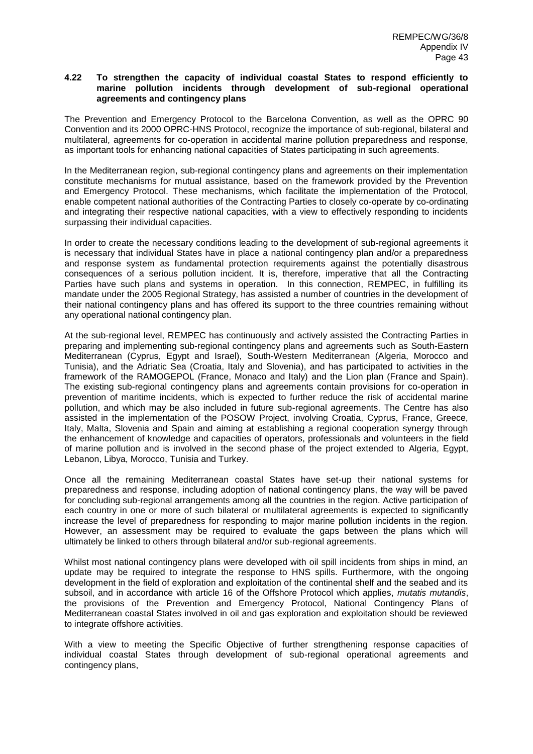### 4.22 To strengthen the capacity of individual coastal States to respond efficiently to marine pollution incidents through development of sub-regional operational agreements and contingency plans

The Prevention and Emergency Protocol to the Barcelona Convention, as well as the OPRC 90 Convention and its 2000 OPRC-HNS Protocol, recognize the importance of sub-regional, bilateral and multilateral, agreements for co-operation in accidental marine pollution preparedness and response, as important tools for enhancing national capacities of States participating in such agreements.

In the Mediterranean region, sub-regional contingency plans and agreements on their implementation constitute mechanisms for mutual assistance, based on the framework provided by the Prevention and Emergency Protocol. These mechanisms, which facilitate the implementation of the Protocol, enable competent national authorities of the Contracting Parties to closely co-operate by co-ordinating and integrating their respective national capacities, with a view to effectively responding to incidents surpassing their individual capacities.

In order to create the necessary conditions leading to the development of sub-regional agreements it is necessary that individual States have in place a national contingency plan and/or a preparedness and response system as fundamental protection requirements against the potentially disastrous consequences of a serious pollution incident. It is, therefore, imperative that all the Contracting Parties have such plans and systems in operation. In this connection, REMPEC, in fulfilling its mandate under the 2005 Regional Strategy, has assisted a number of countries in the development of their national contingency plans and has offered its support to the three countries remaining without any operational national contingency plan.

At the sub-regional level, REMPEC has continuously and actively assisted the Contracting Parties in preparing and implementing sub-regional contingency plans and agreements such as South-Eastern Mediterranean (Cyprus, Egypt and Israel), South-Western Mediterranean (Algeria, Morocco and Tunisia), and the Adriatic Sea (Croatia, Italy and Slovenia), and has participated to activities in the framework of the RAMOGEPOL (France, Monaco and Italy) and the Lion plan (France and Spain). The existing sub-regional contingency plans and agreements contain provisions for co-operation in prevention of maritime incidents, which is expected to further reduce the risk of accidental marine pollution, and which may be also included in future sub-regional agreements. The Centre has also assisted in the implementation of the POSOW Project, involving Croatia, Cyprus, France, Greece, Italy, Malta, Slovenia and Spain and aiming at establishing a regional cooperation synergy through the enhancement of knowledge and capacities of operators, professionals and volunteers in the field of marine pollution and is involved in the second phase of the project extended to Algeria, Egypt, Lebanon, Libya, Morocco, Tunisia and Turkey.

Once all the remaining Mediterranean coastal States have set-up their national systems for preparedness and response, including adoption of national contingency plans, the way will be paved for concluding sub-regional arrangements among all the countries in the region. Active participation of each country in one or more of such bilateral or multilateral agreements is expected to significantly increase the level of preparedness for responding to major marine pollution incidents in the region. However, an assessment may be required to evaluate the gaps between the plans which will ultimately be linked to others through bilateral and/or sub-regional agreements.

Whilst most national contingency plans were developed with oil spill incidents from ships in mind, an update may be required to integrate the response to HNS spills. Furthermore, with the ongoing development in the field of exploration and exploitation of the continental shelf and the seabed and its subsoil, and in accordance with article 16 of the Offshore Protocol which applies, *mutatis mutandis*, the provisions of the Prevention and Emergency Protocol, National Contingency Plans of Mediterranean coastal States involved in oil and gas exploration and exploitation should be reviewed to integrate offshore activities.

With a view to meeting the Specific Objective of further strengthening response capacities of individual coastal States through development of sub-regional operational agreements and contingency plans,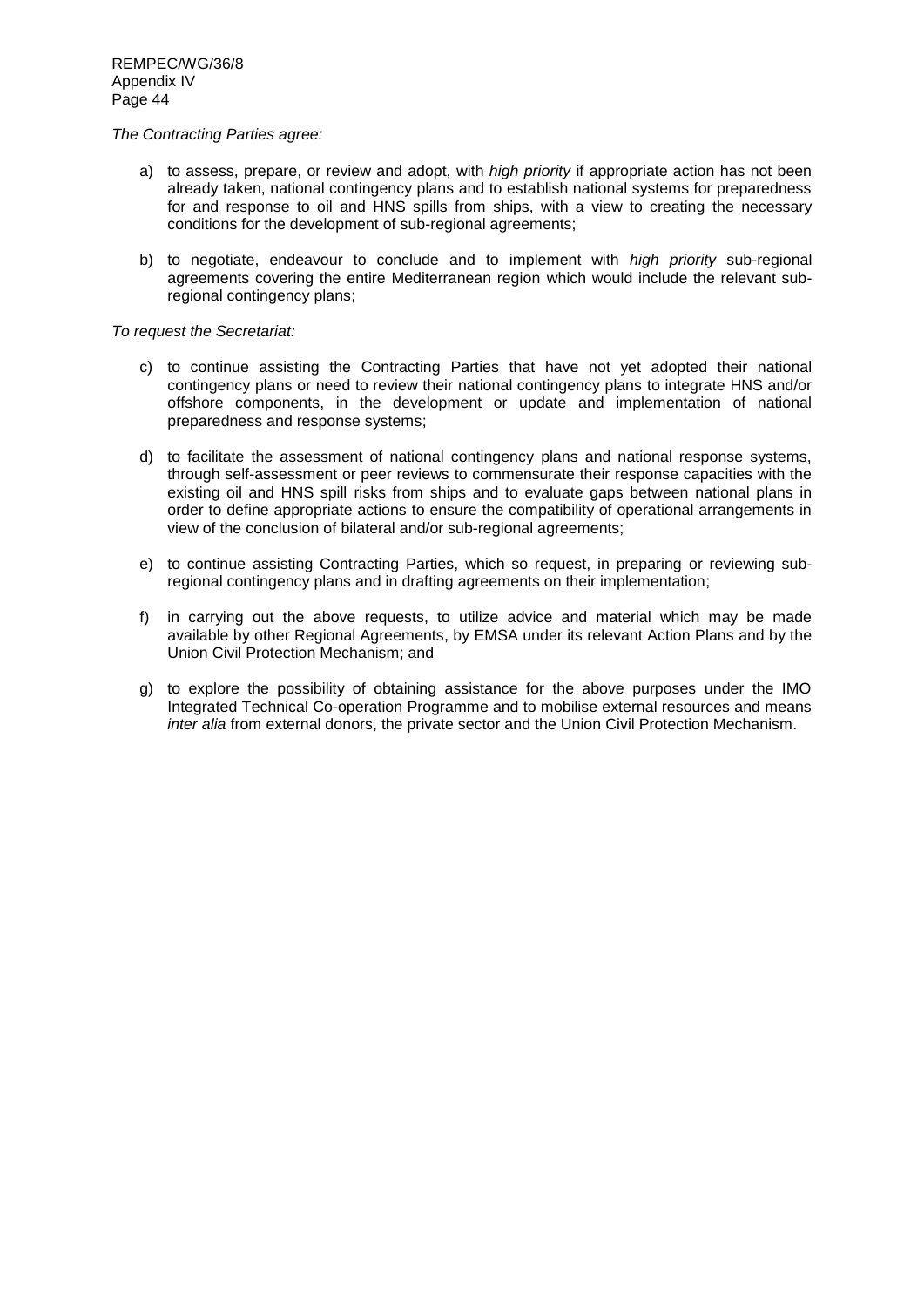*The Contracting Parties agree:*

a) to assess, prepare, or review and adopt, with *high priority* if appropriate action has not been already taken, national contingency plans and to establish national systems for preparedness for and response to oil and HNS spills from ships, with a view to creating the necessary conditions for the development of sub-regional agreements;

b) to negotiate, endeavour to conclude and to implement with *high priority* sub-regional agreements covering the entire Mediterranean region which would include the relevant sub-regional contingency plans;

*To request the Secretariat:*

c) to continue assisting the Contracting Parties that have not yet adopted their national contingency plans or need to review their national contingency plans to integrate HNS and/or offshore components, in the development or update and implementation of national preparedness and response systems;

d) to facilitate the assessment of national contingency plans and national response systems, through self-assessment or peer reviews to commensurate their response capacities with the existing oil and HNS spill risks from ships and to evaluate gaps between national plans in order to define appropriate actions to ensure the compatibility of operational arrangements in view of the conclusion of bilateral and/or sub-regional agreements;

e) to continue assisting Contracting Parties, which so request, in preparing or reviewing sub-regional contingency plans and in drafting agreements on their implementation;

f) in carrying out the above requests, to utilize advice and material which may be made available by other Regional Agreements, by EMSA under its relevant Action Plans and by the Union Civil Protection Mechanism; and

g) to explore the possibility of obtaining assistance for the above purposes under the IMO Integrated Technical Co-operation Programme and to mobilise external resources and means *inter alia* from external donors, the private sector and the Union Civil Protection Mechanism.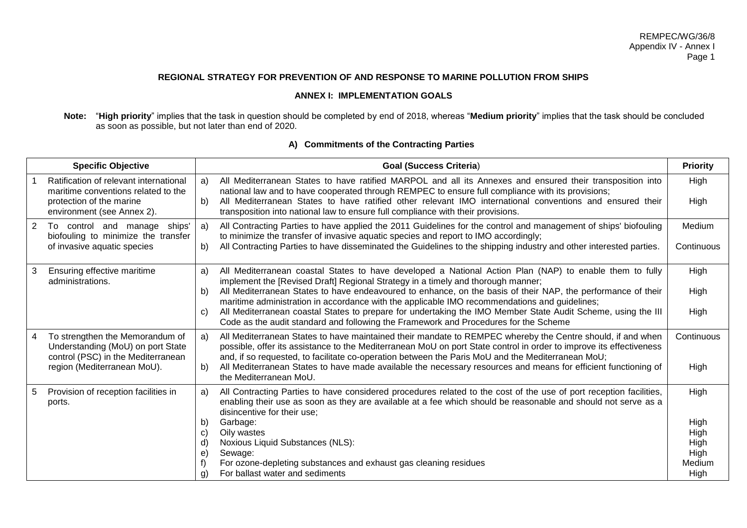## REGIONAL STRATEGY FOR PREVENTION OF AND RESPONSE TO MARINE POLLUTION FROM SHIPS

### ANNEX I: IMPLEMENTATION GOALS

**Note:** "**High priority**" implies that the task in question should be completed by end of 2018, whereas "**Medium priority**" implies that the task should be concluded as soon as possible, but not later than end of 2020.

### A) Commitments of the Contracting Parties

| Specific Objective | Goal (Success Criteria) | Priority |
|---|---|---|
| 1 Ratification of relevant international maritime conventions related to the protection of the marine environment (see Annex 2). | a) All Mediterranean States to have ratified MARPOL and all its Annexes and ensured their transposition into national law and to have cooperated through REMPEC to ensure full compliance with its provisions; | High |
| | b) All Mediterranean States to have ratified other relevant IMO international conventions and ensured their transposition into national law to ensure full compliance with their provisions. | High |
| 2 To control and manage ships' biofouling to minimize the transfer of invasive aquatic species | a) All Contracting Parties to have applied the 2011 Guidelines for the control and management of ships' biofouling to minimize the transfer of invasive aquatic species and report to IMO accordingly; | Medium |
| | b) All Contracting Parties to have disseminated the Guidelines to the shipping industry and other interested parties. | Continuous |
| 3 Ensuring effective maritime administrations. | a) All Mediterranean coastal States to have developed a National Action Plan (NAP) to enable them to fully implement the [Revised Draft] Regional Strategy in a timely and thorough manner; | High |
| | b) All Mediterranean States to have endeavoured to enhance, on the basis of their NAP, the performance of their maritime administration in accordance with the applicable IMO recommendations and guidelines; | High |
| | c) All Mediterranean coastal States to prepare for undertaking the IMO Member State Audit Scheme, using the III Code as the audit standard and following the Framework and Procedures for the Scheme | High |
| 4 To strengthen the Memorandum of Understanding (MoU) on port State control (PSC) in the Mediterranean region (Mediterranean MoU). | a) All Mediterranean States to have maintained their mandate to REMPEC whereby the Centre should, if and when possible, offer its assistance to the Mediterranean MoU on port State control in order to improve its effectiveness and, if so requested, to facilitate co-operation between the Paris MoU and the Mediterranean MoU; | Continuous |
| | b) All Mediterranean States to have made available the necessary resources and means for efficient functioning of the Mediterranean MoU. | High |
| 5 Provision of reception facilities in ports. | a) All Contracting Parties to have considered procedures related to the cost of the use of port reception facilities, enabling their use as soon as they are available at a fee which should be reasonable and should not serve as a disincentive for their use; | High |
| | b) Garbage: | High |
| | c) Oily wastes | High |
| | d) Noxious Liquid Substances (NLS): | High |
| | e) Sewage: | High |
| | f) For ozone-depleting substances and exhaust gas cleaning residues | Medium |
| | g) For ballast water and sediments | High |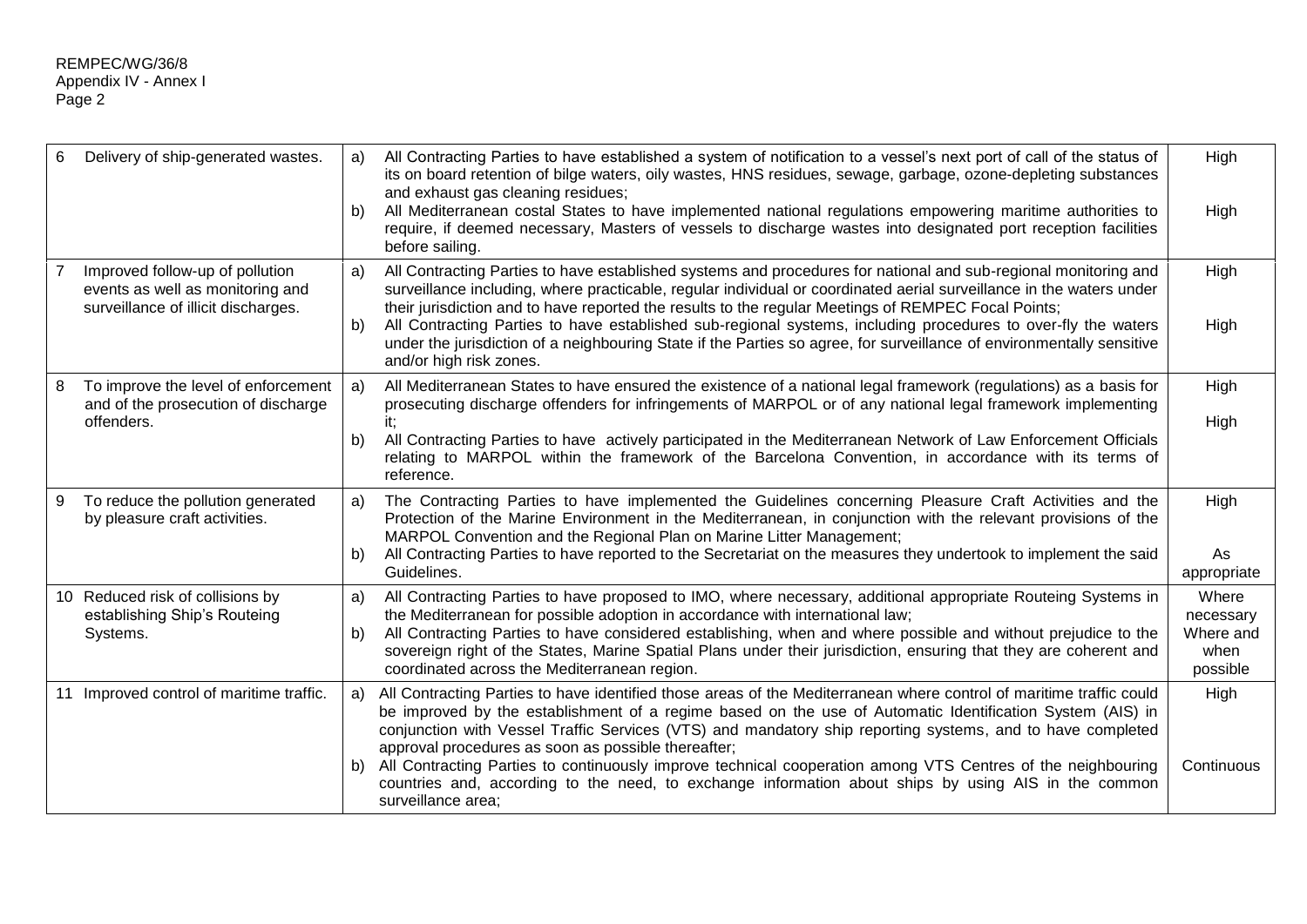| | | |
|---|---|---|
| 6 Delivery of ship-generated wastes. | a) All Contracting Parties to have established a system of notification to a vessel's next port of call of the status of its on board retention of bilge waters, oily wastes, HNS residues, sewage, garbage, ozone-depleting substances and exhaust gas cleaning residues;<br>b) All Mediterranean costal States to have implemented national regulations empowering maritime authorities to require, if deemed necessary, Masters of vessels to discharge wastes into designated port reception facilities before sailing. | High<br><br>High |
| 7 Improved follow-up of pollution events as well as monitoring and surveillance of illicit discharges. | a) All Contracting Parties to have established systems and procedures for national and sub-regional monitoring and surveillance including, where practicable, regular individual or coordinated aerial surveillance in the waters under their jurisdiction and to have reported the results to the regular Meetings of REMPEC Focal Points;<br>b) All Contracting Parties to have established sub-regional systems, including procedures to over-fly the waters under the jurisdiction of a neighbouring State if the Parties so agree, for surveillance of environmentally sensitive and/or high risk zones. | High<br><br>High |
| 8 To improve the level of enforcement and of the prosecution of discharge offenders. | a) All Mediterranean States to have ensured the existence of a national legal framework (regulations) as a basis for prosecuting discharge offenders for infringements of MARPOL or of any national legal framework implementing it;<br>b) All Contracting Parties to have actively participated in the Mediterranean Network of Law Enforcement Officials relating to MARPOL within the framework of the Barcelona Convention, in accordance with its terms of reference. | High<br><br>High |
| 9 To reduce the pollution generated by pleasure craft activities. | a) The Contracting Parties to have implemented the Guidelines concerning Pleasure Craft Activities and the Protection of the Marine Environment in the Mediterranean, in conjunction with the relevant provisions of the MARPOL Convention and the Regional Plan on Marine Litter Management;<br>b) All Contracting Parties to have reported to the Secretariat on the measures they undertook to implement the said Guidelines. | High<br><br>As appropriate |
| 10 Reduced risk of collisions by establishing Ship's Routeing Systems. | a) All Contracting Parties to have proposed to IMO, where necessary, additional appropriate Routeing Systems in the Mediterranean for possible adoption in accordance with international law;<br>b) All Contracting Parties to have considered establishing, when and where possible and without prejudice to the sovereign right of the States, Marine Spatial Plans under their jurisdiction, ensuring that they are coherent and coordinated across the Mediterranean region. | Where necessary<br>Where and when possible |
| 11 Improved control of maritime traffic. | a) All Contracting Parties to have identified those areas of the Mediterranean where control of maritime traffic could be improved by the establishment of a regime based on the use of Automatic Identification System (AIS) in conjunction with Vessel Traffic Services (VTS) and mandatory ship reporting systems, and to have completed approval procedures as soon as possible thereafter;<br>b) All Contracting Parties to continuously improve technical cooperation among VTS Centres of the neighbouring countries and, according to the need, to exchange information about ships by using AIS in the common surveillance area; | High<br><br>Continuous |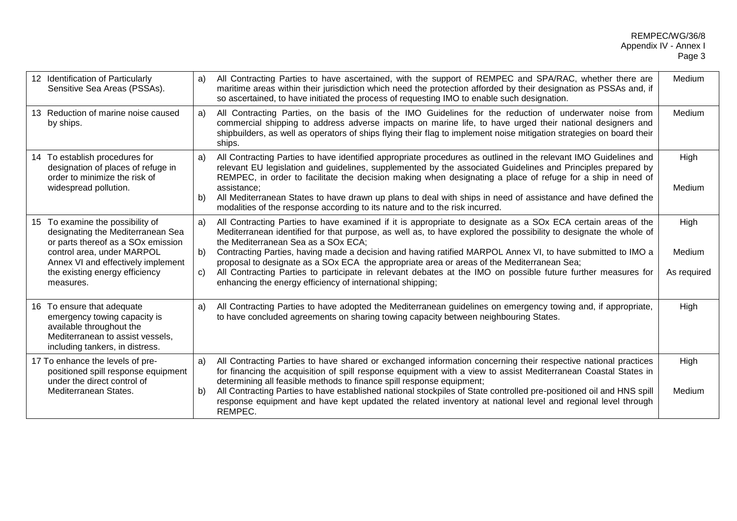| | | |
|---|---|---|
| 12 Identification of Particularly Sensitive Sea Areas (PSSAs). | a) All Contracting Parties to have ascertained, with the support of REMPEC and SPA/RAC, whether there are maritime areas within their jurisdiction which need the protection afforded by their designation as PSSAs and, if so ascertained, to have initiated the process of requesting IMO to enable such designation. | Medium |
| 13 Reduction of marine noise caused by ships. | a) All Contracting Parties, on the basis of the IMO Guidelines for the reduction of underwater noise from commercial shipping to address adverse impacts on marine life, to have urged their national designers and shipbuilders, as well as operators of ships flying their flag to implement noise mitigation strategies on board their ships. | Medium |
| 14 To establish procedures for designation of places of refuge in order to minimize the risk of widespread pollution. | a) All Contracting Parties to have identified appropriate procedures as outlined in the relevant IMO Guidelines and relevant EU legislation and guidelines, supplemented by the associated Guidelines and Principles prepared by REMPEC, in order to facilitate the decision making when designating a place of refuge for a ship in need of assistance;<br>b) All Mediterranean States to have drawn up plans to deal with ships in need of assistance and have defined the modalities of the response according to its nature and to the risk incurred. | High<br><br>Medium |
| 15 To examine the possibility of designating the Mediterranean Sea or parts thereof as a SOx emission control area, under MARPOL Annex VI and effectively implement the existing energy efficiency measures. | a) All Contracting Parties to have examined if it is appropriate to designate as a SOx ECA certain areas of the Mediterranean identified for that purpose, as well as, to have explored the possibility to designate the whole of the Mediterranean Sea as a SOx ECA;<br>b) Contracting Parties, having made a decision and having ratified MARPOL Annex VI, to have submitted to IMO a proposal to designate as a SOx ECA the appropriate area or areas of the Mediterranean Sea;<br>c) All Contracting Parties to participate in relevant debates at the IMO on possible future further measures for enhancing the energy efficiency of international shipping; | High<br><br>Medium<br><br>As required |
| 16 To ensure that adequate emergency towing capacity is available throughout the Mediterranean to assist vessels, including tankers, in distress. | a) All Contracting Parties to have adopted the Mediterranean guidelines on emergency towing and, if appropriate, to have concluded agreements on sharing towing capacity between neighbouring States. | High |
| 17 To enhance the levels of pre-positioned spill response equipment under the direct control of Mediterranean States. | a) All Contracting Parties to have shared or exchanged information concerning their respective national practices for financing the acquisition of spill response equipment with a view to assist Mediterranean Coastal States in determining all feasible methods to finance spill response equipment;<br>b) All Contracting Parties to have established national stockpiles of State controlled pre-positioned oil and HNS spill response equipment and have kept updated the related inventory at national level and regional level through REMPEC. | High<br><br>Medium |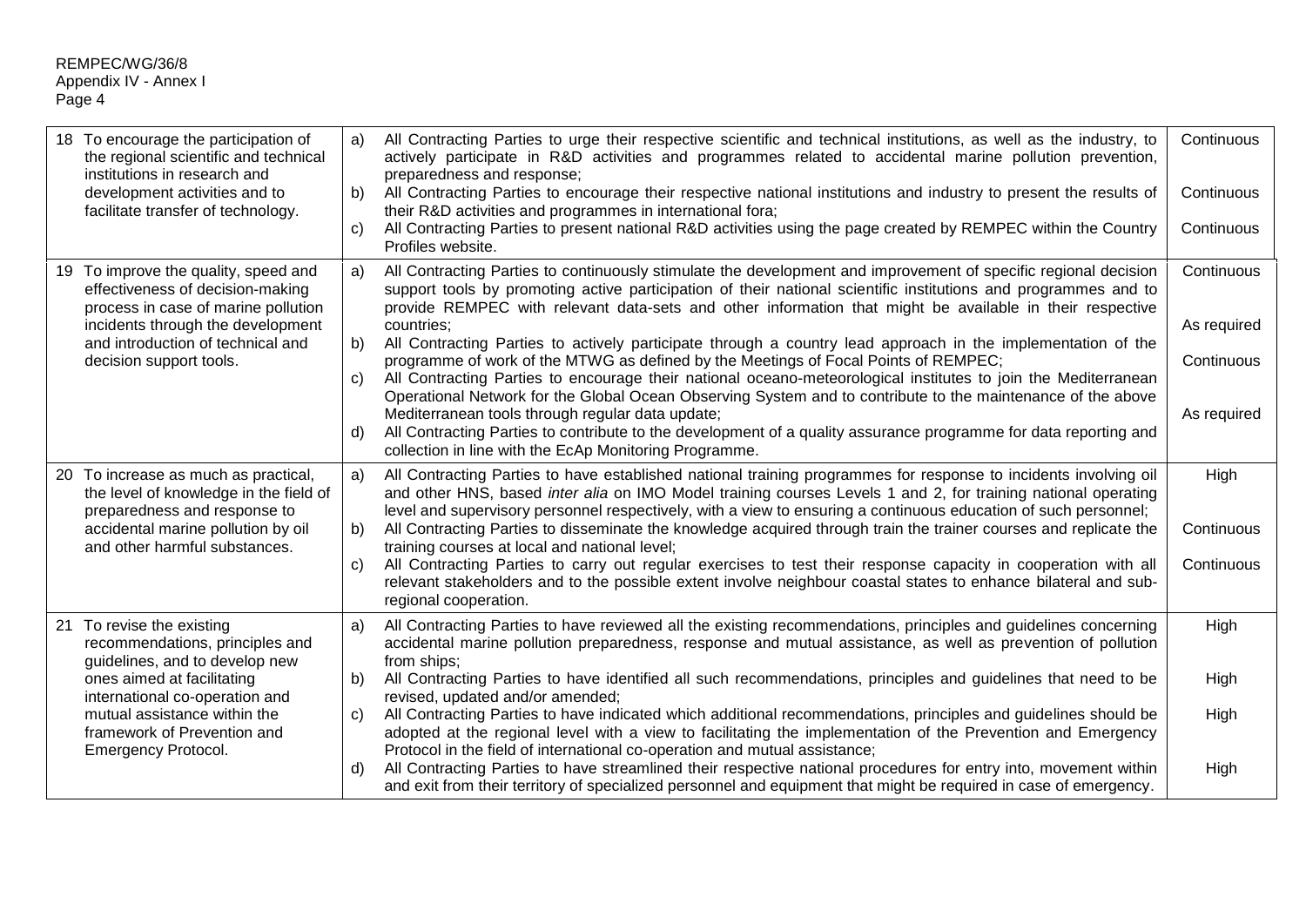| | | |
|---|---|---|
| 18 To encourage the participation of the regional scientific and technical institutions in research and development activities and to facilitate transfer of technology. | a) All Contracting Parties to urge their respective scientific and technical institutions, as well as the industry, to actively participate in R&D activities and programmes related to accidental marine pollution prevention, preparedness and response;<br>b) All Contracting Parties to encourage their respective national institutions and industry to present the results of their R&D activities and programmes in international fora;<br>c) All Contracting Parties to present national R&D activities using the page created by REMPEC within the Country Profiles website. | Continuous<br><br>Continuous<br><br>Continuous |
| 19 To improve the quality, speed and effectiveness of decision-making process in case of marine pollution incidents through the development and introduction of technical and decision support tools. | a) All Contracting Parties to continuously stimulate the development and improvement of specific regional decision support tools by promoting active participation of their national scientific institutions and programmes and to provide REMPEC with relevant data-sets and other information that might be available in their respective countries;<br>b) All Contracting Parties to actively participate through a country lead approach in the implementation of the programme of work of the MTWG as defined by the Meetings of Focal Points of REMPEC;<br>c) All Contracting Parties to encourage their national oceano-meteorological institutes to join the Mediterranean Operational Network for the Global Ocean Observing System and to contribute to the maintenance of the above Mediterranean tools through regular data update;<br>d) All Contracting Parties to contribute to the development of a quality assurance programme for data reporting and collection in line with the EcAp Monitoring Programme. | Continuous<br><br>As required<br><br>Continuous<br><br>As required |
| 20 To increase as much as practical, the level of knowledge in the field of preparedness and response to accidental marine pollution by oil and other harmful substances. | a) All Contracting Parties to have established national training programmes for response to incidents involving oil and other HNS, based *inter alia* on IMO Model training courses Levels 1 and 2, for training national operating level and supervisory personnel respectively, with a view to ensuring a continuous education of such personnel;<br>b) All Contracting Parties to disseminate the knowledge acquired through train the trainer courses and replicate the training courses at local and national level;<br>c) All Contracting Parties to carry out regular exercises to test their response capacity in cooperation with all relevant stakeholders and to the possible extent involve neighbour coastal states to enhance bilateral and sub-regional cooperation. | High<br><br>Continuous<br><br>Continuous |
| 21 To revise the existing recommendations, principles and guidelines, and to develop new ones aimed at facilitating international co-operation and mutual assistance within the framework of Prevention and Emergency Protocol. | a) All Contracting Parties to have reviewed all the existing recommendations, principles and guidelines concerning accidental marine pollution preparedness, response and mutual assistance, as well as prevention of pollution from ships;<br>b) All Contracting Parties to have identified all such recommendations, principles and guidelines that need to be revised, updated and/or amended;<br>c) All Contracting Parties to have indicated which additional recommendations, principles and guidelines should be adopted at the regional level with a view to facilitating the implementation of the Prevention and Emergency Protocol in the field of international co-operation and mutual assistance;<br>d) All Contracting Parties to have streamlined their respective national procedures for entry into, movement within and exit from their territory of specialized personnel and equipment that might be required in case of emergency. | High<br><br>High<br><br>High<br><br>High |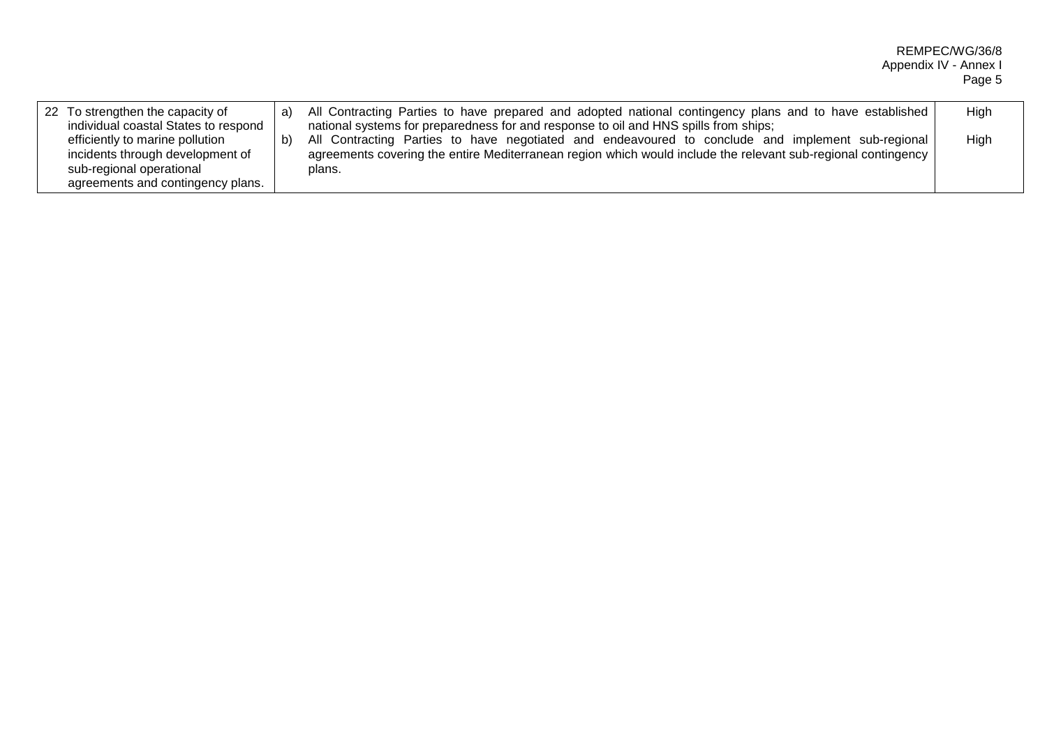| | | |
|---|---|---|
| 22 To strengthen the capacity of individual coastal States to respond efficiently to marine pollution incidents through development of sub-regional operational agreements and contingency plans. | a) All Contracting Parties to have prepared and adopted national contingency plans and to have established national systems for preparedness for and response to oil and HNS spills from ships;<br>b) All Contracting Parties to have negotiated and endeavoured to conclude and implement sub-regional agreements covering the entire Mediterranean region which would include the relevant sub-regional contingency plans. | High<br><br>High |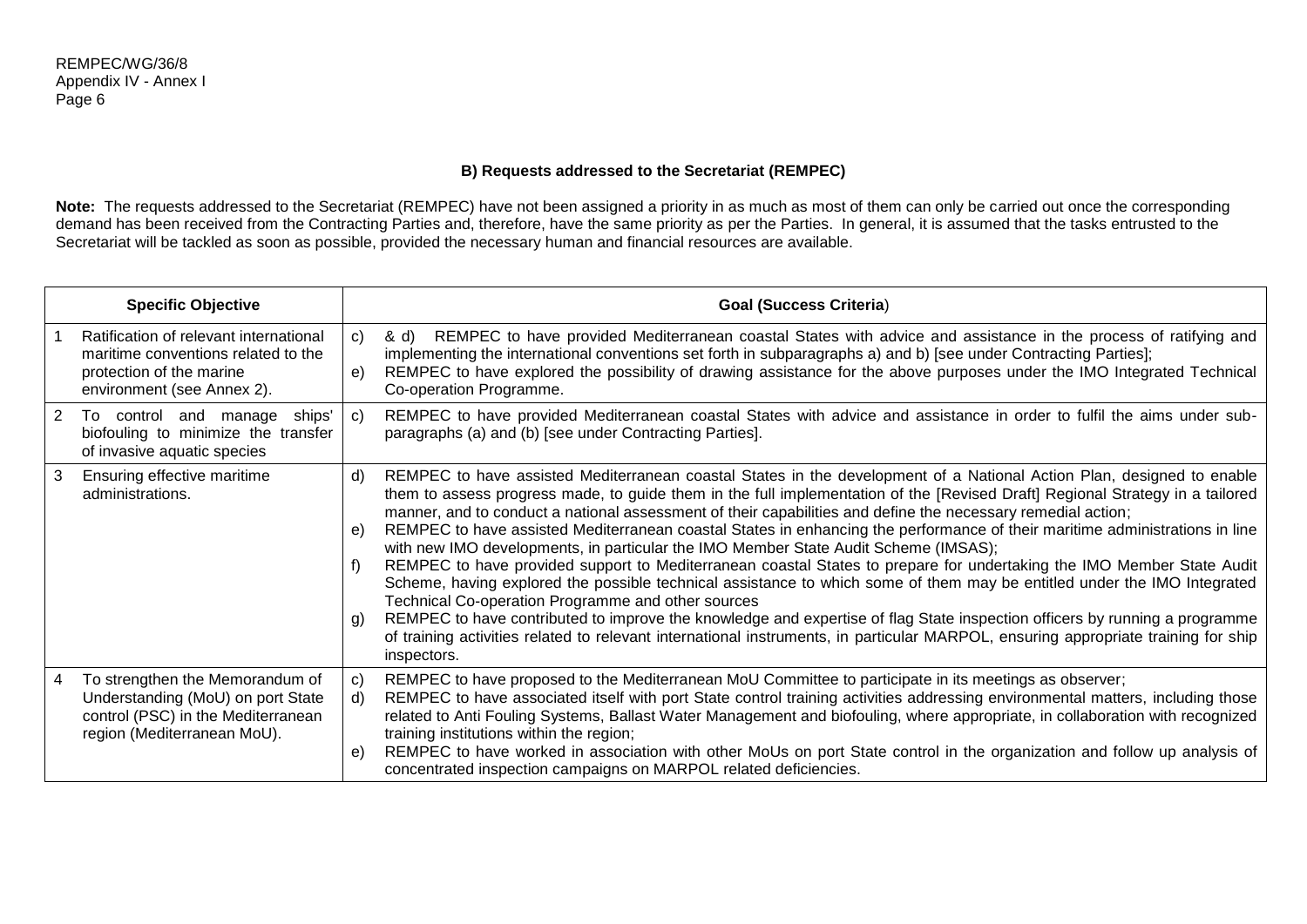### B) Requests addressed to the Secretariat (REMPEC)

**Note:** The requests addressed to the Secretariat (REMPEC) have not been assigned a priority in as much as most of them can only be carried out once the corresponding demand has been received from the Contracting Parties and, therefore, have the same priority as per the Parties. In general, it is assumed that the tasks entrusted to the Secretariat will be tackled as soon as possible, provided the necessary human and financial resources are available.

| Specific Objective | Goal (Success Criteria) |
|---|---|
| 1 Ratification of relevant international maritime conventions related to the protection of the marine environment (see Annex 2). | c) & d) REMPEC to have provided Mediterranean coastal States with advice and assistance in the process of ratifying and implementing the international conventions set forth in subparagraphs a) and b) [see under Contracting Parties];<br>e) REMPEC to have explored the possibility of drawing assistance for the above purposes under the IMO Integrated Technical Co-operation Programme. |
| 2 To control and manage ships' biofouling to minimize the transfer of invasive aquatic species | c) REMPEC to have provided Mediterranean coastal States with advice and assistance in order to fulfil the aims under sub-paragraphs (a) and (b) [see under Contracting Parties]. |
| 3 Ensuring effective maritime administrations. | d) REMPEC to have assisted Mediterranean coastal States in the development of a National Action Plan, designed to enable them to assess progress made, to guide them in the full implementation of the [Revised Draft] Regional Strategy in a tailored manner, and to conduct a national assessment of their capabilities and define the necessary remedial action;<br>e) REMPEC to have assisted Mediterranean coastal States in enhancing the performance of their maritime administrations in line with new IMO developments, in particular the IMO Member State Audit Scheme (IMSAS);<br>f) REMPEC to have provided support to Mediterranean coastal States to prepare for undertaking the IMO Member State Audit Scheme, having explored the possible technical assistance to which some of them may be entitled under the IMO Integrated Technical Co-operation Programme and other sources<br>g) REMPEC to have contributed to improve the knowledge and expertise of flag State inspection officers by running a programme of training activities related to relevant international instruments, in particular MARPOL, ensuring appropriate training for ship inspectors. |
| 4 To strengthen the Memorandum of Understanding (MoU) on port State control (PSC) in the Mediterranean region (Mediterranean MoU). | c) REMPEC to have proposed to the Mediterranean MoU Committee to participate in its meetings as observer;<br>d) REMPEC to have associated itself with port State control training activities addressing environmental matters, including those related to Anti Fouling Systems, Ballast Water Management and biofouling, where appropriate, in collaboration with recognized training institutions within the region;<br>e) REMPEC to have worked in association with other MoUs on port State control in the organization and follow up analysis of concentrated inspection campaigns on MARPOL related deficiencies. |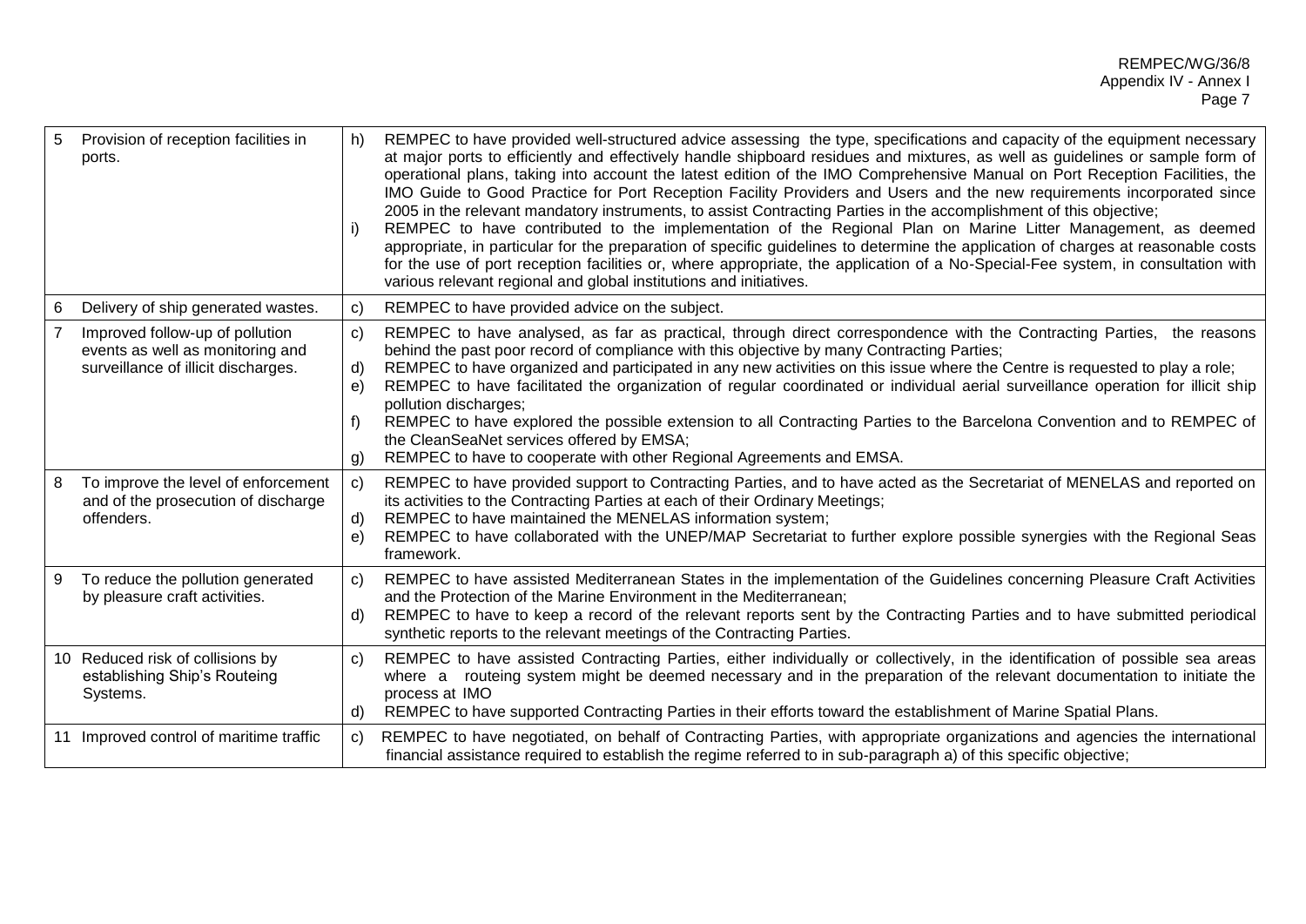| | | |
|---|---|---|
| 5 | Provision of reception facilities in ports. | h) REMPEC to have provided well-structured advice assessing the type, specifications and capacity of the equipment necessary at major ports to efficiently and effectively handle shipboard residues and mixtures, as well as guidelines or sample form of operational plans, taking into account the latest edition of the IMO Comprehensive Manual on Port Reception Facilities, the IMO Guide to Good Practice for Port Reception Facility Providers and Users and the new requirements incorporated since 2005 in the relevant mandatory instruments, to assist Contracting Parties in the accomplishment of this objective;<br>i) REMPEC to have contributed to the implementation of the Regional Plan on Marine Litter Management, as deemed appropriate, in particular for the preparation of specific guidelines to determine the application of charges at reasonable costs for the use of port reception facilities or, where appropriate, the application of a No-Special-Fee system, in consultation with various relevant regional and global institutions and initiatives. |
| 6 | Delivery of ship generated wastes. | c) REMPEC to have provided advice on the subject. |
| 7 | Improved follow-up of pollution events as well as monitoring and surveillance of illicit discharges. | c) REMPEC to have analysed, as far as practical, through direct correspondence with the Contracting Parties, the reasons behind the past poor record of compliance with this objective by many Contracting Parties;<br>d) REMPEC to have organized and participated in any new activities on this issue where the Centre is requested to play a role;<br>e) REMPEC to have facilitated the organization of regular coordinated or individual aerial surveillance operation for illicit ship pollution discharges;<br>f) REMPEC to have explored the possible extension to all Contracting Parties to the Barcelona Convention and to REMPEC of the CleanSeaNet services offered by EMSA;<br>g) REMPEC to have to cooperate with other Regional Agreements and EMSA. |
| 8 | To improve the level of enforcement and of the prosecution of discharge offenders. | c) REMPEC to have provided support to Contracting Parties, and to have acted as the Secretariat of MENELAS and reported on its activities to the Contracting Parties at each of their Ordinary Meetings;<br>d) REMPEC to have maintained the MENELAS information system;<br>e) REMPEC to have collaborated with the UNEP/MAP Secretariat to further explore possible synergies with the Regional Seas framework. |
| 9 | To reduce the pollution generated by pleasure craft activities. | c) REMPEC to have assisted Mediterranean States in the implementation of the Guidelines concerning Pleasure Craft Activities and the Protection of the Marine Environment in the Mediterranean;<br>d) REMPEC to have to keep a record of the relevant reports sent by the Contracting Parties and to have submitted periodical synthetic reports to the relevant meetings of the Contracting Parties. |
| 10 | Reduced risk of collisions by establishing Ship's Routeing Systems. | c) REMPEC to have assisted Contracting Parties, either individually or collectively, in the identification of possible sea areas where a routeing system might be deemed necessary and in the preparation of the relevant documentation to initiate the process at IMO<br>d) REMPEC to have supported Contracting Parties in their efforts toward the establishment of Marine Spatial Plans. |
| 11 | Improved control of maritime traffic | c) REMPEC to have negotiated, on behalf of Contracting Parties, with appropriate organizations and agencies the international financial assistance required to establish the regime referred to in sub-paragraph a) of this specific objective; |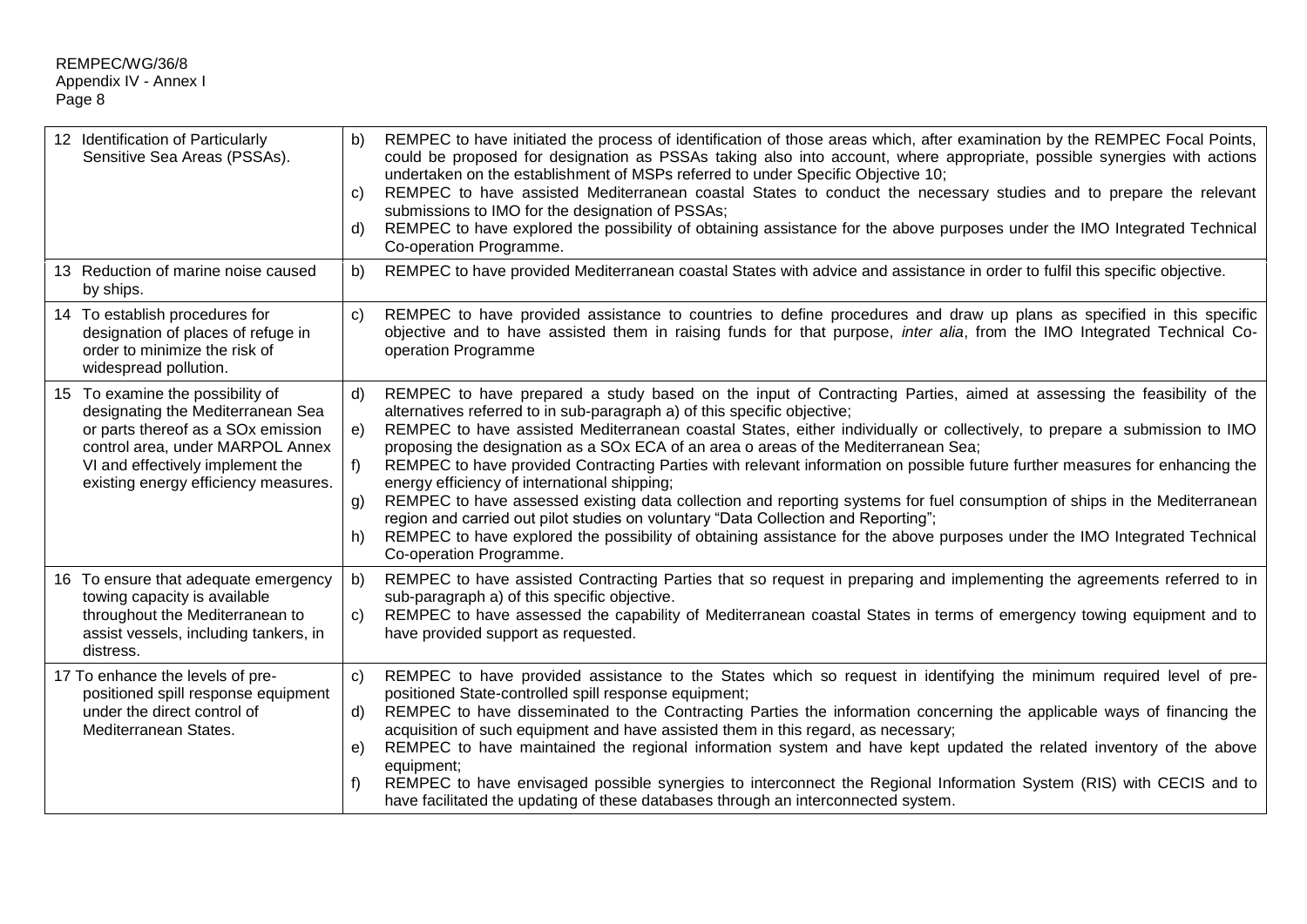| | |
|---|---|
| 12 Identification of Particularly Sensitive Sea Areas (PSSAs). | b) REMPEC to have initiated the process of identification of those areas which, after examination by the REMPEC Focal Points, could be proposed for designation as PSSAs taking also into account, where appropriate, possible synergies with actions undertaken on the establishment of MSPs referred to under Specific Objective 10;<br>c) REMPEC to have assisted Mediterranean coastal States to conduct the necessary studies and to prepare the relevant submissions to IMO for the designation of PSSAs;<br>d) REMPEC to have explored the possibility of obtaining assistance for the above purposes under the IMO Integrated Technical Co-operation Programme. |
| 13 Reduction of marine noise caused by ships. | b) REMPEC to have provided Mediterranean coastal States with advice and assistance in order to fulfil this specific objective. |
| 14 To establish procedures for designation of places of refuge in order to minimize the risk of widespread pollution. | c) REMPEC to have provided assistance to countries to define procedures and draw up plans as specified in this specific objective and to have assisted them in raising funds for that purpose, *inter alia*, from the IMO Integrated Technical Co-operation Programme |
| 15 To examine the possibility of designating the Mediterranean Sea or parts thereof as a SOx emission control area, under MARPOL Annex VI and effectively implement the existing energy efficiency measures. | d) REMPEC to have prepared a study based on the input of Contracting Parties, aimed at assessing the feasibility of the alternatives referred to in sub-paragraph a) of this specific objective;<br>e) REMPEC to have assisted Mediterranean coastal States, either individually or collectively, to prepare a submission to IMO proposing the designation as a SOx ECA of an area o areas of the Mediterranean Sea;<br>f) REMPEC to have provided Contracting Parties with relevant information on possible future further measures for enhancing the energy efficiency of international shipping;<br>g) REMPEC to have assessed existing data collection and reporting systems for fuel consumption of ships in the Mediterranean region and carried out pilot studies on voluntary "Data Collection and Reporting";<br>h) REMPEC to have explored the possibility of obtaining assistance for the above purposes under the IMO Integrated Technical Co-operation Programme. |
| 16 To ensure that adequate emergency towing capacity is available throughout the Mediterranean to assist vessels, including tankers, in distress. | b) REMPEC to have assisted Contracting Parties that so request in preparing and implementing the agreements referred to in sub-paragraph a) of this specific objective.<br>c) REMPEC to have assessed the capability of Mediterranean coastal States in terms of emergency towing equipment and to have provided support as requested. |
| 17 To enhance the levels of pre-positioned spill response equipment under the direct control of Mediterranean States. | c) REMPEC to have provided assistance to the States which so request in identifying the minimum required level of pre-positioned State-controlled spill response equipment;<br>d) REMPEC to have disseminated to the Contracting Parties the information concerning the applicable ways of financing the acquisition of such equipment and have assisted them in this regard, as necessary;<br>e) REMPEC to have maintained the regional information system and have kept updated the related inventory of the above equipment;<br>f) REMPEC to have envisaged possible synergies to interconnect the Regional Information System (RIS) with CECIS and to have facilitated the updating of these databases through an interconnected system. |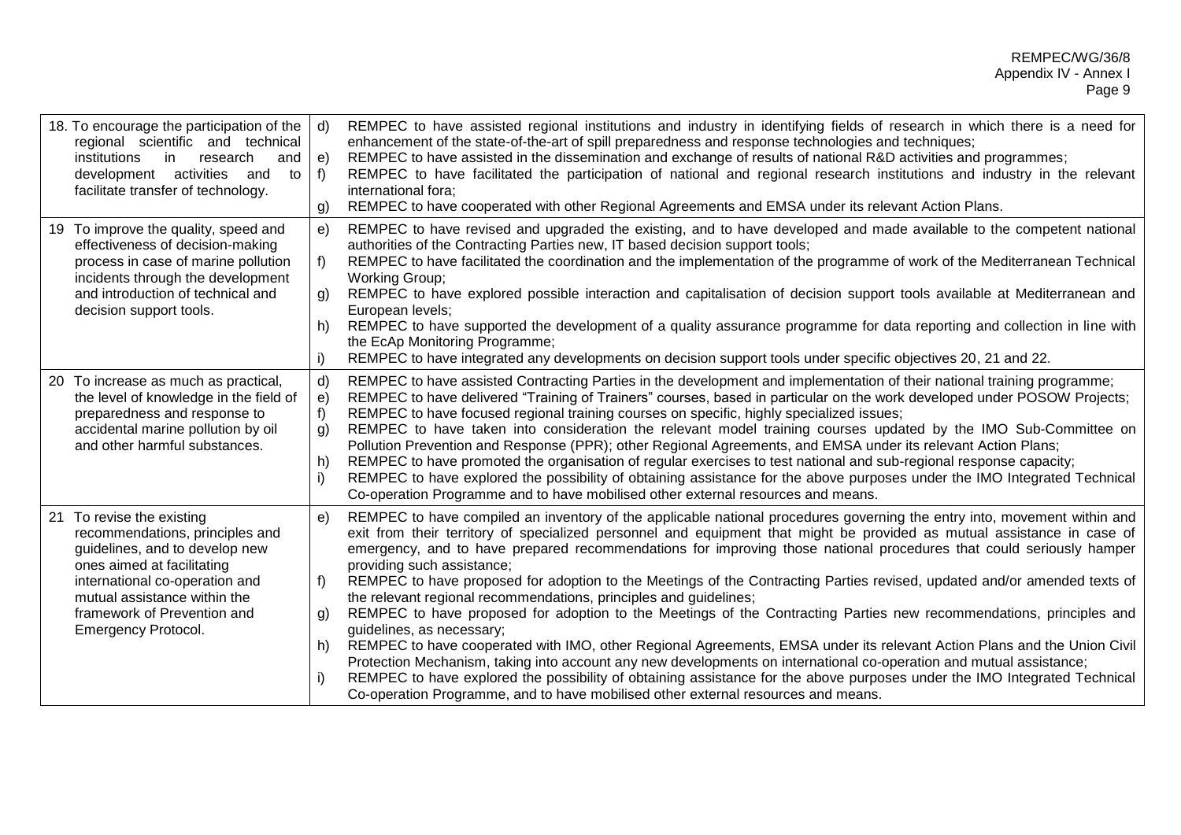| | |
|---|---|
| 18. To encourage the participation of the regional scientific and technical institutions in research and development activities and to facilitate transfer of technology. | d) REMPEC to have assisted regional institutions and industry in identifying fields of research in which there is a need for enhancement of the state-of-the-art of spill preparedness and response technologies and techniques;<br>e) REMPEC to have assisted in the dissemination and exchange of results of national R&D activities and programmes;<br>f) REMPEC to have facilitated the participation of national and regional research institutions and industry in the relevant international fora;<br>g) REMPEC to have cooperated with other Regional Agreements and EMSA under its relevant Action Plans. |
| 19 To improve the quality, speed and effectiveness of decision-making process in case of marine pollution incidents through the development and introduction of technical and decision support tools. | e) REMPEC to have revised and upgraded the existing, and to have developed and made available to the competent national authorities of the Contracting Parties new, IT based decision support tools;<br>f) REMPEC to have facilitated the coordination and the implementation of the programme of work of the Mediterranean Technical Working Group;<br>g) REMPEC to have explored possible interaction and capitalisation of decision support tools available at Mediterranean and European levels;<br>h) REMPEC to have supported the development of a quality assurance programme for data reporting and collection in line with the EcAp Monitoring Programme;<br>i) REMPEC to have integrated any developments on decision support tools under specific objectives 20, 21 and 22. |
| 20 To increase as much as practical, the level of knowledge in the field of preparedness and response to accidental marine pollution by oil and other harmful substances. | d) REMPEC to have assisted Contracting Parties in the development and implementation of their national training programme;<br>e) REMPEC to have delivered "Training of Trainers" courses, based in particular on the work developed under POSOW Projects;<br>f) REMPEC to have focused regional training courses on specific, highly specialized issues;<br>g) REMPEC to have taken into consideration the relevant model training courses updated by the IMO Sub-Committee on Pollution Prevention and Response (PPR); other Regional Agreements, and EMSA under its relevant Action Plans;<br>h) REMPEC to have promoted the organisation of regular exercises to test national and sub-regional response capacity;<br>i) REMPEC to have explored the possibility of obtaining assistance for the above purposes under the IMO Integrated Technical Co-operation Programme and to have mobilised other external resources and means. |
| 21 To revise the existing recommendations, principles and guidelines, and to develop new ones aimed at facilitating international co-operation and mutual assistance within the framework of Prevention and Emergency Protocol. | e) REMPEC to have compiled an inventory of the applicable national procedures governing the entry into, movement within and exit from their territory of specialized personnel and equipment that might be provided as mutual assistance in case of emergency, and to have prepared recommendations for improving those national procedures that could seriously hamper providing such assistance;<br>f) REMPEC to have proposed for adoption to the Meetings of the Contracting Parties revised, updated and/or amended texts of the relevant regional recommendations, principles and guidelines;<br>g) REMPEC to have proposed for adoption to the Meetings of the Contracting Parties new recommendations, principles and guidelines, as necessary;<br>h) REMPEC to have cooperated with IMO, other Regional Agreements, EMSA under its relevant Action Plans and the Union Civil Protection Mechanism, taking into account any new developments on international co-operation and mutual assistance;<br>i) REMPEC to have explored the possibility of obtaining assistance for the above purposes under the IMO Integrated Technical Co-operation Programme, and to have mobilised other external resources and means. |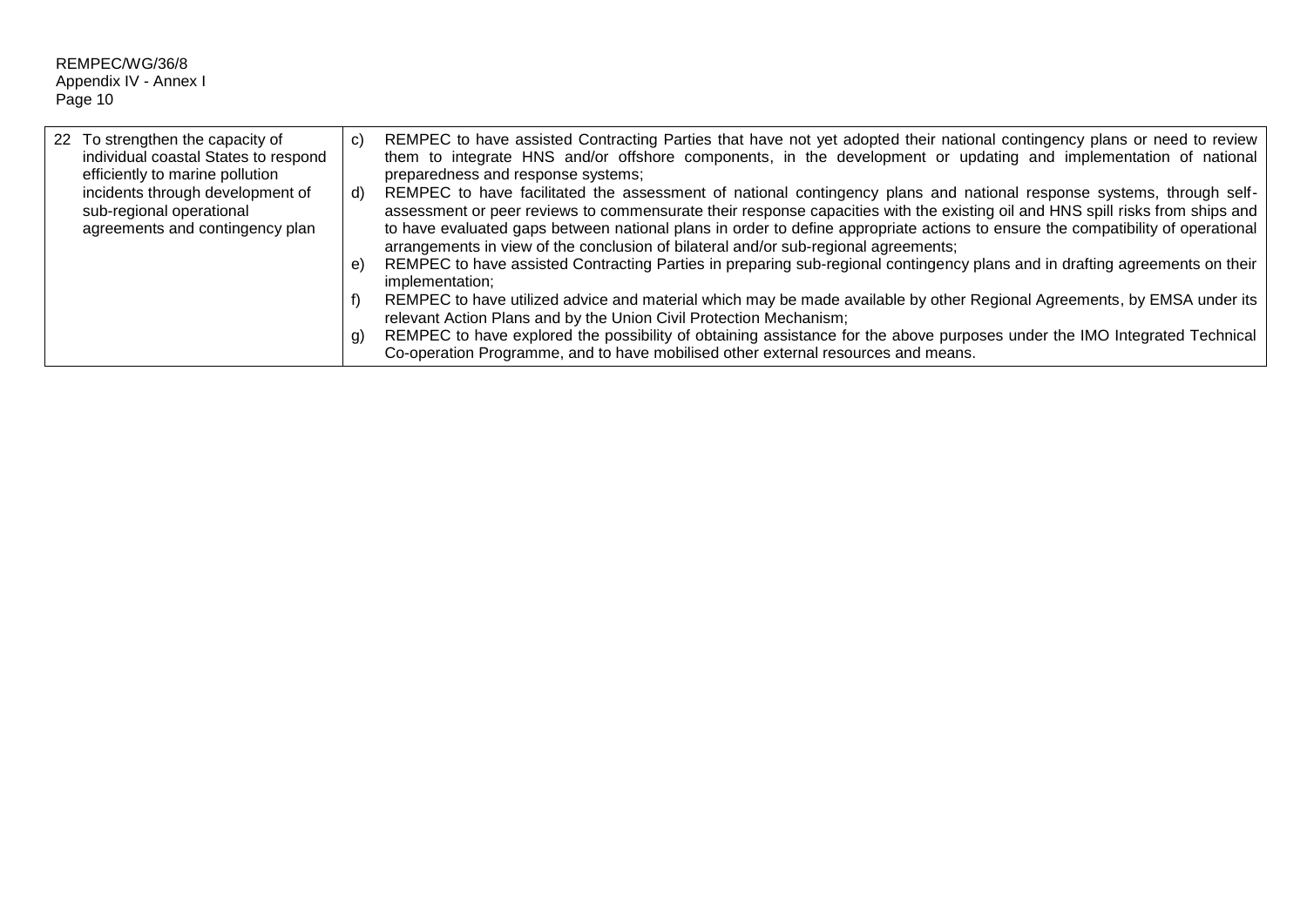| | |
|---|---|
| 22 To strengthen the capacity of individual coastal States to respond efficiently to marine pollution incidents through development of sub-regional operational agreements and contingency plan | c) REMPEC to have assisted Contracting Parties that have not yet adopted their national contingency plans or need to review them to integrate HNS and/or offshore components, in the development or updating and implementation of national preparedness and response systems;<br>d) REMPEC to have facilitated the assessment of national contingency plans and national response systems, through self-assessment or peer reviews to commensurate their response capacities with the existing oil and HNS spill risks from ships and to have evaluated gaps between national plans in order to define appropriate actions to ensure the compatibility of operational arrangements in view of the conclusion of bilateral and/or sub-regional agreements;<br>e) REMPEC to have assisted Contracting Parties in preparing sub-regional contingency plans and in drafting agreements on their implementation;<br>f) REMPEC to have utilized advice and material which may be made available by other Regional Agreements, by EMSA under its relevant Action Plans and by the Union Civil Protection Mechanism;<br>g) REMPEC to have explored the possibility of obtaining assistance for the above purposes under the IMO Integrated Technical Co-operation Programme, and to have mobilised other external resources and means. |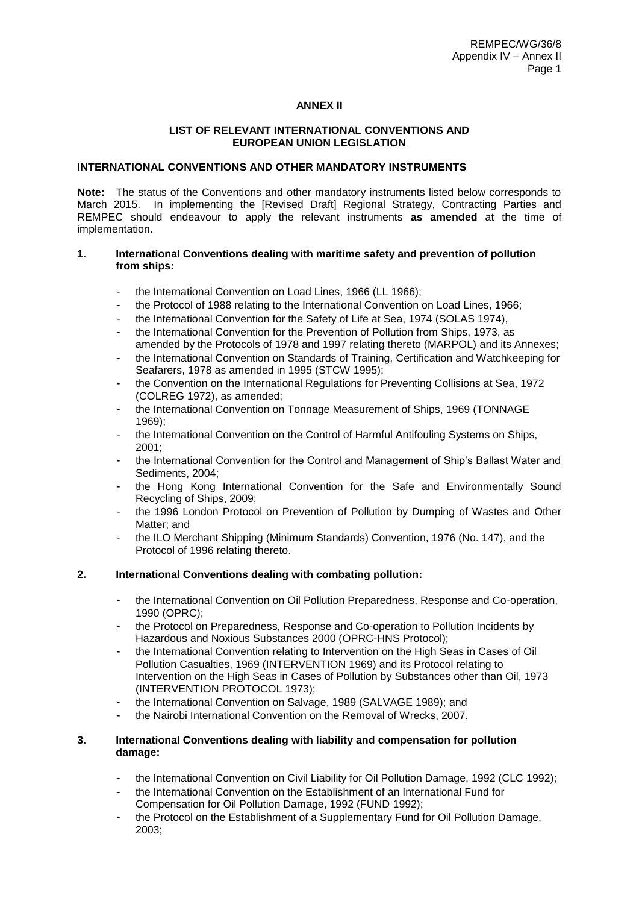## ANNEX II

### LIST OF RELEVANT INTERNATIONAL CONVENTIONS AND EUROPEAN UNION LEGISLATION

### INTERNATIONAL CONVENTIONS AND OTHER MANDATORY INSTRUMENTS

**Note:** The status of the Conventions and other mandatory instruments listed below corresponds to March 2015. In implementing the [Revised Draft] Regional Strategy, Contracting Parties and REMPEC should endeavour to apply the relevant instruments **as amended** at the time of implementation.

**1. International Conventions dealing with maritime safety and prevention of pollution from ships:**

- the International Convention on Load Lines, 1966 (LL 1966);
- the Protocol of 1988 relating to the International Convention on Load Lines, 1966;
- the International Convention for the Safety of Life at Sea, 1974 (SOLAS 1974),
- the International Convention for the Prevention of Pollution from Ships, 1973, as amended by the Protocols of 1978 and 1997 relating thereto (MARPOL) and its Annexes;
- the International Convention on Standards of Training, Certification and Watchkeeping for Seafarers, 1978 as amended in 1995 (STCW 1995);
- the Convention on the International Regulations for Preventing Collisions at Sea, 1972 (COLREG 1972), as amended;
- the International Convention on Tonnage Measurement of Ships, 1969 (TONNAGE 1969);
- the International Convention on the Control of Harmful Antifouling Systems on Ships, 2001;
- the International Convention for the Control and Management of Ship's Ballast Water and Sediments, 2004;
- the Hong Kong International Convention for the Safe and Environmentally Sound Recycling of Ships, 2009;
- the 1996 London Protocol on Prevention of Pollution by Dumping of Wastes and Other Matter; and
- the ILO Merchant Shipping (Minimum Standards) Convention, 1976 (No. 147), and the Protocol of 1996 relating thereto.

**2. International Conventions dealing with combating pollution:**

- the International Convention on Oil Pollution Preparedness, Response and Co-operation, 1990 (OPRC);
- the Protocol on Preparedness, Response and Co-operation to Pollution Incidents by Hazardous and Noxious Substances 2000 (OPRC-HNS Protocol);
- the International Convention relating to Intervention on the High Seas in Cases of Oil Pollution Casualties, 1969 (INTERVENTION 1969) and its Protocol relating to Intervention on the High Seas in Cases of Pollution by Substances other than Oil, 1973 (INTERVENTION PROTOCOL 1973);
- the International Convention on Salvage, 1989 (SALVAGE 1989); and
- the Nairobi International Convention on the Removal of Wrecks, 2007.

**3. International Conventions dealing with liability and compensation for pollution damage:**

- the International Convention on Civil Liability for Oil Pollution Damage, 1992 (CLC 1992);
- the International Convention on the Establishment of an International Fund for Compensation for Oil Pollution Damage, 1992 (FUND 1992);
- the Protocol on the Establishment of a Supplementary Fund for Oil Pollution Damage, 2003;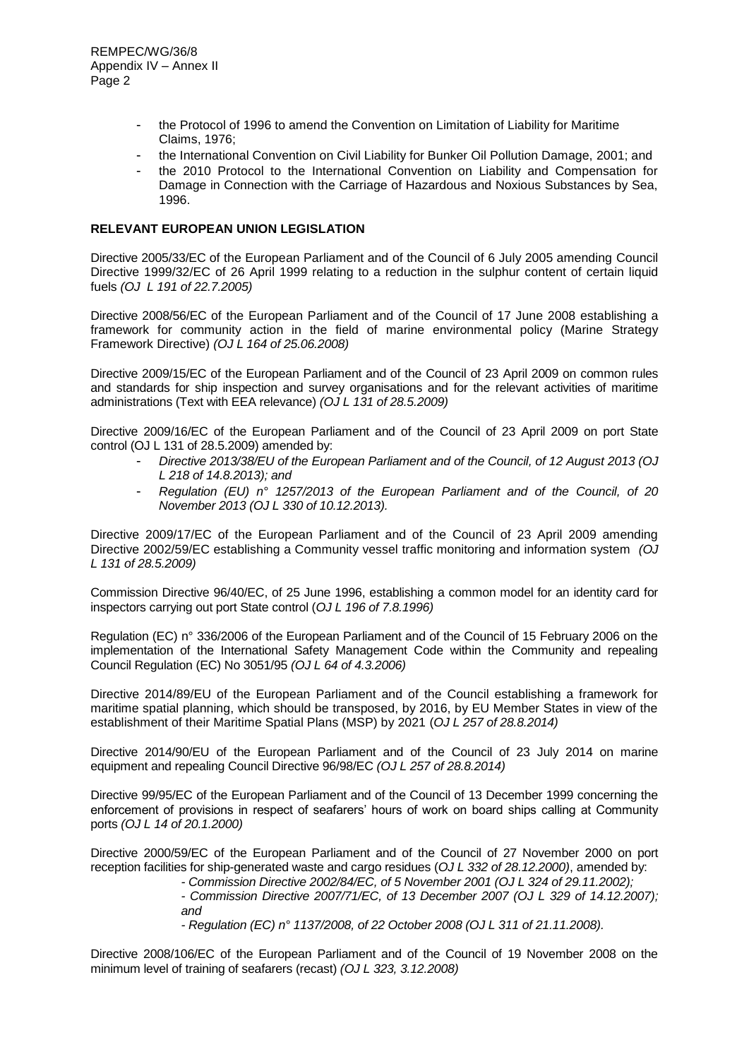- the Protocol of 1996 to amend the Convention on Limitation of Liability for Maritime Claims, 1976;
- the International Convention on Civil Liability for Bunker Oil Pollution Damage, 2001; and
- the 2010 Protocol to the International Convention on Liability and Compensation for Damage in Connection with the Carriage of Hazardous and Noxious Substances by Sea, 1996.

**RELEVANT EUROPEAN UNION LEGISLATION**

Directive 2005/33/EC of the European Parliament and of the Council of 6 July 2005 amending Council Directive 1999/32/EC of 26 April 1999 relating to a reduction in the sulphur content of certain liquid fuels *(OJ L 191 of 22.7.2005)*

Directive 2008/56/EC of the European Parliament and of the Council of 17 June 2008 establishing a framework for community action in the field of marine environmental policy (Marine Strategy Framework Directive) *(OJ L 164 of 25.06.2008)*

Directive 2009/15/EC of the European Parliament and of the Council of 23 April 2009 on common rules and standards for ship inspection and survey organisations and for the relevant activities of maritime administrations (Text with EEA relevance) *(OJ L 131 of 28.5.2009)*

Directive 2009/16/EC of the European Parliament and of the Council of 23 April 2009 on port State control (OJ L 131 of 28.5.2009) amended by:

- *Directive 2013/38/EU of the European Parliament and of the Council, of 12 August 2013 (OJ L 218 of 14.8.2013); and*
- *Regulation (EU) n° 1257/2013 of the European Parliament and of the Council, of 20 November 2013 (OJ L 330 of 10.12.2013).*

Directive 2009/17/EC of the European Parliament and of the Council of 23 April 2009 amending Directive 2002/59/EC establishing a Community vessel traffic monitoring and information system *(OJ L 131 of 28.5.2009)*

Commission Directive 96/40/EC, of 25 June 1996, establishing a common model for an identity card for inspectors carrying out port State control (*OJ L 196 of 7.8.1996)*

Regulation (EC) n° 336/2006 of the European Parliament and of the Council of 15 February 2006 on the implementation of the International Safety Management Code within the Community and repealing Council Regulation (EC) No 3051/95 *(OJ L 64 of 4.3.2006)*

Directive 2014/89/EU of the European Parliament and of the Council establishing a framework for maritime spatial planning, which should be transposed, by 2016, by EU Member States in view of the establishment of their Maritime Spatial Plans (MSP) by 2021 (*OJ L 257 of 28.8.2014)*

Directive 2014/90/EU of the European Parliament and of the Council of 23 July 2014 on marine equipment and repealing Council Directive 96/98/EC *(OJ L 257 of 28.8.2014)*

Directive 99/95/EC of the European Parliament and of the Council of 13 December 1999 concerning the enforcement of provisions in respect of seafarers' hours of work on board ships calling at Community ports *(OJ L 14 of 20.1.2000)*

Directive 2000/59/EC of the European Parliament and of the Council of 27 November 2000 on port reception facilities for ship-generated waste and cargo residues (*OJ L 332 of 28.12.2000)*, amended by:

- *Commission Directive 2002/84/EC, of 5 November 2001 (OJ L 324 of 29.11.2002);*
- *Commission Directive 2007/71/EC, of 13 December 2007 (OJ L 329 of 14.12.2007); and*
- *Regulation (EC) n° 1137/2008, of 22 October 2008 (OJ L 311 of 21.11.2008).*

Directive 2008/106/EC of the European Parliament and of the Council of 19 November 2008 on the minimum level of training of seafarers (recast) *(OJ L 323, 3.12.2008)*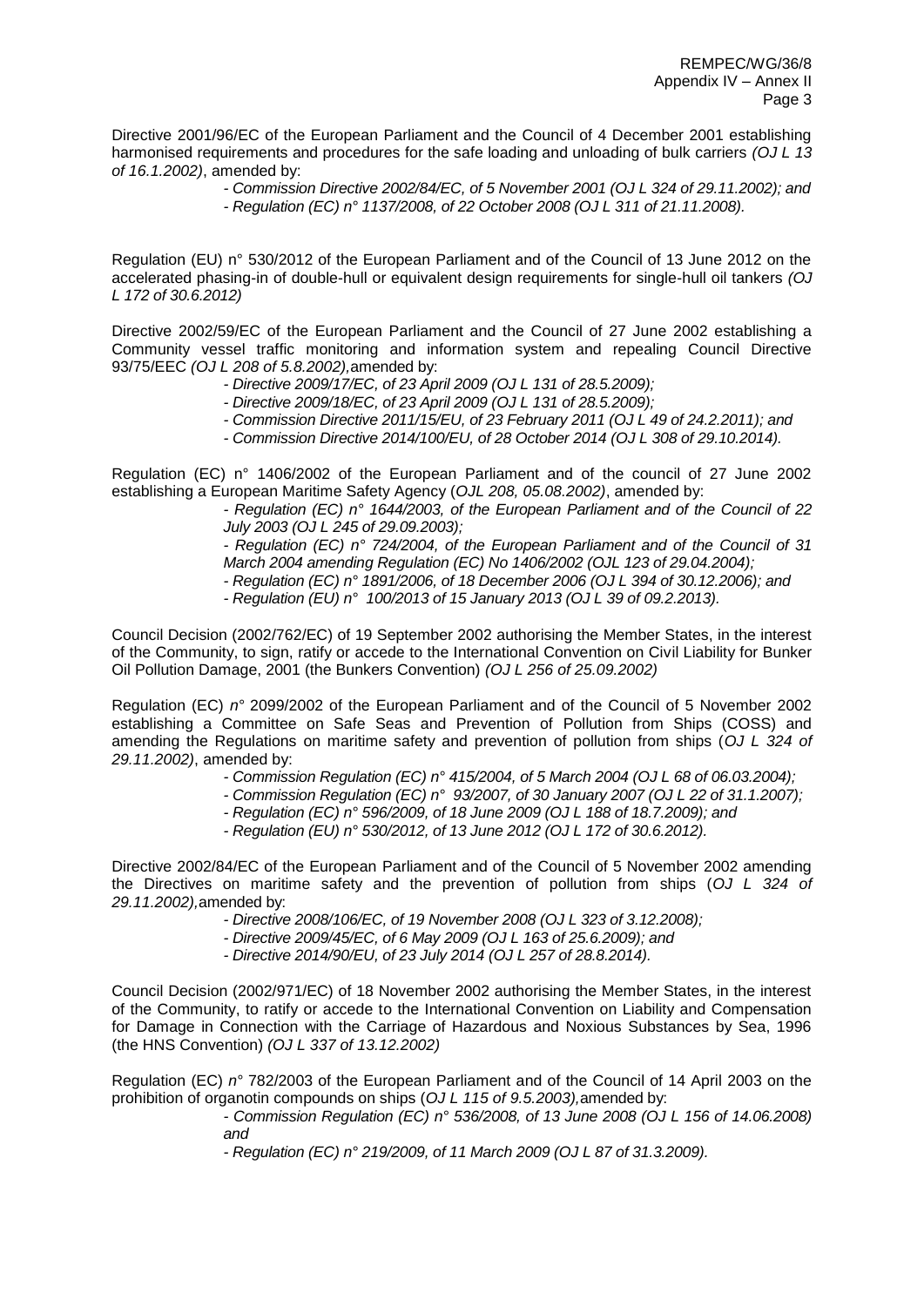Directive 2001/96/EC of the European Parliament and the Council of 4 December 2001 establishing harmonised requirements and procedures for the safe loading and unloading of bulk carriers *(OJ L 13 of 16.1.2002)*, amended by:

- *Commission Directive 2002/84/EC, of 5 November 2001 (OJ L 324 of 29.11.2002); and*
- *Regulation (EC) n° 1137/2008, of 22 October 2008 (OJ L 311 of 21.11.2008).*

Regulation (EU) n° 530/2012 of the European Parliament and of the Council of 13 June 2012 on the accelerated phasing-in of double-hull or equivalent design requirements for single-hull oil tankers *(OJ L 172 of 30.6.2012)*

Directive 2002/59/EC of the European Parliament and the Council of 27 June 2002 establishing a Community vessel traffic monitoring and information system and repealing Council Directive 93/75/EEC *(OJ L 208 of 5.8.2002),* amended by:

- *Directive 2009/17/EC, of 23 April 2009 (OJ L 131 of 28.5.2009);*
- *Directive 2009/18/EC, of 23 April 2009 (OJ L 131 of 28.5.2009);*
- *Commission Directive 2011/15/EU, of 23 February 2011 (OJ L 49 of 24.2.2011); and*
- *Commission Directive 2014/100/EU, of 28 October 2014 (OJ L 308 of 29.10.2014).*

Regulation (EC) n° 1406/2002 of the European Parliament and of the council of 27 June 2002 establishing a European Maritime Safety Agency (*OJL 208, 05.08.2002)*, amended by:

- *Regulation (EC) n° 1644/2003, of the European Parliament and of the Council of 22 July 2003 (OJ L 245 of 29.09.2003);*
- *Regulation (EC) n° 724/2004, of the European Parliament and of the Council of 31 March 2004 amending Regulation (EC) No 1406/2002 (OJL 123 of 29.04.2004);*
- *Regulation (EC) n° 1891/2006, of 18 December 2006 (OJ L 394 of 30.12.2006); and*
- *Regulation (EU) n° 100/2013 of 15 January 2013 (OJ L 39 of 09.2.2013).*

Council Decision (2002/762/EC) of 19 September 2002 authorising the Member States, in the interest of the Community, to sign, ratify or accede to the International Convention on Civil Liability for Bunker Oil Pollution Damage, 2001 (the Bunkers Convention) *(OJ L 256 of 25.09.2002)*

Regulation (EC) *n°* 2099/2002 of the European Parliament and of the Council of 5 November 2002 establishing a Committee on Safe Seas and Prevention of Pollution from Ships (COSS) and amending the Regulations on maritime safety and prevention of pollution from ships (*OJ L 324 of 29.11.2002)*, amended by:

- *Commission Regulation (EC) n° 415/2004, of 5 March 2004 (OJ L 68 of 06.03.2004);*
- *Commission Regulation (EC) n° 93/2007, of 30 January 2007 (OJ L 22 of 31.1.2007);*
- *Regulation (EC) n° 596/2009, of 18 June 2009 (OJ L 188 of 18.7.2009); and*
- *Regulation (EU) n° 530/2012, of 13 June 2012 (OJ L 172 of 30.6.2012).*

Directive 2002/84/EC of the European Parliament and of the Council of 5 November 2002 amending the Directives on maritime safety and the prevention of pollution from ships (*OJ L 324 of 29.11.2002),* amended by:

- *Directive 2008/106/EC, of 19 November 2008 (OJ L 323 of 3.12.2008);*
- *Directive 2009/45/EC, of 6 May 2009 (OJ L 163 of 25.6.2009); and*
- *Directive 2014/90/EU, of 23 July 2014 (OJ L 257 of 28.8.2014).*

Council Decision (2002/971/EC) of 18 November 2002 authorising the Member States, in the interest of the Community, to ratify or accede to the International Convention on Liability and Compensation for Damage in Connection with the Carriage of Hazardous and Noxious Substances by Sea, 1996 (the HNS Convention) *(OJ L 337 of 13.12.2002)*

Regulation (EC) *n°* 782/2003 of the European Parliament and of the Council of 14 April 2003 on the prohibition of organotin compounds on ships (*OJ L 115 of 9.5.2003),* amended by:

- *Commission Regulation (EC) n° 536/2008, of 13 June 2008 (OJ L 156 of 14.06.2008) and*
- *Regulation (EC) n° 219/2009, of 11 March 2009 (OJ L 87 of 31.3.2009).*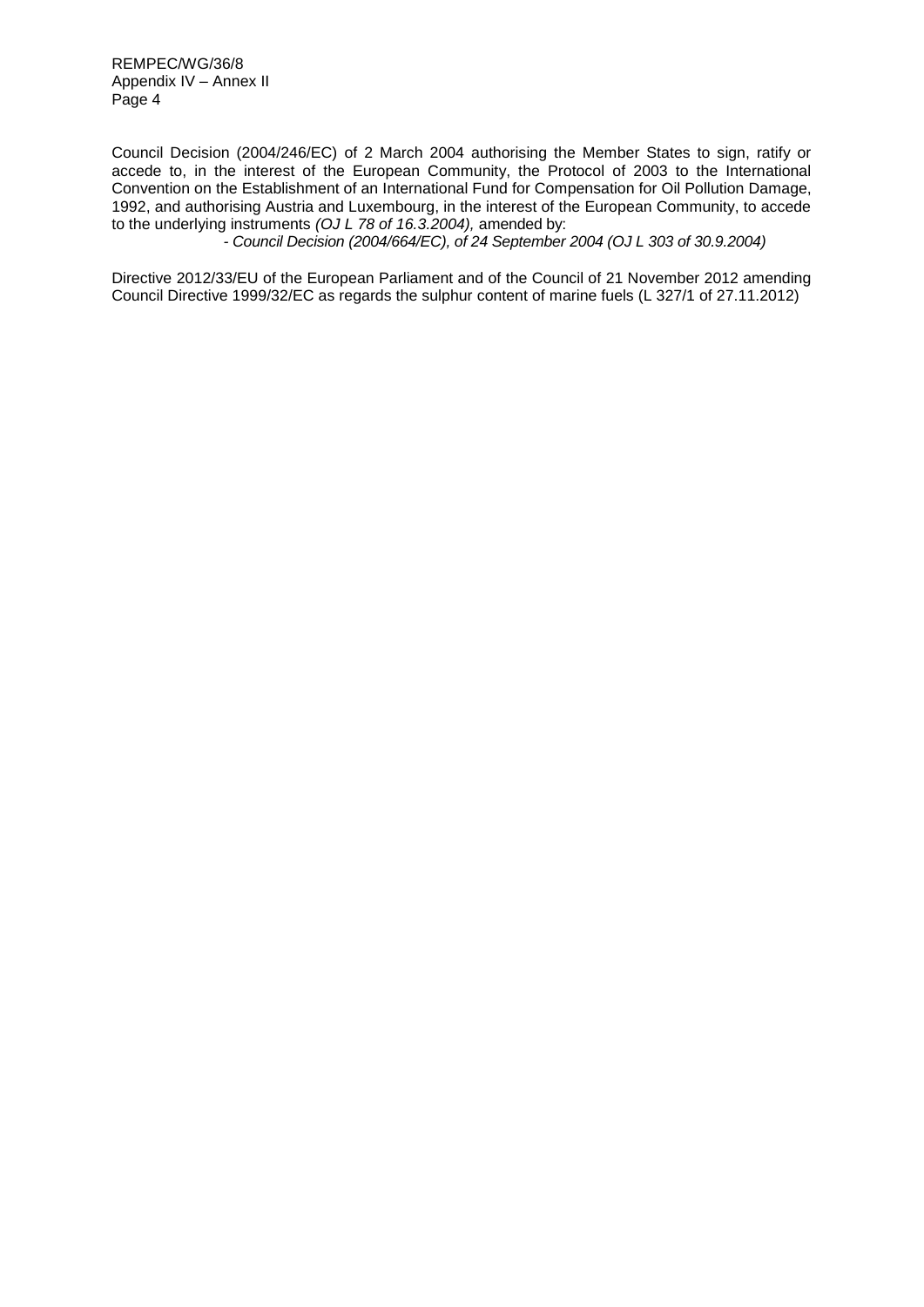Council Decision (2004/246/EC) of 2 March 2004 authorising the Member States to sign, ratify or accede to, in the interest of the European Community, the Protocol of 2003 to the International Convention on the Establishment of an International Fund for Compensation for Oil Pollution Damage, 1992, and authorising Austria and Luxembourg, in the interest of the European Community, to accede to the underlying instruments *(OJ L 78 of 16.3.2004),* amended by:

- *Council Decision (2004/664/EC), of 24 September 2004 (OJ L 303 of 30.9.2004)*

Directive 2012/33/EU of the European Parliament and of the Council of 21 November 2012 amending Council Directive 1999/32/EC as regards the sulphur content of marine fuels (L 327/1 of 27.11.2012)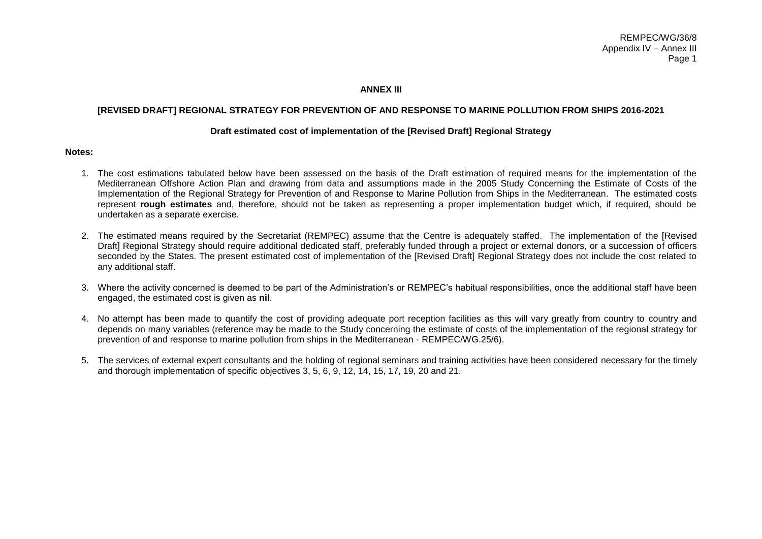## ANNEX III

### [REVISED DRAFT] REGIONAL STRATEGY FOR PREVENTION OF AND RESPONSE TO MARINE POLLUTION FROM SHIPS 2016-2021

#### Draft estimated cost of implementation of the [Revised Draft] Regional Strategy

**Notes:**

1. The cost estimations tabulated below have been assessed on the basis of the Draft estimation of required means for the implementation of the Mediterranean Offshore Action Plan and drawing from data and assumptions made in the 2005 Study Concerning the Estimate of Costs of the Implementation of the Regional Strategy for Prevention of and Response to Marine Pollution from Ships in the Mediterranean. The estimated costs represent **rough estimates** and, therefore, should not be taken as representing a proper implementation budget which, if required, should be undertaken as a separate exercise.

2. The estimated means required by the Secretariat (REMPEC) assume that the Centre is adequately staffed. The implementation of the [Revised Draft] Regional Strategy should require additional dedicated staff, preferably funded through a project or external donors, or a succession of officers seconded by the States. The present estimated cost of implementation of the [Revised Draft] Regional Strategy does not include the cost related to any additional staff.

3. Where the activity concerned is deemed to be part of the Administration's or REMPEC's habitual responsibilities, once the additional staff have been engaged, the estimated cost is given as **nil**.

4. No attempt has been made to quantify the cost of providing adequate port reception facilities as this will vary greatly from country to country and depends on many variables (reference may be made to the Study concerning the estimate of costs of the implementation of the regional strategy for prevention of and response to marine pollution from ships in the Mediterranean - REMPEC/WG.25/6).

5. The services of external expert consultants and the holding of regional seminars and training activities have been considered necessary for the timely and thorough implementation of specific objectives 3, 5, 6, 9, 12, 14, 15, 17, 19, 20 and 21.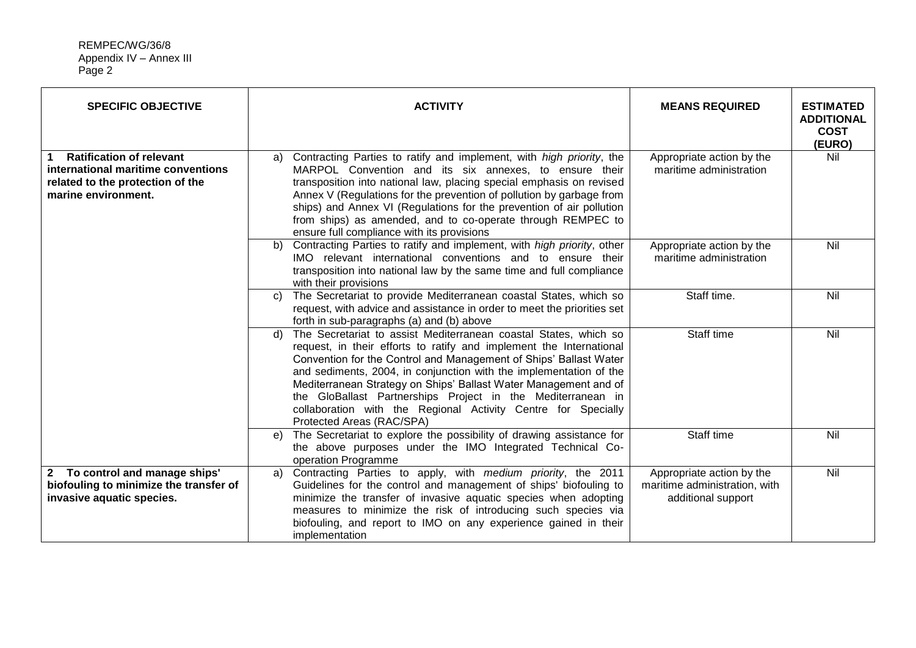| SPECIFIC OBJECTIVE | ACTIVITY | MEANS REQUIRED | ESTIMATED ADDITIONAL COST (EURO) |
|---|---|---|---|
| **1 Ratification of relevant international maritime conventions related to the protection of the marine environment.** | a) Contracting Parties to ratify and implement, with *high priority*, the MARPOL Convention and its six annexes, to ensure their transposition into national law, placing special emphasis on revised Annex V (Regulations for the prevention of pollution by garbage from ships) and Annex VI (Regulations for the prevention of air pollution from ships) as amended, and to co-operate through REMPEC to ensure full compliance with its provisions | Appropriate action by the maritime administration | Nil |
| | b) Contracting Parties to ratify and implement, with *high priority*, other IMO relevant international conventions and to ensure their transposition into national law by the same time and full compliance with their provisions | Appropriate action by the maritime administration | Nil |
| | c) The Secretariat to provide Mediterranean coastal States, which so request, with advice and assistance in order to meet the priorities set forth in sub-paragraphs (a) and (b) above | Staff time. | Nil |
| | d) The Secretariat to assist Mediterranean coastal States, which so request, in their efforts to ratify and implement the International Convention for the Control and Management of Ships' Ballast Water and sediments, 2004, in conjunction with the implementation of the Mediterranean Strategy on Ships' Ballast Water Management and of the GloBallast Partnerships Project in the Mediterranean in collaboration with the Regional Activity Centre for Specially Protected Areas (RAC/SPA) | Staff time | Nil |
| | e) The Secretariat to explore the possibility of drawing assistance for the above purposes under the IMO Integrated Technical Co-operation Programme | Staff time | Nil |
| **2 To control and manage ships' biofouling to minimize the transfer of invasive aquatic species.** | a) Contracting Parties to apply, with *medium priority*, the 2011 Guidelines for the control and management of ships' biofouling to minimize the transfer of invasive aquatic species when adopting measures to minimize the risk of introducing such species via biofouling, and report to IMO on any experience gained in their implementation | Appropriate action by the maritime administration, with additional support | Nil |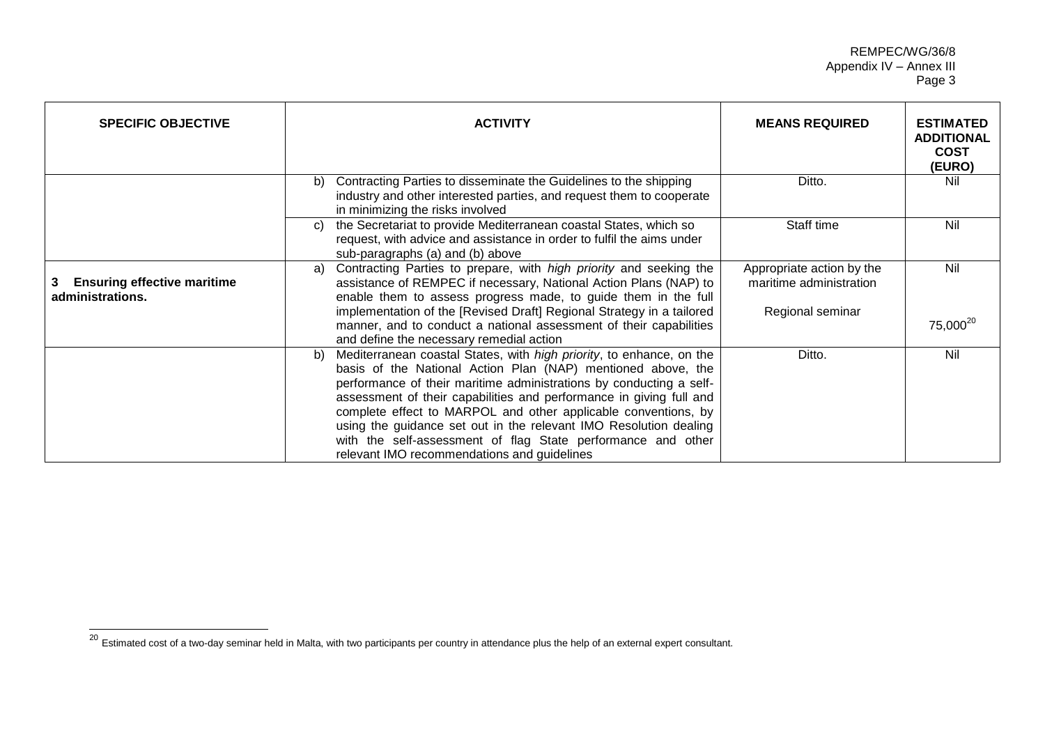| SPECIFIC OBJECTIVE | ACTIVITY | MEANS REQUIRED | ESTIMATED ADDITIONAL COST (EURO) |
|---|---|---|---|
| | b) Contracting Parties to disseminate the Guidelines to the shipping industry and other interested parties, and request them to cooperate in minimizing the risks involved | Ditto. | Nil |
| | c) the Secretariat to provide Mediterranean coastal States, which so request, with advice and assistance in order to fulfil the aims under sub-paragraphs (a) and (b) above | Staff time | Nil |
| **3 Ensuring effective maritime administrations.** | a) Contracting Parties to prepare, with *high priority* and seeking the assistance of REMPEC if necessary, National Action Plans (NAP) to enable them to assess progress made, to guide them in the full implementation of the [Revised Draft] Regional Strategy in a tailored manner, and to conduct a national assessment of their capabilities and define the necessary remedial action | Appropriate action by the maritime administration<br><br>Regional seminar | Nil<br><br>75,000[20] |
| | b) Mediterranean coastal States, with *high priority*, to enhance, on the basis of the National Action Plan (NAP) mentioned above, the performance of their maritime administrations by conducting a self-assessment of their capabilities and performance in giving full and complete effect to MARPOL and other applicable conventions, by using the guidance set out in the relevant IMO Resolution dealing with the self-assessment of flag State performance and other relevant IMO recommendations and guidelines | Ditto. | Nil |

[20] Estimated cost of a two-day seminar held in Malta, with two participants per country in attendance plus the help of an external expert consultant.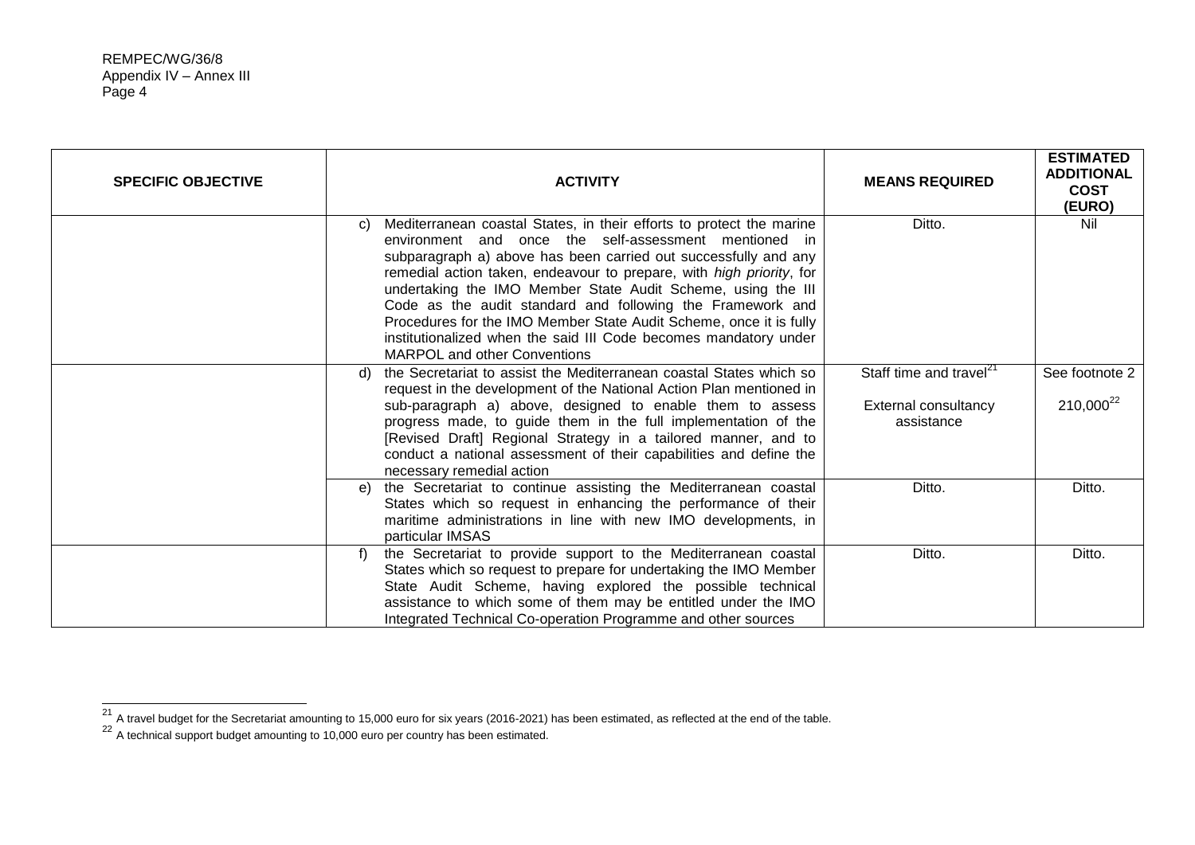| SPECIFIC OBJECTIVE | ACTIVITY | MEANS REQUIRED | ESTIMATED ADDITIONAL COST (EURO) |
|---|---|---|---|
| | c) Mediterranean coastal States, in their efforts to protect the marine environment and once the self-assessment mentioned in subparagraph a) above has been carried out successfully and any remedial action taken, endeavour to prepare, with *high priority*, for undertaking the IMO Member State Audit Scheme, using the III Code as the audit standard and following the Framework and Procedures for the IMO Member State Audit Scheme, once it is fully institutionalized when the said III Code becomes mandatory under MARPOL and other Conventions | Ditto. | Nil |
| | d) the Secretariat to assist the Mediterranean coastal States which so request in the development of the National Action Plan mentioned in sub-paragraph a) above, designed to enable them to assess progress made, to guide them in the full implementation of the [Revised Draft] Regional Strategy in a tailored manner, and to conduct a national assessment of their capabilities and define the necessary remedial action | Staff time and travel[21]<br><br>External consultancy assistance | See footnote 2<br><br>210,000[22] |
| | e) the Secretariat to continue assisting the Mediterranean coastal States which so request in enhancing the performance of their maritime administrations in line with new IMO developments, in particular IMSAS | Ditto. | Ditto. |
| | f) the Secretariat to provide support to the Mediterranean coastal States which so request to prepare for undertaking the IMO Member State Audit Scheme, having explored the possible technical assistance to which some of them may be entitled under the IMO Integrated Technical Co-operation Programme and other sources | Ditto. | Ditto. |

[21] A travel budget for the Secretariat amounting to 15,000 euro for six years (2016-2021) has been estimated, as reflected at the end of the table.

[22] A technical support budget amounting to 10,000 euro per country has been estimated.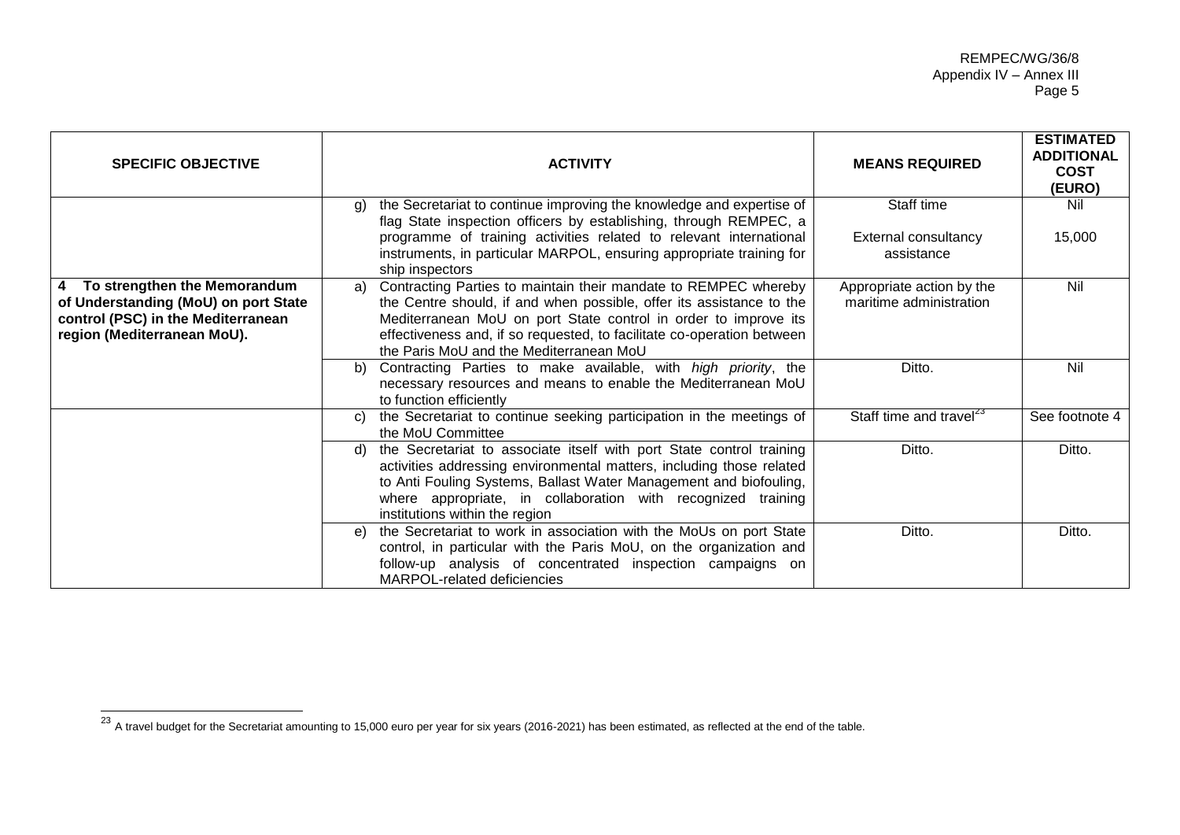| SPECIFIC OBJECTIVE | ACTIVITY | MEANS REQUIRED | ESTIMATED ADDITIONAL COST (EURO) |
|---|---|---|---|
| | g) the Secretariat to continue improving the knowledge and expertise of flag State inspection officers by establishing, through REMPEC, a programme of training activities related to relevant international instruments, in particular MARPOL, ensuring appropriate training for ship inspectors | Staff time<br><br>External consultancy assistance | Nil<br><br>15,000 |
| **4 To strengthen the Memorandum of Understanding (MoU) on port State control (PSC) in the Mediterranean region (Mediterranean MoU).** | a) Contracting Parties to maintain their mandate to REMPEC whereby the Centre should, if and when possible, offer its assistance to the Mediterranean MoU on port State control in order to improve its effectiveness and, if so requested, to facilitate co-operation between the Paris MoU and the Mediterranean MoU | Appropriate action by the maritime administration | Nil |
| | b) Contracting Parties to make available, with *high priority*, the necessary resources and means to enable the Mediterranean MoU to function efficiently | Ditto. | Nil |
| | c) the Secretariat to continue seeking participation in the meetings of the MoU Committee | Staff time and travel[23] | See footnote 4 |
| | d) the Secretariat to associate itself with port State control training activities addressing environmental matters, including those related to Anti Fouling Systems, Ballast Water Management and biofouling, where appropriate, in collaboration with recognized training institutions within the region | Ditto. | Ditto. |
| | e) the Secretariat to work in association with the MoUs on port State control, in particular with the Paris MoU, on the organization and follow-up analysis of concentrated inspection campaigns on MARPOL-related deficiencies | Ditto. | Ditto. |

[23] A travel budget for the Secretariat amounting to 15,000 euro per year for six years (2016-2021) has been estimated, as reflected at the end of the table.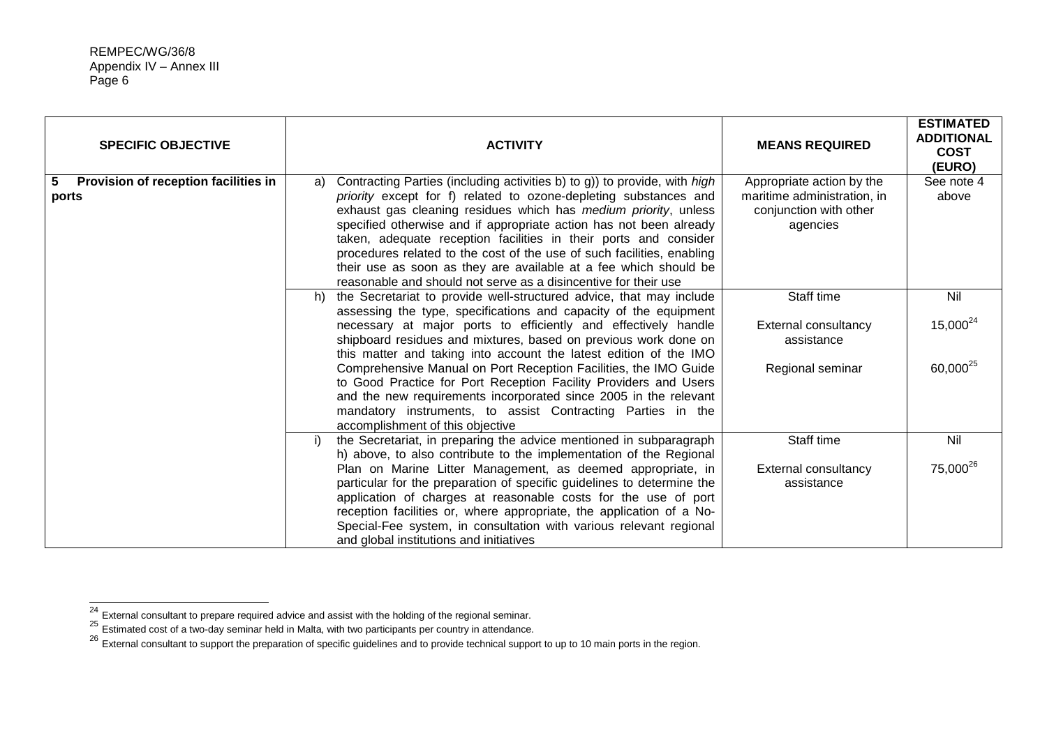| SPECIFIC OBJECTIVE | ACTIVITY | MEANS REQUIRED | ESTIMATED ADDITIONAL COST (EURO) |
|---|---|---|---|
| **5 Provision of reception facilities in ports** | a) Contracting Parties (including activities b) to g)) to provide, with *high priority* except for f) related to ozone-depleting substances and exhaust gas cleaning residues which has *medium priority*, unless specified otherwise and if appropriate action has not been already taken, adequate reception facilities in their ports and consider procedures related to the cost of the use of such facilities, enabling their use as soon as they are available at a fee which should be reasonable and should not serve as a disincentive for their use | Appropriate action by the maritime administration, in conjunction with other agencies | See note 4 above |
| | h) the Secretariat to provide well-structured advice, that may include assessing the type, specifications and capacity of the equipment necessary at major ports to efficiently and effectively handle shipboard residues and mixtures, based on previous work done on this matter and taking into account the latest edition of the IMO Comprehensive Manual on Port Reception Facilities, the IMO Guide to Good Practice for Port Reception Facility Providers and Users and the new requirements incorporated since 2005 in the relevant mandatory instruments, to assist Contracting Parties in the accomplishment of this objective | Staff time<br><br>External consultancy assistance<br><br>Regional seminar | Nil<br><br>15,000[24]<br><br>60,000[25] |
| | i) the Secretariat, in preparing the advice mentioned in subparagraph h) above, to also contribute to the implementation of the Regional Plan on Marine Litter Management, as deemed appropriate, in particular for the preparation of specific guidelines to determine the application of charges at reasonable costs for the use of port reception facilities or, where appropriate, the application of a No-Special-Fee system, in consultation with various relevant regional and global institutions and initiatives | Staff time<br><br>External consultancy assistance | Nil<br><br>75,000[26] |

[24] External consultant to prepare required advice and assist with the holding of the regional seminar.

[25] Estimated cost of a two-day seminar held in Malta, with two participants per country in attendance.

[26] External consultant to support the preparation of specific guidelines and to provide technical support to up to 10 main ports in the region.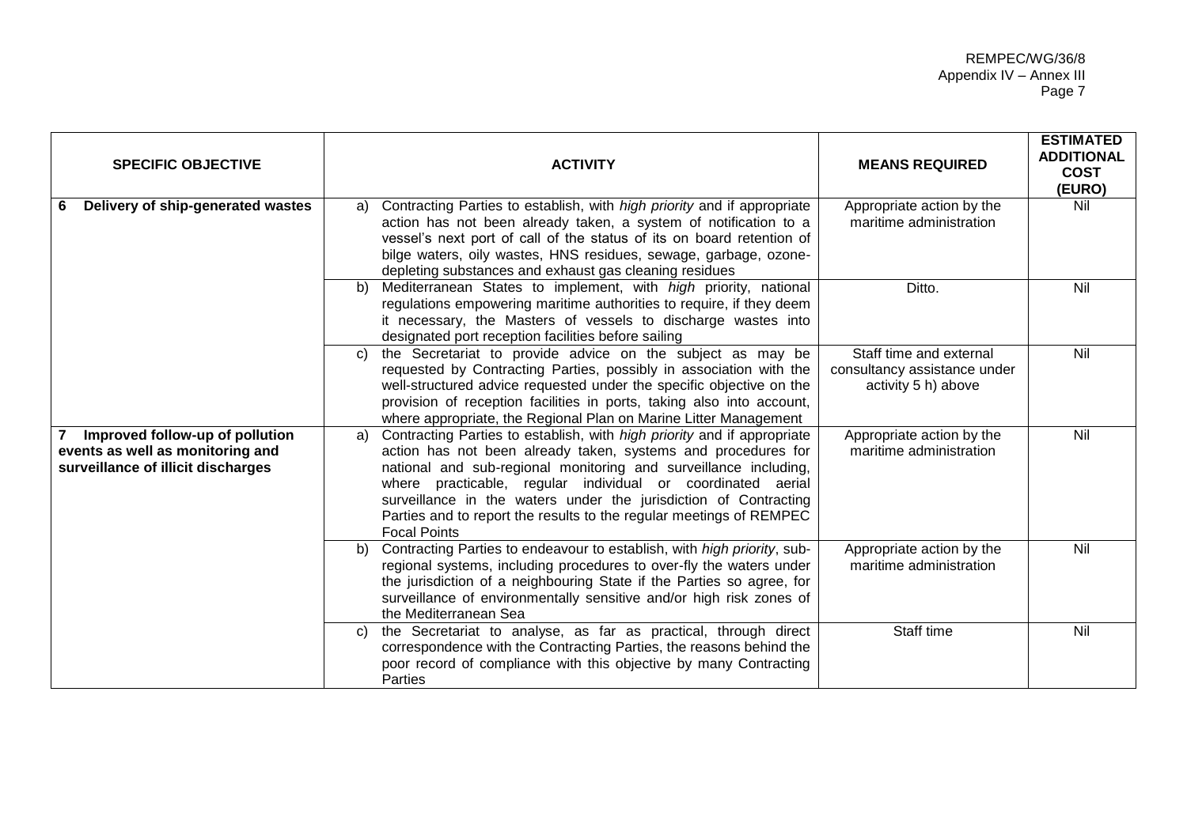| SPECIFIC OBJECTIVE | ACTIVITY | MEANS REQUIRED | ESTIMATED ADDITIONAL COST (EURO) |
|---|---|---|---|
| **6 Delivery of ship-generated wastes** | a) Contracting Parties to establish, with *high priority* and if appropriate action has not been already taken, a system of notification to a vessel's next port of call of the status of its on board retention of bilge waters, oily wastes, HNS residues, sewage, garbage, ozone-depleting substances and exhaust gas cleaning residues | Appropriate action by the maritime administration | Nil |
| | b) Mediterranean States to implement, with *high* priority, national regulations empowering maritime authorities to require, if they deem it necessary, the Masters of vessels to discharge wastes into designated port reception facilities before sailing | Ditto. | Nil |
| | c) the Secretariat to provide advice on the subject as may be requested by Contracting Parties, possibly in association with the well-structured advice requested under the specific objective on the provision of reception facilities in ports, taking also into account, where appropriate, the Regional Plan on Marine Litter Management | Staff time and external consultancy assistance under activity 5 h) above | Nil |
| **7 Improved follow-up of pollution events as well as monitoring and surveillance of illicit discharges** | a) Contracting Parties to establish, with *high priority* and if appropriate action has not been already taken, systems and procedures for national and sub-regional monitoring and surveillance including, where practicable, regular individual or coordinated aerial surveillance in the waters under the jurisdiction of Contracting Parties and to report the results to the regular meetings of REMPEC Focal Points | Appropriate action by the maritime administration | Nil |
| | b) Contracting Parties to endeavour to establish, with *high priority*, sub-regional systems, including procedures to over-fly the waters under the jurisdiction of a neighbouring State if the Parties so agree, for surveillance of environmentally sensitive and/or high risk zones of the Mediterranean Sea | Appropriate action by the maritime administration | Nil |
| | c) the Secretariat to analyse, as far as practical, through direct correspondence with the Contracting Parties, the reasons behind the poor record of compliance with this objective by many Contracting Parties | Staff time | Nil |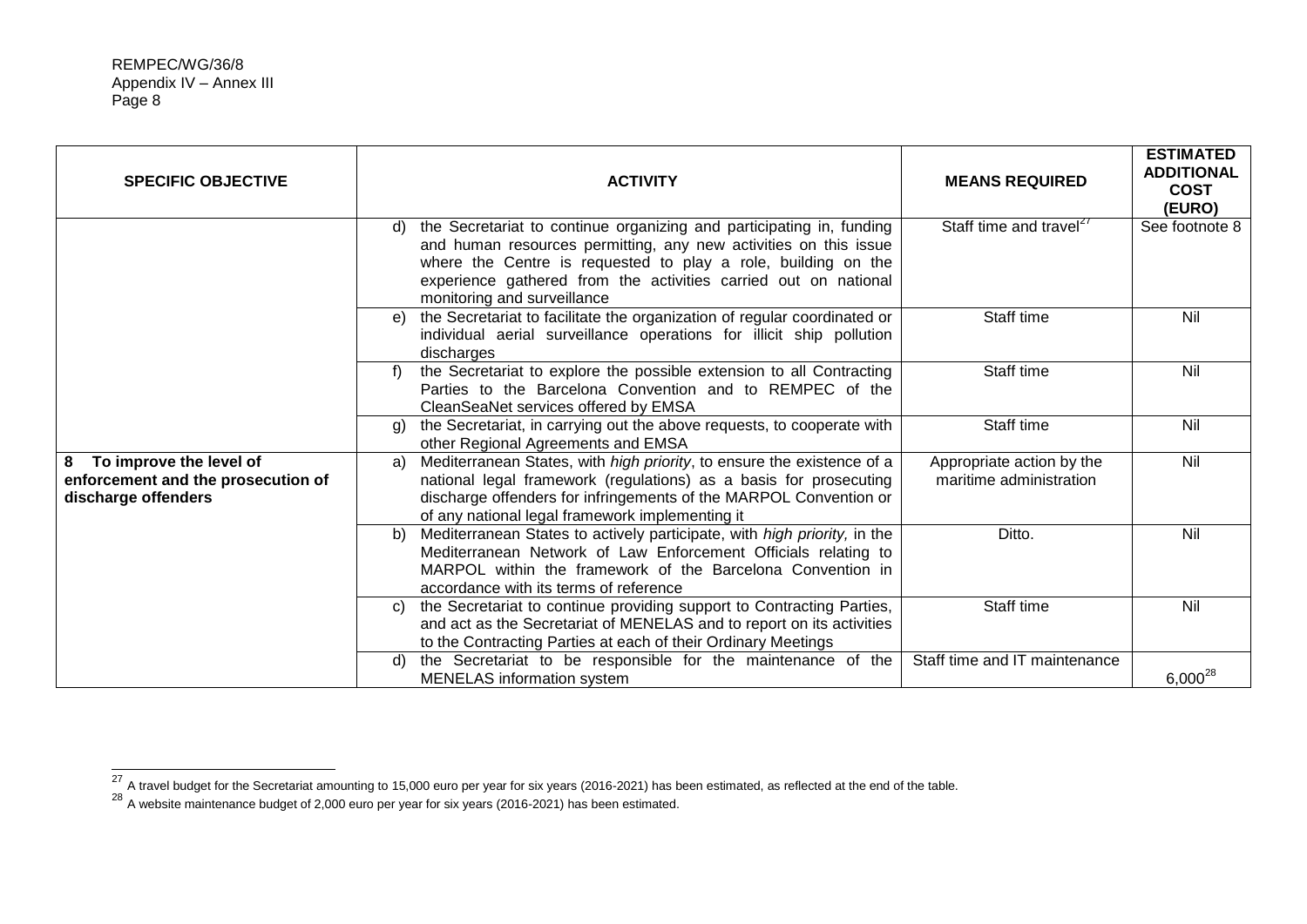| SPECIFIC OBJECTIVE | ACTIVITY | MEANS REQUIRED | ESTIMATED ADDITIONAL COST (EURO) |
|---|---|---|---|
| | d) the Secretariat to continue organizing and participating in, funding and human resources permitting, any new activities on this issue where the Centre is requested to play a role, building on the experience gathered from the activities carried out on national monitoring and surveillance | Staff time and travel[27] | See footnote 8 |
| | e) the Secretariat to facilitate the organization of regular coordinated or individual aerial surveillance operations for illicit ship pollution discharges | Staff time | Nil |
| | f) the Secretariat to explore the possible extension to all Contracting Parties to the Barcelona Convention and to REMPEC of the CleanSeaNet services offered by EMSA | Staff time | Nil |
| | g) the Secretariat, in carrying out the above requests, to cooperate with other Regional Agreements and EMSA | Staff time | Nil |
| **8 To improve the level of enforcement and the prosecution of discharge offenders** | a) Mediterranean States, with *high priority*, to ensure the existence of a national legal framework (regulations) as a basis for prosecuting discharge offenders for infringements of the MARPOL Convention or of any national legal framework implementing it | Appropriate action by the maritime administration | Nil |
| | b) Mediterranean States to actively participate, with *high priority,* in the Mediterranean Network of Law Enforcement Officials relating to MARPOL within the framework of the Barcelona Convention in accordance with its terms of reference | Ditto. | Nil |
| | c) the Secretariat to continue providing support to Contracting Parties, and act as the Secretariat of MENELAS and to report on its activities to the Contracting Parties at each of their Ordinary Meetings | Staff time | Nil |
| | d) the Secretariat to be responsible for the maintenance of the MENELAS information system | Staff time and IT maintenance | 6,000[28] |

[27] A travel budget for the Secretariat amounting to 15,000 euro per year for six years (2016-2021) has been estimated, as reflected at the end of the table.

[28] A website maintenance budget of 2,000 euro per year for six years (2016-2021) has been estimated.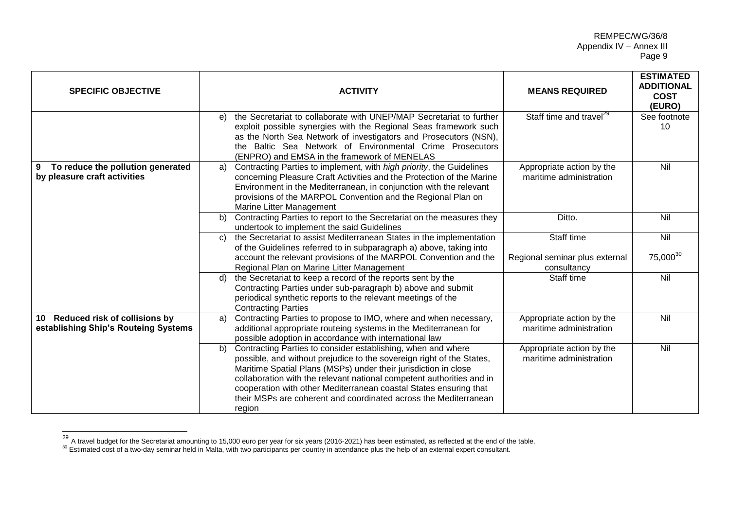| SPECIFIC OBJECTIVE | ACTIVITY | MEANS REQUIRED | ESTIMATED ADDITIONAL COST (EURO) |
|---|---|---|---|
| | e) the Secretariat to collaborate with UNEP/MAP Secretariat to further exploit possible synergies with the Regional Seas framework such as the North Sea Network of investigators and Prosecutors (NSN), the Baltic Sea Network of Environmental Crime Prosecutors (ENPRO) and EMSA in the framework of MENELAS | Staff time and travel[29] | See footnote 10 |
| **9 To reduce the pollution generated by pleasure craft activities** | a) Contracting Parties to implement, with *high priority*, the Guidelines concerning Pleasure Craft Activities and the Protection of the Marine Environment in the Mediterranean, in conjunction with the relevant provisions of the MARPOL Convention and the Regional Plan on Marine Litter Management | Appropriate action by the maritime administration | Nil |
| | b) Contracting Parties to report to the Secretariat on the measures they undertook to implement the said Guidelines | Ditto. | Nil |
| | c) the Secretariat to assist Mediterranean States in the implementation of the Guidelines referred to in subparagraph a) above, taking into account the relevant provisions of the MARPOL Convention and the Regional Plan on Marine Litter Management | Staff time<br><br>Regional seminar plus external consultancy | Nil<br><br>75,000[30] |
| | d) the Secretariat to keep a record of the reports sent by the Contracting Parties under sub-paragraph b) above and submit periodical synthetic reports to the relevant meetings of the Contracting Parties | Staff time | Nil |
| **10 Reduced risk of collisions by establishing Ship's Routeing Systems** | a) Contracting Parties to propose to IMO, where and when necessary, additional appropriate routeing systems in the Mediterranean for possible adoption in accordance with international law | Appropriate action by the maritime administration | Nil |
| | b) Contracting Parties to consider establishing, when and where possible, and without prejudice to the sovereign right of the States, Maritime Spatial Plans (MSPs) under their jurisdiction in close collaboration with the relevant national competent authorities and in cooperation with other Mediterranean coastal States ensuring that their MSPs are coherent and coordinated across the Mediterranean region | Appropriate action by the maritime administration | Nil |

[29] A travel budget for the Secretariat amounting to 15,000 euro per year for six years (2016-2021) has been estimated, as reflected at the end of the table.

[30] Estimated cost of a two-day seminar held in Malta, with two participants per country in attendance plus the help of an external expert consultant.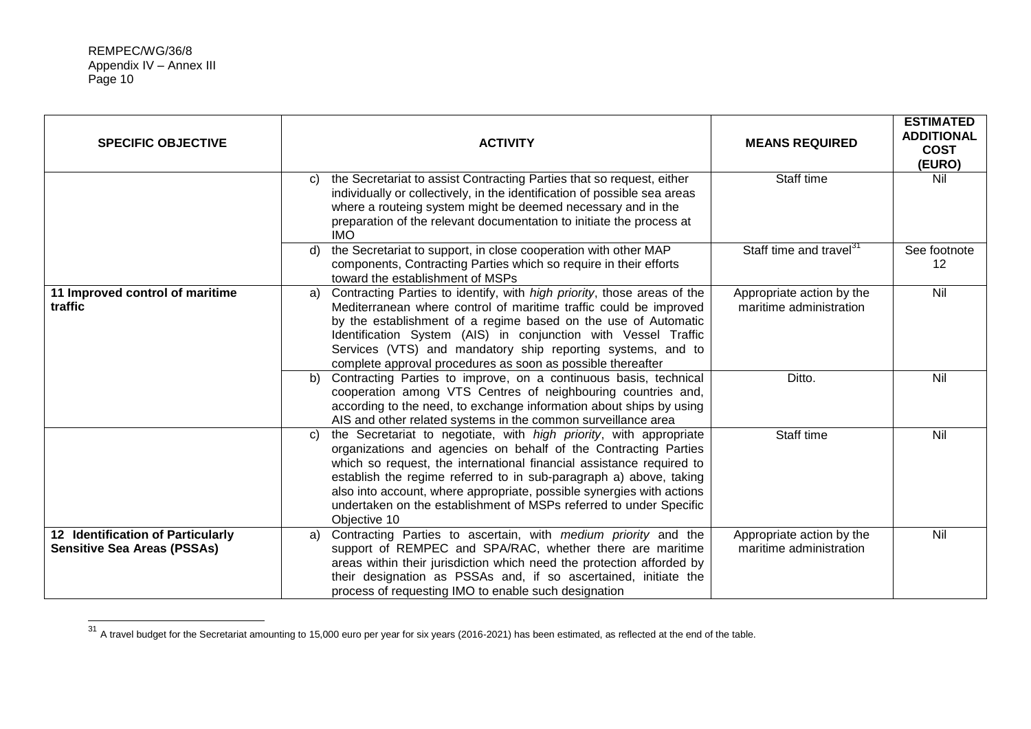| SPECIFIC OBJECTIVE | ACTIVITY | MEANS REQUIRED | ESTIMATED ADDITIONAL COST (EURO) |
|---|---|---|---|
| | c) the Secretariat to assist Contracting Parties that so request, either individually or collectively, in the identification of possible sea areas where a routeing system might be deemed necessary and in the preparation of the relevant documentation to initiate the process at IMO | Staff time | Nil |
| | d) the Secretariat to support, in close cooperation with other MAP components, Contracting Parties which so require in their efforts toward the establishment of MSPs | Staff time and travel[31] | See footnote 12 |
| **11 Improved control of maritime traffic** | a) Contracting Parties to identify, with *high priority*, those areas of the Mediterranean where control of maritime traffic could be improved by the establishment of a regime based on the use of Automatic Identification System (AIS) in conjunction with Vessel Traffic Services (VTS) and mandatory ship reporting systems, and to complete approval procedures as soon as possible thereafter | Appropriate action by the maritime administration | Nil |
| | b) Contracting Parties to improve, on a continuous basis, technical cooperation among VTS Centres of neighbouring countries and, according to the need, to exchange information about ships by using AIS and other related systems in the common surveillance area | Ditto. | Nil |
| | c) the Secretariat to negotiate, with *high priority*, with appropriate organizations and agencies on behalf of the Contracting Parties which so request, the international financial assistance required to establish the regime referred to in sub-paragraph a) above, taking also into account, where appropriate, possible synergies with actions undertaken on the establishment of MSPs referred to under Specific Objective 10 | Staff time | Nil |
| **12 Identification of Particularly Sensitive Sea Areas (PSSAs)** | a) Contracting Parties to ascertain, with *medium priority* and the support of REMPEC and SPA/RAC, whether there are maritime areas within their jurisdiction which need the protection afforded by their designation as PSSAs and, if so ascertained, initiate the process of requesting IMO to enable such designation | Appropriate action by the maritime administration | Nil |

[31] A travel budget for the Secretariat amounting to 15,000 euro per year for six years (2016-2021) has been estimated, as reflected at the end of the table.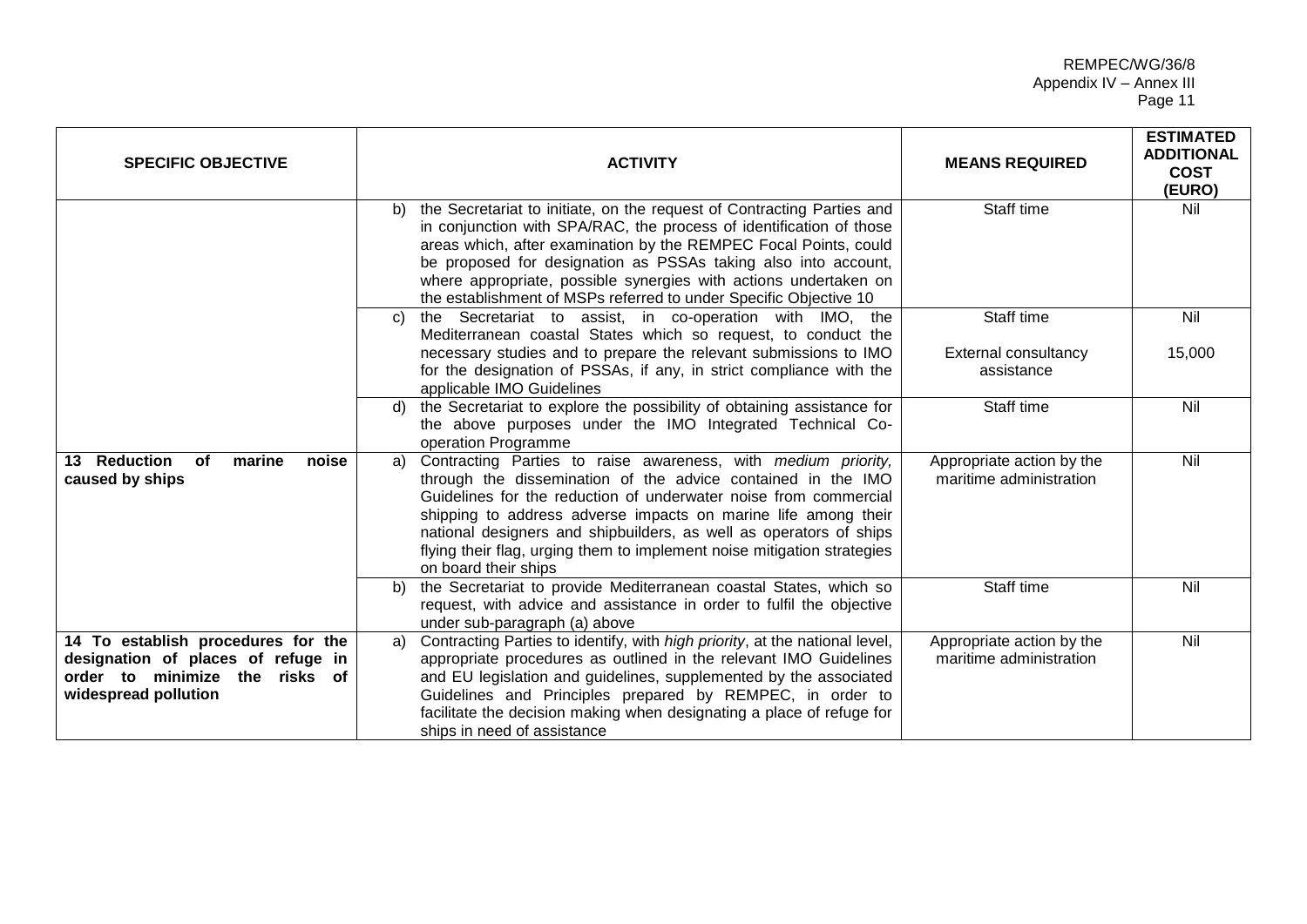| SPECIFIC OBJECTIVE | ACTIVITY | MEANS REQUIRED | ESTIMATED ADDITIONAL COST (EURO) |
|---|---|---|---|
| | b) the Secretariat to initiate, on the request of Contracting Parties and in conjunction with SPA/RAC, the process of identification of those areas which, after examination by the REMPEC Focal Points, could be proposed for designation as PSSAs taking also into account, where appropriate, possible synergies with actions undertaken on the establishment of MSPs referred to under Specific Objective 10 | Staff time | Nil |
| | c) the Secretariat to assist, in co-operation with IMO, the Mediterranean coastal States which so request, to conduct the necessary studies and to prepare the relevant submissions to IMO for the designation of PSSAs, if any, in strict compliance with the applicable IMO Guidelines | Staff time<br><br>External consultancy assistance | Nil<br><br>15,000 |
| | d) the Secretariat to explore the possibility of obtaining assistance for the above purposes under the IMO Integrated Technical Co-operation Programme | Staff time | Nil |
| **13 Reduction of marine noise caused by ships** | a) Contracting Parties to raise awareness, with *medium priority,* through the dissemination of the advice contained in the IMO Guidelines for the reduction of underwater noise from commercial shipping to address adverse impacts on marine life among their national designers and shipbuilders, as well as operators of ships flying their flag, urging them to implement noise mitigation strategies on board their ships | Appropriate action by the maritime administration | Nil |
| | b) the Secretariat to provide Mediterranean coastal States, which so request, with advice and assistance in order to fulfil the objective under sub-paragraph (a) above | Staff time | Nil |
| **14 To establish procedures for the designation of places of refuge in order to minimize the risks of widespread pollution** | a) Contracting Parties to identify, with *high priority*, at the national level, appropriate procedures as outlined in the relevant IMO Guidelines and EU legislation and guidelines, supplemented by the associated Guidelines and Principles prepared by REMPEC, in order to facilitate the decision making when designating a place of refuge for ships in need of assistance | Appropriate action by the maritime administration | Nil |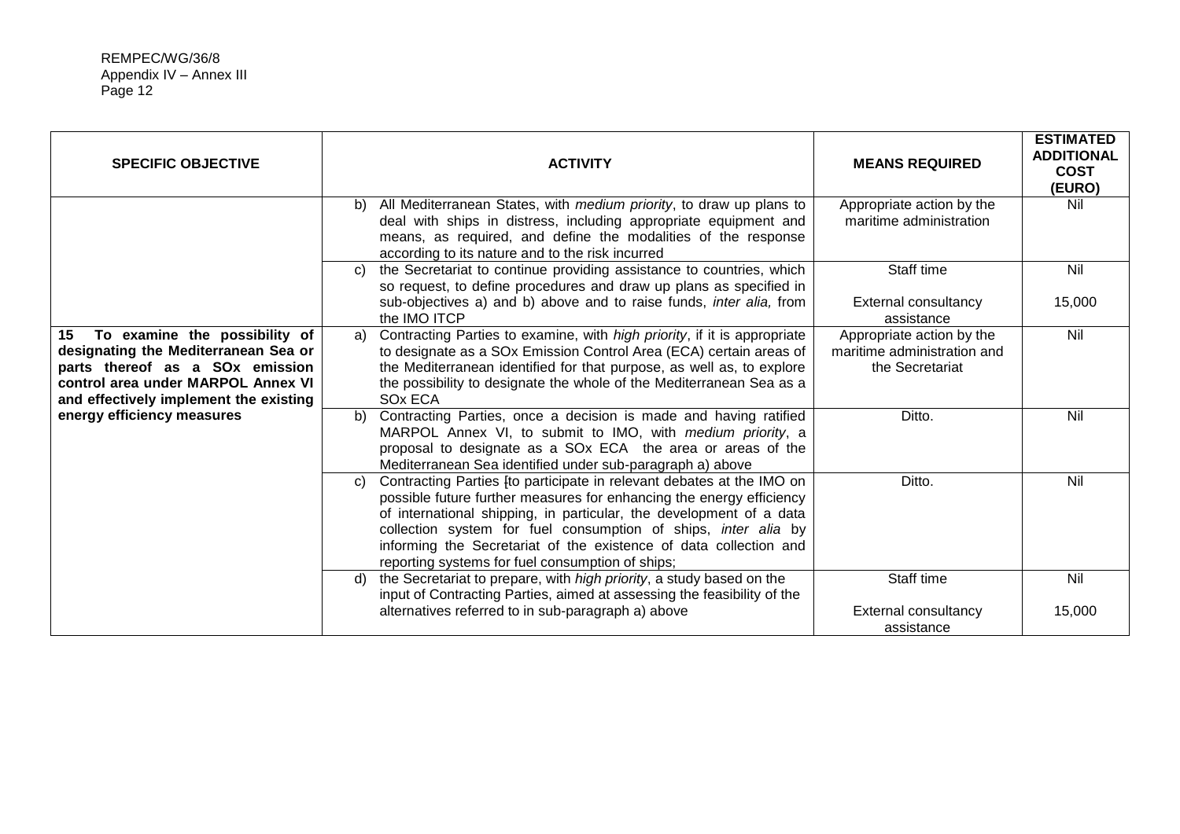| SPECIFIC OBJECTIVE | ACTIVITY | MEANS REQUIRED | ESTIMATED ADDITIONAL COST (EURO) |
|---|---|---|---|
| | b) All Mediterranean States, with *medium priority*, to draw up plans to deal with ships in distress, including appropriate equipment and means, as required, and define the modalities of the response according to its nature and to the risk incurred | Appropriate action by the maritime administration | Nil |
| | c) the Secretariat to continue providing assistance to countries, which so request, to define procedures and draw up plans as specified in sub-objectives a) and b) above and to raise funds, *inter alia,* from the IMO ITCP | Staff time<br><br>External consultancy assistance | Nil<br><br>15,000 |
| **15 To examine the possibility of designating the Mediterranean Sea or parts thereof as a SOx emission control area under MARPOL Annex VI and effectively implement the existing energy efficiency measures** | a) Contracting Parties to examine, with *high priority*, if it is appropriate to designate as a SOx Emission Control Area (ECA) certain areas of the Mediterranean identified for that purpose, as well as, to explore the possibility to designate the whole of the Mediterranean Sea as a SOx ECA | Appropriate action by the maritime administration and the Secretariat | Nil |
| | b) Contracting Parties, once a decision is made and having ratified MARPOL Annex VI, to submit to IMO, with *medium priority*, a proposal to designate as a SOx ECA the area or areas of the Mediterranean Sea identified under sub-paragraph a) above | Ditto. | Nil |
| | c) Contracting Parties [to participate in relevant debates at the IMO on possible future further measures for enhancing the energy efficiency of international shipping, in particular, the development of a data collection system for fuel consumption of ships, *inter alia* by informing the Secretariat of the existence of data collection and reporting systems for fuel consumption of ships; | Ditto. | Nil |
| | d) the Secretariat to prepare, with *high priority*, a study based on the input of Contracting Parties, aimed at assessing the feasibility of the alternatives referred to in sub-paragraph a) above | Staff time<br><br>External consultancy assistance | Nil<br><br>15,000 |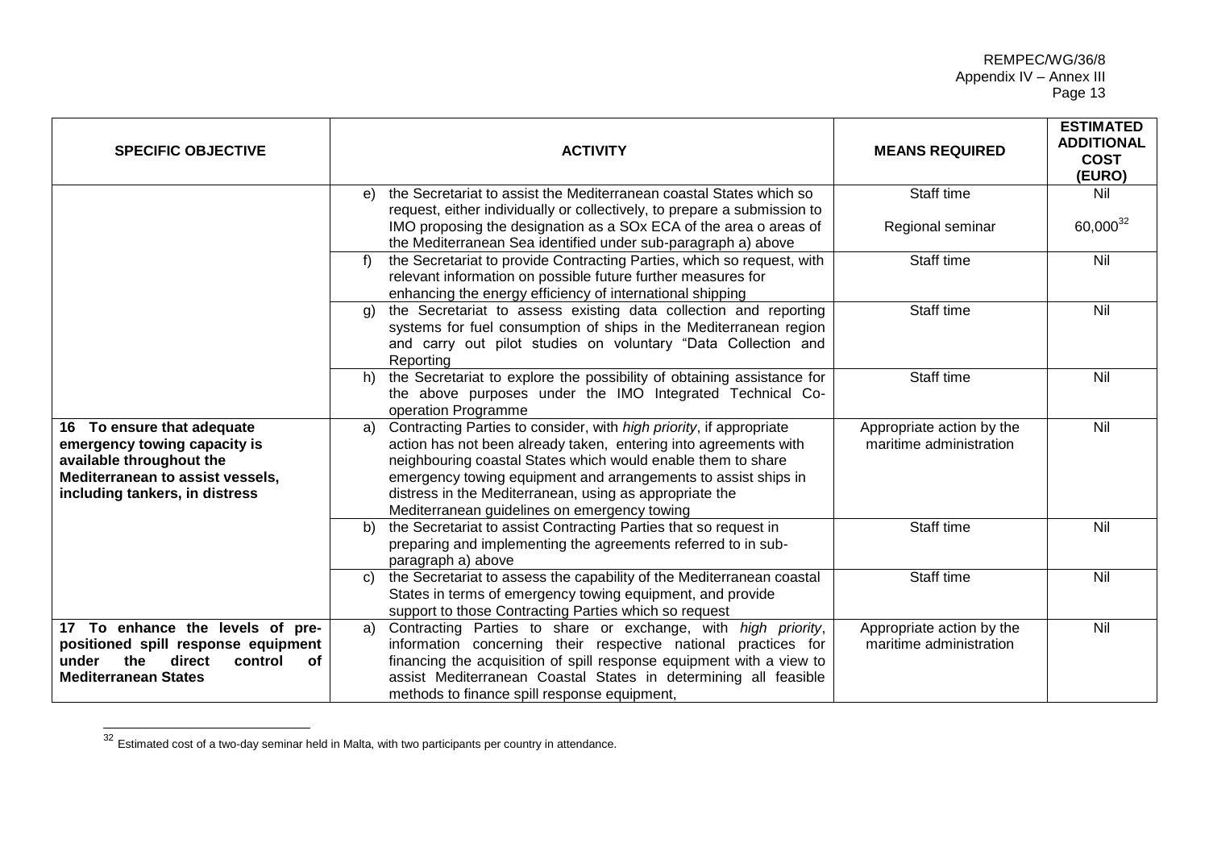| SPECIFIC OBJECTIVE | ACTIVITY | MEANS REQUIRED | ESTIMATED ADDITIONAL COST (EURO) |
|---|---|---|---|
| | e) the Secretariat to assist the Mediterranean coastal States which so request, either individually or collectively, to prepare a submission to IMO proposing the designation as a SOx ECA of the area o areas of the Mediterranean Sea identified under sub-paragraph a) above | Staff time<br><br>Regional seminar | Nil<br><br>60,000[32] |
| | f) the Secretariat to provide Contracting Parties, which so request, with relevant information on possible future further measures for enhancing the energy efficiency of international shipping | Staff time | Nil |
| | g) the Secretariat to assess existing data collection and reporting systems for fuel consumption of ships in the Mediterranean region and carry out pilot studies on voluntary "Data Collection and Reporting | Staff time | Nil |
| | h) the Secretariat to explore the possibility of obtaining assistance for the above purposes under the IMO Integrated Technical Co-operation Programme | Staff time | Nil |
| **16 To ensure that adequate emergency towing capacity is available throughout the Mediterranean to assist vessels, including tankers, in distress** | a) Contracting Parties to consider, with *high priority*, if appropriate action has not been already taken, entering into agreements with neighbouring coastal States which would enable them to share emergency towing equipment and arrangements to assist ships in distress in the Mediterranean, using as appropriate the Mediterranean guidelines on emergency towing | Appropriate action by the maritime administration | Nil |
| | b) the Secretariat to assist Contracting Parties that so request in preparing and implementing the agreements referred to in sub-paragraph a) above | Staff time | Nil |
| | c) the Secretariat to assess the capability of the Mediterranean coastal States in terms of emergency towing equipment, and provide support to those Contracting Parties which so request | Staff time | Nil |
| **17 To enhance the levels of pre-positioned spill response equipment under the direct control of Mediterranean States** | a) Contracting Parties to share or exchange, with *high priority*, information concerning their respective national practices for financing the acquisition of spill response equipment with a view to assist Mediterranean Coastal States in determining all feasible methods to finance spill response equipment, | Appropriate action by the maritime administration | Nil |

[32] Estimated cost of a two-day seminar held in Malta, with two participants per country in attendance.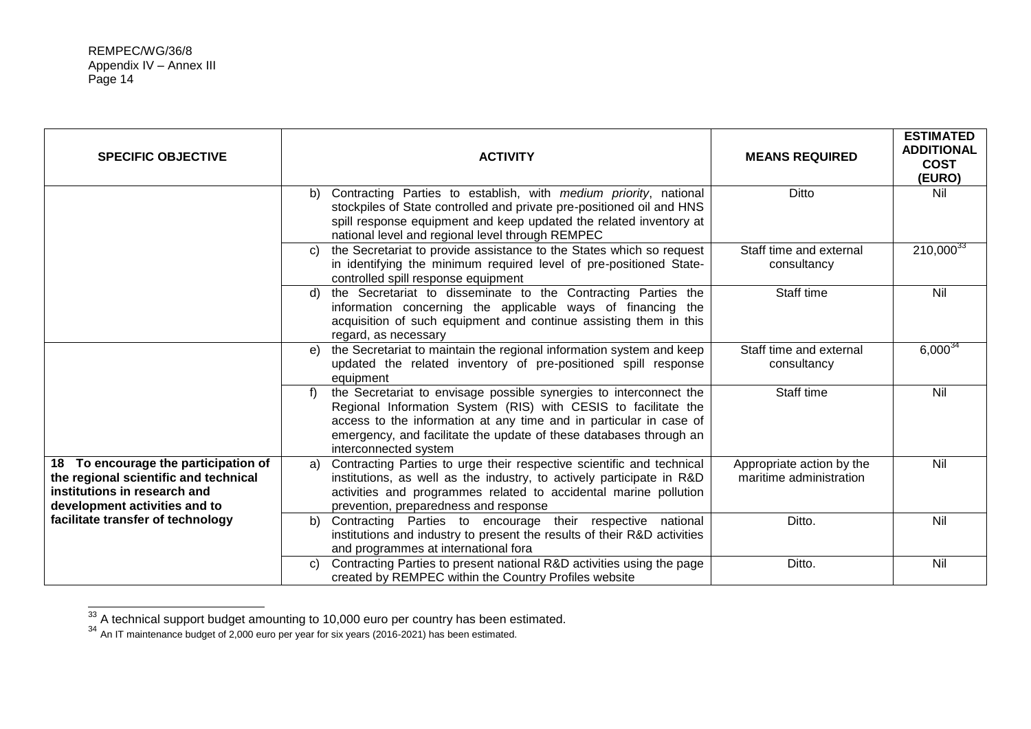| SPECIFIC OBJECTIVE | ACTIVITY | MEANS REQUIRED | ESTIMATED ADDITIONAL COST (EURO) |
|---|---|---|---|
| | b) Contracting Parties to establish, with *medium priority*, national stockpiles of State controlled and private pre-positioned oil and HNS spill response equipment and keep updated the related inventory at national level and regional level through REMPEC | Ditto | Nil |
| | c) the Secretariat to provide assistance to the States which so request in identifying the minimum required level of pre-positioned State-controlled spill response equipment | Staff time and external consultancy | 210,000[33] |
| | d) the Secretariat to disseminate to the Contracting Parties the information concerning the applicable ways of financing the acquisition of such equipment and continue assisting them in this regard, as necessary | Staff time | Nil |
| | e) the Secretariat to maintain the regional information system and keep updated the related inventory of pre-positioned spill response equipment | Staff time and external consultancy | 6,000[34] |
| | f) the Secretariat to envisage possible synergies to interconnect the Regional Information System (RIS) with CESIS to facilitate the access to the information at any time and in particular in case of emergency, and facilitate the update of these databases through an interconnected system | Staff time | Nil |
| **18 To encourage the participation of the regional scientific and technical institutions in research and development activities and to facilitate transfer of technology** | a) Contracting Parties to urge their respective scientific and technical institutions, as well as the industry, to actively participate in R&D activities and programmes related to accidental marine pollution prevention, preparedness and response | Appropriate action by the maritime administration | Nil |
| | b) Contracting Parties to encourage their respective national institutions and industry to present the results of their R&D activities and programmes at international fora | Ditto. | Nil |
| | c) Contracting Parties to present national R&D activities using the page created by REMPEC within the Country Profiles website | Ditto. | Nil |

[33] A technical support budget amounting to 10,000 euro per country has been estimated.

[34] An IT maintenance budget of 2,000 euro per year for six years (2016-2021) has been estimated.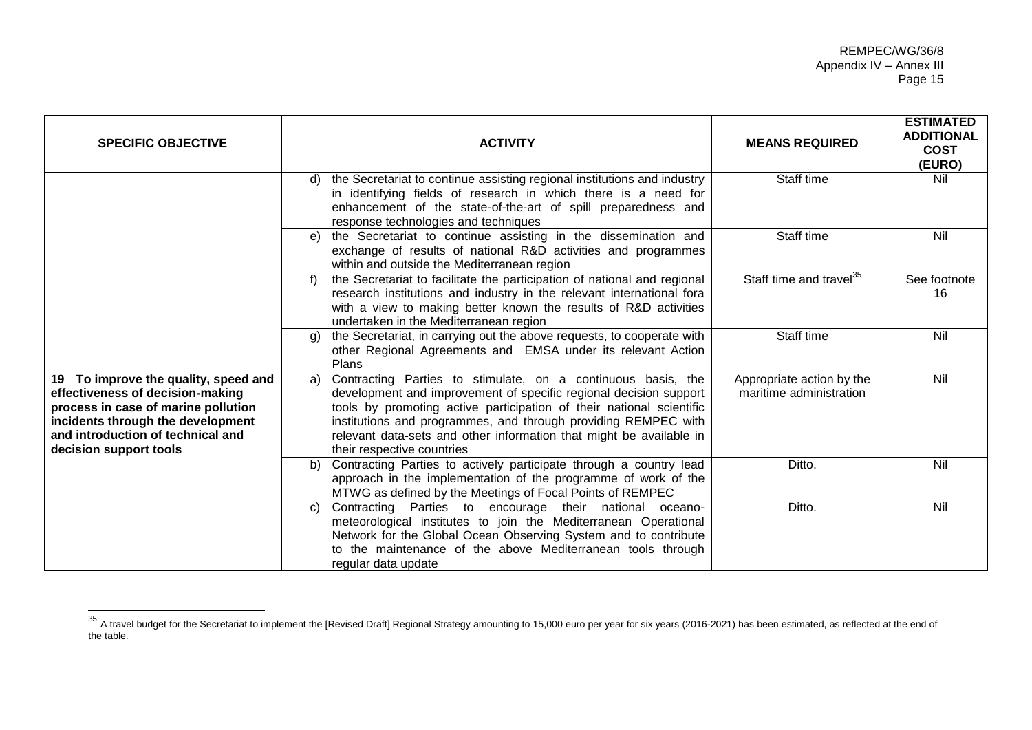| SPECIFIC OBJECTIVE | ACTIVITY | MEANS REQUIRED | ESTIMATED ADDITIONAL COST (EURO) |
|---|---|---|---|
| | d) the Secretariat to continue assisting regional institutions and industry in identifying fields of research in which there is a need for enhancement of the state-of-the-art of spill preparedness and response technologies and techniques | Staff time | Nil |
| | e) the Secretariat to continue assisting in the dissemination and exchange of results of national R&D activities and programmes within and outside the Mediterranean region | Staff time | Nil |
| | f) the Secretariat to facilitate the participation of national and regional research institutions and industry in the relevant international fora with a view to making better known the results of R&D activities undertaken in the Mediterranean region | Staff time and travel[35] | See footnote 16 |
| | g) the Secretariat, in carrying out the above requests, to cooperate with other Regional Agreements and EMSA under its relevant Action Plans | Staff time | Nil |
| **19 To improve the quality, speed and effectiveness of decision-making process in case of marine pollution incidents through the development and introduction of technical and decision support tools** | a) Contracting Parties to stimulate, on a continuous basis, the development and improvement of specific regional decision support tools by promoting active participation of their national scientific institutions and programmes, and through providing REMPEC with relevant data-sets and other information that might be available in their respective countries | Appropriate action by the maritime administration | Nil |
| | b) Contracting Parties to actively participate through a country lead approach in the implementation of the programme of work of the MTWG as defined by the Meetings of Focal Points of REMPEC | Ditto. | Nil |
| | c) Contracting Parties to encourage their national oceano-meteorological institutes to join the Mediterranean Operational Network for the Global Ocean Observing System and to contribute to the maintenance of the above Mediterranean tools through regular data update | Ditto. | Nil |

[35] A travel budget for the Secretariat to implement the [Revised Draft] Regional Strategy amounting to 15,000 euro per year for six years (2016-2021) has been estimated, as reflected at the end of the table.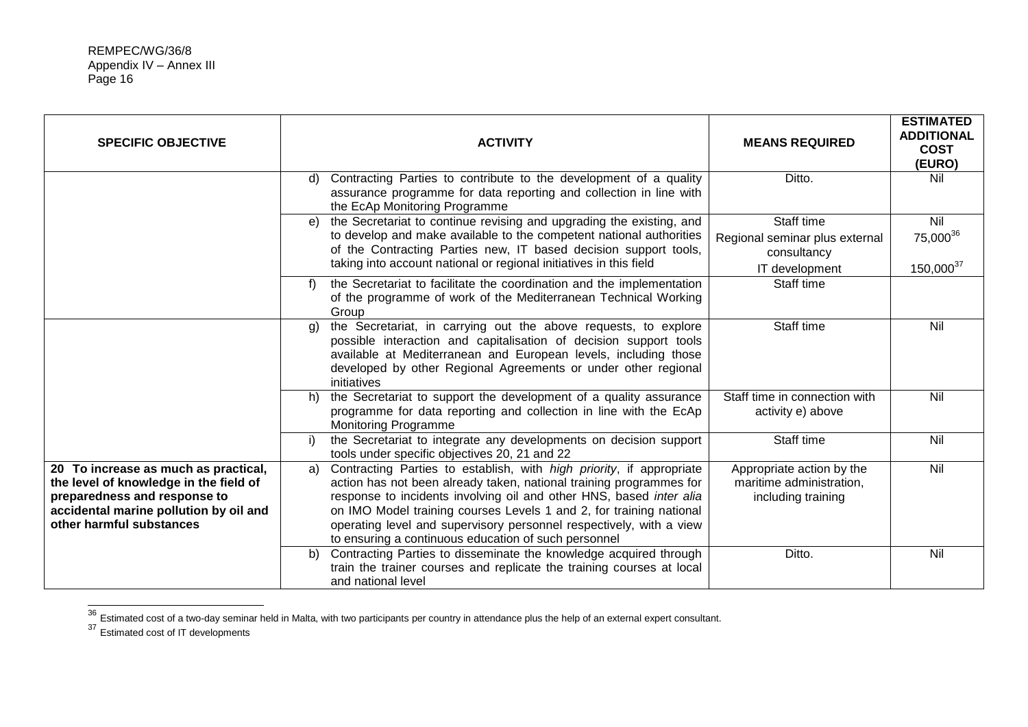| SPECIFIC OBJECTIVE | ACTIVITY | MEANS REQUIRED | ESTIMATED ADDITIONAL COST (EURO) |
|---|---|---|---|
| | d) Contracting Parties to contribute to the development of a quality assurance programme for data reporting and collection in line with the EcAp Monitoring Programme | Ditto. | Nil |
| | e) the Secretariat to continue revising and upgrading the existing, and to develop and make available to the competent national authorities of the Contracting Parties new, IT based decision support tools, taking into account national or regional initiatives in this field | Staff time<br>Regional seminar plus external consultancy<br>IT development | Nil<br>75,000[36]<br>150,000[37] |
| | f) the Secretariat to facilitate the coordination and the implementation of the programme of work of the Mediterranean Technical Working Group | Staff time | |
| | g) the Secretariat, in carrying out the above requests, to explore possible interaction and capitalisation of decision support tools available at Mediterranean and European levels, including those developed by other Regional Agreements or under other regional initiatives | Staff time | Nil |
| | h) the Secretariat to support the development of a quality assurance programme for data reporting and collection in line with the EcAp Monitoring Programme | Staff time in connection with activity e) above | Nil |
| | i) the Secretariat to integrate any developments on decision support tools under specific objectives 20, 21 and 22 | Staff time | Nil |
| **20 To increase as much as practical, the level of knowledge in the field of preparedness and response to accidental marine pollution by oil and other harmful substances** | a) Contracting Parties to establish, with *high priority*, if appropriate action has not been already taken, national training programmes for response to incidents involving oil and other HNS, based *inter alia* on IMO Model training courses Levels 1 and 2, for training national operating level and supervisory personnel respectively, with a view to ensuring a continuous education of such personnel | Appropriate action by the maritime administration, including training | Nil |
| | b) Contracting Parties to disseminate the knowledge acquired through train the trainer courses and replicate the training courses at local and national level | Ditto. | Nil |

[36] Estimated cost of a two-day seminar held in Malta, with two participants per country in attendance plus the help of an external expert consultant.

[37] Estimated cost of IT developments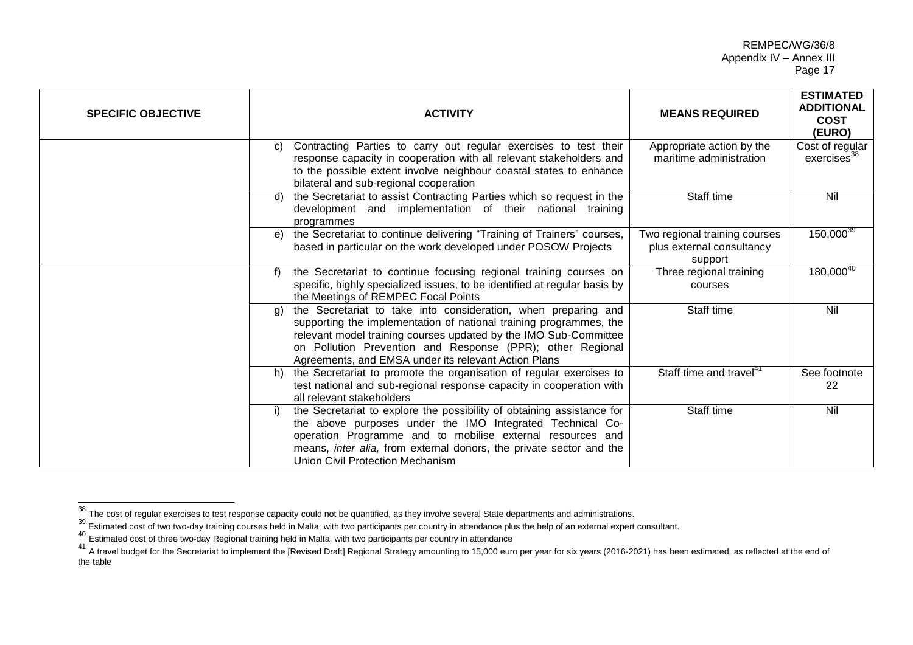| SPECIFIC OBJECTIVE | ACTIVITY | MEANS REQUIRED | ESTIMATED ADDITIONAL COST (EURO) |
|---|---|---|---|
| | c) Contracting Parties to carry out regular exercises to test their response capacity in cooperation with all relevant stakeholders and to the possible extent involve neighbour coastal states to enhance bilateral and sub-regional cooperation | Appropriate action by the maritime administration | Cost of regular exercises[38] |
| | d) the Secretariat to assist Contracting Parties which so request in the development and implementation of their national training programmes | Staff time | Nil |
| | e) the Secretariat to continue delivering "Training of Trainers" courses, based in particular on the work developed under POSOW Projects | Two regional training courses plus external consultancy support | 150,000[39] |
| | f) the Secretariat to continue focusing regional training courses on specific, highly specialized issues, to be identified at regular basis by the Meetings of REMPEC Focal Points | Three regional training courses | 180,000[40] |
| | g) the Secretariat to take into consideration, when preparing and supporting the implementation of national training programmes, the relevant model training courses updated by the IMO Sub-Committee on Pollution Prevention and Response (PPR); other Regional Agreements, and EMSA under its relevant Action Plans | Staff time | Nil |
| | h) the Secretariat to promote the organisation of regular exercises to test national and sub-regional response capacity in cooperation with all relevant stakeholders | Staff time and travel[41] | See footnote 22 |
| | i) the Secretariat to explore the possibility of obtaining assistance for the above purposes under the IMO Integrated Technical Co-operation Programme and to mobilise external resources and means, *inter alia,* from external donors, the private sector and the Union Civil Protection Mechanism | Staff time | Nil |

[38] The cost of regular exercises to test response capacity could not be quantified, as they involve several State departments and administrations.

[39] Estimated cost of two two-day training courses held in Malta, with two participants per country in attendance plus the help of an external expert consultant.

[40] Estimated cost of three two-day Regional training held in Malta, with two participants per country in attendance

[41] A travel budget for the Secretariat to implement the [Revised Draft] Regional Strategy amounting to 15,000 euro per year for six years (2016-2021) has been estimated, as reflected at the end of the table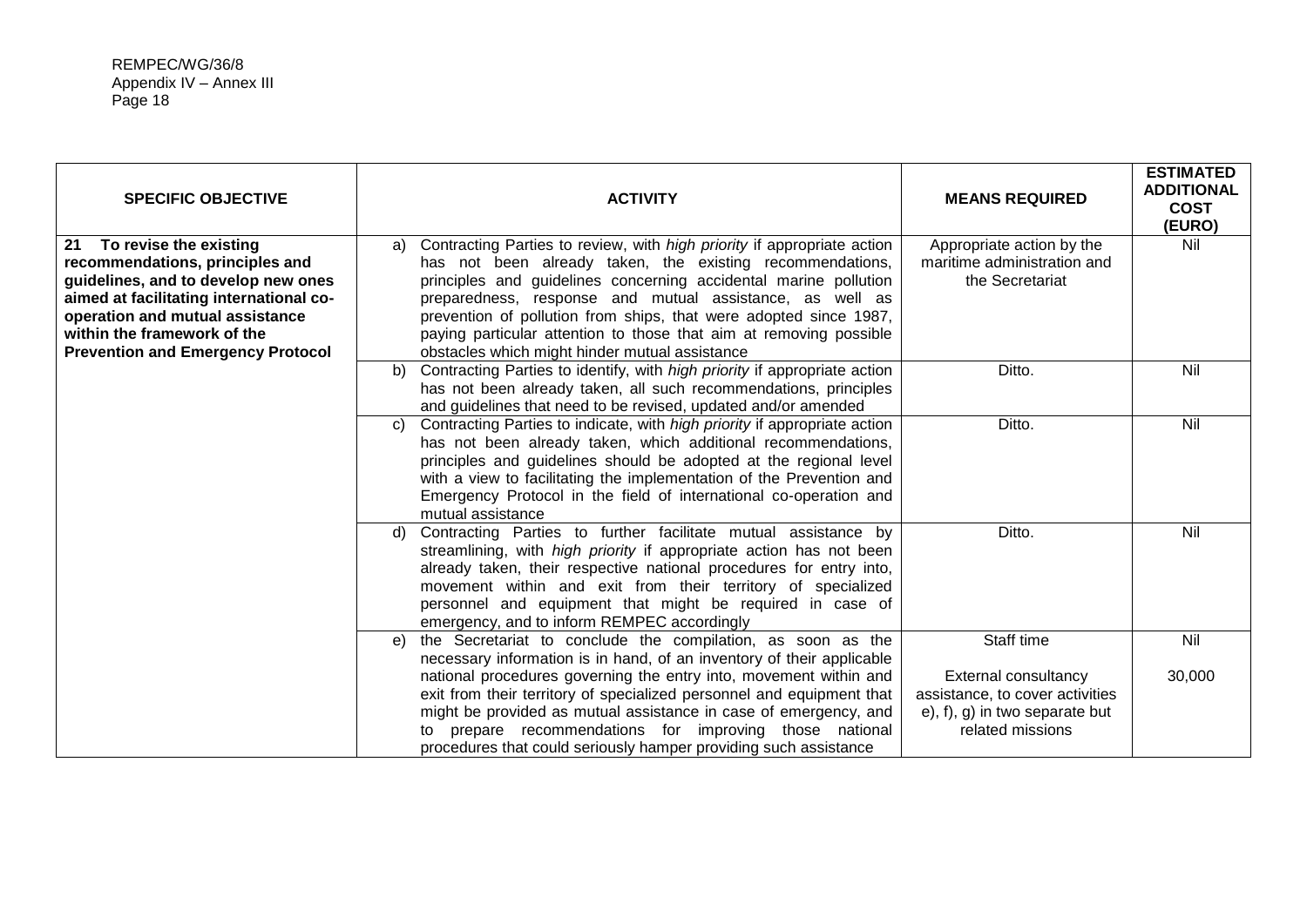| SPECIFIC OBJECTIVE | ACTIVITY | MEANS REQUIRED | ESTIMATED ADDITIONAL COST (EURO) |
|---|---|---|---|
| **21 To revise the existing recommendations, principles and guidelines, and to develop new ones aimed at facilitating international co-operation and mutual assistance within the framework of the Prevention and Emergency Protocol** | a) Contracting Parties to review, with *high priority* if appropriate action has not been already taken, the existing recommendations, principles and guidelines concerning accidental marine pollution preparedness, response and mutual assistance, as well as prevention of pollution from ships, that were adopted since 1987, paying particular attention to those that aim at removing possible obstacles which might hinder mutual assistance | Appropriate action by the maritime administration and the Secretariat | Nil |
| | b) Contracting Parties to identify, with *high priority* if appropriate action has not been already taken, all such recommendations, principles and guidelines that need to be revised, updated and/or amended | Ditto. | Nil |
| | c) Contracting Parties to indicate, with *high priority* if appropriate action has not been already taken, which additional recommendations, principles and guidelines should be adopted at the regional level with a view to facilitating the implementation of the Prevention and Emergency Protocol in the field of international co-operation and mutual assistance | Ditto. | Nil |
| | d) Contracting Parties to further facilitate mutual assistance by streamlining, with *high priority* if appropriate action has not been already taken, their respective national procedures for entry into, movement within and exit from their territory of specialized personnel and equipment that might be required in case of emergency, and to inform REMPEC accordingly | Ditto. | Nil |
| | e) the Secretariat to conclude the compilation, as soon as the necessary information is in hand, of an inventory of their applicable national procedures governing the entry into, movement within and exit from their territory of specialized personnel and equipment that might be provided as mutual assistance in case of emergency, and to prepare recommendations for improving those national procedures that could seriously hamper providing such assistance | Staff time<br><br>External consultancy assistance, to cover activities e), f), g) in two separate but related missions | Nil<br><br>30,000 |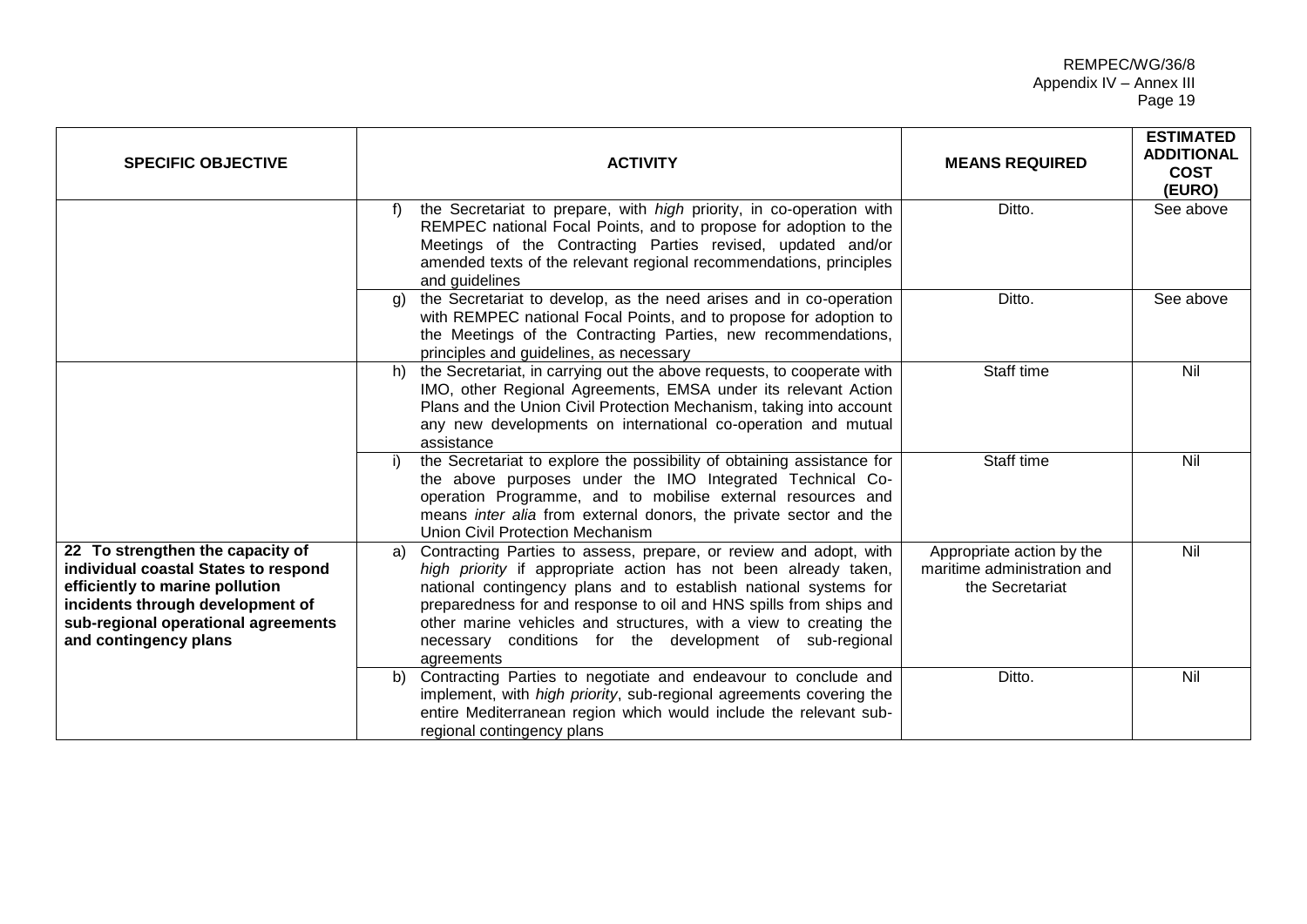| SPECIFIC OBJECTIVE | ACTIVITY | MEANS REQUIRED | ESTIMATED ADDITIONAL COST (EURO) |
|---|---|---|---|
| | f) the Secretariat to prepare, with *high* priority, in co-operation with REMPEC national Focal Points, and to propose for adoption to the Meetings of the Contracting Parties revised, updated and/or amended texts of the relevant regional recommendations, principles and guidelines | Ditto. | See above |
| | g) the Secretariat to develop, as the need arises and in co-operation with REMPEC national Focal Points, and to propose for adoption to the Meetings of the Contracting Parties, new recommendations, principles and guidelines, as necessary | Ditto. | See above |
| | h) the Secretariat, in carrying out the above requests, to cooperate with IMO, other Regional Agreements, EMSA under its relevant Action Plans and the Union Civil Protection Mechanism, taking into account any new developments on international co-operation and mutual assistance | Staff time | Nil |
| | i) the Secretariat to explore the possibility of obtaining assistance for the above purposes under the IMO Integrated Technical Co-operation Programme, and to mobilise external resources and means *inter alia* from external donors, the private sector and the Union Civil Protection Mechanism | Staff time | Nil |
| **22 To strengthen the capacity of individual coastal States to respond efficiently to marine pollution incidents through development of sub-regional operational agreements and contingency plans** | a) Contracting Parties to assess, prepare, or review and adopt, with *high priority* if appropriate action has not been already taken, national contingency plans and to establish national systems for preparedness for and response to oil and HNS spills from ships and other marine vehicles and structures, with a view to creating the necessary conditions for the development of sub-regional agreements | Appropriate action by the maritime administration and the Secretariat | Nil |
| | b) Contracting Parties to negotiate and endeavour to conclude and implement, with *high priority*, sub-regional agreements covering the entire Mediterranean region which would include the relevant sub-regional contingency plans | Ditto. | Nil |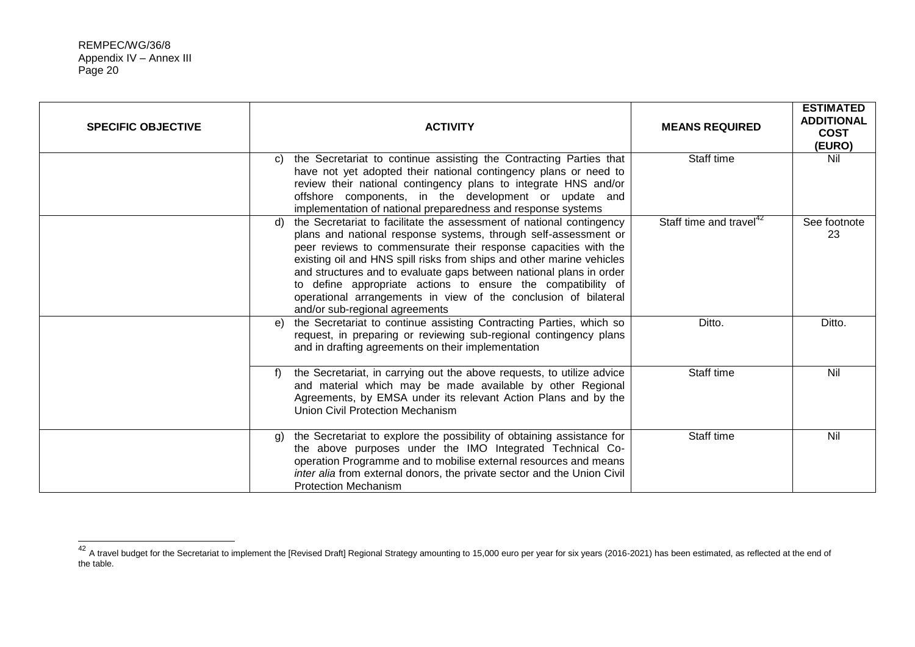| SPECIFIC OBJECTIVE | ACTIVITY | MEANS REQUIRED | ESTIMATED ADDITIONAL COST (EURO) |
|---|---|---|---|
| | c) the Secretariat to continue assisting the Contracting Parties that have not yet adopted their national contingency plans or need to review their national contingency plans to integrate HNS and/or offshore components, in the development or update and implementation of national preparedness and response systems | Staff time | Nil |
| | d) the Secretariat to facilitate the assessment of national contingency plans and national response systems, through self-assessment or peer reviews to commensurate their response capacities with the existing oil and HNS spill risks from ships and other marine vehicles and structures and to evaluate gaps between national plans in order to define appropriate actions to ensure the compatibility of operational arrangements in view of the conclusion of bilateral and/or sub-regional agreements | Staff time and travel[42] | See footnote 23 |
| | e) the Secretariat to continue assisting Contracting Parties, which so request, in preparing or reviewing sub-regional contingency plans and in drafting agreements on their implementation | Ditto. | Ditto. |
| | f) the Secretariat, in carrying out the above requests, to utilize advice and material which may be made available by other Regional Agreements, by EMSA under its relevant Action Plans and by the Union Civil Protection Mechanism | Staff time | Nil |
| | g) the Secretariat to explore the possibility of obtaining assistance for the above purposes under the IMO Integrated Technical Co-operation Programme and to mobilise external resources and means *inter alia* from external donors, the private sector and the Union Civil Protection Mechanism | Staff time | Nil |

[42] A travel budget for the Secretariat to implement the [Revised Draft] Regional Strategy amounting to 15,000 euro per year for six years (2016-2021) has been estimated, as reflected at the end of the table.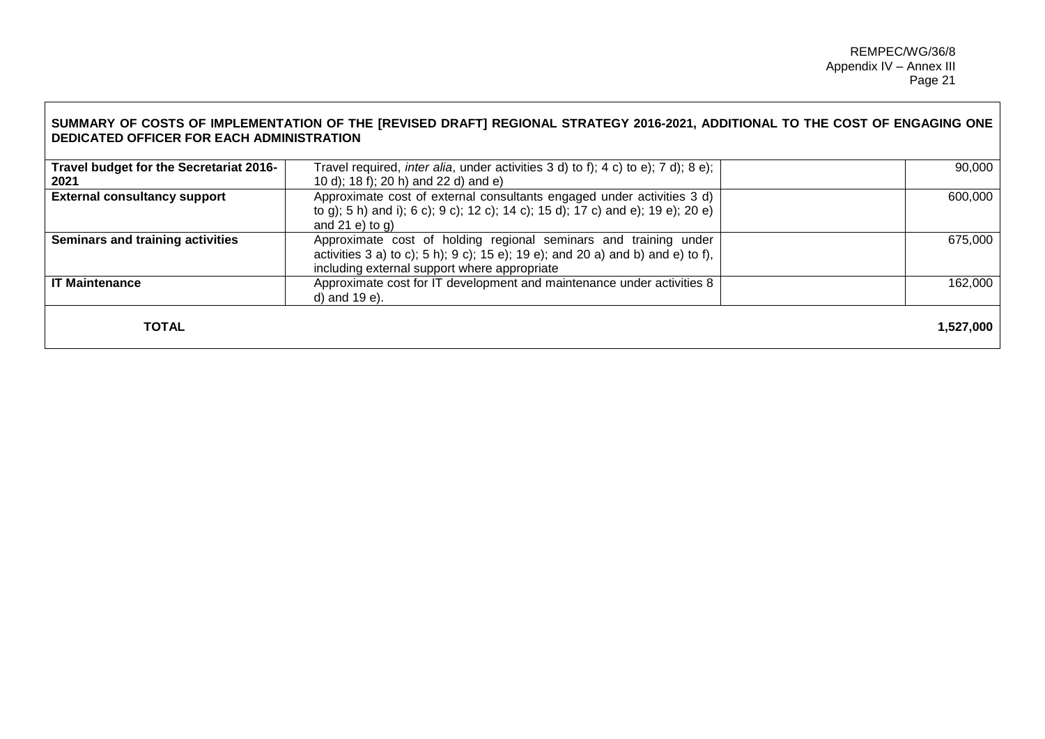**SUMMARY OF COSTS OF IMPLEMENTATION OF THE [REVISED DRAFT] REGIONAL STRATEGY 2016-2021, ADDITIONAL TO THE COST OF ENGAGING ONE DEDICATED OFFICER FOR EACH ADMINISTRATION**

| | | | |
|---|---|---|---|
| **Travel budget for the Secretariat 2016-2021** | Travel required, *inter alia*, under activities 3 d) to f); 4 c) to e); 7 d); 8 e); 10 d); 18 f); 20 h) and 22 d) and e) | | 90,000 |
| **External consultancy support** | Approximate cost of external consultants engaged under activities 3 d) to g); 5 h) and i); 6 c); 9 c); 12 c); 14 c); 15 d); 17 c) and e); 19 e); 20 e) and 21 e) to g) | | 600,000 |
| **Seminars and training activities** | Approximate cost of holding regional seminars and training under activities 3 a) to c); 5 h); 9 c); 15 e); 19 e); and 20 a) and b) and e) to f), including external support where appropriate | | 675,000 |
| **IT Maintenance** | Approximate cost for IT development and maintenance under activities 8 d) and 19 e). | | 162,000 |
| **TOTAL** | | | **1,527,000** |